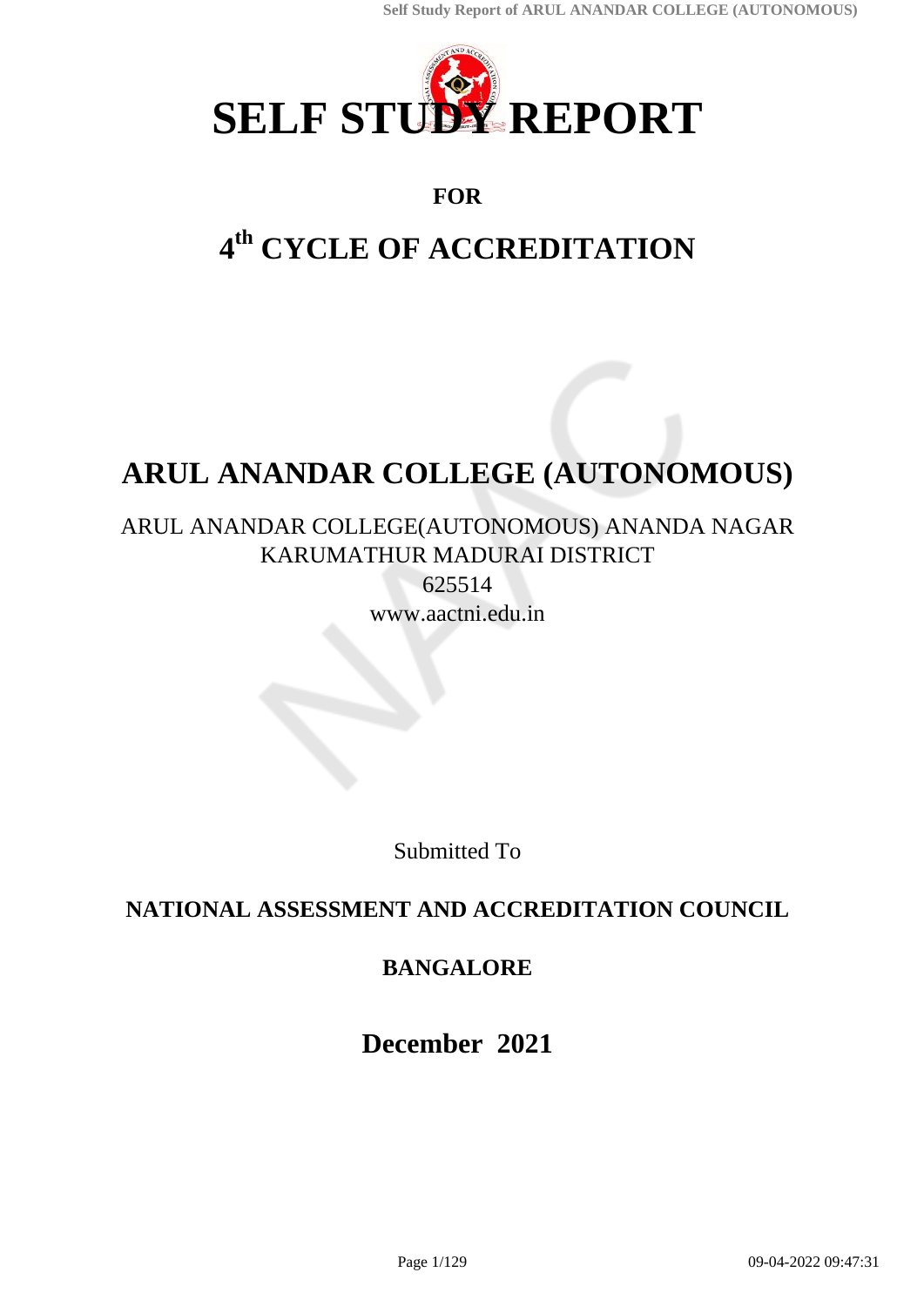# SELF STUDY REPORT

**FOR**

# 4th CYCLE OF ACCREDITATION

# ARUL ANANDAR COLLEGE (AUTONOMOUS)

ARUL ANANDAR COLLEGE(AUTONOMOUS) ANANDA NAGAR KARUMATHUR MADURAI DISTRICT
625514
www.aactni.edu.in

Submitted To

**NATIONAL ASSESSMENT AND ACCREDITATION COUNCIL**

**BANGALORE**

**December 2021**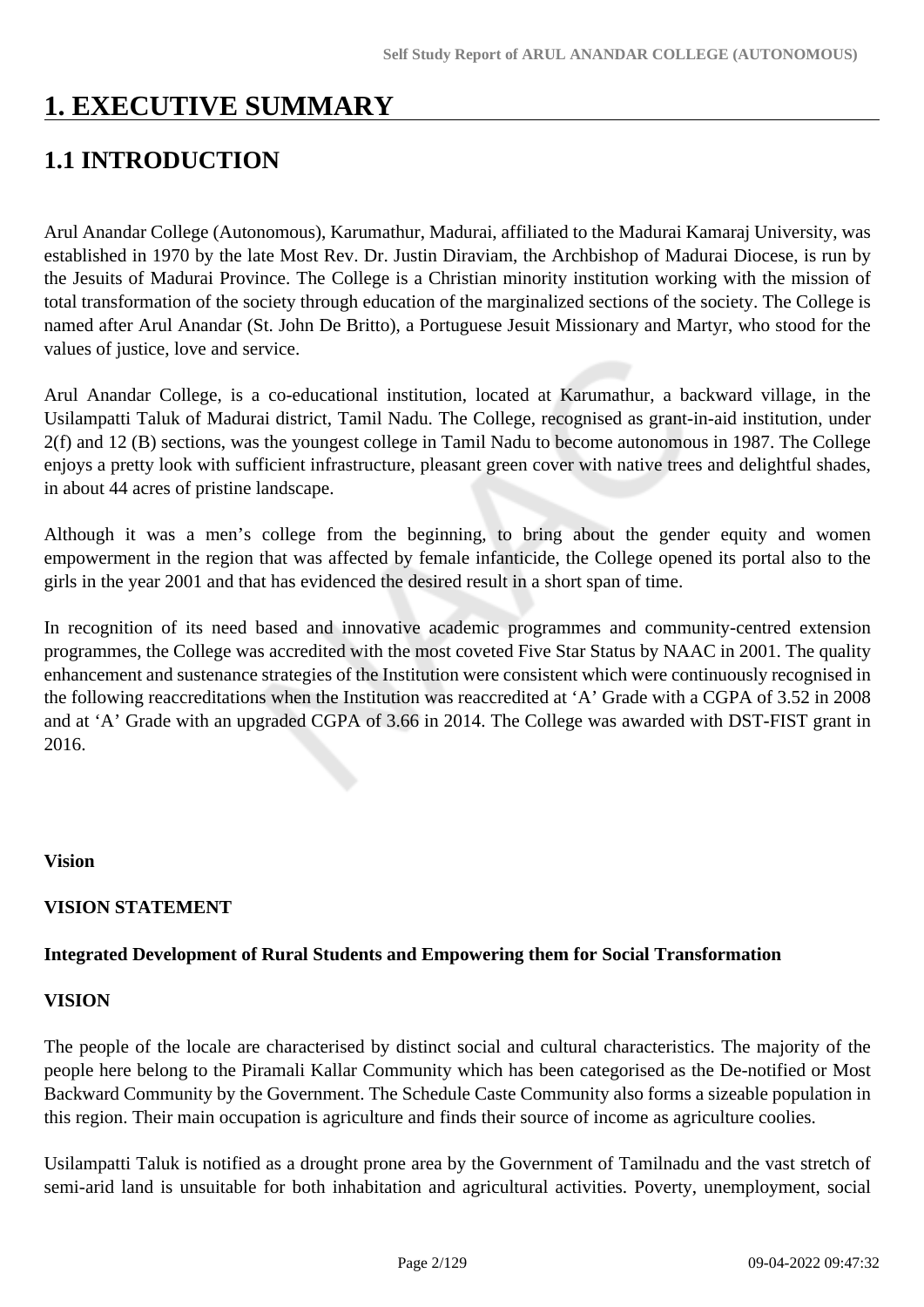# 1. EXECUTIVE SUMMARY

## 1.1 INTRODUCTION

Arul Anandar College (Autonomous), Karumathur, Madurai, affiliated to the Madurai Kamaraj University, was established in 1970 by the late Most Rev. Dr. Justin Diraviam, the Archbishop of Madurai Diocese, is run by the Jesuits of Madurai Province. The College is a Christian minority institution working with the mission of total transformation of the society through education of the marginalized sections of the society. The College is named after Arul Anandar (St. John De Britto), a Portuguese Jesuit Missionary and Martyr, who stood for the values of justice, love and service.

Arul Anandar College, is a co-educational institution, located at Karumathur, a backward village, in the Usilampatti Taluk of Madurai district, Tamil Nadu. The College, recognised as grant-in-aid institution, under 2(f) and 12 (B) sections, was the youngest college in Tamil Nadu to become autonomous in 1987. The College enjoys a pretty look with sufficient infrastructure, pleasant green cover with native trees and delightful shades, in about 44 acres of pristine landscape.

Although it was a men's college from the beginning, to bring about the gender equity and women empowerment in the region that was affected by female infanticide, the College opened its portal also to the girls in the year 2001 and that has evidenced the desired result in a short span of time.

In recognition of its need based and innovative academic programmes and community-centred extension programmes, the College was accredited with the most coveted Five Star Status by NAAC in 2001. The quality enhancement and sustenance strategies of the Institution were consistent which were continuously recognised in the following reaccreditations when the Institution was reaccredited at 'A' Grade with a CGPA of 3.52 in 2008 and at 'A' Grade with an upgraded CGPA of 3.66 in 2014. The College was awarded with DST-FIST grant in 2016.

**Vision**

**VISION STATEMENT**

**Integrated Development of Rural Students and Empowering them for Social Transformation**

**VISION**

The people of the locale are characterised by distinct social and cultural characteristics. The majority of the people here belong to the Piramali Kallar Community which has been categorised as the De-notified or Most Backward Community by the Government. The Schedule Caste Community also forms a sizeable population in this region. Their main occupation is agriculture and finds their source of income as agriculture coolies.

Usilampatti Taluk is notified as a drought prone area by the Government of Tamilnadu and the vast stretch of semi-arid land is unsuitable for both inhabitation and agricultural activities. Poverty, unemployment, social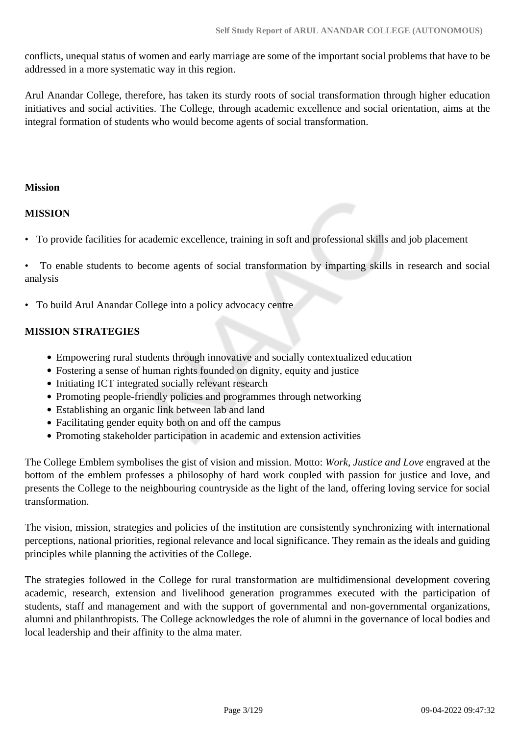conflicts, unequal status of women and early marriage are some of the important social problems that have to be addressed in a more systematic way in this region.

Arul Anandar College, therefore, has taken its sturdy roots of social transformation through higher education initiatives and social activities. The College, through academic excellence and social orientation, aims at the integral formation of students who would become agents of social transformation.

**Mission**

**MISSION**

• To provide facilities for academic excellence, training in soft and professional skills and job placement

• To enable students to become agents of social transformation by imparting skills in research and social analysis

• To build Arul Anandar College into a policy advocacy centre

**MISSION STRATEGIES**

- Empowering rural students through innovative and socially contextualized education
- Fostering a sense of human rights founded on dignity, equity and justice
- Initiating ICT integrated socially relevant research
- Promoting people-friendly policies and programmes through networking
- Establishing an organic link between lab and land
- Facilitating gender equity both on and off the campus
- Promoting stakeholder participation in academic and extension activities

The College Emblem symbolises the gist of vision and mission. Motto: *Work, Justice and Love* engraved at the bottom of the emblem professes a philosophy of hard work coupled with passion for justice and love, and presents the College to the neighbouring countryside as the light of the land, offering loving service for social transformation.

The vision, mission, strategies and policies of the institution are consistently synchronizing with international perceptions, national priorities, regional relevance and local significance. They remain as the ideals and guiding principles while planning the activities of the College.

The strategies followed in the College for rural transformation are multidimensional development covering academic, research, extension and livelihood generation programmes executed with the participation of students, staff and management and with the support of governmental and non-governmental organizations, alumni and philanthropists. The College acknowledges the role of alumni in the governance of local bodies and local leadership and their affinity to the alma mater.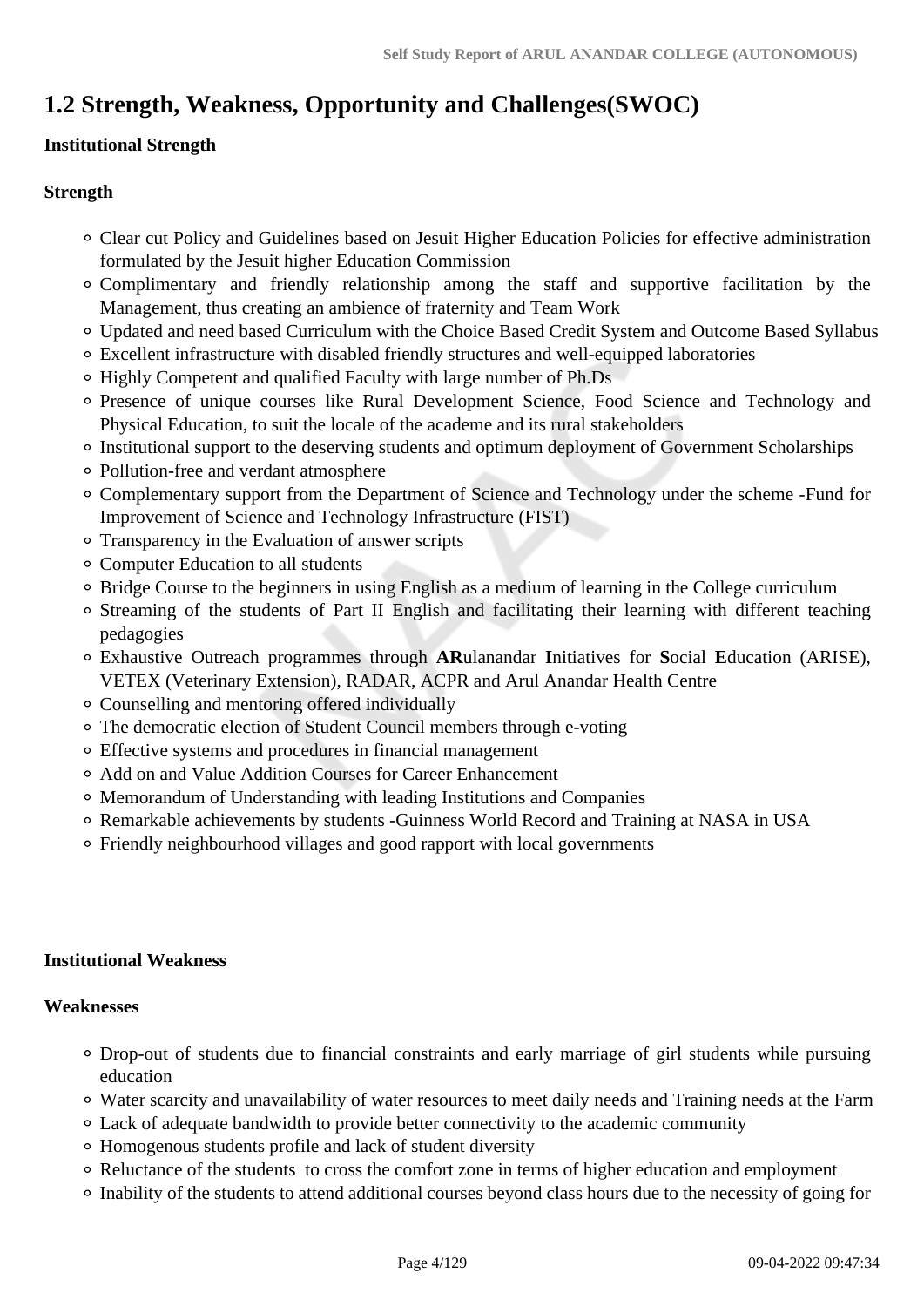## 1.2 Strength, Weakness, Opportunity and Challenges(SWOC)

**Institutional Strength**

**Strength**

- Clear cut Policy and Guidelines based on Jesuit Higher Education Policies for effective administration formulated by the Jesuit higher Education Commission
- Complimentary and friendly relationship among the staff and supportive facilitation by the Management, thus creating an ambience of fraternity and Team Work
- Updated and need based Curriculum with the Choice Based Credit System and Outcome Based Syllabus
- Excellent infrastructure with disabled friendly structures and well-equipped laboratories
- Highly Competent and qualified Faculty with large number of Ph.Ds
- Presence of unique courses like Rural Development Science, Food Science and Technology and Physical Education, to suit the locale of the academe and its rural stakeholders
- Institutional support to the deserving students and optimum deployment of Government Scholarships
- Pollution-free and verdant atmosphere
- Complementary support from the Department of Science and Technology under the scheme -Fund for Improvement of Science and Technology Infrastructure (FIST)
- Transparency in the Evaluation of answer scripts
- Computer Education to all students
- Bridge Course to the beginners in using English as a medium of learning in the College curriculum
- Streaming of the students of Part II English and facilitating their learning with different teaching pedagogies
- Exhaustive Outreach programmes through **AR**ulanandar **I**nitiatives for **S**ocial **E**ducation (ARISE), VETEX (Veterinary Extension), RADAR, ACPR and Arul Anandar Health Centre
- Counselling and mentoring offered individually
- The democratic election of Student Council members through e-voting
- Effective systems and procedures in financial management
- Add on and Value Addition Courses for Career Enhancement
- Memorandum of Understanding with leading Institutions and Companies
- Remarkable achievements by students -Guinness World Record and Training at NASA in USA
- Friendly neighbourhood villages and good rapport with local governments

**Institutional Weakness**

**Weaknesses**

- Drop-out of students due to financial constraints and early marriage of girl students while pursuing education
- Water scarcity and unavailability of water resources to meet daily needs and Training needs at the Farm
- Lack of adequate bandwidth to provide better connectivity to the academic community
- Homogenous students profile and lack of student diversity
- Reluctance of the students to cross the comfort zone in terms of higher education and employment
- Inability of the students to attend additional courses beyond class hours due to the necessity of going for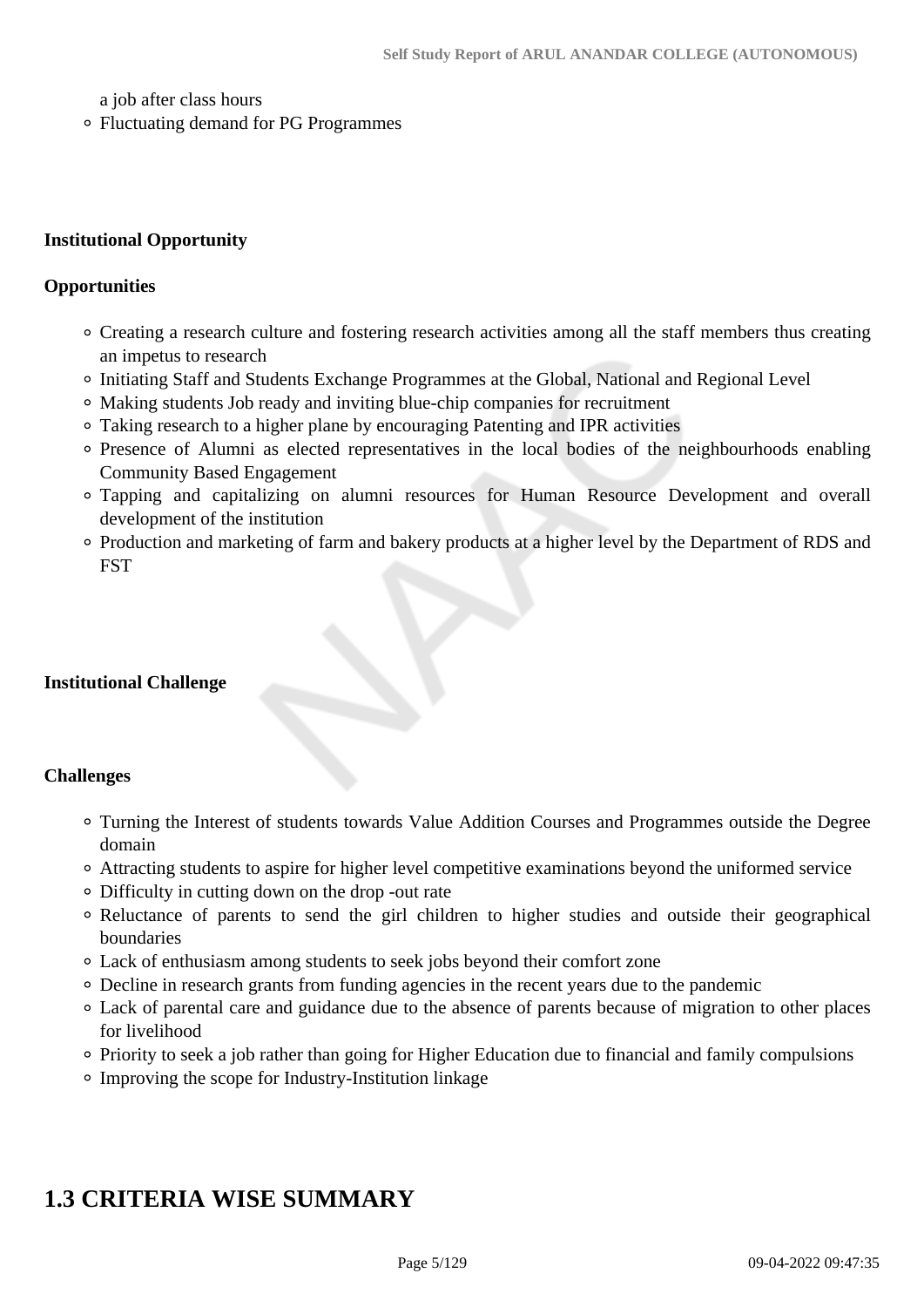a job after class hours

- Fluctuating demand for PG Programmes

**Institutional Opportunity**

**Opportunities**

- Creating a research culture and fostering research activities among all the staff members thus creating an impetus to research
- Initiating Staff and Students Exchange Programmes at the Global, National and Regional Level
- Making students Job ready and inviting blue-chip companies for recruitment
- Taking research to a higher plane by encouraging Patenting and IPR activities
- Presence of Alumni as elected representatives in the local bodies of the neighbourhoods enabling Community Based Engagement
- Tapping and capitalizing on alumni resources for Human Resource Development and overall development of the institution
- Production and marketing of farm and bakery products at a higher level by the Department of RDS and FST

**Institutional Challenge**

**Challenges**

- Turning the Interest of students towards Value Addition Courses and Programmes outside the Degree domain
- Attracting students to aspire for higher level competitive examinations beyond the uniformed service
- Difficulty in cutting down on the drop -out rate
- Reluctance of parents to send the girl children to higher studies and outside their geographical boundaries
- Lack of enthusiasm among students to seek jobs beyond their comfort zone
- Decline in research grants from funding agencies in the recent years due to the pandemic
- Lack of parental care and guidance due to the absence of parents because of migration to other places for livelihood
- Priority to seek a job rather than going for Higher Education due to financial and family compulsions
- Improving the scope for Industry-Institution linkage

# 1.3 CRITERIA WISE SUMMARY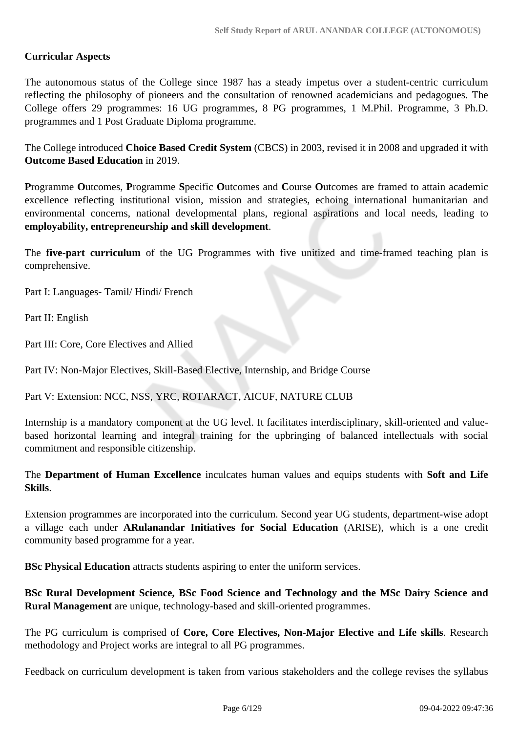**Curricular Aspects**

The autonomous status of the College since 1987 has a steady impetus over a student-centric curriculum reflecting the philosophy of pioneers and the consultation of renowned academicians and pedagogues. The College offers 29 programmes: 16 UG programmes, 8 PG programmes, 1 M.Phil. Programme, 3 Ph.D. programmes and 1 Post Graduate Diploma programme.

The College introduced **Choice Based Credit System** (CBCS) in 2003, revised it in 2008 and upgraded it with **Outcome Based Education** in 2019.

**P**rogramme **O**utcomes, **P**rogramme **S**pecific **O**utcomes and **C**ourse **O**utcomes are framed to attain academic excellence reflecting institutional vision, mission and strategies, echoing international humanitarian and environmental concerns, national developmental plans, regional aspirations and local needs, leading to **employability, entrepreneurship and skill development**.

The **five-part curriculum** of the UG Programmes with five unitized and time-framed teaching plan is comprehensive.

Part I: Languages- Tamil/ Hindi/ French

Part II: English

Part III: Core, Core Electives and Allied

Part IV: Non-Major Electives, Skill-Based Elective, Internship, and Bridge Course

Part V: Extension: NCC, NSS, YRC, ROTARACT, AICUF, NATURE CLUB

Internship is a mandatory component at the UG level. It facilitates interdisciplinary, skill-oriented and value-based horizontal learning and integral training for the upbringing of balanced intellectuals with social commitment and responsible citizenship.

The **Department of Human Excellence** inculcates human values and equips students with **Soft and Life Skills**.

Extension programmes are incorporated into the curriculum. Second year UG students, department-wise adopt a village each under **ARulanandar Initiatives for Social Education** (ARISE), which is a one credit community based programme for a year.

**BSc Physical Education** attracts students aspiring to enter the uniform services.

**BSc Rural Development Science, BSc Food Science and Technology and the MSc Dairy Science and Rural Management** are unique, technology-based and skill-oriented programmes.

The PG curriculum is comprised of **Core, Core Electives, Non-Major Elective and Life skills**. Research methodology and Project works are integral to all PG programmes.

Feedback on curriculum development is taken from various stakeholders and the college revises the syllabus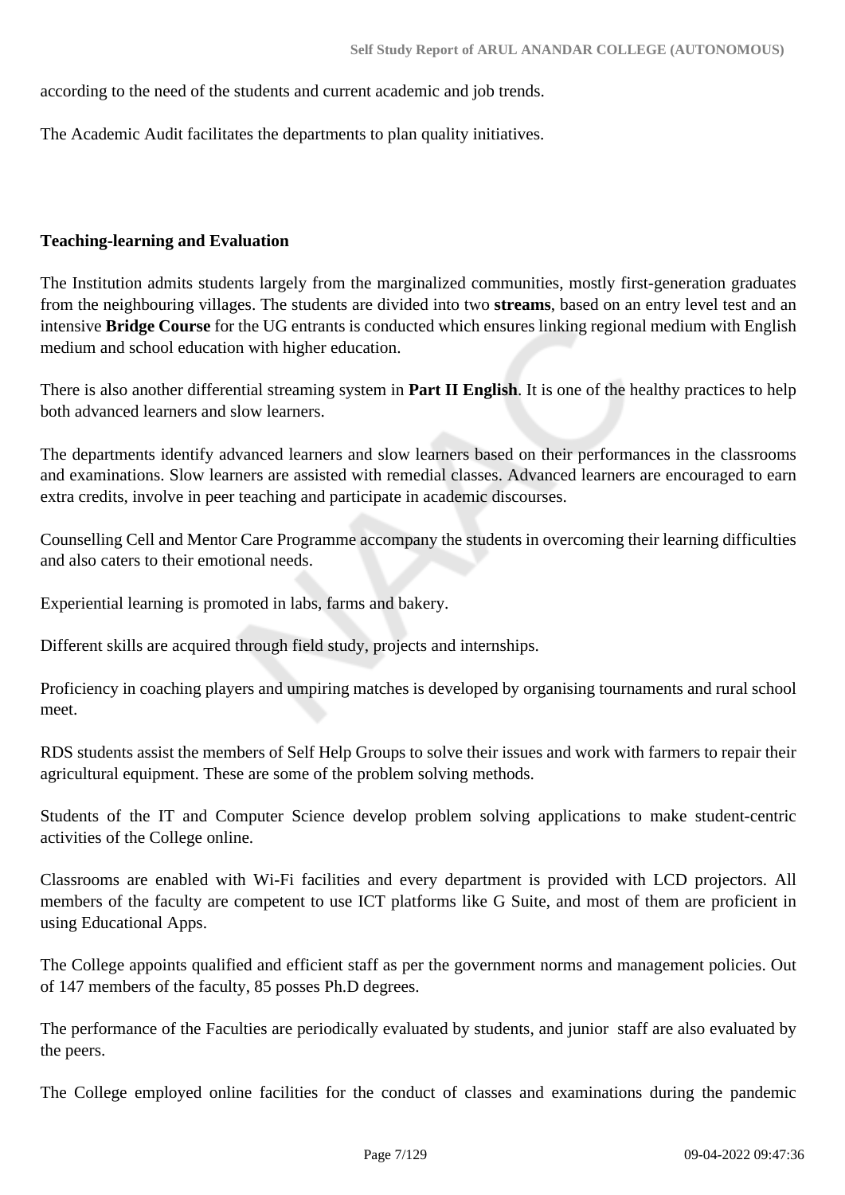according to the need of the students and current academic and job trends.

The Academic Audit facilitates the departments to plan quality initiatives.

**Teaching-learning and Evaluation**

The Institution admits students largely from the marginalized communities, mostly first-generation graduates from the neighbouring villages. The students are divided into two **streams**, based on an entry level test and an intensive **Bridge Course** for the UG entrants is conducted which ensures linking regional medium with English medium and school education with higher education.

There is also another differential streaming system in **Part II English**. It is one of the healthy practices to help both advanced learners and slow learners.

The departments identify advanced learners and slow learners based on their performances in the classrooms and examinations. Slow learners are assisted with remedial classes. Advanced learners are encouraged to earn extra credits, involve in peer teaching and participate in academic discourses.

Counselling Cell and Mentor Care Programme accompany the students in overcoming their learning difficulties and also caters to their emotional needs.

Experiential learning is promoted in labs, farms and bakery.

Different skills are acquired through field study, projects and internships.

Proficiency in coaching players and umpiring matches is developed by organising tournaments and rural school meet.

RDS students assist the members of Self Help Groups to solve their issues and work with farmers to repair their agricultural equipment. These are some of the problem solving methods.

Students of the IT and Computer Science develop problem solving applications to make student-centric activities of the College online.

Classrooms are enabled with Wi-Fi facilities and every department is provided with LCD projectors. All members of the faculty are competent to use ICT platforms like G Suite, and most of them are proficient in using Educational Apps.

The College appoints qualified and efficient staff as per the government norms and management policies. Out of 147 members of the faculty, 85 posses Ph.D degrees.

The performance of the Faculties are periodically evaluated by students, and junior staff are also evaluated by the peers.

The College employed online facilities for the conduct of classes and examinations during the pandemic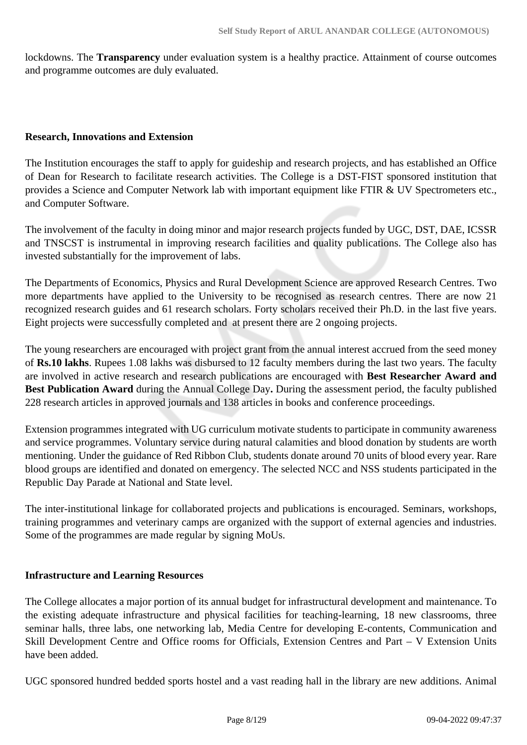lockdowns. The **Transparency** under evaluation system is a healthy practice. Attainment of course outcomes and programme outcomes are duly evaluated.

**Research, Innovations and Extension**

The Institution encourages the staff to apply for guideship and research projects, and has established an Office of Dean for Research to facilitate research activities. The College is a DST-FIST sponsored institution that provides a Science and Computer Network lab with important equipment like FTIR & UV Spectrometers etc., and Computer Software.

The involvement of the faculty in doing minor and major research projects funded by UGC, DST, DAE, ICSSR and TNSCST is instrumental in improving research facilities and quality publications. The College also has invested substantially for the improvement of labs.

The Departments of Economics, Physics and Rural Development Science are approved Research Centres. Two more departments have applied to the University to be recognised as research centres. There are now 21 recognized research guides and 61 research scholars. Forty scholars received their Ph.D. in the last five years. Eight projects were successfully completed and at present there are 2 ongoing projects.

The young researchers are encouraged with project grant from the annual interest accrued from the seed money of **Rs.10 lakhs**. Rupees 1.08 lakhs was disbursed to 12 faculty members during the last two years. The faculty are involved in active research and research publications are encouraged with **Best Researcher Award and Best Publication Award** during the Annual College Day**.** During the assessment period, the faculty published 228 research articles in approved journals and 138 articles in books and conference proceedings.

Extension programmes integrated with UG curriculum motivate students to participate in community awareness and service programmes. Voluntary service during natural calamities and blood donation by students are worth mentioning. Under the guidance of Red Ribbon Club, students donate around 70 units of blood every year. Rare blood groups are identified and donated on emergency. The selected NCC and NSS students participated in the Republic Day Parade at National and State level.

The inter-institutional linkage for collaborated projects and publications is encouraged. Seminars, workshops, training programmes and veterinary camps are organized with the support of external agencies and industries. Some of the programmes are made regular by signing MoUs.

**Infrastructure and Learning Resources**

The College allocates a major portion of its annual budget for infrastructural development and maintenance. To the existing adequate infrastructure and physical facilities for teaching-learning, 18 new classrooms, three seminar halls, three labs, one networking lab, Media Centre for developing E-contents, Communication and Skill Development Centre and Office rooms for Officials, Extension Centres and Part – V Extension Units have been added.

UGC sponsored hundred bedded sports hostel and a vast reading hall in the library are new additions. Animal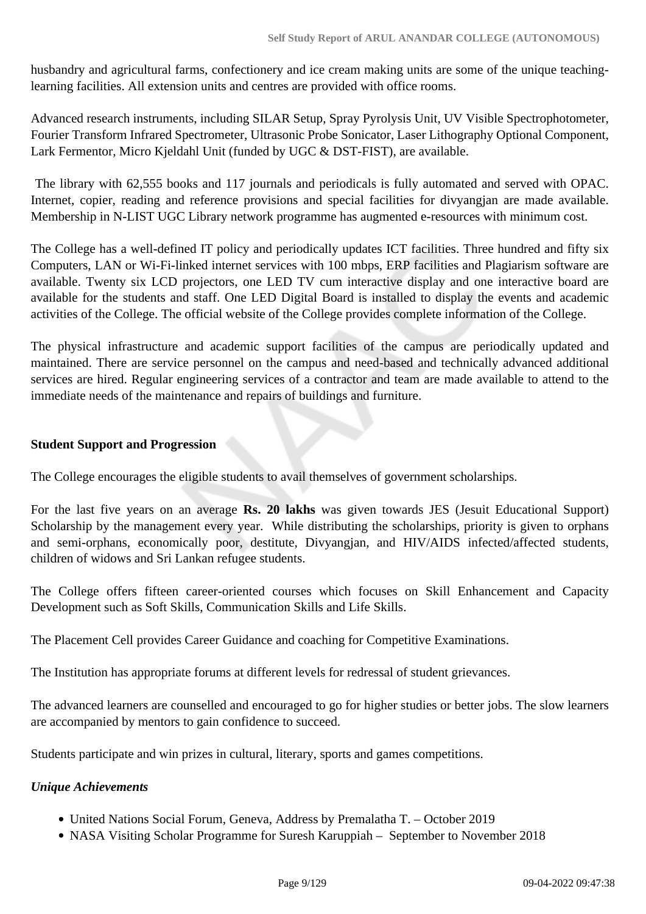husbandry and agricultural farms, confectionery and ice cream making units are some of the unique teaching-learning facilities. All extension units and centres are provided with office rooms.

Advanced research instruments, including SILAR Setup, Spray Pyrolysis Unit, UV Visible Spectrophotometer, Fourier Transform Infrared Spectrometer, Ultrasonic Probe Sonicator, Laser Lithography Optional Component, Lark Fermentor, Micro Kjeldahl Unit (funded by UGC & DST-FIST), are available.

The library with 62,555 books and 117 journals and periodicals is fully automated and served with OPAC. Internet, copier, reading and reference provisions and special facilities for divyangjan are made available. Membership in N-LIST UGC Library network programme has augmented e-resources with minimum cost.

The College has a well-defined IT policy and periodically updates ICT facilities. Three hundred and fifty six Computers, LAN or Wi-Fi-linked internet services with 100 mbps, ERP facilities and Plagiarism software are available. Twenty six LCD projectors, one LED TV cum interactive display and one interactive board are available for the students and staff. One LED Digital Board is installed to display the events and academic activities of the College. The official website of the College provides complete information of the College.

The physical infrastructure and academic support facilities of the campus are periodically updated and maintained. There are service personnel on the campus and need-based and technically advanced additional services are hired. Regular engineering services of a contractor and team are made available to attend to the immediate needs of the maintenance and repairs of buildings and furniture.

**Student Support and Progression**

The College encourages the eligible students to avail themselves of government scholarships.

For the last five years on an average **Rs. 20 lakhs** was given towards JES (Jesuit Educational Support) Scholarship by the management every year. While distributing the scholarships, priority is given to orphans and semi-orphans, economically poor, destitute, Divyangjan, and HIV/AIDS infected/affected students, children of widows and Sri Lankan refugee students.

The College offers fifteen career-oriented courses which focuses on Skill Enhancement and Capacity Development such as Soft Skills, Communication Skills and Life Skills.

The Placement Cell provides Career Guidance and coaching for Competitive Examinations.

The Institution has appropriate forums at different levels for redressal of student grievances.

The advanced learners are counselled and encouraged to go for higher studies or better jobs. The slow learners are accompanied by mentors to gain confidence to succeed.

Students participate and win prizes in cultural, literary, sports and games competitions.

***Unique Achievements***

- United Nations Social Forum, Geneva, Address by Premalatha T. – October 2019
- NASA Visiting Scholar Programme for Suresh Karuppiah – September to November 2018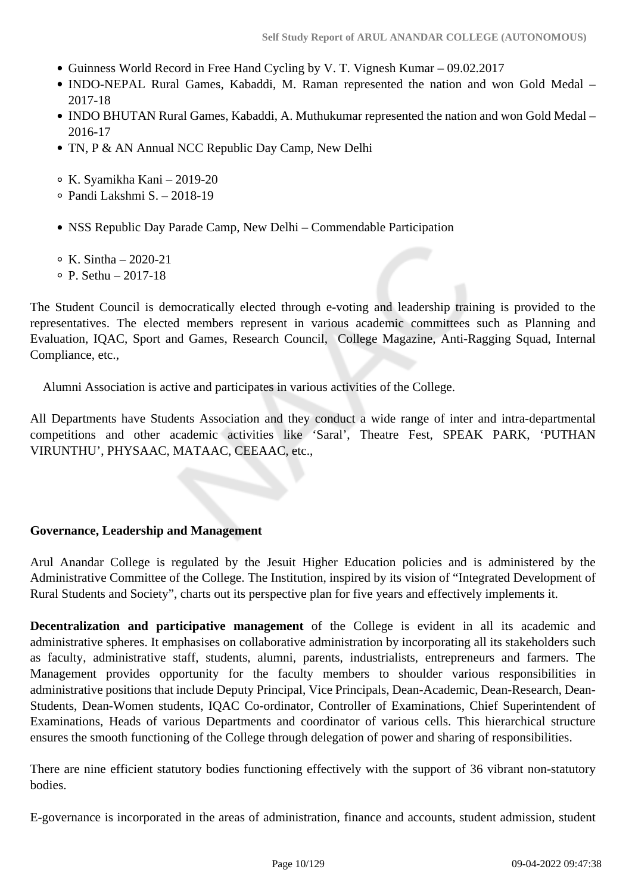- Guinness World Record in Free Hand Cycling by V. T. Vignesh Kumar – 09.02.2017
- INDO-NEPAL Rural Games, Kabaddi, M. Raman represented the nation and won Gold Medal – 2017-18
- INDO BHUTAN Rural Games, Kabaddi, A. Muthukumar represented the nation and won Gold Medal – 2016-17
- TN, P & AN Annual NCC Republic Day Camp, New Delhi

  - K. Syamikha Kani – 2019-20
  - Pandi Lakshmi S. – 2018-19

- NSS Republic Day Parade Camp, New Delhi – Commendable Participation

  - K. Sintha – 2020-21
  - P. Sethu – 2017-18

The Student Council is democratically elected through e-voting and leadership training is provided to the representatives. The elected members represent in various academic committees such as Planning and Evaluation, IQAC, Sport and Games, Research Council, College Magazine, Anti-Ragging Squad, Internal Compliance, etc.,

Alumni Association is active and participates in various activities of the College.

All Departments have Students Association and they conduct a wide range of inter and intra-departmental competitions and other academic activities like 'Saral', Theatre Fest, SPEAK PARK, 'PUTHAN VIRUNTHU', PHYSAAC, MATAAC, CEEAAC, etc.,

**Governance, Leadership and Management**

Arul Anandar College is regulated by the Jesuit Higher Education policies and is administered by the Administrative Committee of the College. The Institution, inspired by its vision of "Integrated Development of Rural Students and Society", charts out its perspective plan for five years and effectively implements it.

**Decentralization and participative management** of the College is evident in all its academic and administrative spheres. It emphasises on collaborative administration by incorporating all its stakeholders such as faculty, administrative staff, students, alumni, parents, industrialists, entrepreneurs and farmers. The Management provides opportunity for the faculty members to shoulder various responsibilities in administrative positions that include Deputy Principal, Vice Principals, Dean-Academic, Dean-Research, Dean-Students, Dean-Women students, IQAC Co-ordinator, Controller of Examinations, Chief Superintendent of Examinations, Heads of various Departments and coordinator of various cells. This hierarchical structure ensures the smooth functioning of the College through delegation of power and sharing of responsibilities.

There are nine efficient statutory bodies functioning effectively with the support of 36 vibrant non-statutory bodies.

E-governance is incorporated in the areas of administration, finance and accounts, student admission, student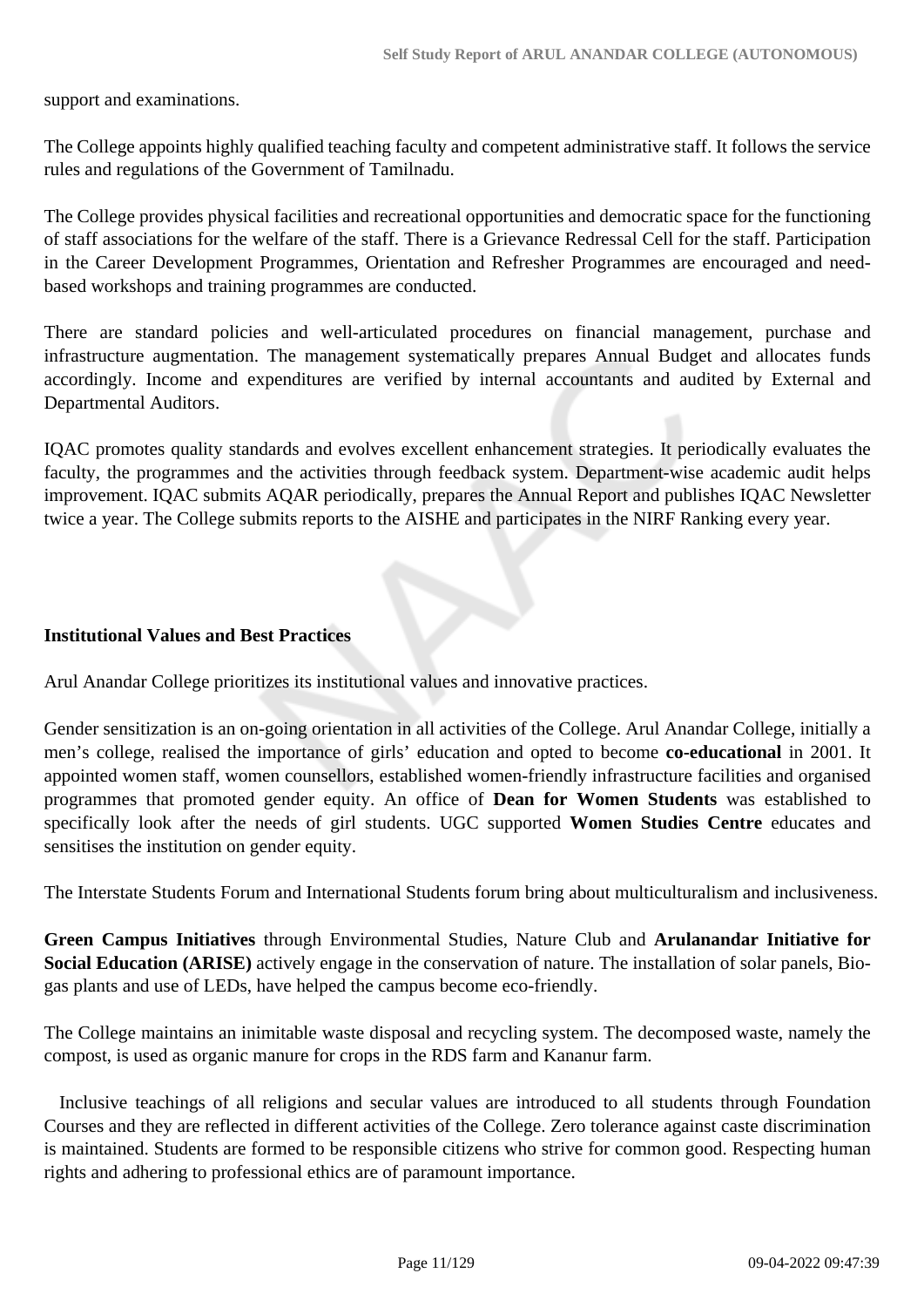support and examinations.

The College appoints highly qualified teaching faculty and competent administrative staff. It follows the service rules and regulations of the Government of Tamilnadu.

The College provides physical facilities and recreational opportunities and democratic space for the functioning of staff associations for the welfare of the staff. There is a Grievance Redressal Cell for the staff. Participation in the Career Development Programmes, Orientation and Refresher Programmes are encouraged and need-based workshops and training programmes are conducted.

There are standard policies and well-articulated procedures on financial management, purchase and infrastructure augmentation. The management systematically prepares Annual Budget and allocates funds accordingly. Income and expenditures are verified by internal accountants and audited by External and Departmental Auditors.

IQAC promotes quality standards and evolves excellent enhancement strategies. It periodically evaluates the faculty, the programmes and the activities through feedback system. Department-wise academic audit helps improvement. IQAC submits AQAR periodically, prepares the Annual Report and publishes IQAC Newsletter twice a year. The College submits reports to the AISHE and participates in the NIRF Ranking every year.

**Institutional Values and Best Practices**

Arul Anandar College prioritizes its institutional values and innovative practices.

Gender sensitization is an on-going orientation in all activities of the College. Arul Anandar College, initially a men's college, realised the importance of girls' education and opted to become **co-educational** in 2001. It appointed women staff, women counsellors, established women-friendly infrastructure facilities and organised programmes that promoted gender equity. An office of **Dean for Women Students** was established to specifically look after the needs of girl students. UGC supported **Women Studies Centre** educates and sensitises the institution on gender equity.

The Interstate Students Forum and International Students forum bring about multiculturalism and inclusiveness.

**Green Campus Initiatives** through Environmental Studies, Nature Club and **Arulanandar Initiative for Social Education (ARISE)** actively engage in the conservation of nature. The installation of solar panels, Bio-gas plants and use of LEDs, have helped the campus become eco-friendly.

The College maintains an inimitable waste disposal and recycling system. The decomposed waste, namely the compost, is used as organic manure for crops in the RDS farm and Kananur farm.

Inclusive teachings of all religions and secular values are introduced to all students through Foundation Courses and they are reflected in different activities of the College. Zero tolerance against caste discrimination is maintained. Students are formed to be responsible citizens who strive for common good. Respecting human rights and adhering to professional ethics are of paramount importance.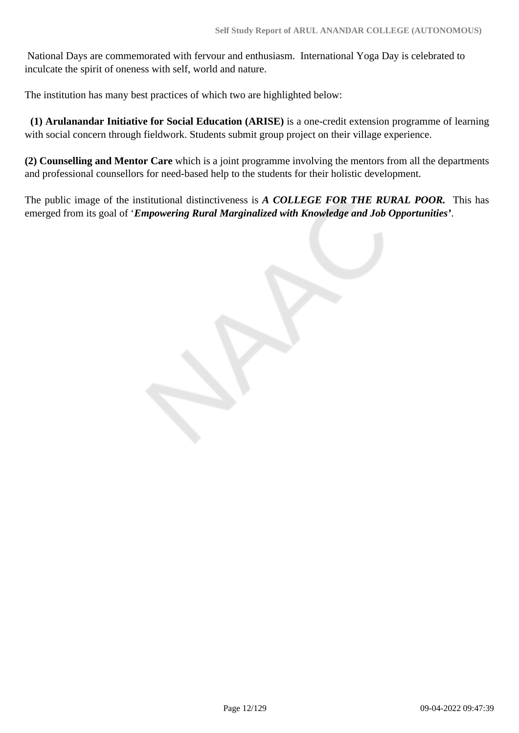National Days are commemorated with fervour and enthusiasm. International Yoga Day is celebrated to inculcate the spirit of oneness with self, world and nature.

The institution has many best practices of which two are highlighted below:

**(1) Arulanandar Initiative for Social Education (ARISE)** is a one-credit extension programme of learning with social concern through fieldwork. Students submit group project on their village experience.

**(2) Counselling and Mentor Care** which is a joint programme involving the mentors from all the departments and professional counsellors for need-based help to the students for their holistic development.

The public image of the institutional distinctiveness is ***A COLLEGE FOR THE RURAL POOR.*** This has emerged from its goal of '***Empowering Rural Marginalized with Knowledge and Job Opportunities'***.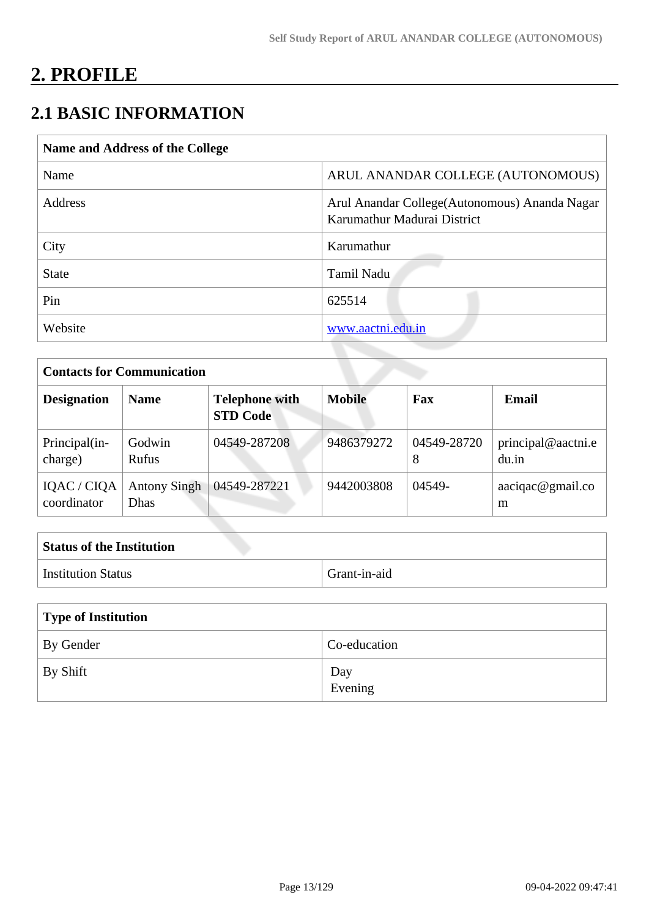# 2. PROFILE

## 2.1 BASIC INFORMATION

| Name and Address of the College | |
|---|---|
| Name | ARUL ANANDAR COLLEGE (AUTONOMOUS) |
| Address | Arul Anandar College(Autonomous) Ananda Nagar Karumathur Madurai District |
| City | Karumathur |
| State | Tamil Nadu |
| Pin | 625514 |
| Website | www.aactni.edu.in |

| Contacts for Communication | | | | | |
|---|---|---|---|---|---|
| **Designation** | **Name** | **Telephone with STD Code** | **Mobile** | **Fax** | **Email** |
| Principal(in-charge) | Godwin Rufus | 04549-287208 | 9486379272 | 04549-287208 | principal@aactni.edu.in |
| IQAC / CIQA coordinator | Antony Singh Dhas | 04549-287221 | 9442003808 | 04549- | aaciqac@gmail.com |

| Status of the Institution | |
|---|---|
| Institution Status | Grant-in-aid |

| Type of Institution | |
|---|---|
| By Gender | Co-education |
| By Shift | Day<br>Evening |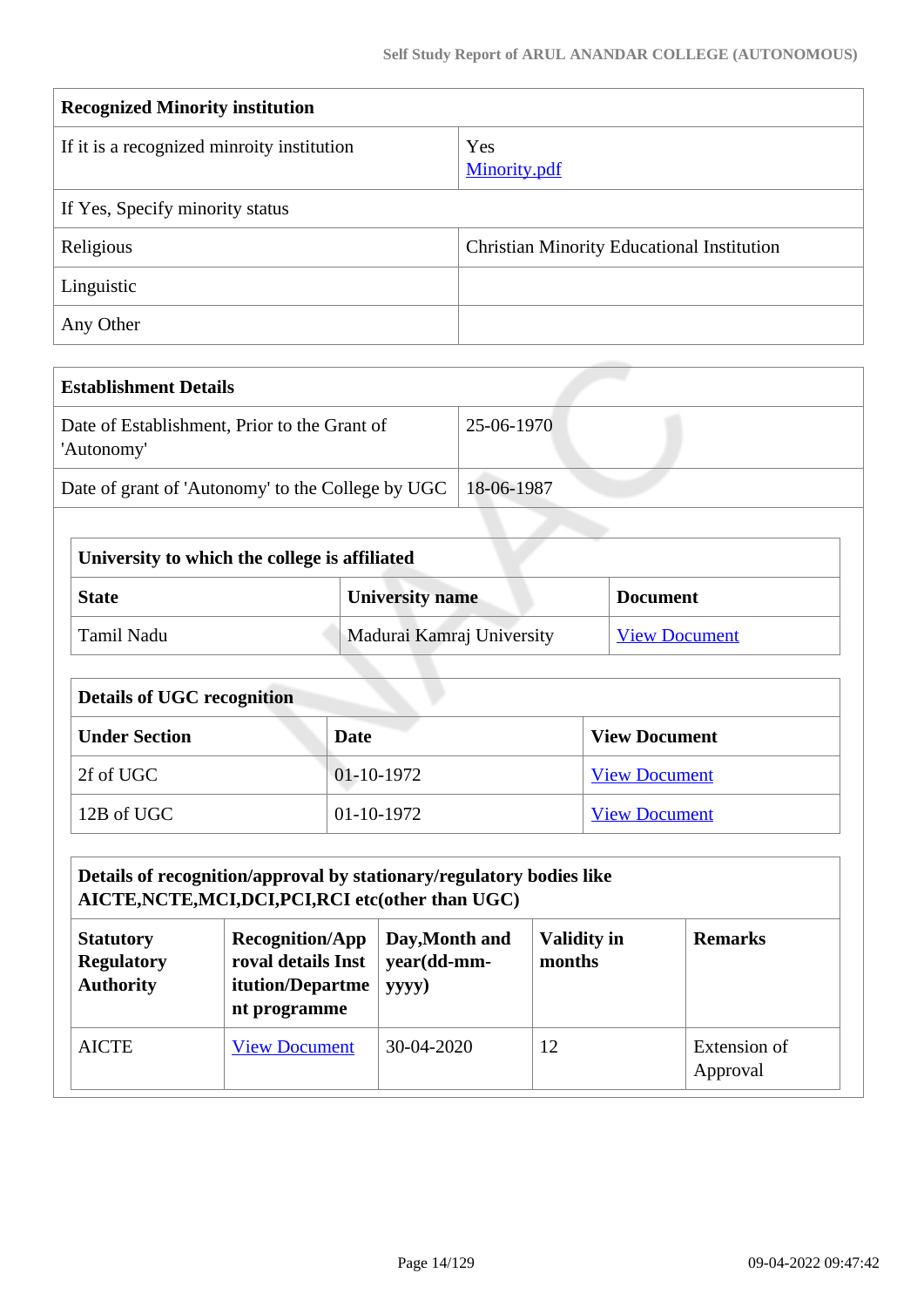| Recognized Minority institution | |
|---|---|
| If it is a recognized minroity institution | Yes<br>Minority.pdf |
| If Yes, Specify minority status | |
| Religious | Christian Minority Educational Institution |
| Linguistic | |
| Any Other | |

| Establishment Details | |
|---|---|
| Date of Establishment, Prior to the Grant of 'Autonomy' | 25-06-1970 |
| Date of grant of 'Autonomy' to the College by UGC | 18-06-1987 |

| University to which the college is affiliated | | |
|---|---|---|
| **State** | **University name** | **Document** |
| Tamil Nadu | Madurai Kamraj University | View Document |

| Details of UGC recognition | | |
|---|---|---|
| **Under Section** | **Date** | **View Document** |
| 2f of UGC | 01-10-1972 | View Document |
| 12B of UGC | 01-10-1972 | View Document |

| Details of recognition/approval by stationary/regulatory bodies like AICTE,NCTE,MCI,DCI,PCI,RCI etc(other than UGC) | | | | |
|---|---|---|---|---|
| **Statutory Regulatory Authority** | **Recognition/Approval details Institution/Department programme** | **Day,Month and year(dd-mm-yyyy)** | **Validity in months** | **Remarks** |
| AICTE | View Document | 30-04-2020 | 12 | Extension of Approval |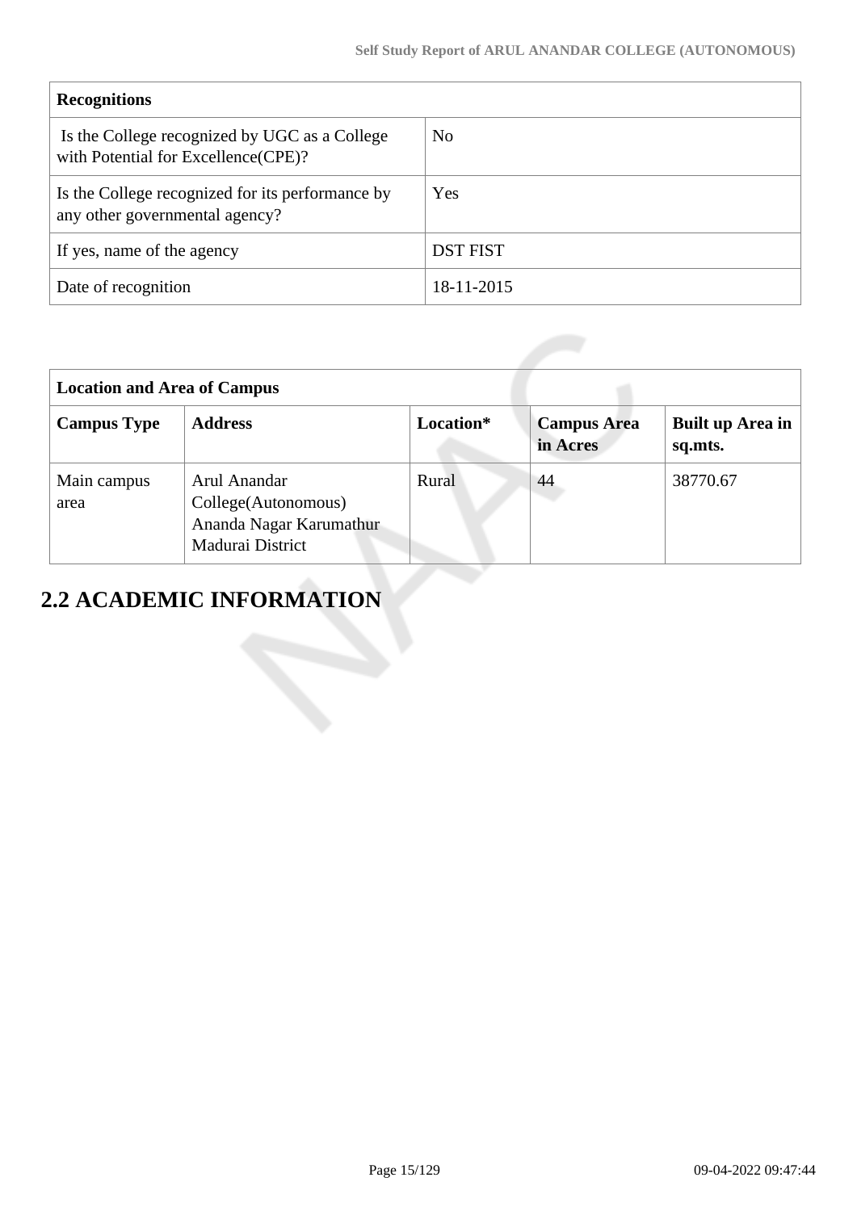| Recognitions | |
|---|---|
| Is the College recognized by UGC as a College with Potential for Excellence(CPE)? | No |
| Is the College recognized for its performance by any other governmental agency? | Yes |
| If yes, name of the agency | DST FIST |
| Date of recognition | 18-11-2015 |

| Location and Area of Campus | | | | |
|---|---|---|---|---|
| **Campus Type** | **Address** | **Location*** | **Campus Area in Acres** | **Built up Area in sq.mts.** |
| Main campus area | Arul Anandar College(Autonomous) Ananda Nagar Karumathur Madurai District | Rural | 44 | 38770.67 |

## 2.2 ACADEMIC INFORMATION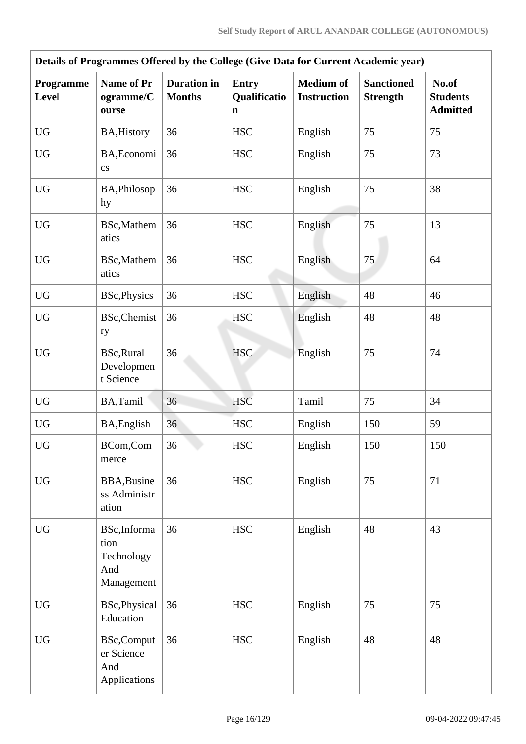| Details of Programmes Offered by the College (Give Data for Current Academic year) | | | | | | |
|---|---|---|---|---|---|---|
| **Programme Level** | **Name of Programme/Course** | **Duration in Months** | **Entry Qualification** | **Medium of Instruction** | **Sanctioned Strength** | **No.of Students Admitted** |
| UG | BA,History | 36 | HSC | English | 75 | 75 |
| UG | BA,Economics | 36 | HSC | English | 75 | 73 |
| UG | BA,Philosophy | 36 | HSC | English | 75 | 38 |
| UG | BSc,Mathematics | 36 | HSC | English | 75 | 13 |
| UG | BSc,Mathematics | 36 | HSC | English | 75 | 64 |
| UG | BSc,Physics | 36 | HSC | English | 48 | 46 |
| UG | BSc,Chemistry | 36 | HSC | English | 48 | 48 |
| UG | BSc,Rural Development Science | 36 | HSC | English | 75 | 74 |
| UG | BA,Tamil | 36 | HSC | Tamil | 75 | 34 |
| UG | BA,English | 36 | HSC | English | 150 | 59 |
| UG | BCom,Commerce | 36 | HSC | English | 150 | 150 |
| UG | BBA,Business Administration | 36 | HSC | English | 75 | 71 |
| UG | BSc,Information Technology And Management | 36 | HSC | English | 48 | 43 |
| UG | BSc,Physical Education | 36 | HSC | English | 75 | 75 |
| UG | BSc,Computer Science And Applications | 36 | HSC | English | 48 | 48 |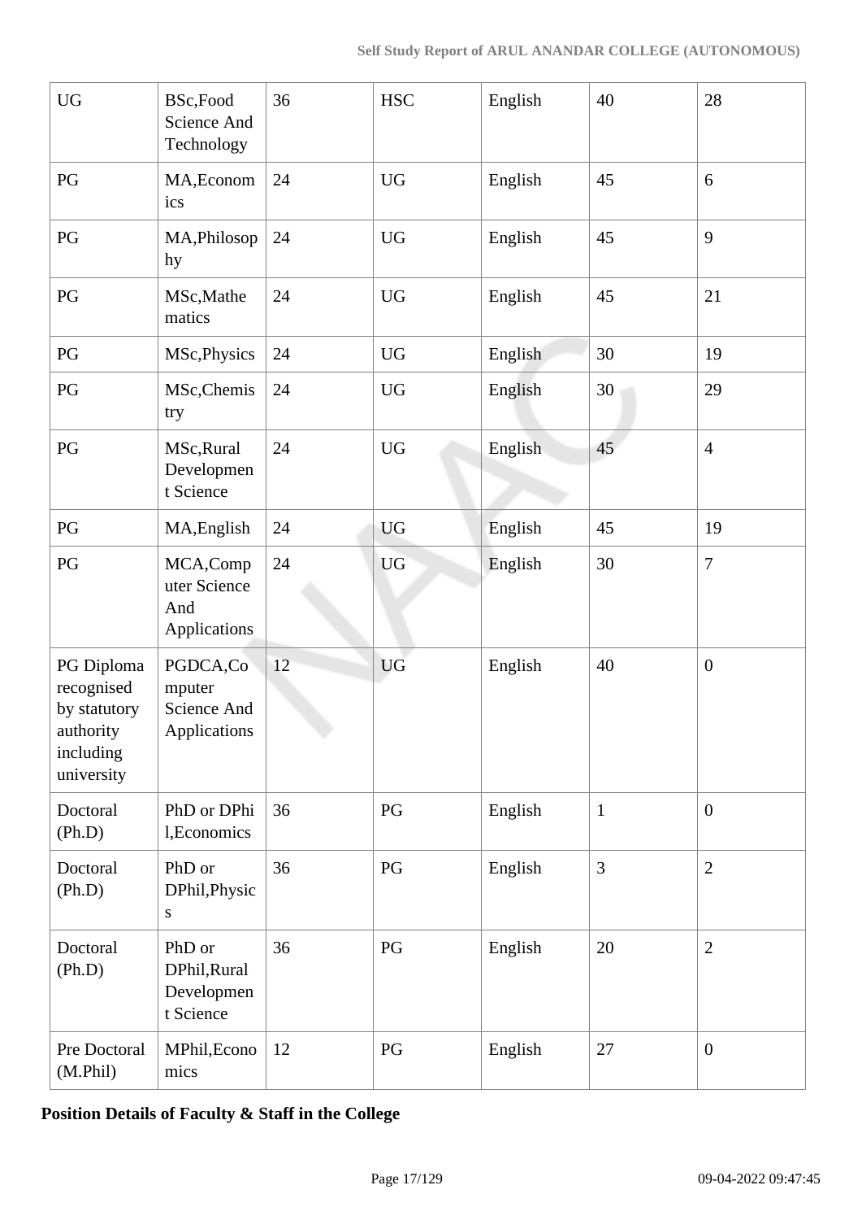| UG | BSc,Food Science And Technology | 36 | HSC | English | 40 | 28 |
|---|---|---|---|---|---|---|
| PG | MA,Economics | 24 | UG | English | 45 | 6 |
| PG | MA,Philosophy | 24 | UG | English | 45 | 9 |
| PG | MSc,Mathematics | 24 | UG | English | 45 | 21 |
| PG | MSc,Physics | 24 | UG | English | 30 | 19 |
| PG | MSc,Chemistry | 24 | UG | English | 30 | 29 |
| PG | MSc,Rural Development Science | 24 | UG | English | 45 | 4 |
| PG | MA,English | 24 | UG | English | 45 | 19 |
| PG | MCA,Computer Science And Applications | 24 | UG | English | 30 | 7 |
| PG Diploma recognised by statutory authority including university | PGDCA,Computer Science And Applications | 12 | UG | English | 40 | 0 |
| Doctoral (Ph.D) | PhD or DPhil,Economics | 36 | PG | English | 1 | 0 |
| Doctoral (Ph.D) | PhD or DPhil,Physics | 36 | PG | English | 3 | 2 |
| Doctoral (Ph.D) | PhD or DPhil,Rural Development Science | 36 | PG | English | 20 | 2 |
| Pre Doctoral (M.Phil) | MPhil,Economics | 12 | PG | English | 27 | 0 |

**Position Details of Faculty & Staff in the College**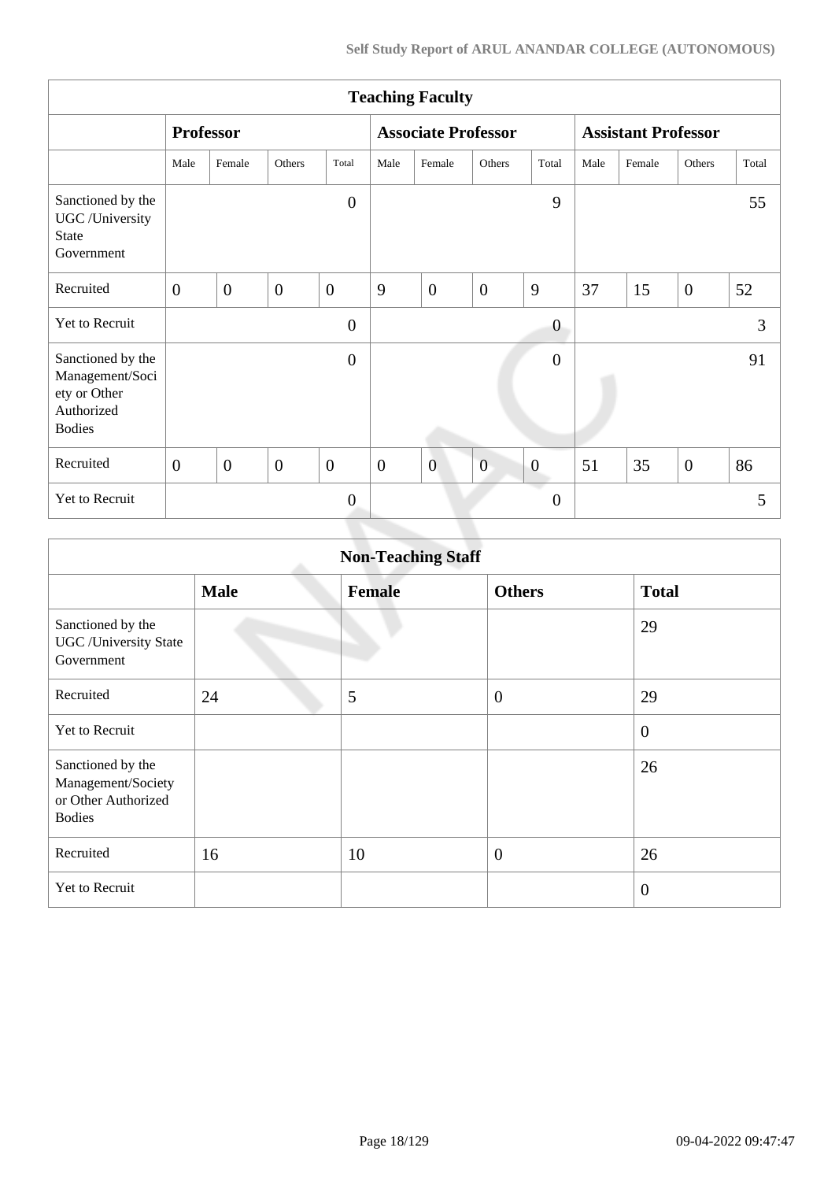| Teaching Faculty | | | | | | | | | | | | |
|---|---|---|---|---|---|---|---|---|---|---|---|---|
| | Professor | | | | Associate Professor | | | | Assistant Professor | | | |
| | Male | Female | Others | Total | Male | Female | Others | Total | Male | Female | Others | Total |
| Sanctioned by the UGC /University State Government | | | | 0 | | | | 9 | | | | 55 |
| Recruited | 0 | 0 | 0 | 0 | 9 | 0 | 0 | 9 | 37 | 15 | 0 | 52 |
| Yet to Recruit | | | | 0 | | | | 0 | | | | 3 |
| Sanctioned by the Management/Society or Other Authorized Bodies | | | | 0 | | | | 0 | | | | 91 |
| Recruited | 0 | 0 | 0 | 0 | 0 | 0 | 0 | 0 | 51 | 35 | 0 | 86 |
| Yet to Recruit | | | | 0 | | | | 0 | | | | 5 |

| Non-Teaching Staff | | | | |
|---|---|---|---|---|
| | **Male** | **Female** | **Others** | **Total** |
| Sanctioned by the UGC /University State Government | | | | 29 |
| Recruited | 24 | 5 | 0 | 29 |
| Yet to Recruit | | | | 0 |
| Sanctioned by the Management/Society or Other Authorized Bodies | | | | 26 |
| Recruited | 16 | 10 | 0 | 26 |
| Yet to Recruit | | | | 0 |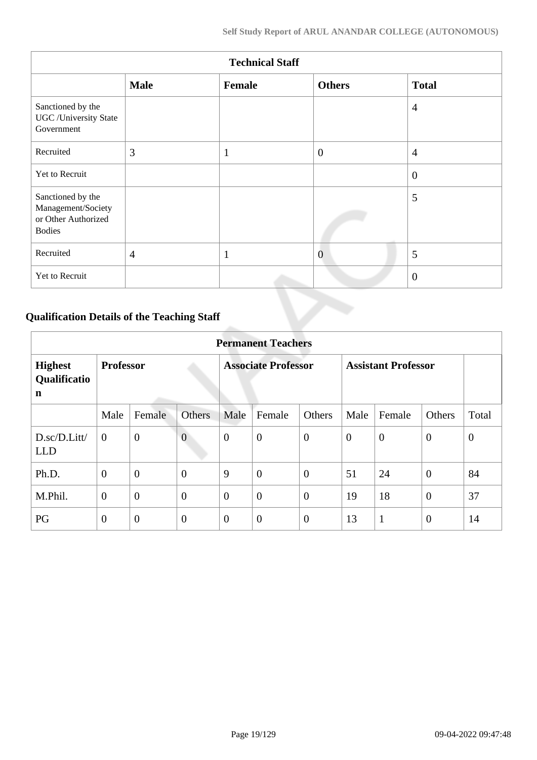| Technical Staff | | | | |
|---|---|---|---|---|
| | **Male** | **Female** | **Others** | **Total** |
| Sanctioned by the UGC /University State Government | | | | 4 |
| Recruited | 3 | 1 | 0 | 4 |
| Yet to Recruit | | | | 0 |
| Sanctioned by the Management/Society or Other Authorized Bodies | | | | 5 |
| Recruited | 4 | 1 | 0 | 5 |
| Yet to Recruit | | | | 0 |

## Qualification Details of the Teaching Staff

| Permanent Teachers | | | | | | | | | | |
|---|---|---|---|---|---|---|---|---|---|---|
| **Highest Qualification** | **Professor** | | | **Associate Professor** | | | **Assistant Professor** | | | |
| | Male | Female | Others | Male | Female | Others | Male | Female | Others | Total |
| D.sc/D.Litt/ LLD | 0 | 0 | 0 | 0 | 0 | 0 | 0 | 0 | 0 | 0 |
| Ph.D. | 0 | 0 | 0 | 9 | 0 | 0 | 51 | 24 | 0 | 84 |
| M.Phil. | 0 | 0 | 0 | 0 | 0 | 0 | 19 | 18 | 0 | 37 |
| PG | 0 | 0 | 0 | 0 | 0 | 0 | 13 | 1 | 0 | 14 |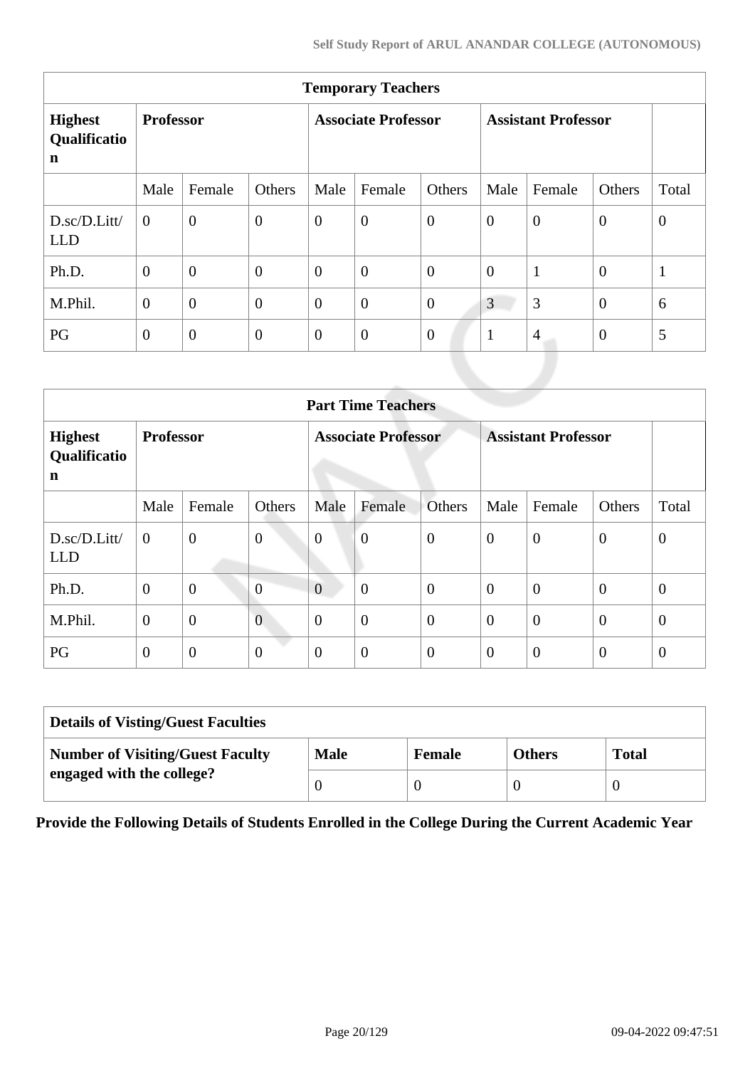| Temporary Teachers | | | | | | | | | | |
|---|---|---|---|---|---|---|---|---|---|---|
| **Highest Qualification** | **Professor** | | | **Associate Professor** | | | **Assistant Professor** | | | |
| | Male | Female | Others | Male | Female | Others | Male | Female | Others | Total |
| D.sc/D.Litt/ LLD | 0 | 0 | 0 | 0 | 0 | 0 | 0 | 0 | 0 | 0 |
| Ph.D. | 0 | 0 | 0 | 0 | 0 | 0 | 0 | 1 | 0 | 1 |
| M.Phil. | 0 | 0 | 0 | 0 | 0 | 0 | 3 | 3 | 0 | 6 |
| PG | 0 | 0 | 0 | 0 | 0 | 0 | 1 | 4 | 0 | 5 |

| Part Time Teachers | | | | | | | | | | |
|---|---|---|---|---|---|---|---|---|---|---|
| **Highest Qualification** | **Professor** | | | **Associate Professor** | | | **Assistant Professor** | | | |
| | Male | Female | Others | Male | Female | Others | Male | Female | Others | Total |
| D.sc/D.Litt/ LLD | 0 | 0 | 0 | 0 | 0 | 0 | 0 | 0 | 0 | 0 |
| Ph.D. | 0 | 0 | 0 | 0 | 0 | 0 | 0 | 0 | 0 | 0 |
| M.Phil. | 0 | 0 | 0 | 0 | 0 | 0 | 0 | 0 | 0 | 0 |
| PG | 0 | 0 | 0 | 0 | 0 | 0 | 0 | 0 | 0 | 0 |

| Details of Visting/Guest Faculties | | | | |
|---|---|---|---|---|
| **Number of Visiting/Guest Faculty engaged with the college?** | **Male** | **Female** | **Others** | **Total** |
| | 0 | 0 | 0 | 0 |

**Provide the Following Details of Students Enrolled in the College During the Current Academic Year**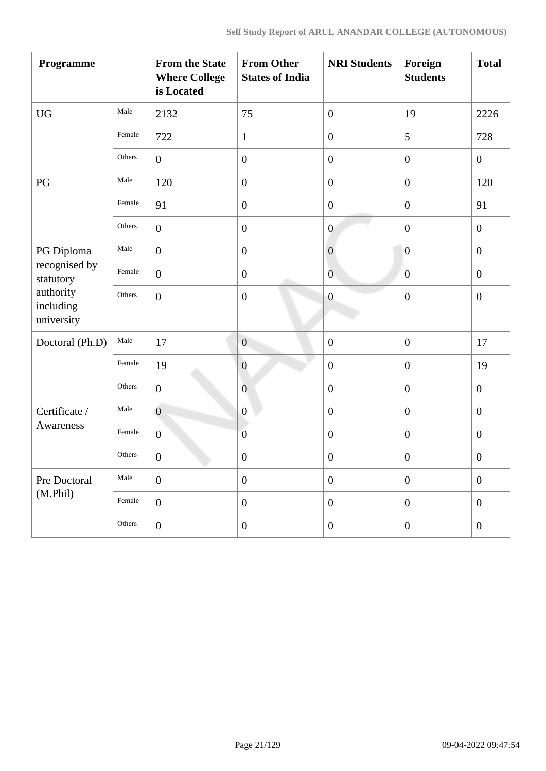| Programme | | From the State Where College is Located | From Other States of India | NRI Students | Foreign Students | Total |
|---|---|---|---|---|---|---|
| UG | Male | 2132 | 75 | 0 | 19 | 2226 |
| | Female | 722 | 1 | 0 | 5 | 728 |
| | Others | 0 | 0 | 0 | 0 | 0 |
| PG | Male | 120 | 0 | 0 | 0 | 120 |
| | Female | 91 | 0 | 0 | 0 | 91 |
| | Others | 0 | 0 | 0 | 0 | 0 |
| PG Diploma recognised by statutory authority including university | Male | 0 | 0 | 0 | 0 | 0 |
| | Female | 0 | 0 | 0 | 0 | 0 |
| | Others | 0 | 0 | 0 | 0 | 0 |
| Doctoral (Ph.D) | Male | 17 | 0 | 0 | 0 | 17 |
| | Female | 19 | 0 | 0 | 0 | 19 |
| | Others | 0 | 0 | 0 | 0 | 0 |
| Certificate / Awareness | Male | 0 | 0 | 0 | 0 | 0 |
| | Female | 0 | 0 | 0 | 0 | 0 |
| | Others | 0 | 0 | 0 | 0 | 0 |
| Pre Doctoral (M.Phil) | Male | 0 | 0 | 0 | 0 | 0 |
| | Female | 0 | 0 | 0 | 0 | 0 |
| | Others | 0 | 0 | 0 | 0 | 0 |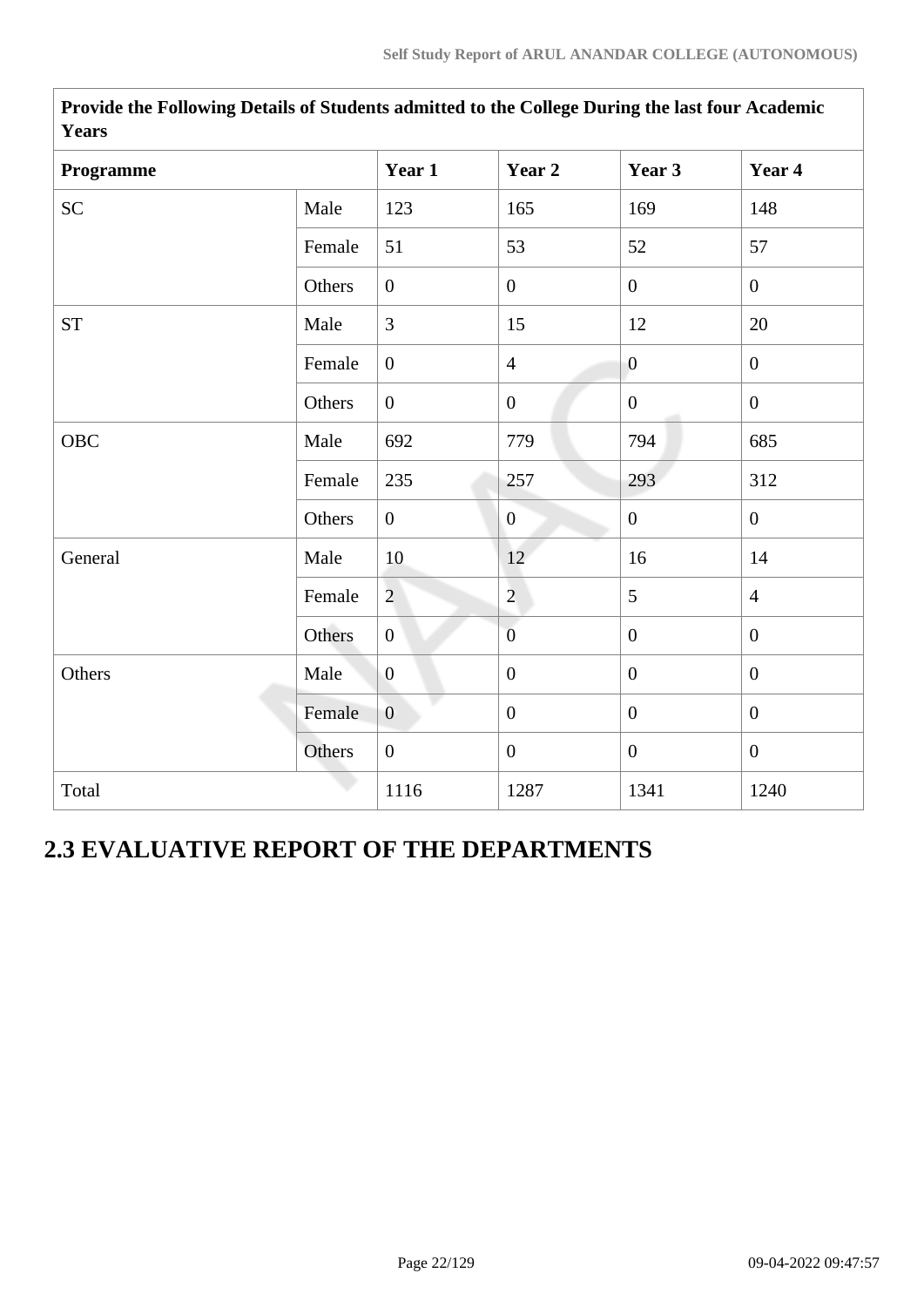| Provide the Following Details of Students admitted to the College During the last four Academic Years | | | | | |
|---|---|---|---|---|---|
| **Programme** | | **Year 1** | **Year 2** | **Year 3** | **Year 4** |
| SC | Male | 123 | 165 | 169 | 148 |
| | Female | 51 | 53 | 52 | 57 |
| | Others | 0 | 0 | 0 | 0 |
| ST | Male | 3 | 15 | 12 | 20 |
| | Female | 0 | 4 | 0 | 0 |
| | Others | 0 | 0 | 0 | 0 |
| OBC | Male | 692 | 779 | 794 | 685 |
| | Female | 235 | 257 | 293 | 312 |
| | Others | 0 | 0 | 0 | 0 |
| General | Male | 10 | 12 | 16 | 14 |
| | Female | 2 | 2 | 5 | 4 |
| | Others | 0 | 0 | 0 | 0 |
| Others | Male | 0 | 0 | 0 | 0 |
| | Female | 0 | 0 | 0 | 0 |
| | Others | 0 | 0 | 0 | 0 |
| Total | | 1116 | 1287 | 1341 | 1240 |

## 2.3 EVALUATIVE REPORT OF THE DEPARTMENTS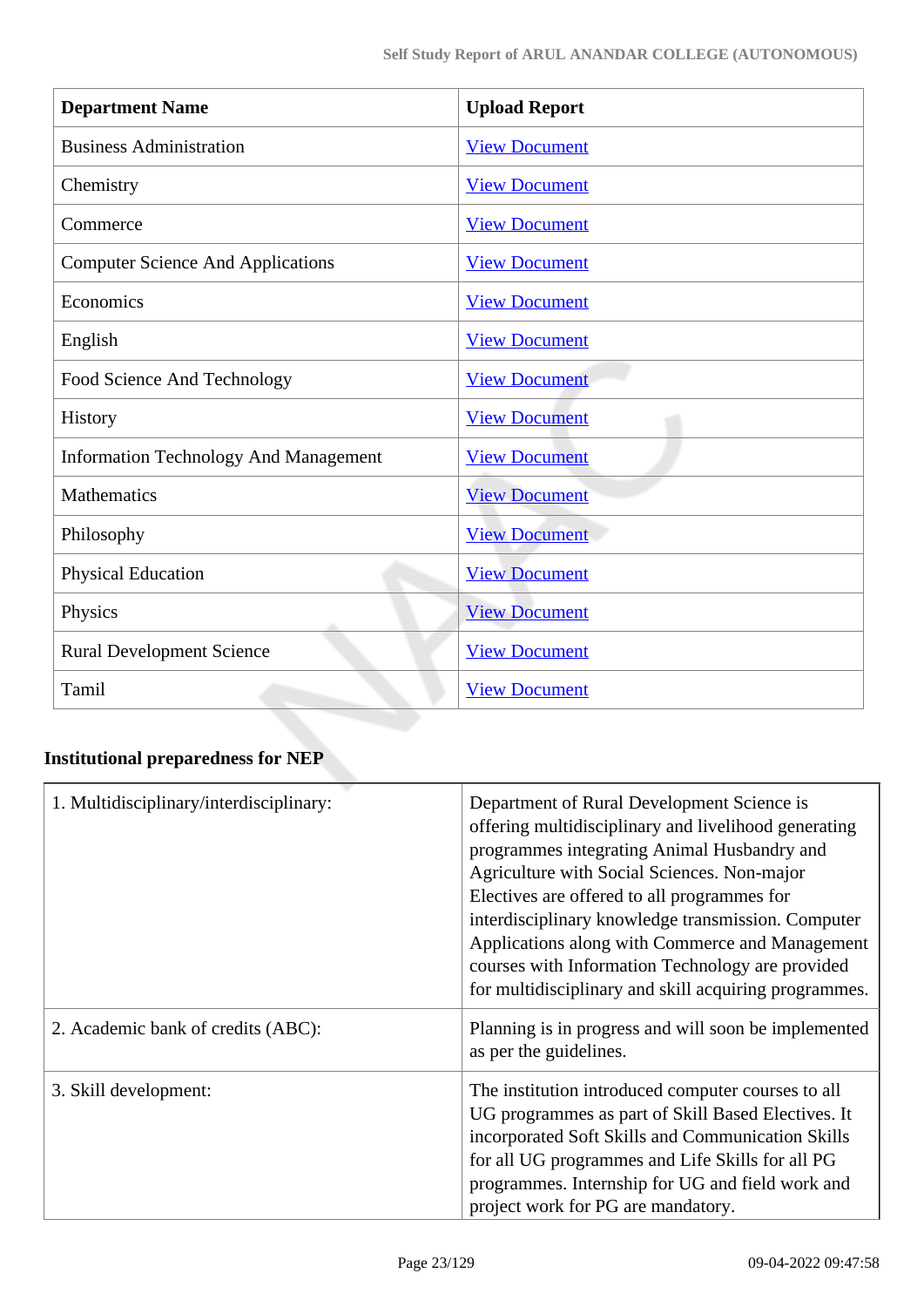| Department Name | Upload Report |
|---|---|
| Business Administration | View Document |
| Chemistry | View Document |
| Commerce | View Document |
| Computer Science And Applications | View Document |
| Economics | View Document |
| English | View Document |
| Food Science And Technology | View Document |
| History | View Document |
| Information Technology And Management | View Document |
| Mathematics | View Document |
| Philosophy | View Document |
| Physical Education | View Document |
| Physics | View Document |
| Rural Development Science | View Document |
| Tamil | View Document |

**Institutional preparedness for NEP**

| | |
|---|---|
| 1. Multidisciplinary/interdisciplinary: | Department of Rural Development Science is offering multidisciplinary and livelihood generating programmes integrating Animal Husbandry and Agriculture with Social Sciences. Non-major Electives are offered to all programmes for interdisciplinary knowledge transmission. Computer Applications along with Commerce and Management courses with Information Technology are provided for multidisciplinary and skill acquiring programmes. |
| 2. Academic bank of credits (ABC): | Planning is in progress and will soon be implemented as per the guidelines. |
| 3. Skill development: | The institution introduced computer courses to all UG programmes as part of Skill Based Electives. It incorporated Soft Skills and Communication Skills for all UG programmes and Life Skills for all PG programmes. Internship for UG and field work and project work for PG are mandatory. |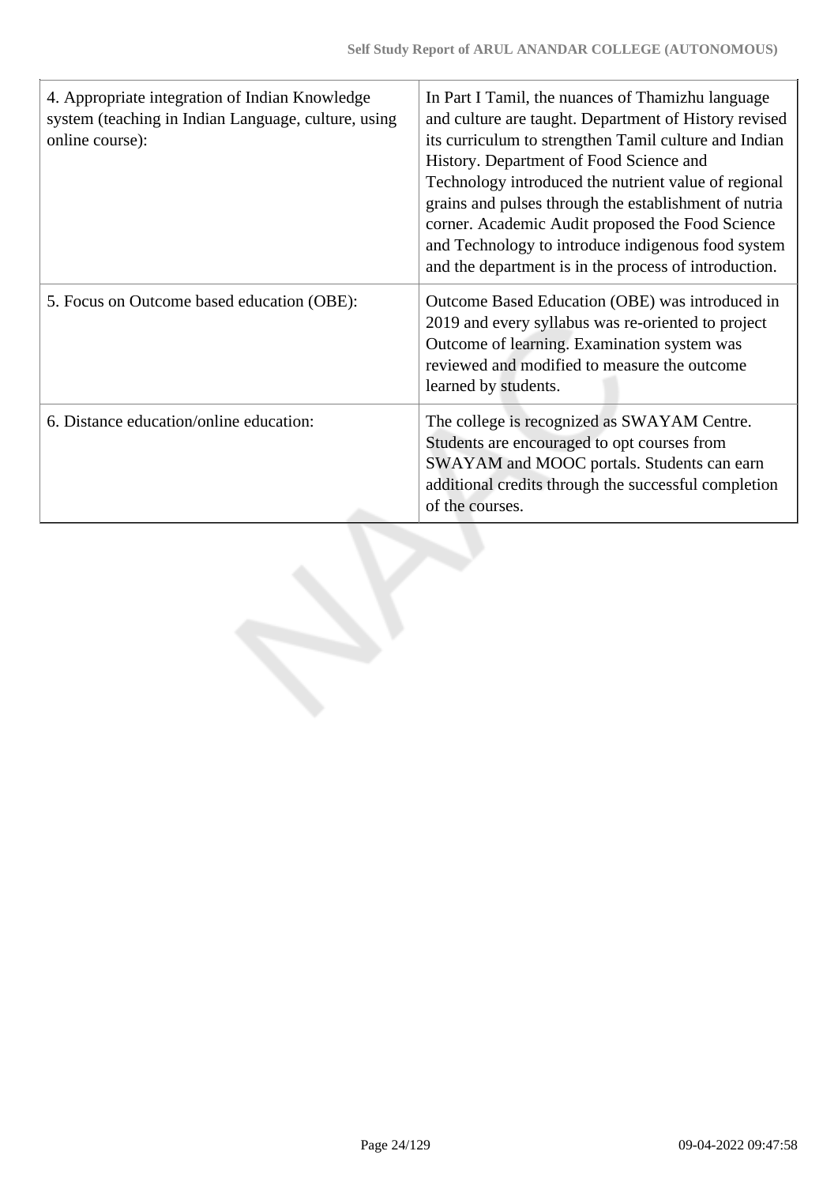| | |
|---|---|
| 4. Appropriate integration of Indian Knowledge system (teaching in Indian Language, culture, using online course): | In Part I Tamil, the nuances of Thamizhu language and culture are taught. Department of History revised its curriculum to strengthen Tamil culture and Indian History. Department of Food Science and Technology introduced the nutrient value of regional grains and pulses through the establishment of nutria corner. Academic Audit proposed the Food Science and Technology to introduce indigenous food system and the department is in the process of introduction. |
| 5. Focus on Outcome based education (OBE): | Outcome Based Education (OBE) was introduced in 2019 and every syllabus was re-oriented to project Outcome of learning. Examination system was reviewed and modified to measure the outcome learned by students. |
| 6. Distance education/online education: | The college is recognized as SWAYAM Centre. Students are encouraged to opt courses from SWAYAM and MOOC portals. Students can earn additional credits through the successful completion of the courses. |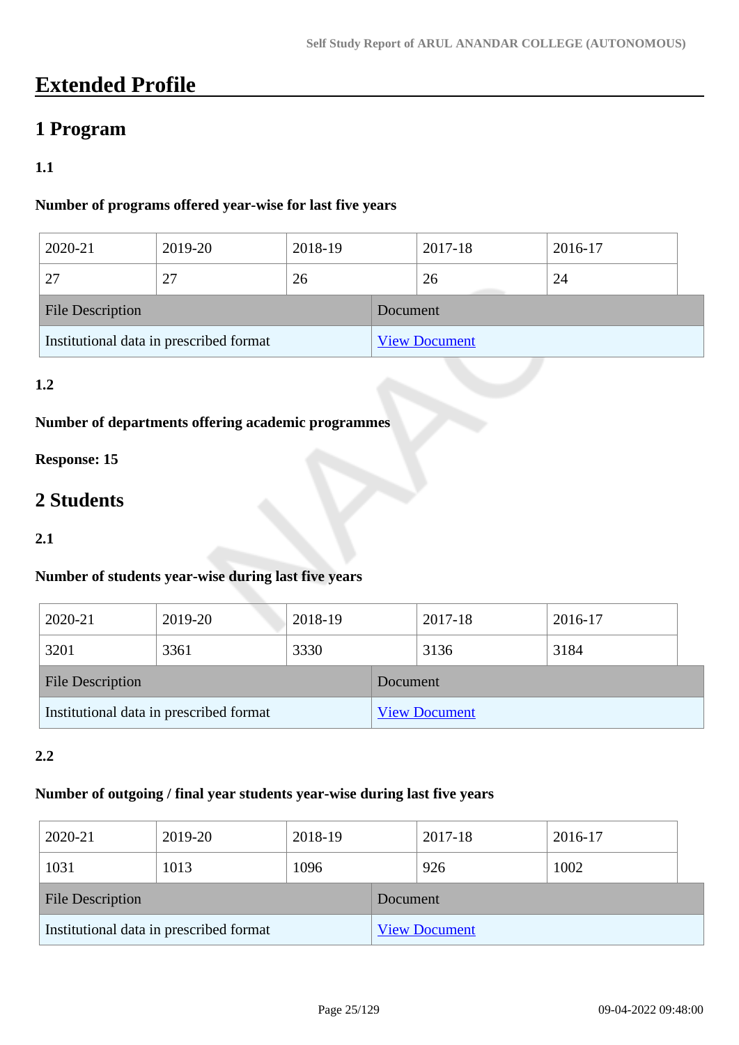# Extended Profile

## 1 Program

### 1.1

**Number of programs offered year-wise for last five years**

| 2020-21 | 2019-20 | 2018-19 | 2017-18 | 2016-17 |
|---|---|---|---|---|
| 27 | 27 | 26 | 26 | 24 |

| File Description | Document |
|---|---|
| Institutional data in prescribed format | View Document |

### 1.2

**Number of departments offering academic programmes**

**Response: 15**

## 2 Students

### 2.1

**Number of students year-wise during last five years**

| 2020-21 | 2019-20 | 2018-19 | 2017-18 | 2016-17 |
|---|---|---|---|---|
| 3201 | 3361 | 3330 | 3136 | 3184 |

| File Description | Document |
|---|---|
| Institutional data in prescribed format | View Document |

### 2.2

**Number of outgoing / final year students year-wise during last five years**

| 2020-21 | 2019-20 | 2018-19 | 2017-18 | 2016-17 |
|---|---|---|---|---|
| 1031 | 1013 | 1096 | 926 | 1002 |

| File Description | Document |
|---|---|
| Institutional data in prescribed format | View Document |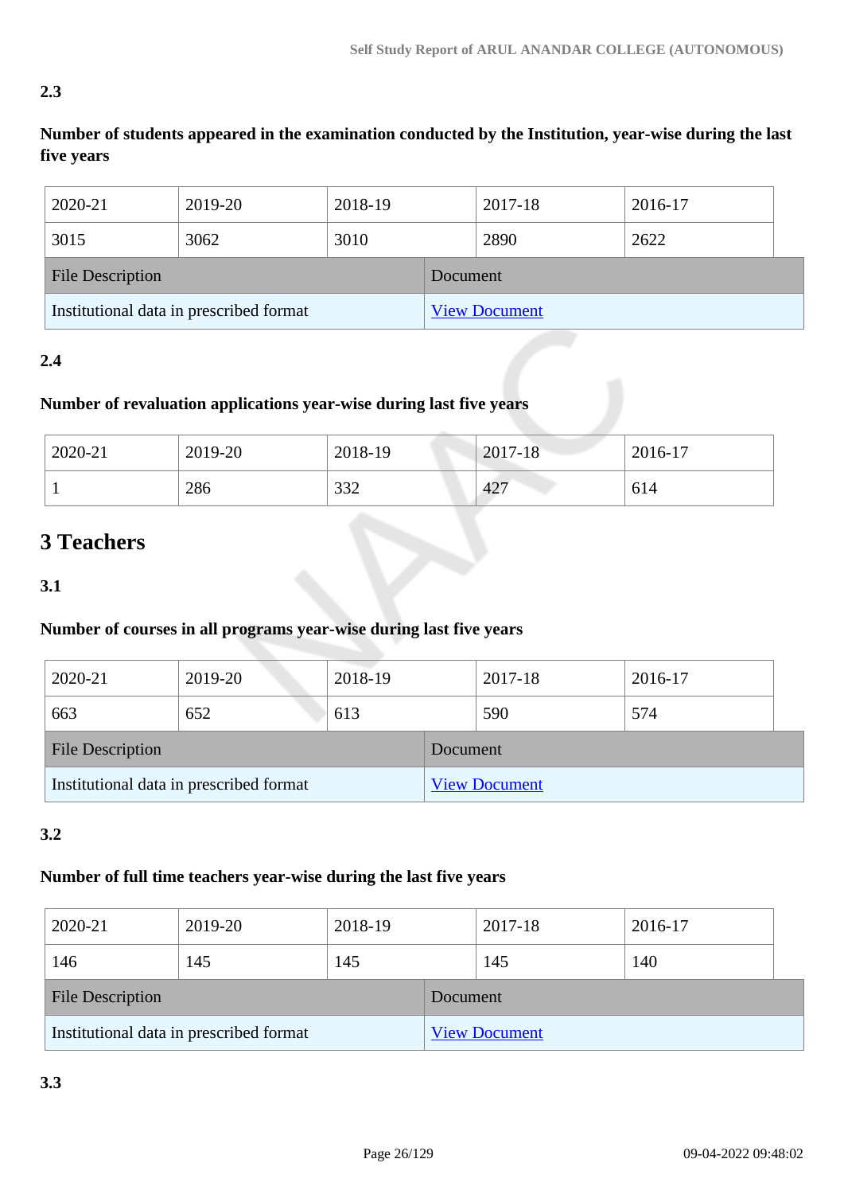**2.3**

**Number of students appeared in the examination conducted by the Institution, year-wise during the last five years**

| 2020-21 | 2019-20 | 2018-19 | 2017-18 | 2016-17 |
|---|---|---|---|---|
| 3015 | 3062 | 3010 | 2890 | 2622 |

| File Description | Document |
|---|---|
| Institutional data in prescribed format | View Document |

**2.4**

**Number of revaluation applications year-wise during last five years**

| 2020-21 | 2019-20 | 2018-19 | 2017-18 | 2016-17 |
|---|---|---|---|---|
| 1 | 286 | 332 | 427 | 614 |

# 3 Teachers

**3.1**

**Number of courses in all programs year-wise during last five years**

| 2020-21 | 2019-20 | 2018-19 | 2017-18 | 2016-17 |
|---|---|---|---|---|
| 663 | 652 | 613 | 590 | 574 |

| File Description | Document |
|---|---|
| Institutional data in prescribed format | View Document |

**3.2**

**Number of full time teachers year-wise during the last five years**

| 2020-21 | 2019-20 | 2018-19 | 2017-18 | 2016-17 |
|---|---|---|---|---|
| 146 | 145 | 145 | 145 | 140 |

| File Description | Document |
|---|---|
| Institutional data in prescribed format | View Document |

**3.3**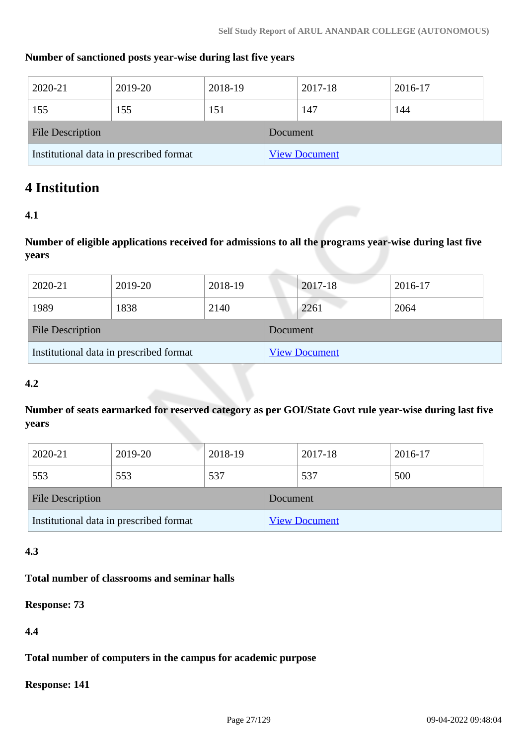**Number of sanctioned posts year-wise during last five years**

| 2020-21 | 2019-20 | 2018-19 | 2017-18 | 2016-17 |
|---|---|---|---|---|
| 155 | 155 | 151 | 147 | 144 |

| File Description | Document |
|---|---|
| Institutional data in prescribed format | View Document |

# 4 Institution

**4.1**

**Number of eligible applications received for admissions to all the programs year-wise during last five years**

| 2020-21 | 2019-20 | 2018-19 | 2017-18 | 2016-17 |
|---|---|---|---|---|
| 1989 | 1838 | 2140 | 2261 | 2064 |

| File Description | Document |
|---|---|
| Institutional data in prescribed format | View Document |

**4.2**

**Number of seats earmarked for reserved category as per GOI/State Govt rule year-wise during last five years**

| 2020-21 | 2019-20 | 2018-19 | 2017-18 | 2016-17 |
|---|---|---|---|---|
| 553 | 553 | 537 | 537 | 500 |

| File Description | Document |
|---|---|
| Institutional data in prescribed format | View Document |

**4.3**

**Total number of classrooms and seminar halls**

**Response: 73**

**4.4**

**Total number of computers in the campus for academic purpose**

**Response: 141**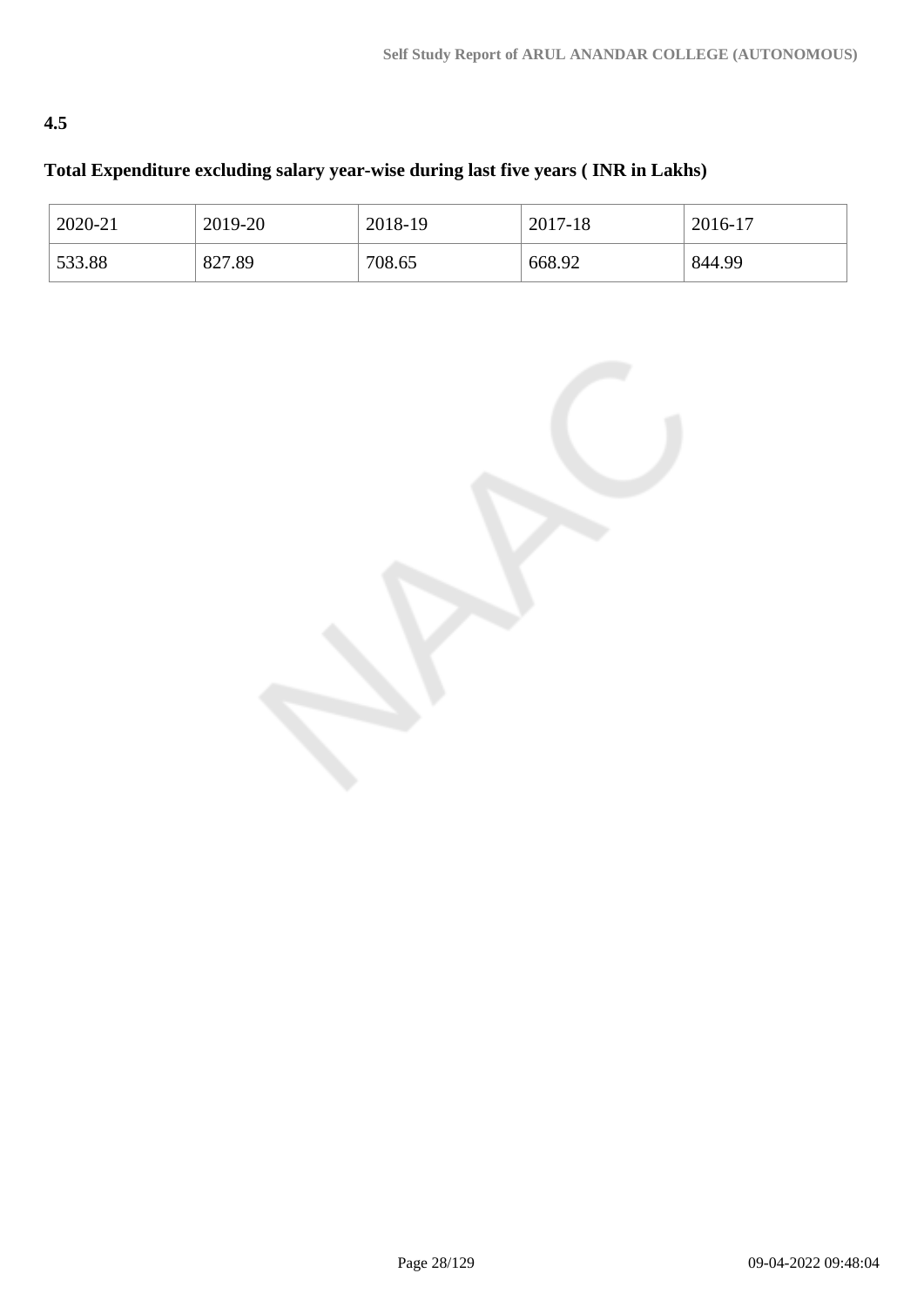**4.5**

**Total Expenditure excluding salary year-wise during last five years ( INR in Lakhs)**

| 2020-21 | 2019-20 | 2018-19 | 2017-18 | 2016-17 |
|---|---|---|---|---|
| 533.88 | 827.89 | 708.65 | 668.92 | 844.99 |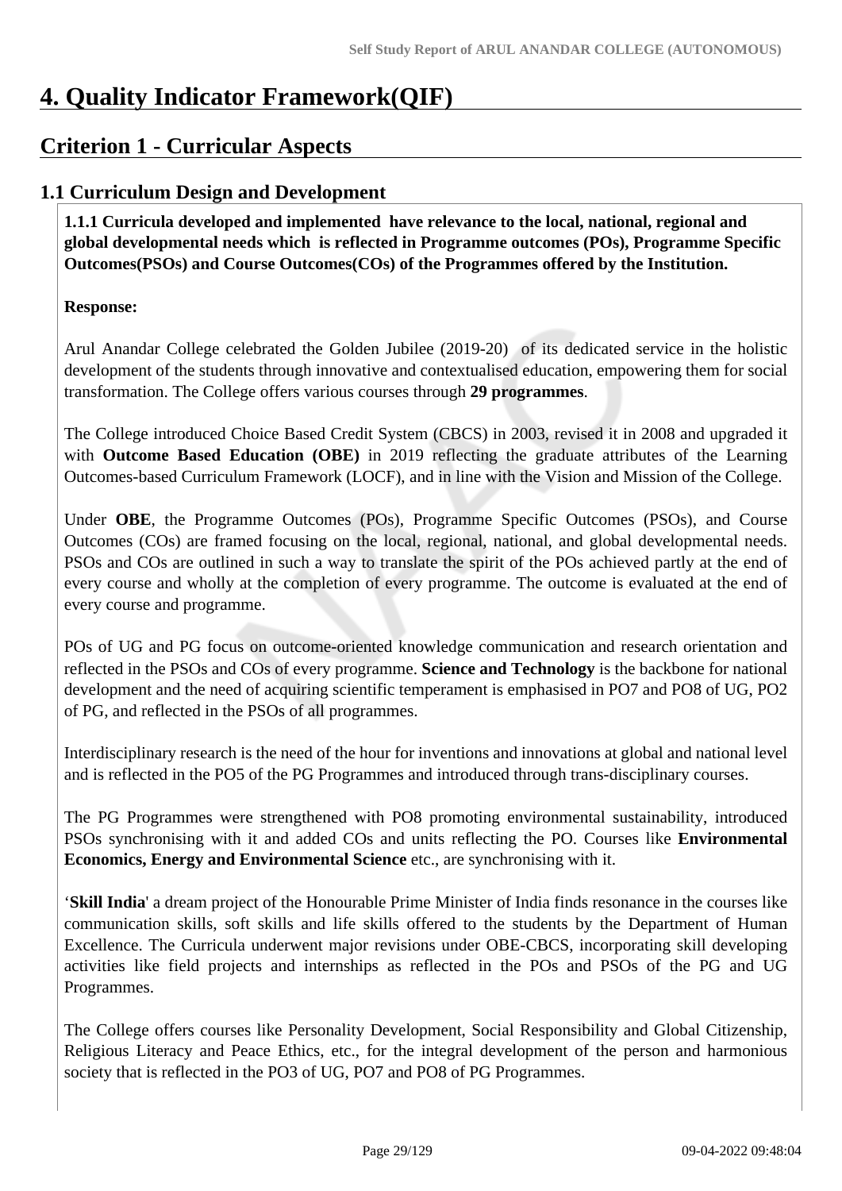# 4. Quality Indicator Framework(QIF)

## Criterion 1 - Curricular Aspects

### 1.1 Curriculum Design and Development

**1.1.1 Curricula developed and implemented have relevance to the local, national, regional and global developmental needs which is reflected in Programme outcomes (POs), Programme Specific Outcomes(PSOs) and Course Outcomes(COs) of the Programmes offered by the Institution.**

**Response:**

Arul Anandar College celebrated the Golden Jubilee (2019-20) of its dedicated service in the holistic development of the students through innovative and contextualised education, empowering them for social transformation. The College offers various courses through **29 programmes**.

The College introduced Choice Based Credit System (CBCS) in 2003, revised it in 2008 and upgraded it with **Outcome Based Education (OBE)** in 2019 reflecting the graduate attributes of the Learning Outcomes-based Curriculum Framework (LOCF), and in line with the Vision and Mission of the College.

Under **OBE**, the Programme Outcomes (POs), Programme Specific Outcomes (PSOs), and Course Outcomes (COs) are framed focusing on the local, regional, national, and global developmental needs. PSOs and COs are outlined in such a way to translate the spirit of the POs achieved partly at the end of every course and wholly at the completion of every programme. The outcome is evaluated at the end of every course and programme.

POs of UG and PG focus on outcome-oriented knowledge communication and research orientation and reflected in the PSOs and COs of every programme. **Science and Technology** is the backbone for national development and the need of acquiring scientific temperament is emphasised in PO7 and PO8 of UG, PO2 of PG, and reflected in the PSOs of all programmes.

Interdisciplinary research is the need of the hour for inventions and innovations at global and national level and is reflected in the PO5 of the PG Programmes and introduced through trans-disciplinary courses.

The PG Programmes were strengthened with PO8 promoting environmental sustainability, introduced PSOs synchronising with it and added COs and units reflecting the PO. Courses like **Environmental Economics, Energy and Environmental Science** etc., are synchronising with it.

'**Skill India**' a dream project of the Honourable Prime Minister of India finds resonance in the courses like communication skills, soft skills and life skills offered to the students by the Department of Human Excellence. The Curricula underwent major revisions under OBE-CBCS, incorporating skill developing activities like field projects and internships as reflected in the POs and PSOs of the PG and UG Programmes.

The College offers courses like Personality Development, Social Responsibility and Global Citizenship, Religious Literacy and Peace Ethics, etc., for the integral development of the person and harmonious society that is reflected in the PO3 of UG, PO7 and PO8 of PG Programmes.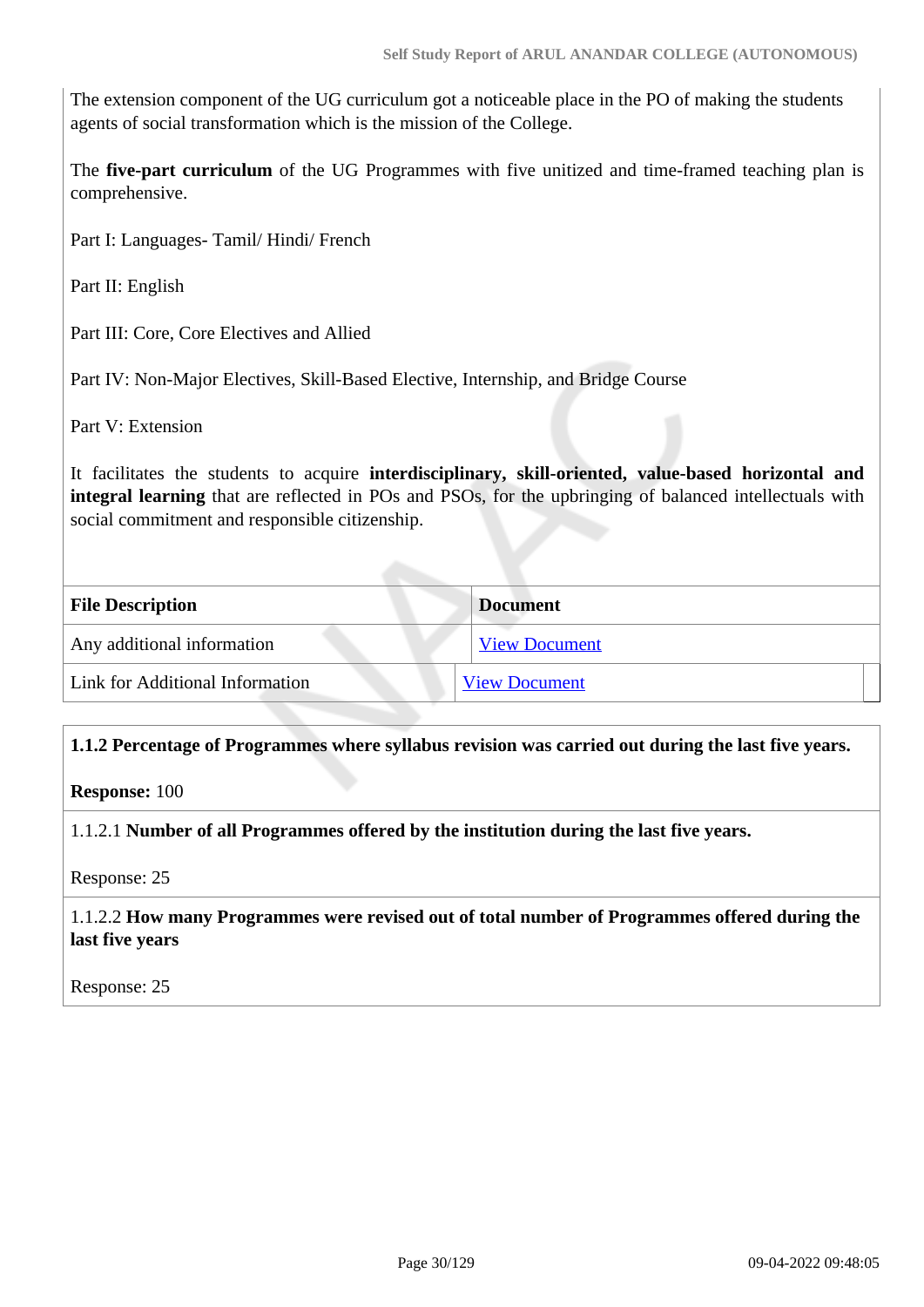The extension component of the UG curriculum got a noticeable place in the PO of making the students agents of social transformation which is the mission of the College.

The **five-part curriculum** of the UG Programmes with five unitized and time-framed teaching plan is comprehensive.

Part I: Languages- Tamil/ Hindi/ French

Part II: English

Part III: Core, Core Electives and Allied

Part IV: Non-Major Electives, Skill-Based Elective, Internship, and Bridge Course

Part V: Extension

It facilitates the students to acquire **interdisciplinary, skill-oriented, value-based horizontal and integral learning** that are reflected in POs and PSOs, for the upbringing of balanced intellectuals with social commitment and responsible citizenship.

| File Description | Document |
|---|---|
| Any additional information | View Document |
| Link for Additional Information | View Document |

**1.1.2 Percentage of Programmes where syllabus revision was carried out during the last five years.**

**Response:** 100

1.1.2.1 **Number of all Programmes offered by the institution during the last five years.**

Response: 25

1.1.2.2 **How many Programmes were revised out of total number of Programmes offered during the last five years**

Response: 25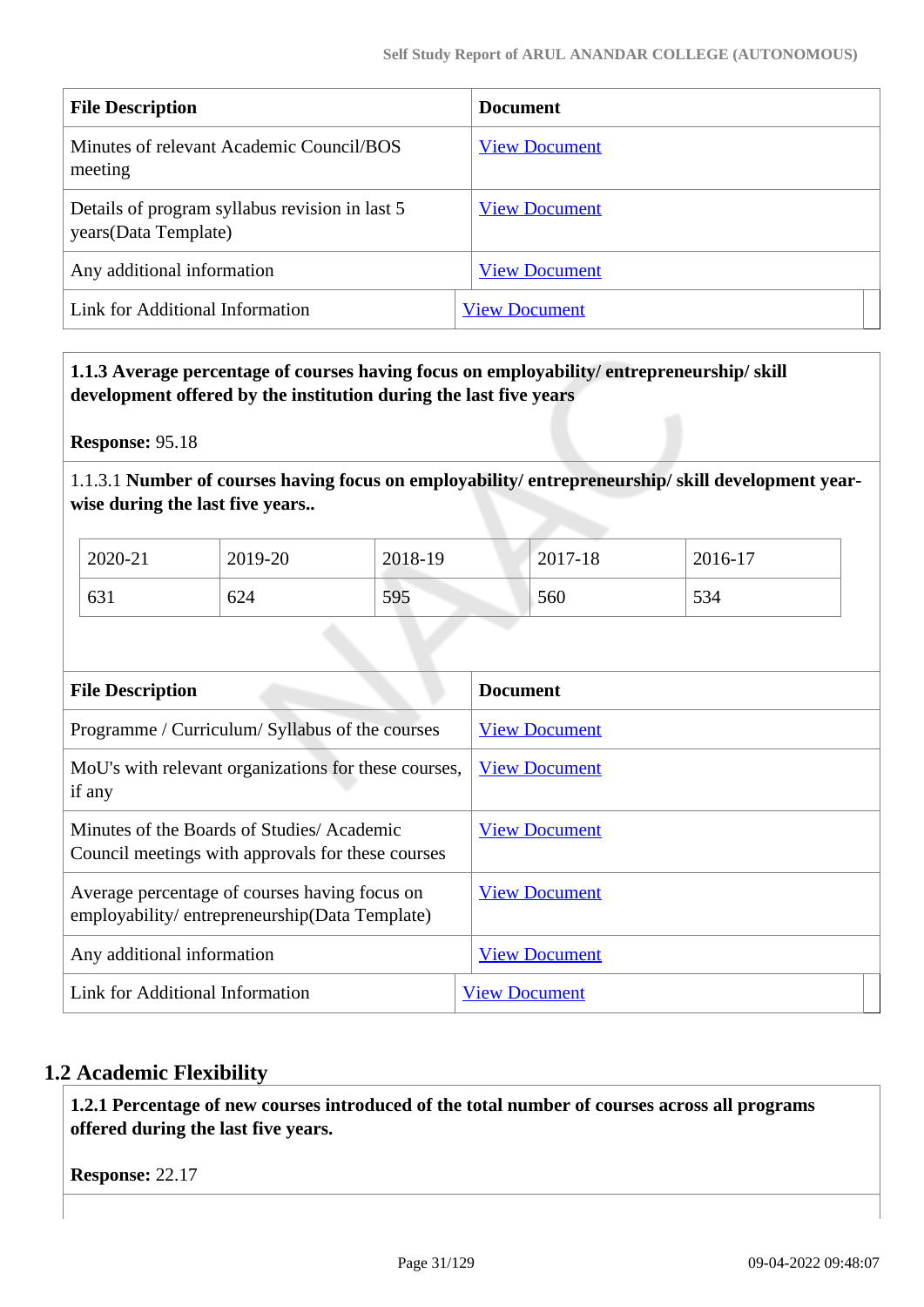| File Description | Document |
|---|---|
| Minutes of relevant Academic Council/BOS meeting | View Document |
| Details of program syllabus revision in last 5 years(Data Template) | View Document |
| Any additional information | View Document |
| Link for Additional Information | View Document |

**1.1.3 Average percentage of courses having focus on employability/ entrepreneurship/ skill development offered by the institution during the last five years**

**Response:** 95.18

1.1.3.1 **Number of courses having focus on employability/ entrepreneurship/ skill development year-wise during the last five years..**

| 2020-21 | 2019-20 | 2018-19 | 2017-18 | 2016-17 |
|---|---|---|---|---|
| 631 | 624 | 595 | 560 | 534 |

| File Description | Document |
|---|---|
| Programme / Curriculum/ Syllabus of the courses | View Document |
| MoU's with relevant organizations for these courses, if any | View Document |
| Minutes of the Boards of Studies/ Academic Council meetings with approvals for these courses | View Document |
| Average percentage of courses having focus on employability/ entrepreneurship(Data Template) | View Document |
| Any additional information | View Document |
| Link for Additional Information | View Document |

## 1.2 Academic Flexibility

**1.2.1 Percentage of new courses introduced of the total number of courses across all programs offered during the last five years.**

**Response:** 22.17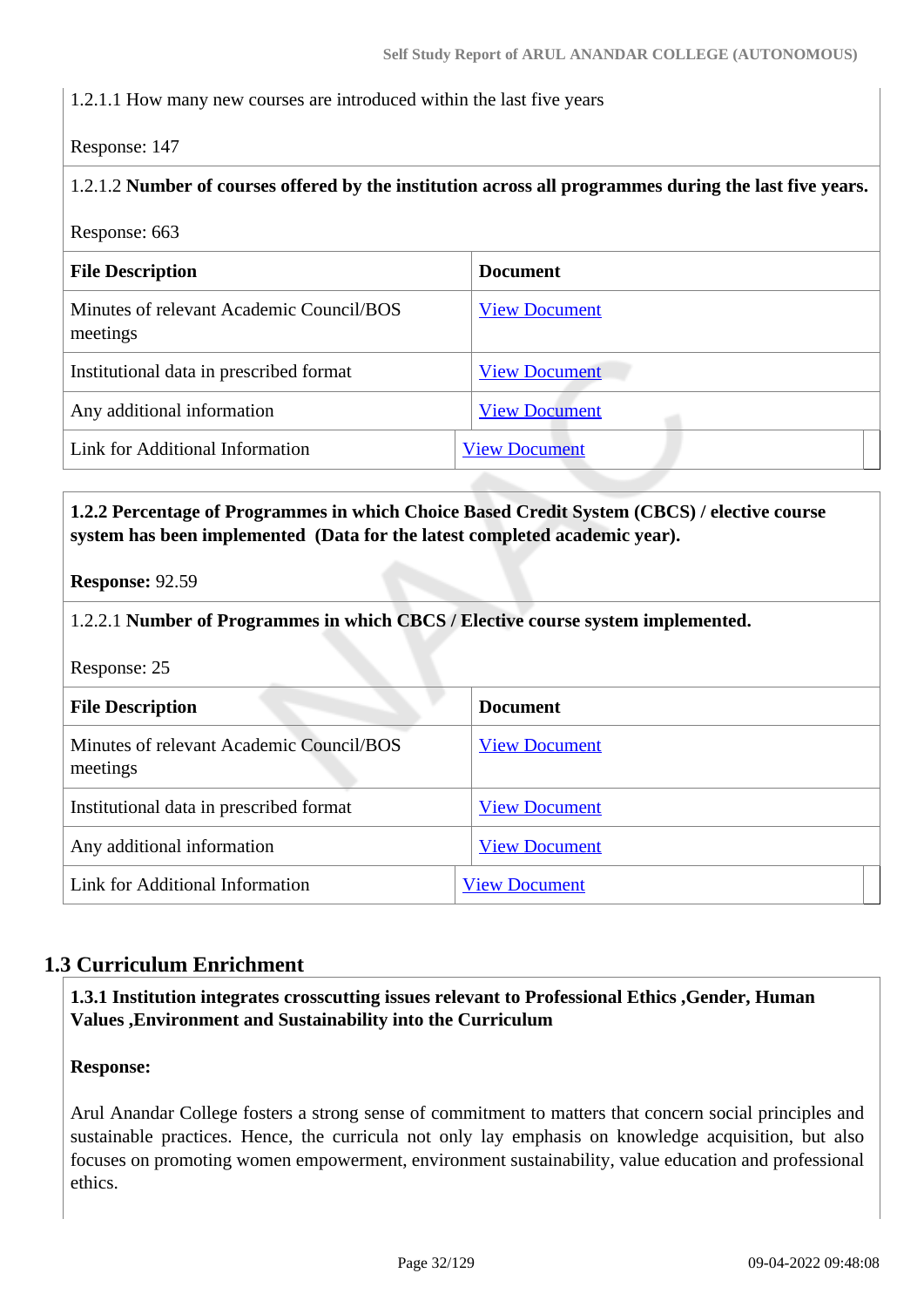1.2.1.1 How many new courses are introduced within the last five years

Response: 147

1.2.1.2 **Number of courses offered by the institution across all programmes during the last five years.**

Response: 663

| File Description | Document |
|---|---|
| Minutes of relevant Academic Council/BOS meetings | View Document |
| Institutional data in prescribed format | View Document |
| Any additional information | View Document |
| Link for Additional Information | View Document |

**1.2.2 Percentage of Programmes in which Choice Based Credit System (CBCS) / elective course system has been implemented (Data for the latest completed academic year).**

**Response:** 92.59

1.2.2.1 **Number of Programmes in which CBCS / Elective course system implemented.**

Response: 25

| File Description | Document |
|---|---|
| Minutes of relevant Academic Council/BOS meetings | View Document |
| Institutional data in prescribed format | View Document |
| Any additional information | View Document |
| Link for Additional Information | View Document |

## 1.3 Curriculum Enrichment

**1.3.1 Institution integrates crosscutting issues relevant to Professional Ethics ,Gender, Human Values ,Environment and Sustainability into the Curriculum**

**Response:**

Arul Anandar College fosters a strong sense of commitment to matters that concern social principles and sustainable practices. Hence, the curricula not only lay emphasis on knowledge acquisition, but also focuses on promoting women empowerment, environment sustainability, value education and professional ethics.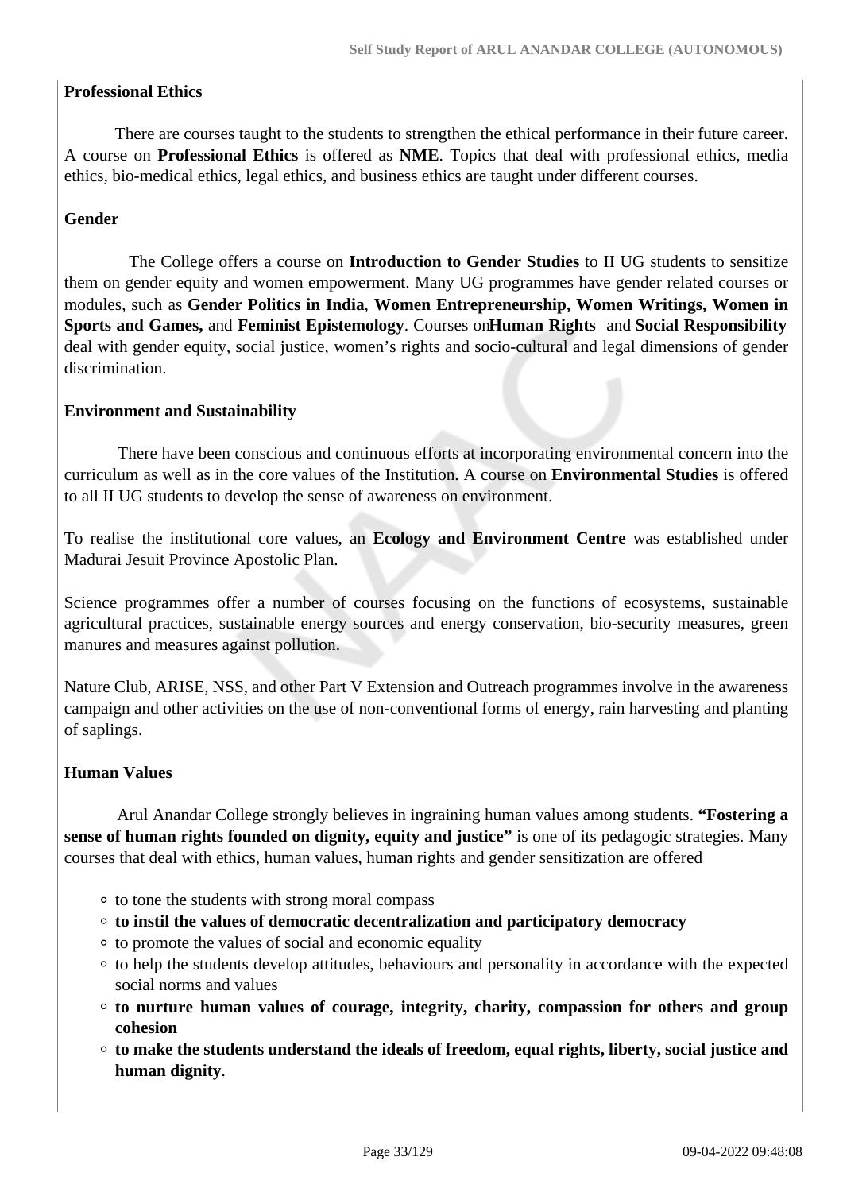**Professional Ethics**

There are courses taught to the students to strengthen the ethical performance in their future career. A course on **Professional Ethics** is offered as **NME**. Topics that deal with professional ethics, media ethics, bio-medical ethics, legal ethics, and business ethics are taught under different courses.

**Gender**

The College offers a course on **Introduction to Gender Studies** to II UG students to sensitize them on gender equity and women empowerment. Many UG programmes have gender related courses or modules, such as **Gender Politics in India**, **Women Entrepreneurship, Women Writings, Women in Sports and Games,** and **Feminist Epistemology**. Courses on**Human Rights** and **Social Responsibility** deal with gender equity, social justice, women's rights and socio-cultural and legal dimensions of gender discrimination.

**Environment and Sustainability**

There have been conscious and continuous efforts at incorporating environmental concern into the curriculum as well as in the core values of the Institution. A course on **Environmental Studies** is offered to all II UG students to develop the sense of awareness on environment.

To realise the institutional core values, an **Ecology and Environment Centre** was established under Madurai Jesuit Province Apostolic Plan.

Science programmes offer a number of courses focusing on the functions of ecosystems, sustainable agricultural practices, sustainable energy sources and energy conservation, bio-security measures, green manures and measures against pollution.

Nature Club, ARISE, NSS, and other Part V Extension and Outreach programmes involve in the awareness campaign and other activities on the use of non-conventional forms of energy, rain harvesting and planting of saplings.

**Human Values**

Arul Anandar College strongly believes in ingraining human values among students. **"Fostering a sense of human rights founded on dignity, equity and justice"** is one of its pedagogic strategies. Many courses that deal with ethics, human values, human rights and gender sensitization are offered

- to tone the students with strong moral compass
- **to instil the values of democratic decentralization and participatory democracy**
- to promote the values of social and economic equality
- to help the students develop attitudes, behaviours and personality in accordance with the expected social norms and values
- **to nurture human values of courage, integrity, charity, compassion for others and group cohesion**
- **to make the students understand the ideals of freedom, equal rights, liberty, social justice and human dignity**.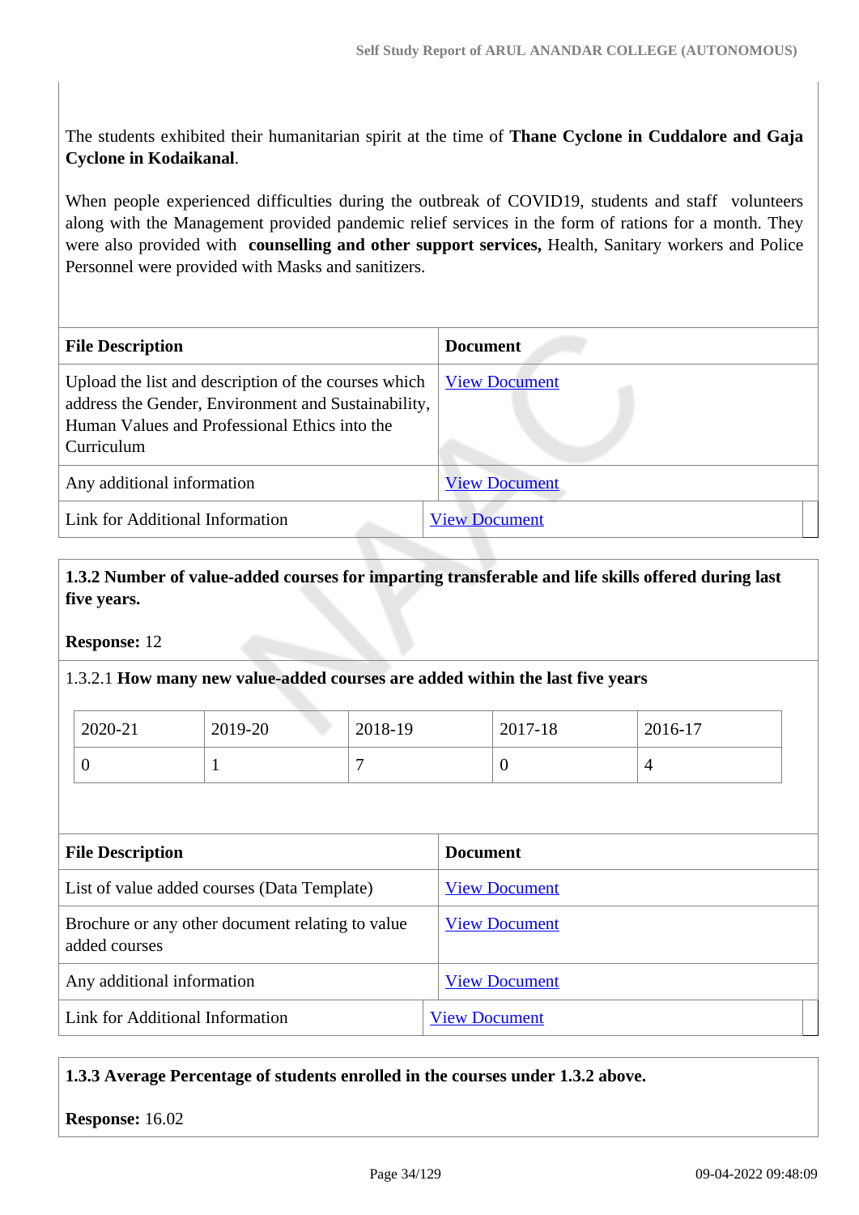The students exhibited their humanitarian spirit at the time of **Thane Cyclone in Cuddalore and Gaja Cyclone in Kodaikanal**.

When people experienced difficulties during the outbreak of COVID19, students and staff volunteers along with the Management provided pandemic relief services in the form of rations for a month. They were also provided with **counselling and other support services,** Health, Sanitary workers and Police Personnel were provided with Masks and sanitizers.

| File Description | Document |
|---|---|
| Upload the list and description of the courses which address the Gender, Environment and Sustainability, Human Values and Professional Ethics into the Curriculum | View Document |
| Any additional information | View Document |
| Link for Additional Information | View Document |

**1.3.2 Number of value-added courses for imparting transferable and life skills offered during last five years.**

**Response:** 12

1.3.2.1 **How many new value-added courses are added within the last five years**

| 2020-21 | 2019-20 | 2018-19 | 2017-18 | 2016-17 |
|---|---|---|---|---|
| 0 | 1 | 7 | 0 | 4 |

| File Description | Document |
|---|---|
| List of value added courses (Data Template) | View Document |
| Brochure or any other document relating to value added courses | View Document |
| Any additional information | View Document |
| Link for Additional Information | View Document |

**1.3.3 Average Percentage of students enrolled in the courses under 1.3.2 above.**

**Response:** 16.02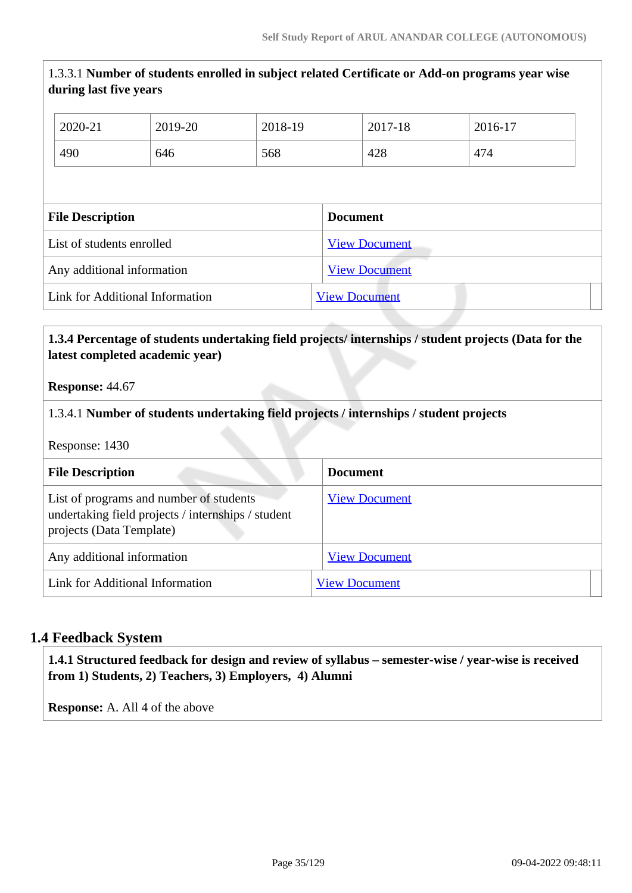1.3.3.1 **Number of students enrolled in subject related Certificate or Add-on programs year wise during last five years**

| 2020-21 | 2019-20 | 2018-19 | 2017-18 | 2016-17 |
|---|---|---|---|---|
| 490 | 646 | 568 | 428 | 474 |

| File Description | Document |
|---|---|
| List of students enrolled | View Document |
| Any additional information | View Document |
| Link for Additional Information | View Document |

**1.3.4 Percentage of students undertaking field projects/ internships / student projects (Data for the latest completed academic year)**

**Response:** 44.67

1.3.4.1 **Number of students undertaking field projects / internships / student projects**

Response: 1430

| File Description | Document |
|---|---|
| List of programs and number of students undertaking field projects / internships / student projects (Data Template) | View Document |
| Any additional information | View Document |
| Link for Additional Information | View Document |

## 1.4 Feedback System

**1.4.1 Structured feedback for design and review of syllabus – semester-wise / year-wise is received from 1) Students, 2) Teachers, 3) Employers, 4) Alumni**

**Response:** A. All 4 of the above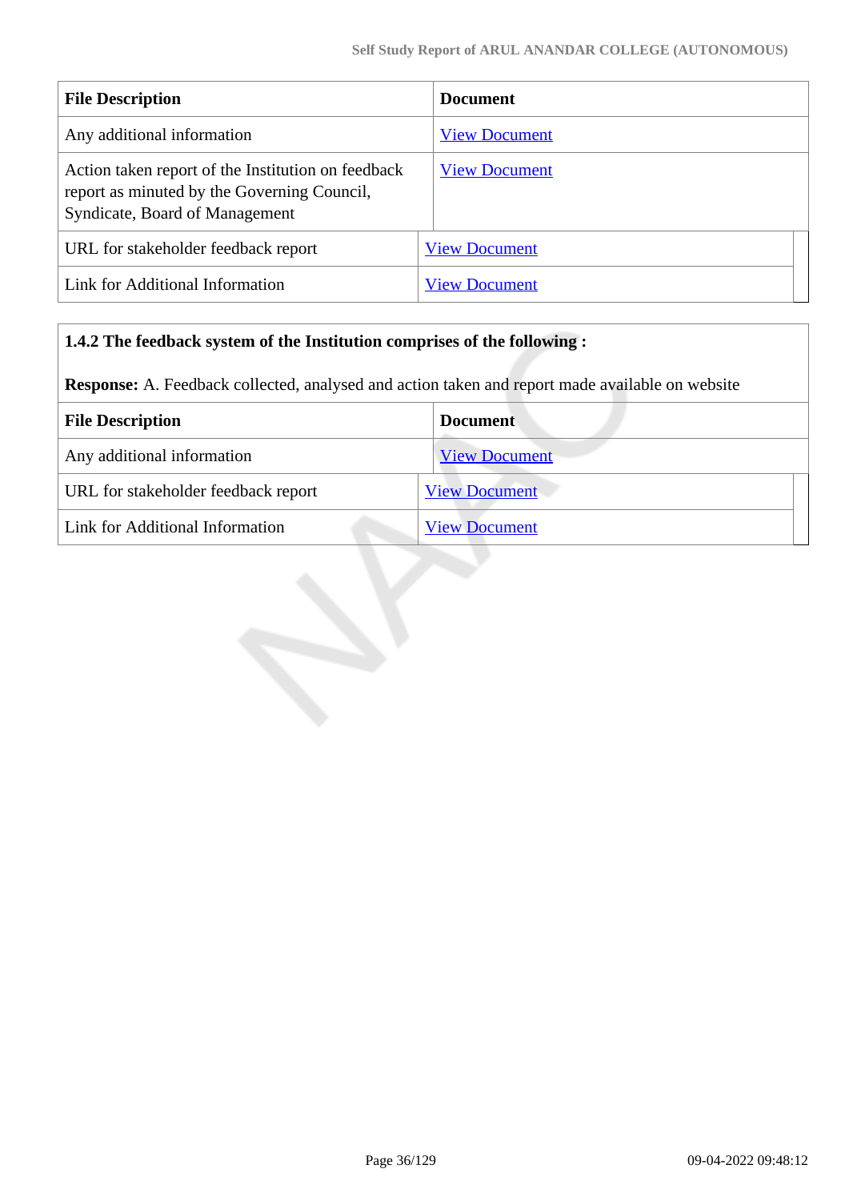| File Description | Document |
|---|---|
| Any additional information | View Document |
| Action taken report of the Institution on feedback report as minuted by the Governing Council, Syndicate, Board of Management | View Document |
| URL for stakeholder feedback report | View Document |
| Link for Additional Information | View Document |

**1.4.2 The feedback system of the Institution comprises of the following :**

**Response:** A. Feedback collected, analysed and action taken and report made available on website

| File Description | Document |
|---|---|
| Any additional information | View Document |
| URL for stakeholder feedback report | View Document |
| Link for Additional Information | View Document |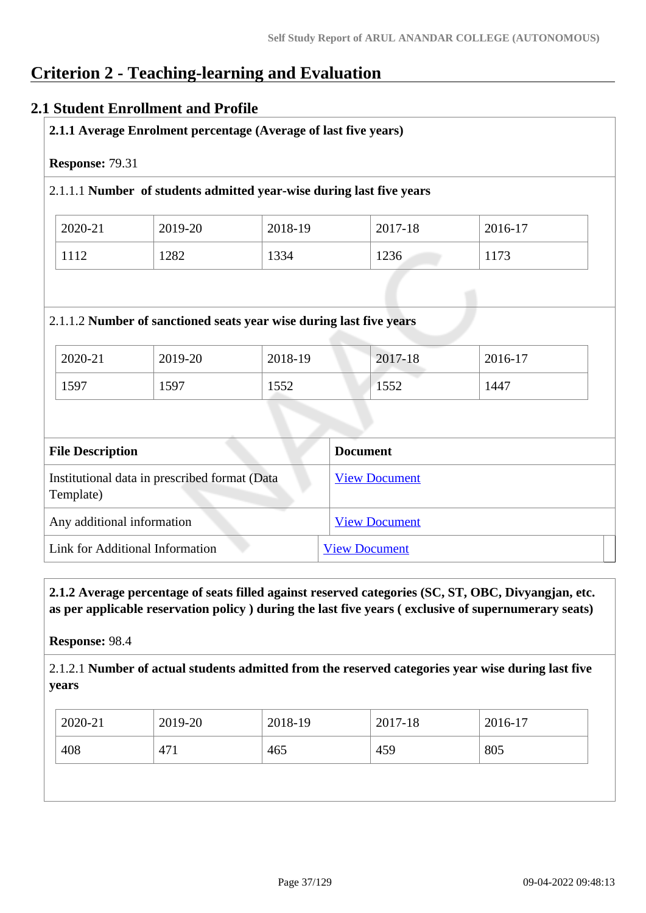# Criterion 2 - Teaching-learning and Evaluation

## 2.1 Student Enrollment and Profile

**2.1.1 Average Enrolment percentage (Average of last five years)**

**Response:** 79.31

2.1.1.1 **Number of students admitted year-wise during last five years**

| 2020-21 | 2019-20 | 2018-19 | 2017-18 | 2016-17 |
|---|---|---|---|---|
| 1112 | 1282 | 1334 | 1236 | 1173 |

2.1.1.2 **Number of sanctioned seats year wise during last five years**

| 2020-21 | 2019-20 | 2018-19 | 2017-18 | 2016-17 |
|---|---|---|---|---|
| 1597 | 1597 | 1552 | 1552 | 1447 |

| File Description | Document |
|---|---|
| Institutional data in prescribed format (Data Template) | View Document |
| Any additional information | View Document |
| Link for Additional Information | View Document |

**2.1.2 Average percentage of seats filled against reserved categories (SC, ST, OBC, Divyangjan, etc. as per applicable reservation policy ) during the last five years ( exclusive of supernumerary seats)**

**Response:** 98.4

2.1.2.1 **Number of actual students admitted from the reserved categories year wise during last five years**

| 2020-21 | 2019-20 | 2018-19 | 2017-18 | 2016-17 |
|---|---|---|---|---|
| 408 | 471 | 465 | 459 | 805 |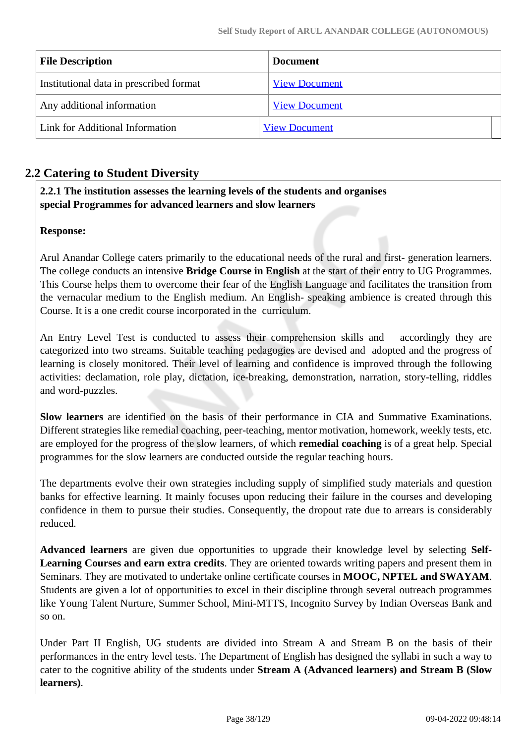| File Description | Document |
| --- | --- |
| Institutional data in prescribed format | View Document |
| Any additional information | View Document |
| Link for Additional Information | View Document |

## 2.2 Catering to Student Diversity

**2.2.1 The institution assesses the learning levels of the students and organises special Programmes for advanced learners and slow learners**

**Response:**

Arul Anandar College caters primarily to the educational needs of the rural and first- generation learners. The college conducts an intensive **Bridge Course in English** at the start of their entry to UG Programmes. This Course helps them to overcome their fear of the English Language and facilitates the transition from the vernacular medium to the English medium. An English- speaking ambience is created through this Course. It is a one credit course incorporated in the curriculum.

An Entry Level Test is conducted to assess their comprehension skills and accordingly they are categorized into two streams. Suitable teaching pedagogies are devised and adopted and the progress of learning is closely monitored. Their level of learning and confidence is improved through the following activities: declamation, role play, dictation, ice-breaking, demonstration, narration, story-telling, riddles and word-puzzles.

**Slow learners** are identified on the basis of their performance in CIA and Summative Examinations. Different strategies like remedial coaching, peer-teaching, mentor motivation, homework, weekly tests, etc. are employed for the progress of the slow learners, of which **remedial coaching** is of a great help. Special programmes for the slow learners are conducted outside the regular teaching hours.

The departments evolve their own strategies including supply of simplified study materials and question banks for effective learning. It mainly focuses upon reducing their failure in the courses and developing confidence in them to pursue their studies. Consequently, the dropout rate due to arrears is considerably reduced.

**Advanced learners** are given due opportunities to upgrade their knowledge level by selecting **Self-Learning Courses and earn extra credits**. They are oriented towards writing papers and present them in Seminars. They are motivated to undertake online certificate courses in **MOOC, NPTEL and SWAYAM**. Students are given a lot of opportunities to excel in their discipline through several outreach programmes like Young Talent Nurture, Summer School, Mini-MTTS, Incognito Survey by Indian Overseas Bank and so on.

Under Part II English, UG students are divided into Stream A and Stream B on the basis of their performances in the entry level tests. The Department of English has designed the syllabi in such a way to cater to the cognitive ability of the students under **Stream A (Advanced learners) and Stream B (Slow learners)**.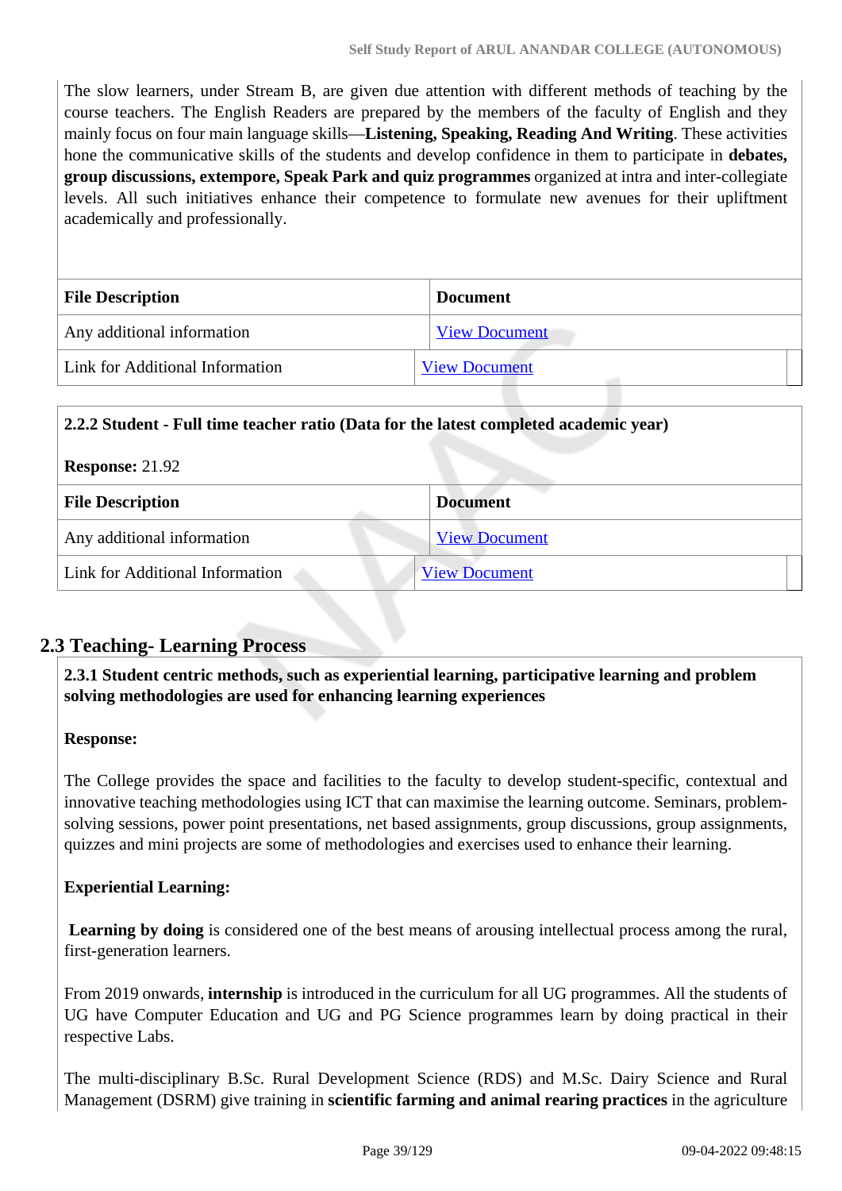The slow learners, under Stream B, are given due attention with different methods of teaching by the course teachers. The English Readers are prepared by the members of the faculty of English and they mainly focus on four main language skills—**Listening, Speaking, Reading And Writing**. These activities hone the communicative skills of the students and develop confidence in them to participate in **debates, group discussions, extempore, Speak Park and quiz programmes** organized at intra and inter-collegiate levels. All such initiatives enhance their competence to formulate new avenues for their upliftment academically and professionally.

| File Description | Document |
|---|---|
| Any additional information | View Document |
| Link for Additional Information | View Document |

**2.2.2 Student - Full time teacher ratio (Data for the latest completed academic year)**

**Response:** 21.92

| File Description | Document |
|---|---|
| Any additional information | View Document |
| Link for Additional Information | View Document |

## 2.3 Teaching- Learning Process

**2.3.1 Student centric methods, such as experiential learning, participative learning and problem solving methodologies are used for enhancing learning experiences**

**Response:**

The College provides the space and facilities to the faculty to develop student-specific, contextual and innovative teaching methodologies using ICT that can maximise the learning outcome. Seminars, problem-solving sessions, power point presentations, net based assignments, group discussions, group assignments, quizzes and mini projects are some of methodologies and exercises used to enhance their learning.

**Experiential Learning:**

**Learning by doing** is considered one of the best means of arousing intellectual process among the rural, first-generation learners.

From 2019 onwards, **internship** is introduced in the curriculum for all UG programmes. All the students of UG have Computer Education and UG and PG Science programmes learn by doing practical in their respective Labs.

The multi-disciplinary B.Sc. Rural Development Science (RDS) and M.Sc. Dairy Science and Rural Management (DSRM) give training in **scientific farming and animal rearing practices** in the agriculture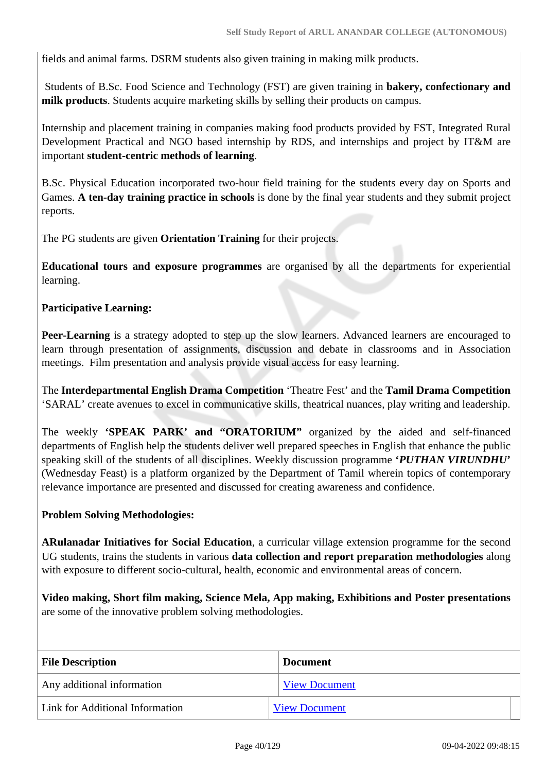fields and animal farms. DSRM students also given training in making milk products.

Students of B.Sc. Food Science and Technology (FST) are given training in **bakery, confectionary and milk products**. Students acquire marketing skills by selling their products on campus.

Internship and placement training in companies making food products provided by FST, Integrated Rural Development Practical and NGO based internship by RDS, and internships and project by IT&M are important **student-centric methods of learning**.

B.Sc. Physical Education incorporated two-hour field training for the students every day on Sports and Games. **A ten-day training practice in schools** is done by the final year students and they submit project reports.

The PG students are given **Orientation Training** for their projects.

**Educational tours and exposure programmes** are organised by all the departments for experiential learning.

**Participative Learning:**

**Peer-Learning** is a strategy adopted to step up the slow learners. Advanced learners are encouraged to learn through presentation of assignments, discussion and debate in classrooms and in Association meetings. Film presentation and analysis provide visual access for easy learning.

The **Interdepartmental English Drama Competition** 'Theatre Fest' and the **Tamil Drama Competition** 'SARAL' create avenues to excel in communicative skills, theatrical nuances, play writing and leadership.

The weekly **'SPEAK PARK' and "ORATORIUM"** organized by the aided and self-financed departments of English help the students deliver well prepared speeches in English that enhance the public speaking skill of the students of all disciplines. Weekly discussion programme ***'PUTHAN VIRUNDHU'*** (Wednesday Feast) is a platform organized by the Department of Tamil wherein topics of contemporary relevance importance are presented and discussed for creating awareness and confidence.

**Problem Solving Methodologies:**

**ARulanadar Initiatives for Social Education**, a curricular village extension programme for the second UG students, trains the students in various **data collection and report preparation methodologies** along with exposure to different socio-cultural, health, economic and environmental areas of concern.

**Video making, Short film making, Science Mela, App making, Exhibitions and Poster presentations** are some of the innovative problem solving methodologies.

| File Description | Document |
|---|---|
| Any additional information | View Document |
| Link for Additional Information | View Document |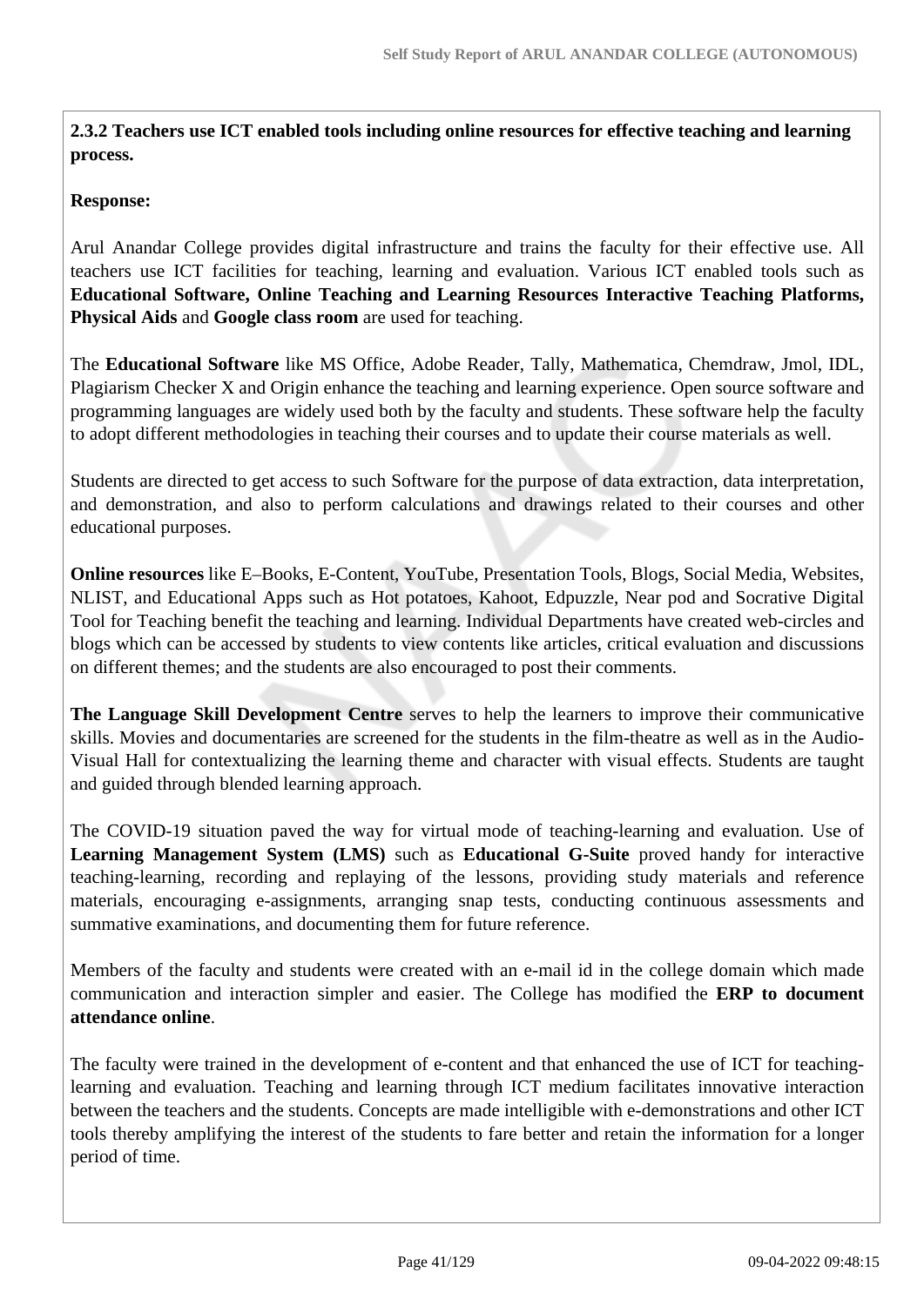**2.3.2 Teachers use ICT enabled tools including online resources for effective teaching and learning process.**

**Response:**

Arul Anandar College provides digital infrastructure and trains the faculty for their effective use. All teachers use ICT facilities for teaching, learning and evaluation. Various ICT enabled tools such as **Educational Software, Online Teaching and Learning Resources Interactive Teaching Platforms, Physical Aids** and **Google class room** are used for teaching.

The **Educational Software** like MS Office, Adobe Reader, Tally, Mathematica, Chemdraw, Jmol, IDL, Plagiarism Checker X and Origin enhance the teaching and learning experience. Open source software and programming languages are widely used both by the faculty and students. These software help the faculty to adopt different methodologies in teaching their courses and to update their course materials as well.

Students are directed to get access to such Software for the purpose of data extraction, data interpretation, and demonstration, and also to perform calculations and drawings related to their courses and other educational purposes.

**Online resources** like E–Books, E-Content, YouTube, Presentation Tools, Blogs, Social Media, Websites, NLIST, and Educational Apps such as Hot potatoes, Kahoot, Edpuzzle, Near pod and Socrative Digital Tool for Teaching benefit the teaching and learning. Individual Departments have created web-circles and blogs which can be accessed by students to view contents like articles, critical evaluation and discussions on different themes; and the students are also encouraged to post their comments.

**The Language Skill Development Centre** serves to help the learners to improve their communicative skills. Movies and documentaries are screened for the students in the film-theatre as well as in the Audio-Visual Hall for contextualizing the learning theme and character with visual effects. Students are taught and guided through blended learning approach.

The COVID-19 situation paved the way for virtual mode of teaching-learning and evaluation. Use of **Learning Management System (LMS)** such as **Educational G-Suite** proved handy for interactive teaching-learning, recording and replaying of the lessons, providing study materials and reference materials, encouraging e-assignments, arranging snap tests, conducting continuous assessments and summative examinations, and documenting them for future reference.

Members of the faculty and students were created with an e-mail id in the college domain which made communication and interaction simpler and easier. The College has modified the **ERP to document attendance online**.

The faculty were trained in the development of e-content and that enhanced the use of ICT for teaching-learning and evaluation. Teaching and learning through ICT medium facilitates innovative interaction between the teachers and the students. Concepts are made intelligible with e-demonstrations and other ICT tools thereby amplifying the interest of the students to fare better and retain the information for a longer period of time.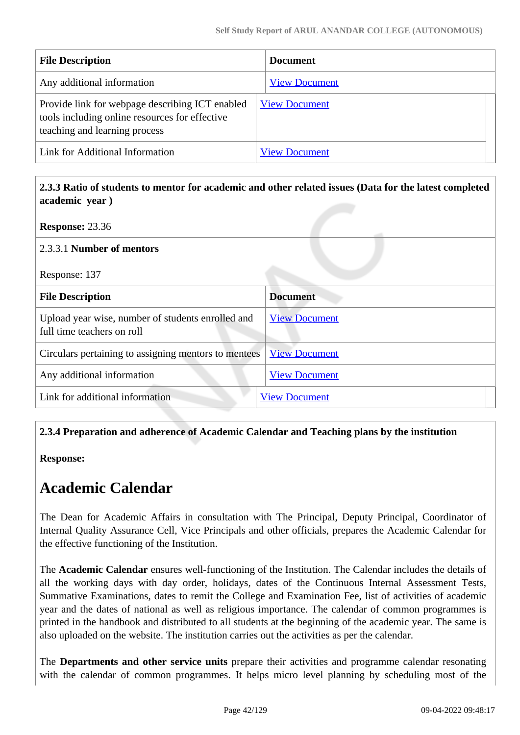| File Description | Document |
|---|---|
| Any additional information | View Document |
| Provide link for webpage describing ICT enabled tools including online resources for effective teaching and learning process | View Document |
| Link for Additional Information | View Document |

**2.3.3 Ratio of students to mentor for academic and other related issues (Data for the latest completed academic year )**

**Response:** 23.36

2.3.3.1 **Number of mentors**

Response: 137

| File Description | Document |
|---|---|
| Upload year wise, number of students enrolled and full time teachers on roll | View Document |
| Circulars pertaining to assigning mentors to mentees | View Document |
| Any additional information | View Document |
| Link for additional information | View Document |

**2.3.4 Preparation and adherence of Academic Calendar and Teaching plans by the institution**

**Response:**

# Academic Calendar

The Dean for Academic Affairs in consultation with The Principal, Deputy Principal, Coordinator of Internal Quality Assurance Cell, Vice Principals and other officials, prepares the Academic Calendar for the effective functioning of the Institution.

The **Academic Calendar** ensures well-functioning of the Institution. The Calendar includes the details of all the working days with day order, holidays, dates of the Continuous Internal Assessment Tests, Summative Examinations, dates to remit the College and Examination Fee, list of activities of academic year and the dates of national as well as religious importance. The calendar of common programmes is printed in the handbook and distributed to all students at the beginning of the academic year. The same is also uploaded on the website. The institution carries out the activities as per the calendar.

The **Departments and other service units** prepare their activities and programme calendar resonating with the calendar of common programmes. It helps micro level planning by scheduling most of the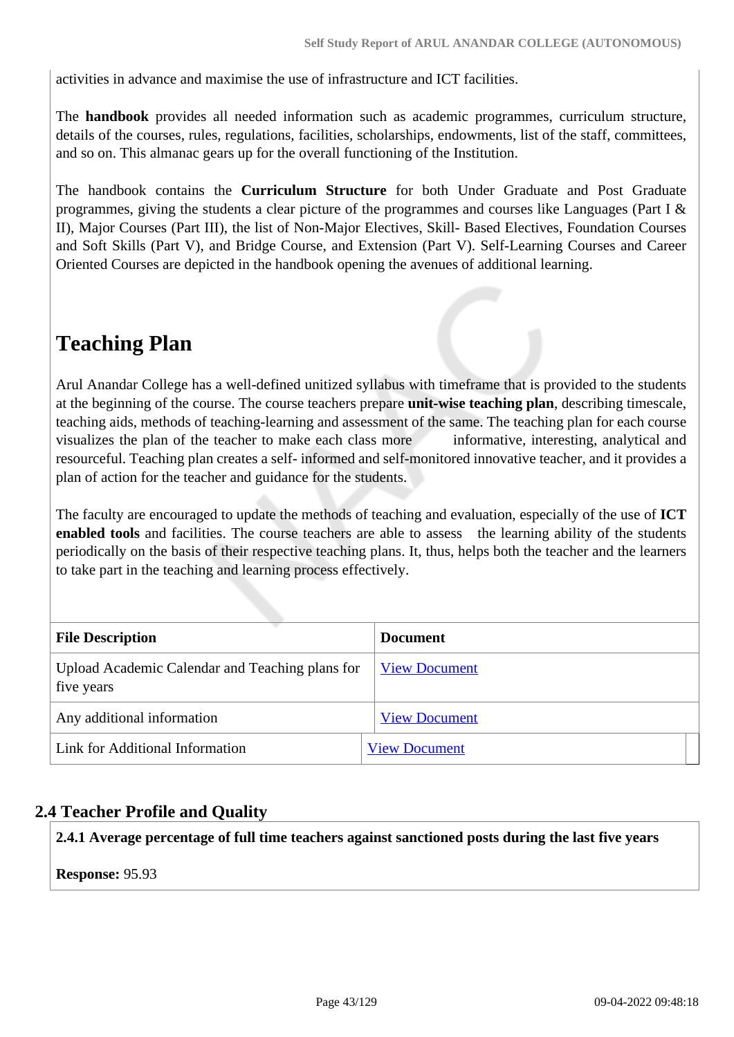activities in advance and maximise the use of infrastructure and ICT facilities.

The **handbook** provides all needed information such as academic programmes, curriculum structure, details of the courses, rules, regulations, facilities, scholarships, endowments, list of the staff, committees, and so on. This almanac gears up for the overall functioning of the Institution.

The handbook contains the **Curriculum Structure** for both Under Graduate and Post Graduate programmes, giving the students a clear picture of the programmes and courses like Languages (Part I & II), Major Courses (Part III), the list of Non-Major Electives, Skill- Based Electives, Foundation Courses and Soft Skills (Part V), and Bridge Course, and Extension (Part V). Self-Learning Courses and Career Oriented Courses are depicted in the handbook opening the avenues of additional learning.

# Teaching Plan

Arul Anandar College has a well-defined unitized syllabus with timeframe that is provided to the students at the beginning of the course. The course teachers prepare **unit-wise teaching plan**, describing timescale, teaching aids, methods of teaching-learning and assessment of the same. The teaching plan for each course visualizes the plan of the teacher to make each class more informative, interesting, analytical and resourceful. Teaching plan creates a self- informed and self-monitored innovative teacher, and it provides a plan of action for the teacher and guidance for the students.

The faculty are encouraged to update the methods of teaching and evaluation, especially of the use of **ICT enabled tools** and facilities. The course teachers are able to assess the learning ability of the students periodically on the basis of their respective teaching plans. It, thus, helps both the teacher and the learners to take part in the teaching and learning process effectively.

| File Description | Document |
|---|---|
| Upload Academic Calendar and Teaching plans for five years | View Document |
| Any additional information | View Document |
| Link for Additional Information | View Document |

## 2.4 Teacher Profile and Quality

**2.4.1 Average percentage of full time teachers against sanctioned posts during the last five years**

**Response:** 95.93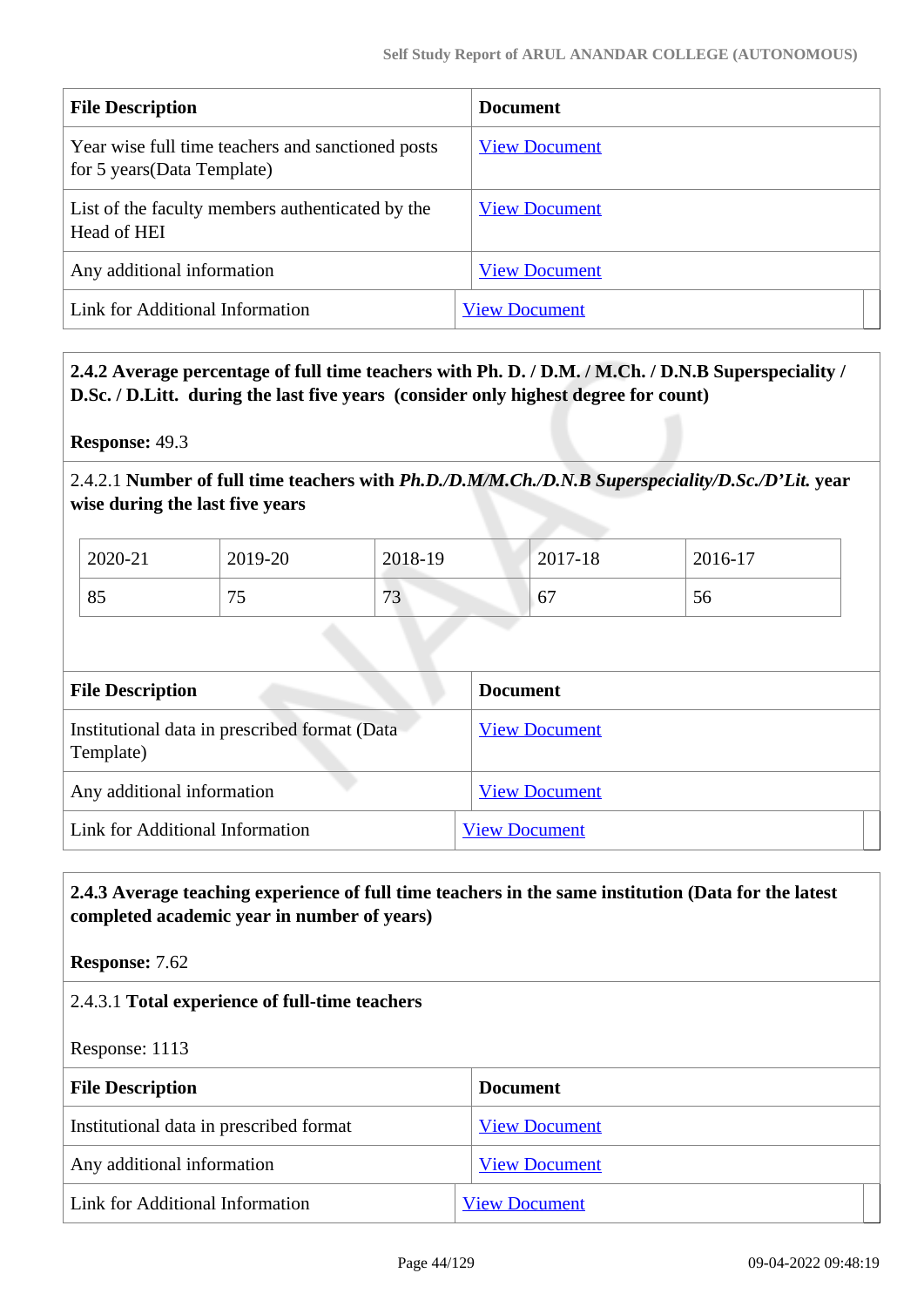| File Description | Document |
|---|---|
| Year wise full time teachers and sanctioned posts for 5 years(Data Template) | View Document |
| List of the faculty members authenticated by the Head of HEI | View Document |
| Any additional information | View Document |
| Link for Additional Information | View Document |

**2.4.2 Average percentage of full time teachers with Ph. D. / D.M. / M.Ch. / D.N.B Superspeciality / D.Sc. / D.Litt. during the last five years (consider only highest degree for count)**

**Response:** 49.3

2.4.2.1 **Number of full time teachers with *Ph.D./D.M/M.Ch./D.N.B Superspeciality/D.Sc./D'Lit.* year wise during the last five years**

| 2020-21 | 2019-20 | 2018-19 | 2017-18 | 2016-17 |
|---|---|---|---|---|
| 85 | 75 | 73 | 67 | 56 |

| File Description | Document |
|---|---|
| Institutional data in prescribed format (Data Template) | View Document |
| Any additional information | View Document |
| Link for Additional Information | View Document |

**2.4.3 Average teaching experience of full time teachers in the same institution (Data for the latest completed academic year in number of years)**

**Response:** 7.62

2.4.3.1 **Total experience of full-time teachers**

Response: 1113

| File Description | Document |
|---|---|
| Institutional data in prescribed format | View Document |
| Any additional information | View Document |
| Link for Additional Information | View Document |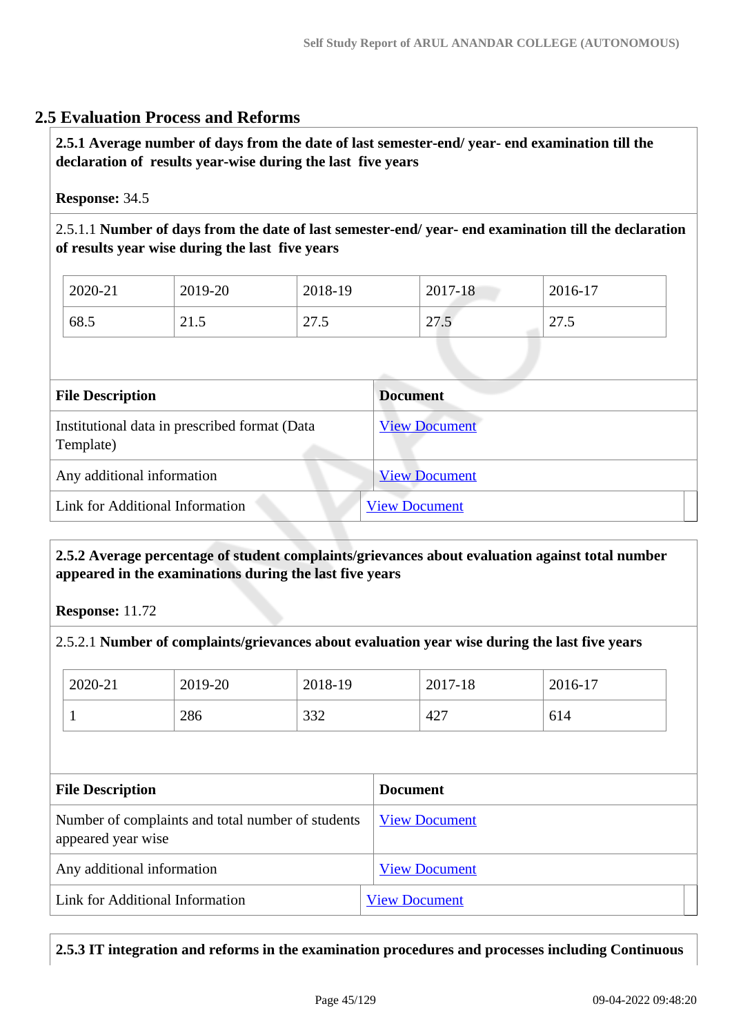## 2.5 Evaluation Process and Reforms

**2.5.1 Average number of days from the date of last semester-end/ year- end examination till the declaration of results year-wise during the last five years**

**Response:** 34.5

2.5.1.1 **Number of days from the date of last semester-end/ year- end examination till the declaration of results year wise during the last five years**

| 2020-21 | 2019-20 | 2018-19 | 2017-18 | 2016-17 |
|---|---|---|---|---|
| 68.5 | 21.5 | 27.5 | 27.5 | 27.5 |

| File Description | Document |
|---|---|
| Institutional data in prescribed format (Data Template) | View Document |
| Any additional information | View Document |
| Link for Additional Information | View Document |

**2.5.2 Average percentage of student complaints/grievances about evaluation against total number appeared in the examinations during the last five years**

**Response:** 11.72

2.5.2.1 **Number of complaints/grievances about evaluation year wise during the last five years**

| 2020-21 | 2019-20 | 2018-19 | 2017-18 | 2016-17 |
|---|---|---|---|---|
| 1 | 286 | 332 | 427 | 614 |

| File Description | Document |
|---|---|
| Number of complaints and total number of students appeared year wise | View Document |
| Any additional information | View Document |
| Link for Additional Information | View Document |

**2.5.3 IT integration and reforms in the examination procedures and processes including Continuous**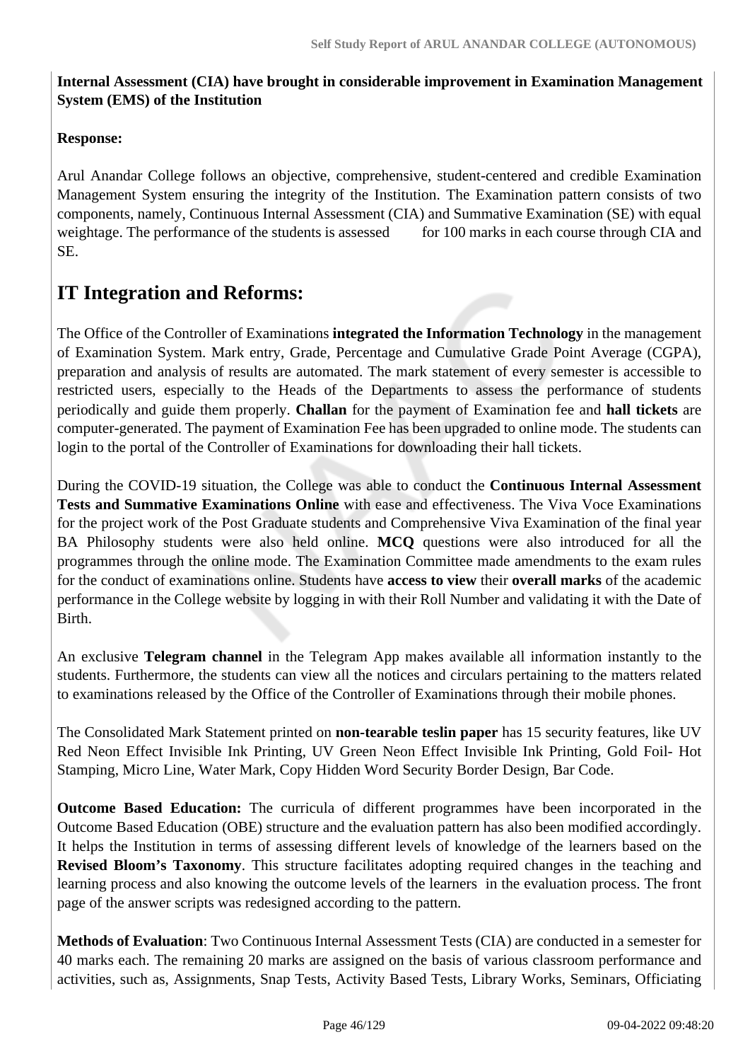**Internal Assessment (CIA) have brought in considerable improvement in Examination Management System (EMS) of the Institution**

**Response:**

Arul Anandar College follows an objective, comprehensive, student-centered and credible Examination Management System ensuring the integrity of the Institution. The Examination pattern consists of two components, namely, Continuous Internal Assessment (CIA) and Summative Examination (SE) with equal weightage. The performance of the students is assessed for 100 marks in each course through CIA and SE.

## IT Integration and Reforms:

The Office of the Controller of Examinations **integrated the Information Technology** in the management of Examination System. Mark entry, Grade, Percentage and Cumulative Grade Point Average (CGPA), preparation and analysis of results are automated. The mark statement of every semester is accessible to restricted users, especially to the Heads of the Departments to assess the performance of students periodically and guide them properly. **Challan** for the payment of Examination fee and **hall tickets** are computer-generated. The payment of Examination Fee has been upgraded to online mode. The students can login to the portal of the Controller of Examinations for downloading their hall tickets.

During the COVID-19 situation, the College was able to conduct the **Continuous Internal Assessment Tests and Summative Examinations Online** with ease and effectiveness. The Viva Voce Examinations for the project work of the Post Graduate students and Comprehensive Viva Examination of the final year BA Philosophy students were also held online. **MCQ** questions were also introduced for all the programmes through the online mode. The Examination Committee made amendments to the exam rules for the conduct of examinations online. Students have **access to view** their **overall marks** of the academic performance in the College website by logging in with their Roll Number and validating it with the Date of Birth.

An exclusive **Telegram channel** in the Telegram App makes available all information instantly to the students. Furthermore, the students can view all the notices and circulars pertaining to the matters related to examinations released by the Office of the Controller of Examinations through their mobile phones.

The Consolidated Mark Statement printed on **non-tearable teslin paper** has 15 security features, like UV Red Neon Effect Invisible Ink Printing, UV Green Neon Effect Invisible Ink Printing, Gold Foil- Hot Stamping, Micro Line, Water Mark, Copy Hidden Word Security Border Design, Bar Code.

**Outcome Based Education:** The curricula of different programmes have been incorporated in the Outcome Based Education (OBE) structure and the evaluation pattern has also been modified accordingly. It helps the Institution in terms of assessing different levels of knowledge of the learners based on the **Revised Bloom's Taxonomy**. This structure facilitates adopting required changes in the teaching and learning process and also knowing the outcome levels of the learners in the evaluation process. The front page of the answer scripts was redesigned according to the pattern.

**Methods of Evaluation**: Two Continuous Internal Assessment Tests (CIA) are conducted in a semester for 40 marks each. The remaining 20 marks are assigned on the basis of various classroom performance and activities, such as, Assignments, Snap Tests, Activity Based Tests, Library Works, Seminars, Officiating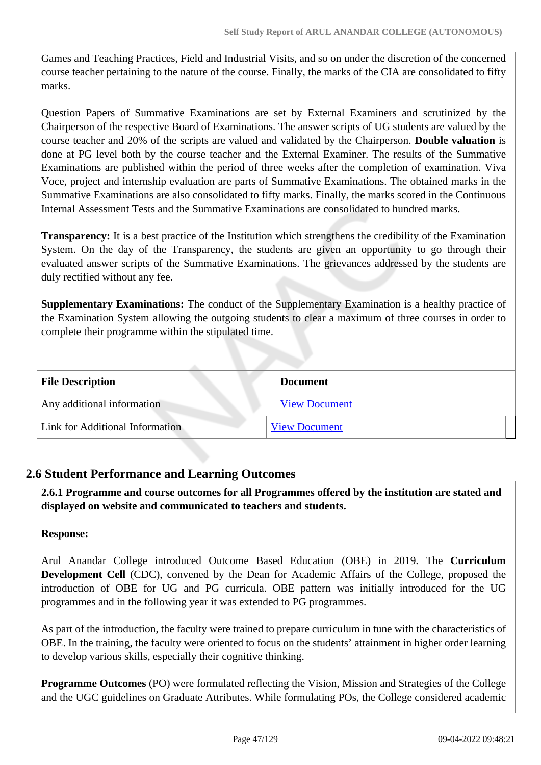Games and Teaching Practices, Field and Industrial Visits, and so on under the discretion of the concerned course teacher pertaining to the nature of the course. Finally, the marks of the CIA are consolidated to fifty marks.

Question Papers of Summative Examinations are set by External Examiners and scrutinized by the Chairperson of the respective Board of Examinations. The answer scripts of UG students are valued by the course teacher and 20% of the scripts are valued and validated by the Chairperson. **Double valuation** is done at PG level both by the course teacher and the External Examiner. The results of the Summative Examinations are published within the period of three weeks after the completion of examination. Viva Voce, project and internship evaluation are parts of Summative Examinations. The obtained marks in the Summative Examinations are also consolidated to fifty marks. Finally, the marks scored in the Continuous Internal Assessment Tests and the Summative Examinations are consolidated to hundred marks.

**Transparency:** It is a best practice of the Institution which strengthens the credibility of the Examination System. On the day of the Transparency, the students are given an opportunity to go through their evaluated answer scripts of the Summative Examinations. The grievances addressed by the students are duly rectified without any fee.

**Supplementary Examinations:** The conduct of the Supplementary Examination is a healthy practice of the Examination System allowing the outgoing students to clear a maximum of three courses in order to complete their programme within the stipulated time.

| File Description | Document |
|---|---|
| Any additional information | View Document |
| Link for Additional Information | View Document |

## 2.6 Student Performance and Learning Outcomes

**2.6.1 Programme and course outcomes for all Programmes offered by the institution are stated and displayed on website and communicated to teachers and students.**

**Response:**

Arul Anandar College introduced Outcome Based Education (OBE) in 2019. The **Curriculum Development Cell** (CDC), convened by the Dean for Academic Affairs of the College, proposed the introduction of OBE for UG and PG curricula. OBE pattern was initially introduced for the UG programmes and in the following year it was extended to PG programmes.

As part of the introduction, the faculty were trained to prepare curriculum in tune with the characteristics of OBE. In the training, the faculty were oriented to focus on the students' attainment in higher order learning to develop various skills, especially their cognitive thinking.

**Programme Outcomes** (PO) were formulated reflecting the Vision, Mission and Strategies of the College and the UGC guidelines on Graduate Attributes. While formulating POs, the College considered academic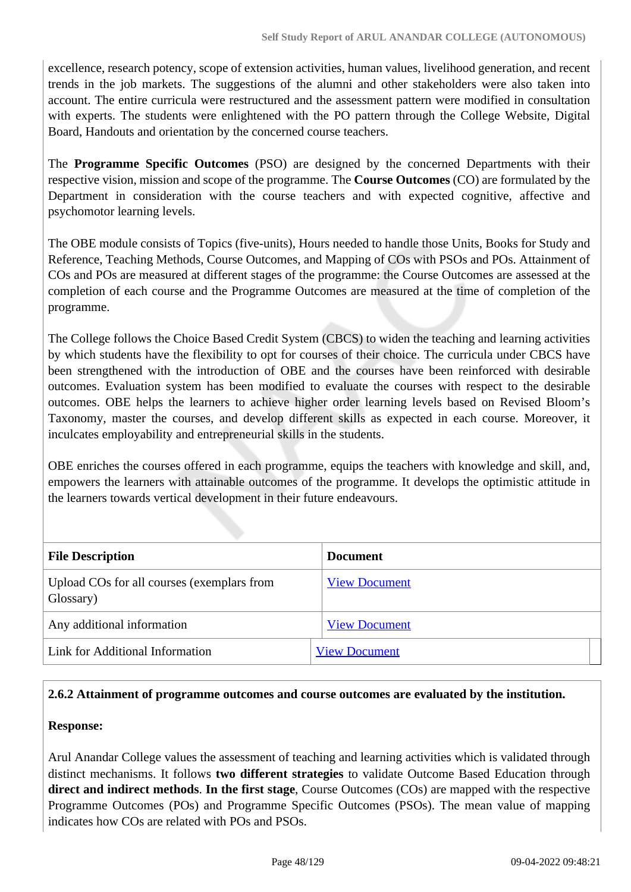excellence, research potency, scope of extension activities, human values, livelihood generation, and recent trends in the job markets. The suggestions of the alumni and other stakeholders were also taken into account. The entire curricula were restructured and the assessment pattern were modified in consultation with experts. The students were enlightened with the PO pattern through the College Website, Digital Board, Handouts and orientation by the concerned course teachers.

The **Programme Specific Outcomes** (PSO) are designed by the concerned Departments with their respective vision, mission and scope of the programme. The **Course Outcomes** (CO) are formulated by the Department in consideration with the course teachers and with expected cognitive, affective and psychomotor learning levels.

The OBE module consists of Topics (five-units), Hours needed to handle those Units, Books for Study and Reference, Teaching Methods, Course Outcomes, and Mapping of COs with PSOs and POs. Attainment of COs and POs are measured at different stages of the programme: the Course Outcomes are assessed at the completion of each course and the Programme Outcomes are measured at the time of completion of the programme.

The College follows the Choice Based Credit System (CBCS) to widen the teaching and learning activities by which students have the flexibility to opt for courses of their choice. The curricula under CBCS have been strengthened with the introduction of OBE and the courses have been reinforced with desirable outcomes. Evaluation system has been modified to evaluate the courses with respect to the desirable outcomes. OBE helps the learners to achieve higher order learning levels based on Revised Bloom's Taxonomy, master the courses, and develop different skills as expected in each course. Moreover, it inculcates employability and entrepreneurial skills in the students.

OBE enriches the courses offered in each programme, equips the teachers with knowledge and skill, and, empowers the learners with attainable outcomes of the programme. It develops the optimistic attitude in the learners towards vertical development in their future endeavours.

| File Description | Document |
|---|---|
| Upload COs for all courses (exemplars from Glossary) | View Document |
| Any additional information | View Document |
| Link for Additional Information | View Document |

**2.6.2 Attainment of programme outcomes and course outcomes are evaluated by the institution.**

**Response:**

Arul Anandar College values the assessment of teaching and learning activities which is validated through distinct mechanisms. It follows **two different strategies** to validate Outcome Based Education through **direct and indirect methods**. **In the first stage**, Course Outcomes (COs) are mapped with the respective Programme Outcomes (POs) and Programme Specific Outcomes (PSOs). The mean value of mapping indicates how COs are related with POs and PSOs.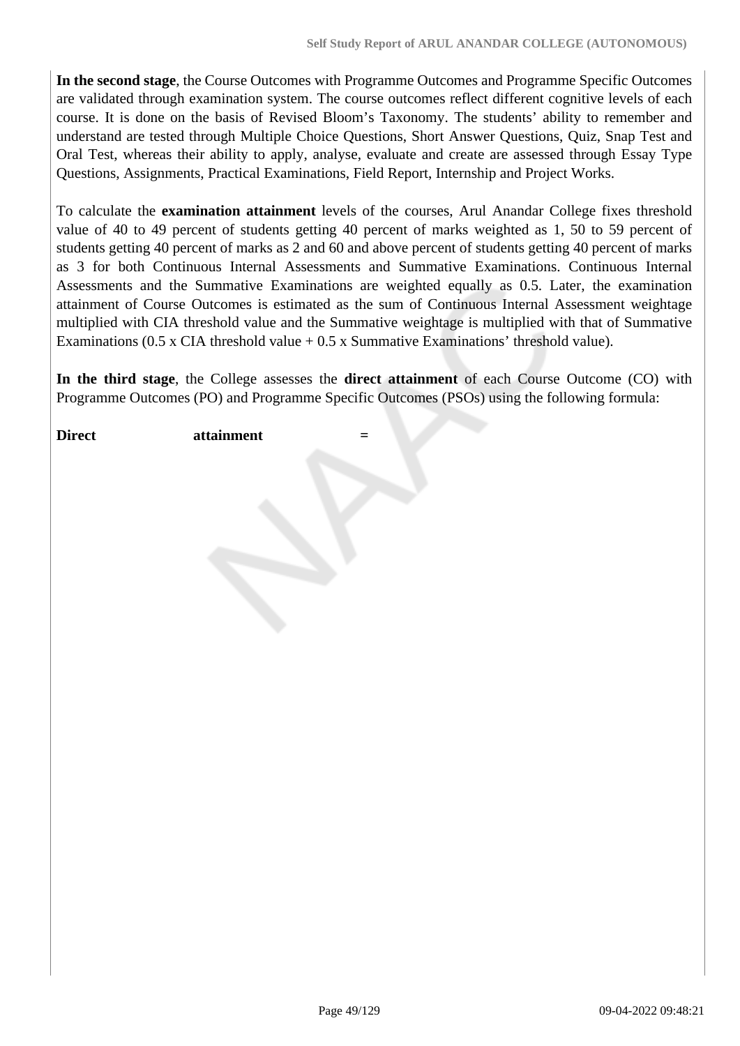**In the second stage**, the Course Outcomes with Programme Outcomes and Programme Specific Outcomes are validated through examination system. The course outcomes reflect different cognitive levels of each course. It is done on the basis of Revised Bloom's Taxonomy. The students' ability to remember and understand are tested through Multiple Choice Questions, Short Answer Questions, Quiz, Snap Test and Oral Test, whereas their ability to apply, analyse, evaluate and create are assessed through Essay Type Questions, Assignments, Practical Examinations, Field Report, Internship and Project Works.

To calculate the **examination attainment** levels of the courses, Arul Anandar College fixes threshold value of 40 to 49 percent of students getting 40 percent of marks weighted as 1, 50 to 59 percent of students getting 40 percent of marks as 2 and 60 and above percent of students getting 40 percent of marks as 3 for both Continuous Internal Assessments and Summative Examinations. Continuous Internal Assessments and the Summative Examinations are weighted equally as 0.5. Later, the examination attainment of Course Outcomes is estimated as the sum of Continuous Internal Assessment weightage multiplied with CIA threshold value and the Summative weightage is multiplied with that of Summative Examinations (0.5 x CIA threshold value + 0.5 x Summative Examinations' threshold value).

**In the third stage**, the College assesses the **direct attainment** of each Course Outcome (CO) with Programme Outcomes (PO) and Programme Specific Outcomes (PSOs) using the following formula:

**Direct attainment =**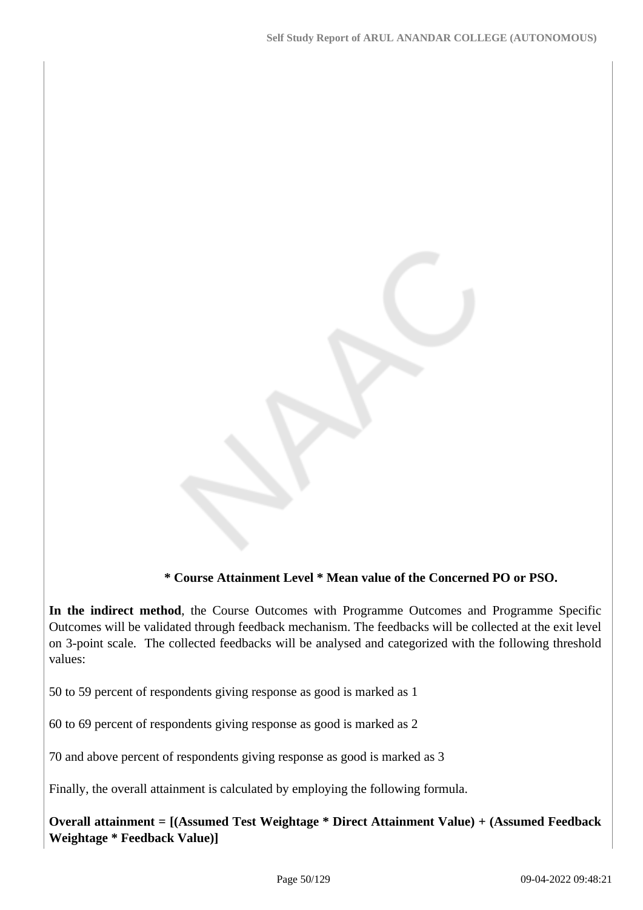**\* Course Attainment Level \* Mean value of the Concerned PO or PSO.**

**In the indirect method**, the Course Outcomes with Programme Outcomes and Programme Specific Outcomes will be validated through feedback mechanism. The feedbacks will be collected at the exit level on 3-point scale. The collected feedbacks will be analysed and categorized with the following threshold values:

50 to 59 percent of respondents giving response as good is marked as 1

60 to 69 percent of respondents giving response as good is marked as 2

70 and above percent of respondents giving response as good is marked as 3

Finally, the overall attainment is calculated by employing the following formula.

**Overall attainment = [(Assumed Test Weightage * Direct Attainment Value) + (Assumed Feedback Weightage * Feedback Value)]**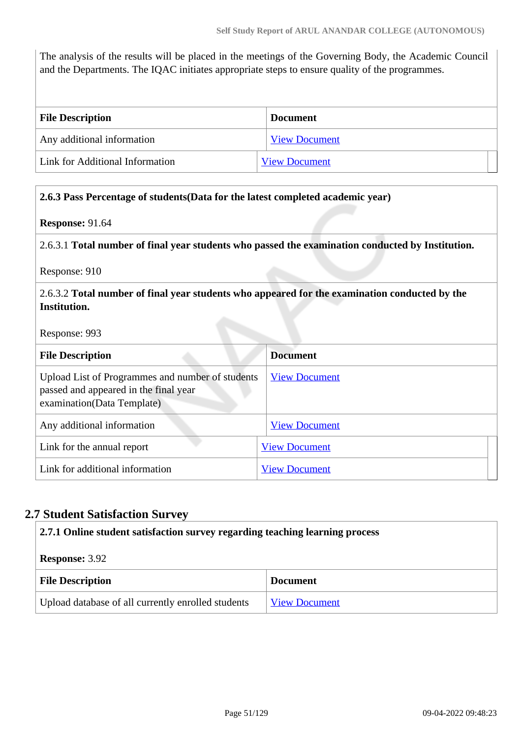The analysis of the results will be placed in the meetings of the Governing Body, the Academic Council and the Departments. The IQAC initiates appropriate steps to ensure quality of the programmes.

| File Description | Document |
|---|---|
| Any additional information | View Document |
| Link for Additional Information | View Document |

**2.6.3 Pass Percentage of students(Data for the latest completed academic year)**

**Response:** 91.64

2.6.3.1 **Total number of final year students who passed the examination conducted by Institution.**

Response: 910

2.6.3.2 **Total number of final year students who appeared for the examination conducted by the Institution.**

Response: 993

| File Description | Document |
|---|---|
| Upload List of Programmes and number of students passed and appeared in the final year examination(Data Template) | View Document |
| Any additional information | View Document |
| Link for the annual report | View Document |
| Link for additional information | View Document |

## 2.7 Student Satisfaction Survey

**2.7.1 Online student satisfaction survey regarding teaching learning process**

**Response:** 3.92

| File Description | Document |
|---|---|
| Upload database of all currently enrolled students | View Document |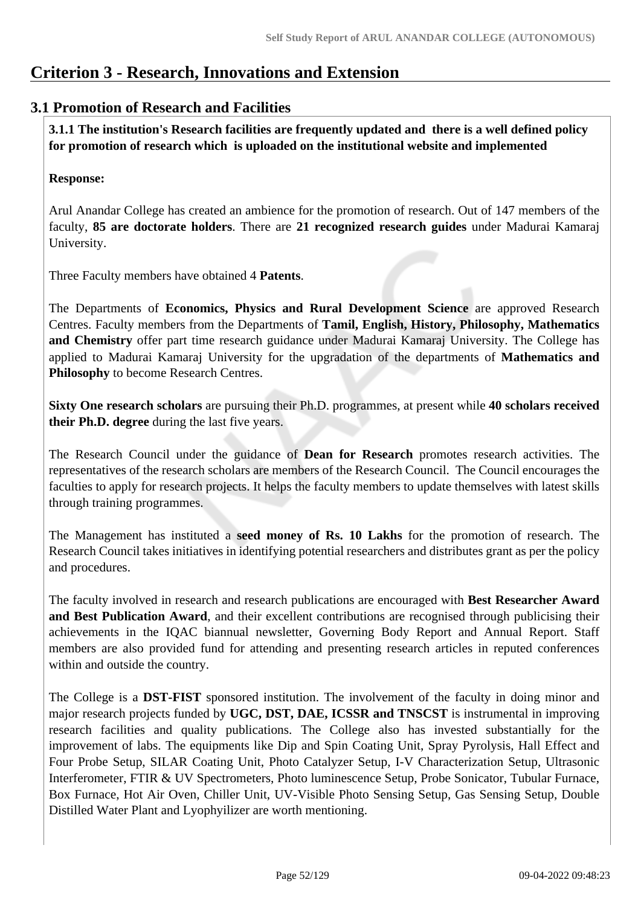# Criterion 3 - Research, Innovations and Extension

## 3.1 Promotion of Research and Facilities

**3.1.1 The institution's Research facilities are frequently updated and there is a well defined policy for promotion of research which is uploaded on the institutional website and implemented**

**Response:**

Arul Anandar College has created an ambience for the promotion of research. Out of 147 members of the faculty, **85 are doctorate holders**. There are **21 recognized research guides** under Madurai Kamaraj University.

Three Faculty members have obtained 4 **Patents**.

The Departments of **Economics, Physics and Rural Development Science** are approved Research Centres. Faculty members from the Departments of **Tamil, English, History, Philosophy, Mathematics and Chemistry** offer part time research guidance under Madurai Kamaraj University. The College has applied to Madurai Kamaraj University for the upgradation of the departments of **Mathematics and Philosophy** to become Research Centres.

**Sixty One research scholars** are pursuing their Ph.D. programmes, at present while **40 scholars received their Ph.D. degree** during the last five years.

The Research Council under the guidance of **Dean for Research** promotes research activities. The representatives of the research scholars are members of the Research Council. The Council encourages the faculties to apply for research projects. It helps the faculty members to update themselves with latest skills through training programmes.

The Management has instituted a **seed money of Rs. 10 Lakhs** for the promotion of research. The Research Council takes initiatives in identifying potential researchers and distributes grant as per the policy and procedures.

The faculty involved in research and research publications are encouraged with **Best Researcher Award and Best Publication Award**, and their excellent contributions are recognised through publicising their achievements in the IQAC biannual newsletter, Governing Body Report and Annual Report. Staff members are also provided fund for attending and presenting research articles in reputed conferences within and outside the country.

The College is a **DST-FIST** sponsored institution. The involvement of the faculty in doing minor and major research projects funded by **UGC, DST, DAE, ICSSR and TNSCST** is instrumental in improving research facilities and quality publications. The College also has invested substantially for the improvement of labs. The equipments like Dip and Spin Coating Unit, Spray Pyrolysis, Hall Effect and Four Probe Setup, SILAR Coating Unit, Photo Catalyzer Setup, I-V Characterization Setup, Ultrasonic Interferometer, FTIR & UV Spectrometers, Photo luminescence Setup, Probe Sonicator, Tubular Furnace, Box Furnace, Hot Air Oven, Chiller Unit, UV-Visible Photo Sensing Setup, Gas Sensing Setup, Double Distilled Water Plant and Lyophyilizer are worth mentioning.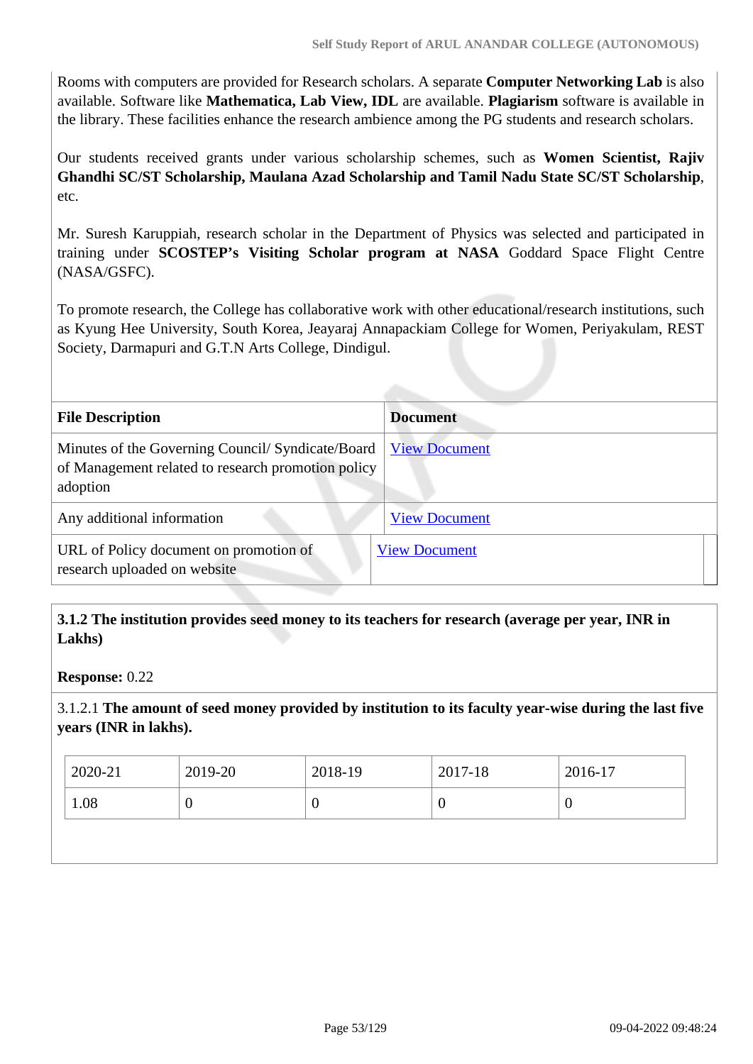Rooms with computers are provided for Research scholars. A separate **Computer Networking Lab** is also available. Software like **Mathematica, Lab View, IDL** are available. **Plagiarism** software is available in the library. These facilities enhance the research ambience among the PG students and research scholars.

Our students received grants under various scholarship schemes, such as **Women Scientist, Rajiv Ghandhi SC/ST Scholarship, Maulana Azad Scholarship and Tamil Nadu State SC/ST Scholarship**, etc.

Mr. Suresh Karuppiah, research scholar in the Department of Physics was selected and participated in training under **SCOSTEP's Visiting Scholar program at NASA** Goddard Space Flight Centre (NASA/GSFC).

To promote research, the College has collaborative work with other educational/research institutions, such as Kyung Hee University, South Korea, Jeayaraj Annapackiam College for Women, Periyakulam, REST Society, Darmapuri and G.T.N Arts College, Dindigul.

| File Description | Document |
|---|---|
| Minutes of the Governing Council/ Syndicate/Board of Management related to research promotion policy adoption | View Document |
| Any additional information | View Document |
| URL of Policy document on promotion of research uploaded on website | View Document |

**3.1.2 The institution provides seed money to its teachers for research (average per year, INR in Lakhs)**

**Response:** 0.22

3.1.2.1 **The amount of seed money provided by institution to its faculty year-wise during the last five years (INR in lakhs).**

| 2020-21 | 2019-20 | 2018-19 | 2017-18 | 2016-17 |
|---|---|---|---|---|
| 1.08 | 0 | 0 | 0 | 0 |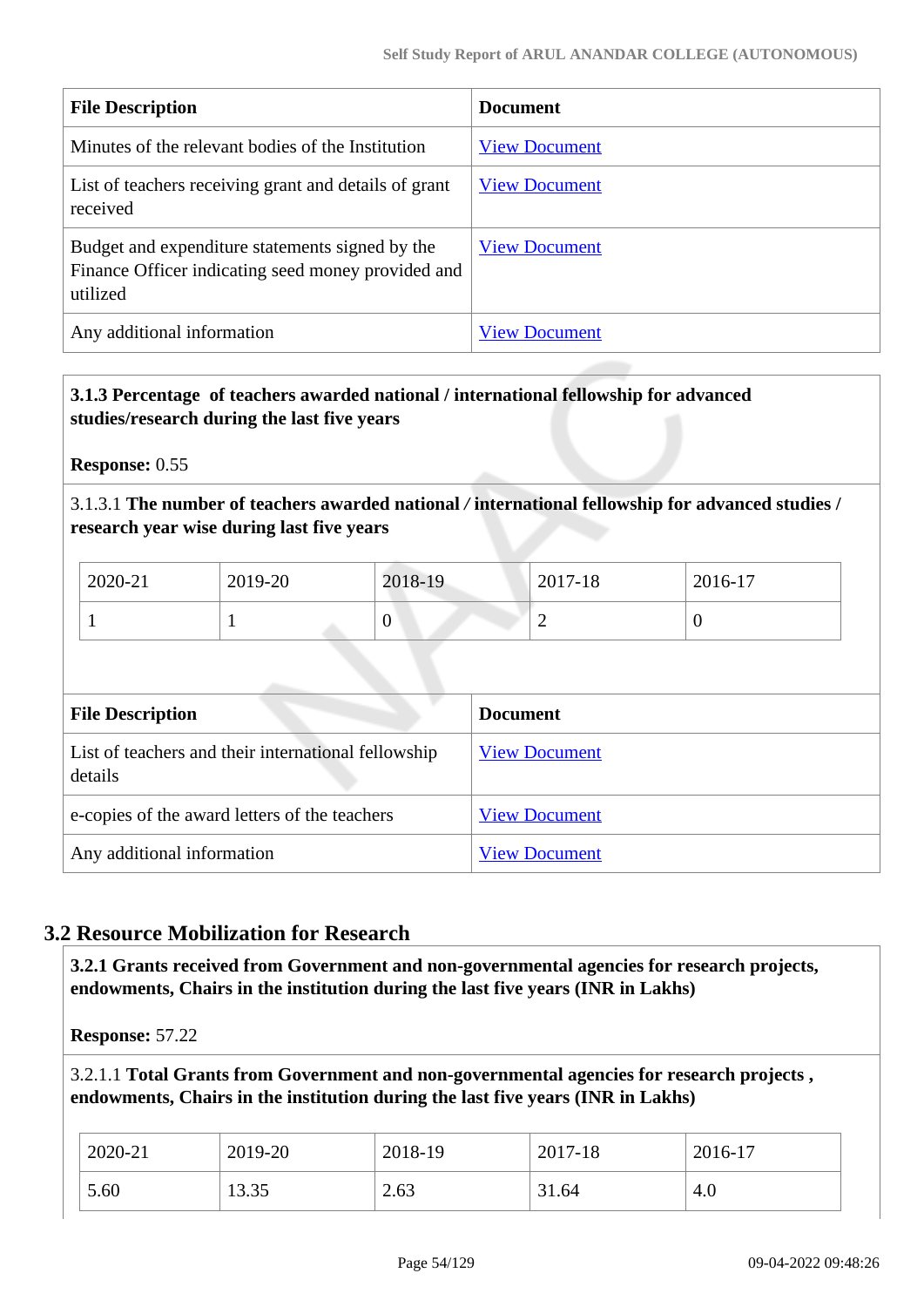| File Description | Document |
|---|---|
| Minutes of the relevant bodies of the Institution | View Document |
| List of teachers receiving grant and details of grant received | View Document |
| Budget and expenditure statements signed by the Finance Officer indicating seed money provided and utilized | View Document |
| Any additional information | View Document |

**3.1.3 Percentage of teachers awarded national / international fellowship for advanced studies/research during the last five years**

**Response:** 0.55

3.1.3.1 **The number of teachers awarded national / international fellowship for advanced studies / research year wise during last five years**

| 2020-21 | 2019-20 | 2018-19 | 2017-18 | 2016-17 |
|---|---|---|---|---|
| 1 | 1 | 0 | 2 | 0 |

| File Description | Document |
|---|---|
| List of teachers and their international fellowship details | View Document |
| e-copies of the award letters of the teachers | View Document |
| Any additional information | View Document |

## 3.2 Resource Mobilization for Research

**3.2.1 Grants received from Government and non-governmental agencies for research projects, endowments, Chairs in the institution during the last five years (INR in Lakhs)**

**Response:** 57.22

3.2.1.1 **Total Grants from Government and non-governmental agencies for research projects , endowments, Chairs in the institution during the last five years (INR in Lakhs)**

| 2020-21 | 2019-20 | 2018-19 | 2017-18 | 2016-17 |
|---|---|---|---|---|
| 5.60 | 13.35 | 2.63 | 31.64 | 4.0 |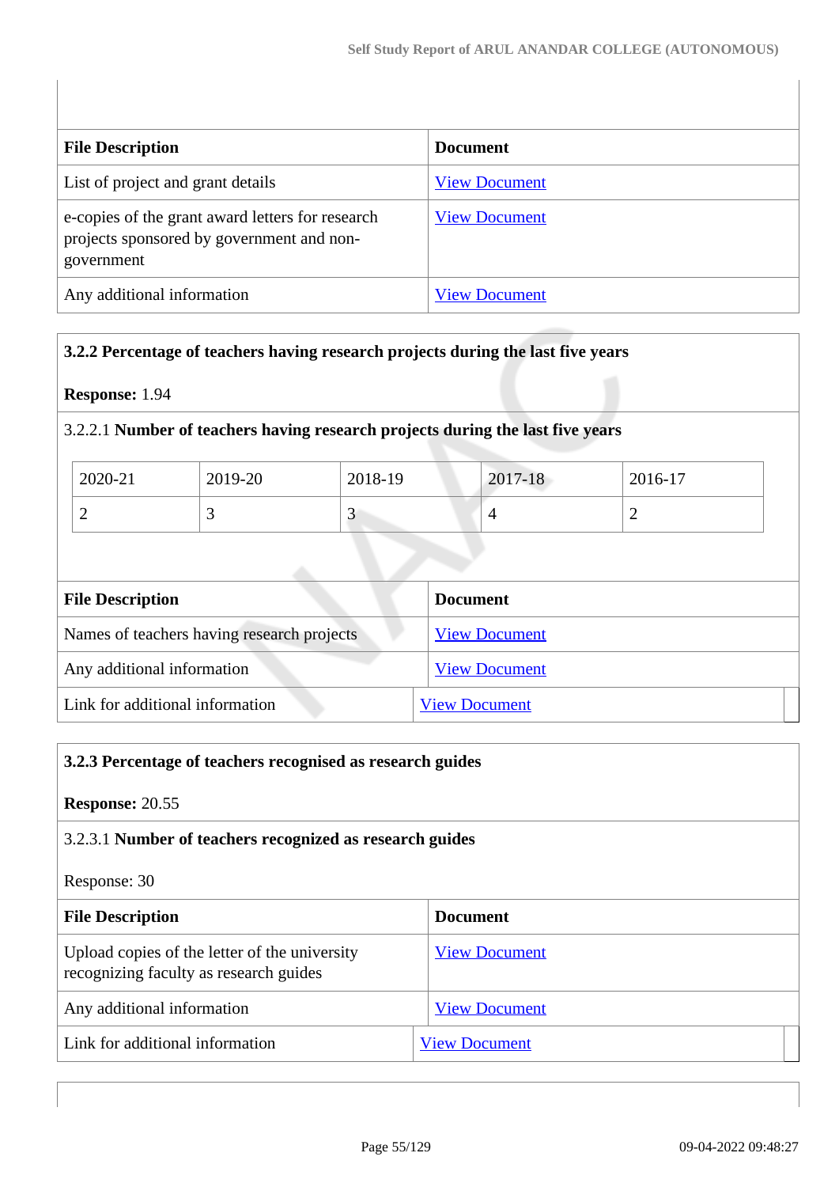| File Description | Document |
|---|---|
| List of project and grant details | View Document |
| e-copies of the grant award letters for research projects sponsored by government and non-government | View Document |
| Any additional information | View Document |

**3.2.2 Percentage of teachers having research projects during the last five years**

**Response:** 1.94

3.2.2.1 **Number of teachers having research projects during the last five years**

| 2020-21 | 2019-20 | 2018-19 | 2017-18 | 2016-17 |
|---|---|---|---|---|
| 2 | 3 | 3 | 4 | 2 |

| File Description | Document |
|---|---|
| Names of teachers having research projects | View Document |
| Any additional information | View Document |
| Link for additional information | View Document |

**3.2.3 Percentage of teachers recognised as research guides**

**Response:** 20.55

3.2.3.1 **Number of teachers recognized as research guides**

Response: 30

| File Description | Document |
|---|---|
| Upload copies of the letter of the university recognizing faculty as research guides | View Document |
| Any additional information | View Document |
| Link for additional information | View Document |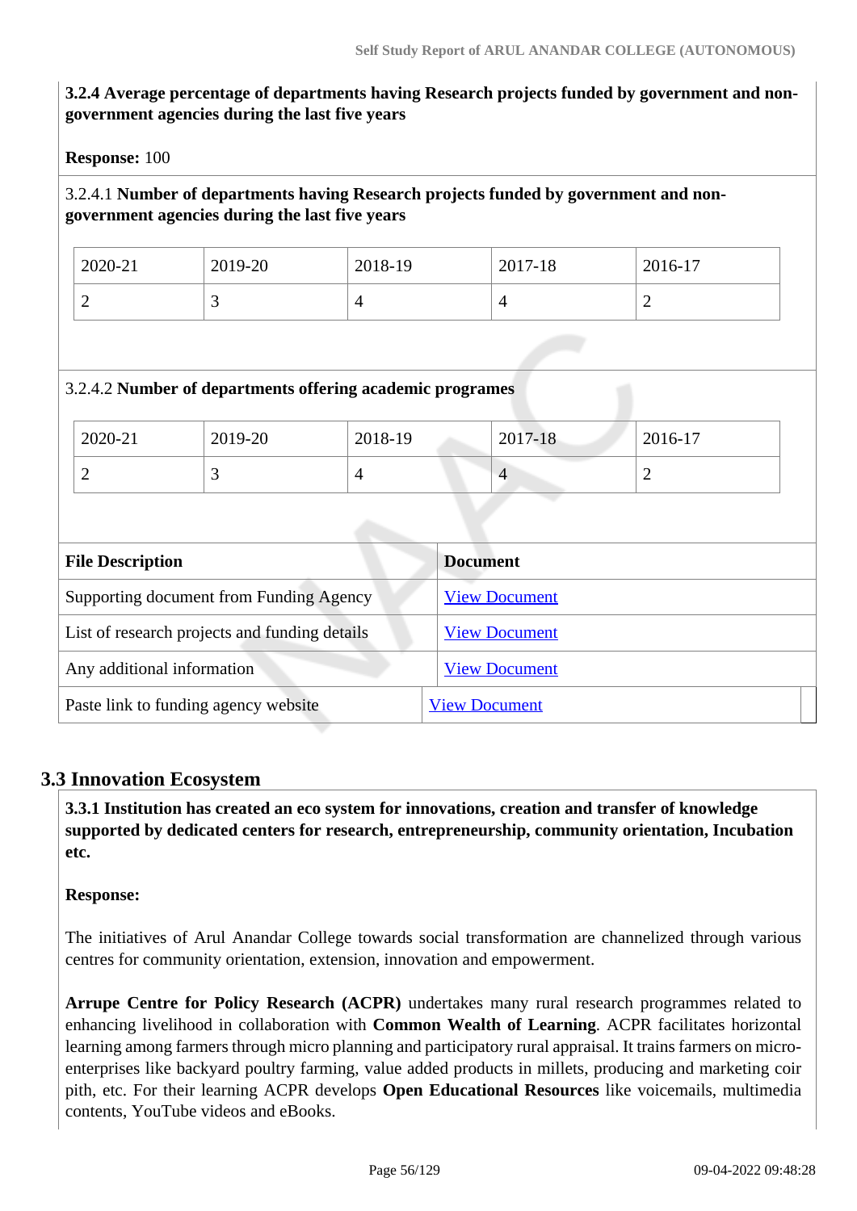**3.2.4 Average percentage of departments having Research projects funded by government and non-government agencies during the last five years**

**Response:** 100

3.2.4.1 **Number of departments having Research projects funded by government and non-government agencies during the last five years**

| 2020-21 | 2019-20 | 2018-19 | 2017-18 | 2016-17 |
|---|---|---|---|---|
| 2 | 3 | 4 | 4 | 2 |

3.2.4.2 **Number of departments offering academic programes**

| 2020-21 | 2019-20 | 2018-19 | 2017-18 | 2016-17 |
|---|---|---|---|---|
| 2 | 3 | 4 | 4 | 2 |

| File Description | Document |
|---|---|
| Supporting document from Funding Agency | View Document |
| List of research projects and funding details | View Document |
| Any additional information | View Document |
| Paste link to funding agency website | View Document |

## 3.3 Innovation Ecosystem

**3.3.1 Institution has created an eco system for innovations, creation and transfer of knowledge supported by dedicated centers for research, entrepreneurship, community orientation, Incubation etc.**

**Response:**

The initiatives of Arul Anandar College towards social transformation are channelized through various centres for community orientation, extension, innovation and empowerment.

**Arrupe Centre for Policy Research (ACPR)** undertakes many rural research programmes related to enhancing livelihood in collaboration with **Common Wealth of Learning**. ACPR facilitates horizontal learning among farmers through micro planning and participatory rural appraisal. It trains farmers on micro-enterprises like backyard poultry farming, value added products in millets, producing and marketing coir pith, etc. For their learning ACPR develops **Open Educational Resources** like voicemails, multimedia contents, YouTube videos and eBooks.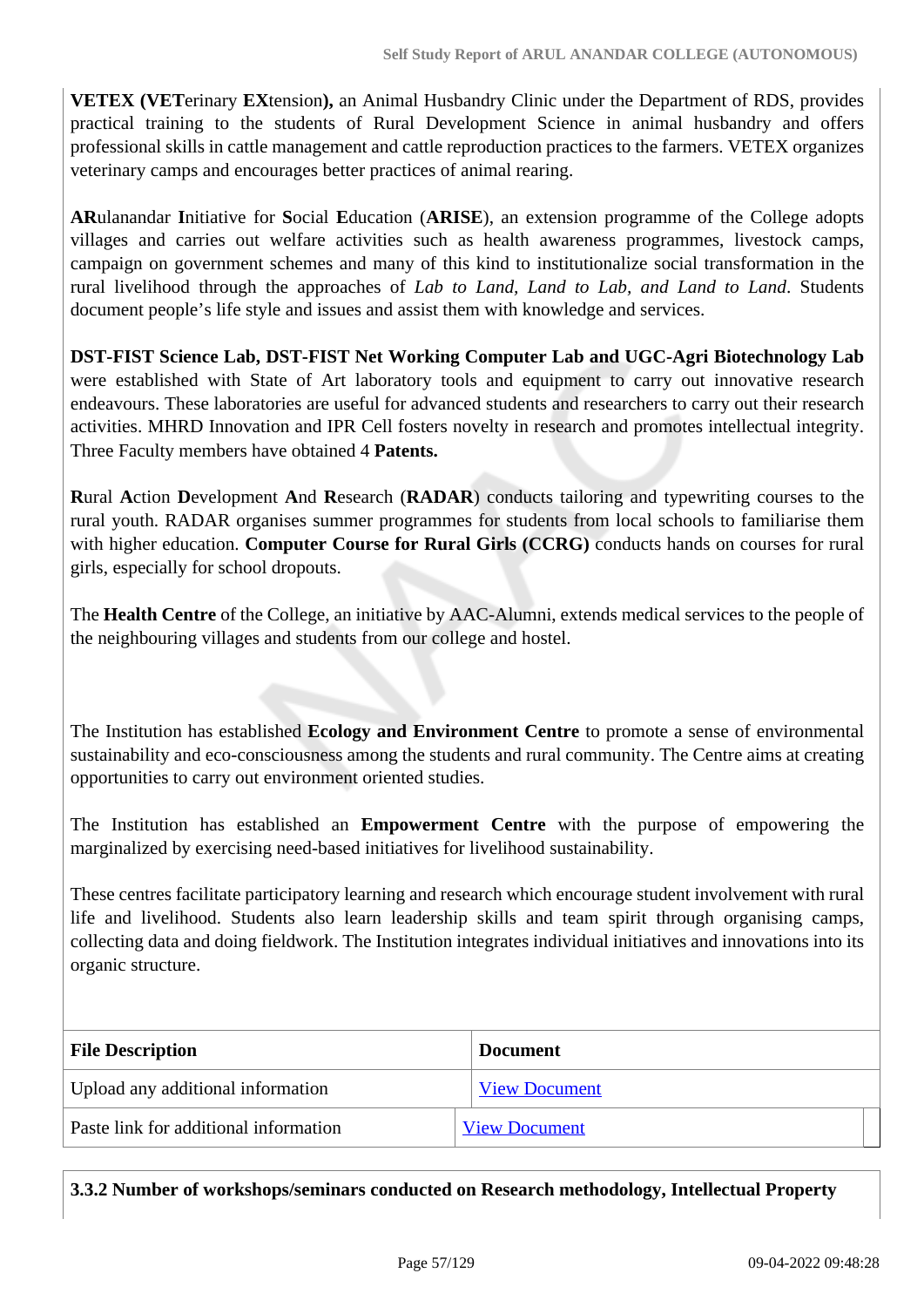**VETEX (VETerinary EXtension),** an Animal Husbandry Clinic under the Department of RDS, provides practical training to the students of Rural Development Science in animal husbandry and offers professional skills in cattle management and cattle reproduction practices to the farmers. VETEX organizes veterinary camps and encourages better practices of animal rearing.

**AR**ulanandar **I**nitiative for **S**ocial **E**ducation (**ARISE**), an extension programme of the College adopts villages and carries out welfare activities such as health awareness programmes, livestock camps, campaign on government schemes and many of this kind to institutionalize social transformation in the rural livelihood through the approaches of *Lab to Land, Land to Lab, and Land to Land*. Students document people's life style and issues and assist them with knowledge and services.

**DST-FIST Science Lab, DST-FIST Net Working Computer Lab and UGC-Agri Biotechnology Lab** were established with State of Art laboratory tools and equipment to carry out innovative research endeavours. These laboratories are useful for advanced students and researchers to carry out their research activities. MHRD Innovation and IPR Cell fosters novelty in research and promotes intellectual integrity. Three Faculty members have obtained 4 **Patents.**

**R**ural **A**ction **D**evelopment **A**nd **R**esearch (**RADAR**) conducts tailoring and typewriting courses to the rural youth. RADAR organises summer programmes for students from local schools to familiarise them with higher education. **Computer Course for Rural Girls (CCRG)** conducts hands on courses for rural girls, especially for school dropouts.

The **Health Centre** of the College, an initiative by AAC-Alumni, extends medical services to the people of the neighbouring villages and students from our college and hostel.

The Institution has established **Ecology and Environment Centre** to promote a sense of environmental sustainability and eco-consciousness among the students and rural community. The Centre aims at creating opportunities to carry out environment oriented studies.

The Institution has established an **Empowerment Centre** with the purpose of empowering the marginalized by exercising need-based initiatives for livelihood sustainability.

These centres facilitate participatory learning and research which encourage student involvement with rural life and livelihood. Students also learn leadership skills and team spirit through organising camps, collecting data and doing fieldwork. The Institution integrates individual initiatives and innovations into its organic structure.

| File Description | Document |
|---|---|
| Upload any additional information | View Document |
| Paste link for additional information | View Document |

**3.3.2 Number of workshops/seminars conducted on Research methodology, Intellectual Property**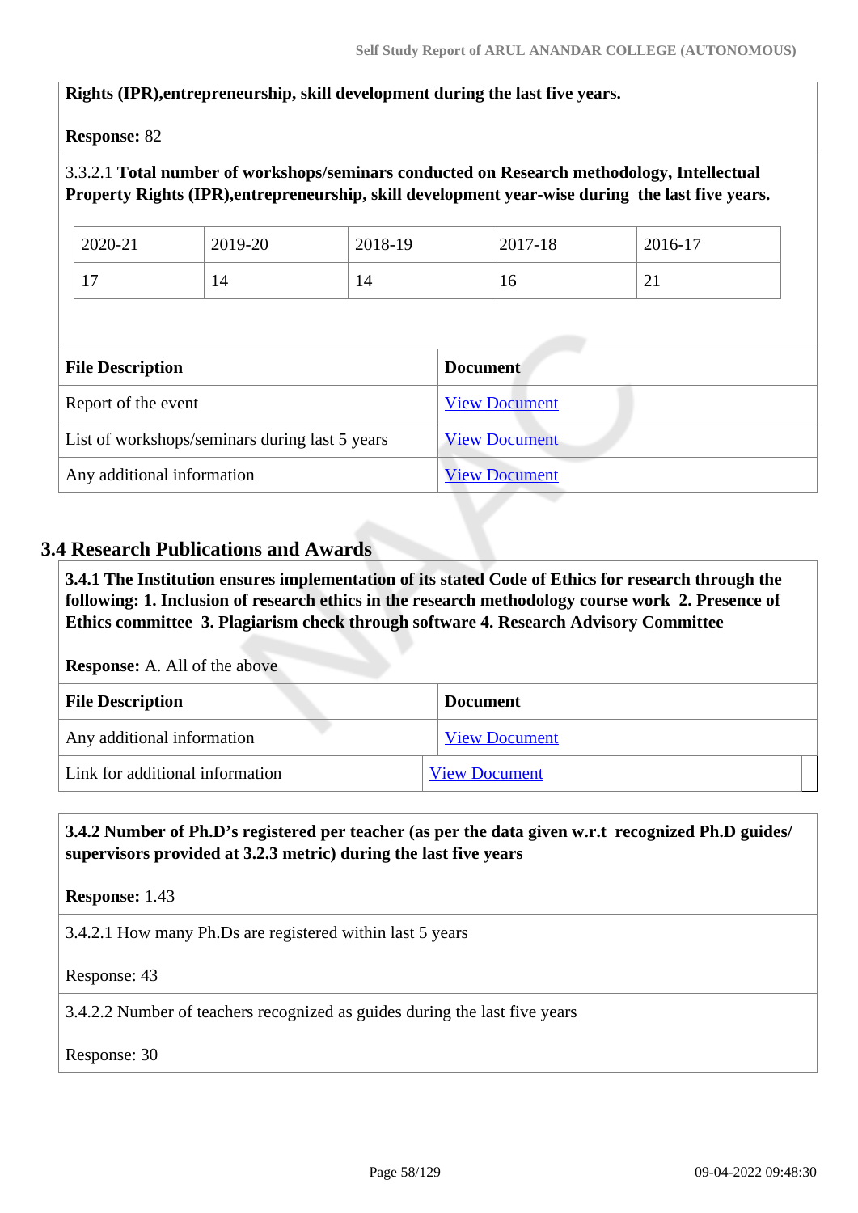**Rights (IPR),entrepreneurship, skill development during the last five years.**

**Response:** 82

3.3.2.1 **Total number of workshops/seminars conducted on Research methodology, Intellectual Property Rights (IPR),entrepreneurship, skill development year-wise during the last five years.**

| 2020-21 | 2019-20 | 2018-19 | 2017-18 | 2016-17 |
|---|---|---|---|---|
| 17 | 14 | 14 | 16 | 21 |

| File Description | Document |
|---|---|
| Report of the event | View Document |
| List of workshops/seminars during last 5 years | View Document |
| Any additional information | View Document |

## 3.4 Research Publications and Awards

**3.4.1 The Institution ensures implementation of its stated Code of Ethics for research through the following: 1. Inclusion of research ethics in the research methodology course work 2. Presence of Ethics committee 3. Plagiarism check through software 4. Research Advisory Committee**

**Response:** A. All of the above

| File Description | Document |
|---|---|
| Any additional information | View Document |
| Link for additional information | View Document |

**3.4.2 Number of Ph.D's registered per teacher (as per the data given w.r.t recognized Ph.D guides/ supervisors provided at 3.2.3 metric) during the last five years**

**Response:** 1.43

3.4.2.1 How many Ph.Ds are registered within last 5 years

Response: 43

3.4.2.2 Number of teachers recognized as guides during the last five years

Response: 30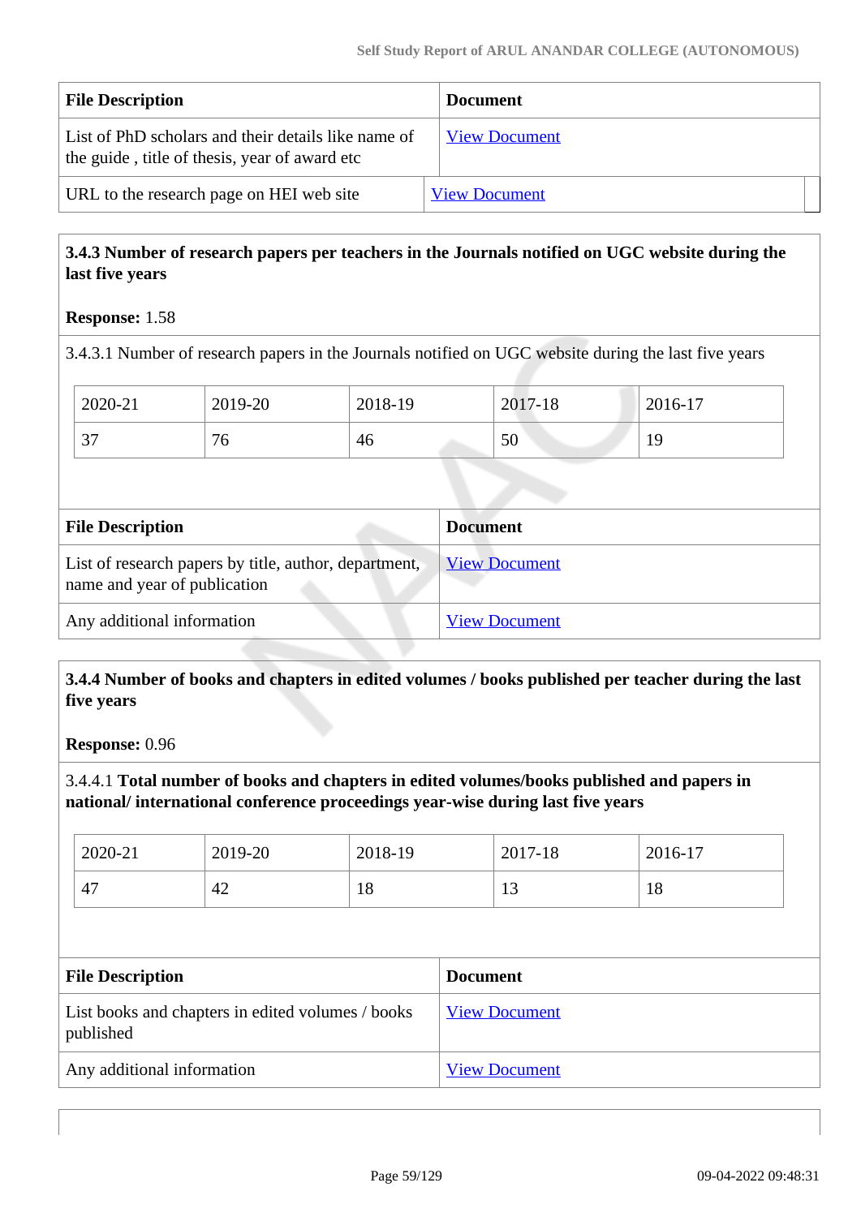| File Description | Document |
|---|---|
| List of PhD scholars and their details like name of the guide , title of thesis, year of award etc | View Document |
| URL to the research page on HEI web site | View Document |

**3.4.3 Number of research papers per teachers in the Journals notified on UGC website during the last five years**

**Response:** 1.58

3.4.3.1 Number of research papers in the Journals notified on UGC website during the last five years

| 2020-21 | 2019-20 | 2018-19 | 2017-18 | 2016-17 |
|---|---|---|---|---|
| 37 | 76 | 46 | 50 | 19 |

| File Description | Document |
|---|---|
| List of research papers by title, author, department, name and year of publication | View Document |
| Any additional information | View Document |

**3.4.4 Number of books and chapters in edited volumes / books published per teacher during the last five years**

**Response:** 0.96

3.4.4.1 **Total number of books and chapters in edited volumes/books published and papers in national/ international conference proceedings year-wise during last five years**

| 2020-21 | 2019-20 | 2018-19 | 2017-18 | 2016-17 |
|---|---|---|---|---|
| 47 | 42 | 18 | 13 | 18 |

| File Description | Document |
|---|---|
| List books and chapters in edited volumes / books published | View Document |
| Any additional information | View Document |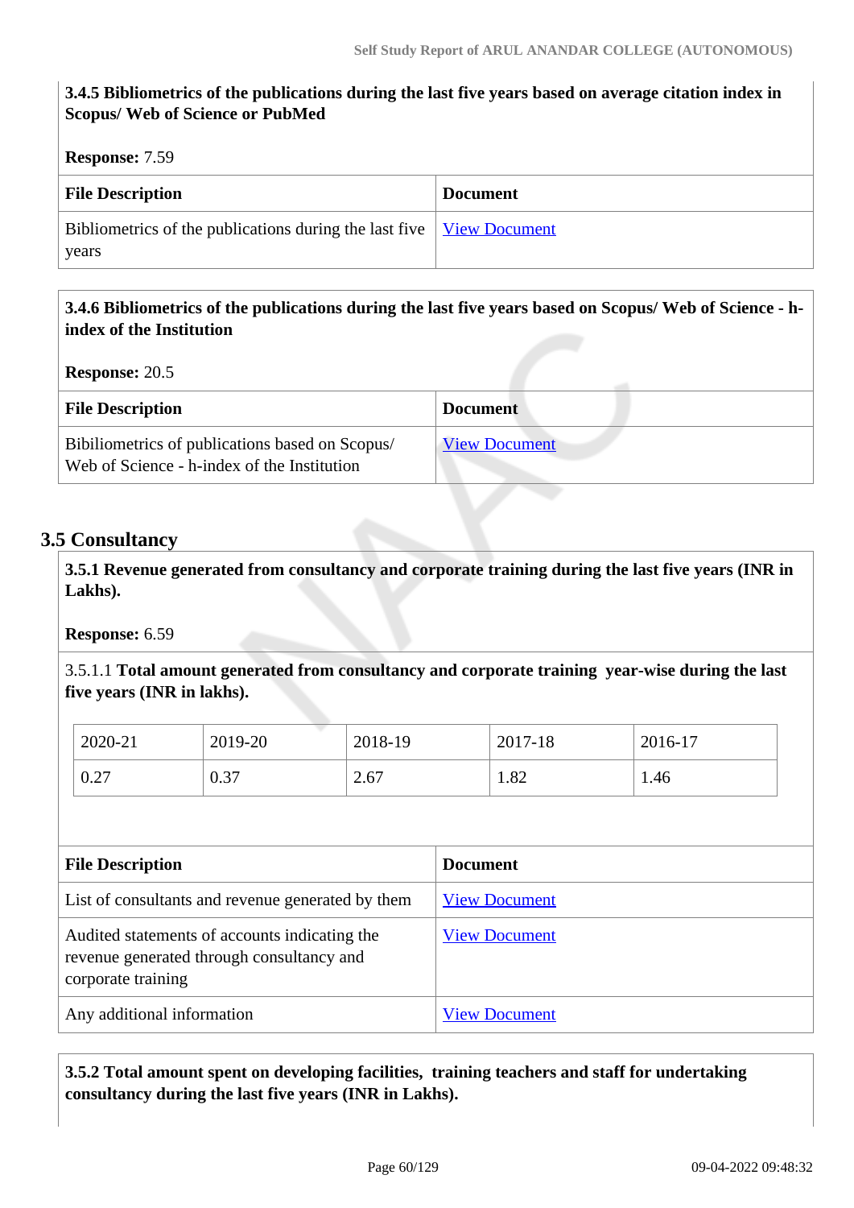**3.4.5 Bibliometrics of the publications during the last five years based on average citation index in Scopus/ Web of Science or PubMed**

**Response:** 7.59

| File Description | Document |
|---|---|
| Bibliometrics of the publications during the last five years | View Document |

**3.4.6 Bibliometrics of the publications during the last five years based on Scopus/ Web of Science - h-index of the Institution**

**Response:** 20.5

| File Description | Document |
|---|---|
| Bibiliometrics of publications based on Scopus/ Web of Science - h-index of the Institution | View Document |

## 3.5 Consultancy

**3.5.1 Revenue generated from consultancy and corporate training during the last five years (INR in Lakhs).**

**Response:** 6.59

3.5.1.1 **Total amount generated from consultancy and corporate training year-wise during the last five years (INR in lakhs).**

| 2020-21 | 2019-20 | 2018-19 | 2017-18 | 2016-17 |
|---|---|---|---|---|
| 0.27 | 0.37 | 2.67 | 1.82 | 1.46 |

| File Description | Document |
|---|---|
| List of consultants and revenue generated by them | View Document |
| Audited statements of accounts indicating the revenue generated through consultancy and corporate training | View Document |
| Any additional information | View Document |

**3.5.2 Total amount spent on developing facilities, training teachers and staff for undertaking consultancy during the last five years (INR in Lakhs).**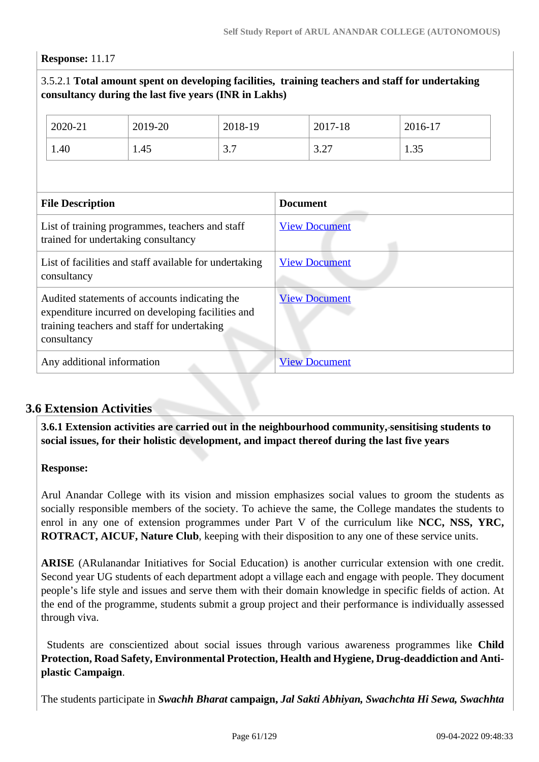**Response:** 11.17

3.5.2.1 **Total amount spent on developing facilities, training teachers and staff for undertaking consultancy during the last five years (INR in Lakhs)**

| 2020-21 | 2019-20 | 2018-19 | 2017-18 | 2016-17 |
|---|---|---|---|---|
| 1.40 | 1.45 | 3.7 | 3.27 | 1.35 |

| File Description | Document |
|---|---|
| List of training programmes, teachers and staff trained for undertaking consultancy | View Document |
| List of facilities and staff available for undertaking consultancy | View Document |
| Audited statements of accounts indicating the expenditure incurred on developing facilities and training teachers and staff for undertaking consultancy | View Document |
| Any additional information | View Document |

## 3.6 Extension Activities

**3.6.1 Extension activities are carried out in the neighbourhood community, sensitising students to social issues, for their holistic development, and impact thereof during the last five years**

**Response:**

Arul Anandar College with its vision and mission emphasizes social values to groom the students as socially responsible members of the society. To achieve the same, the College mandates the students to enrol in any one of extension programmes under Part V of the curriculum like **NCC, NSS, YRC, ROTRACT, AICUF, Nature Club**, keeping with their disposition to any one of these service units.

**ARISE** (ARulanandar Initiatives for Social Education) is another curricular extension with one credit. Second year UG students of each department adopt a village each and engage with people. They document people's life style and issues and serve them with their domain knowledge in specific fields of action. At the end of the programme, students submit a group project and their performance is individually assessed through viva.

Students are conscientized about social issues through various awareness programmes like **Child Protection, Road Safety, Environmental Protection, Health and Hygiene, Drug-deaddiction and Anti-plastic Campaign**.

The students participate in ***Swachh Bharat* campaign, *Jal Sakti Abhiyan, Swachchta Hi Sewa, Swachhta***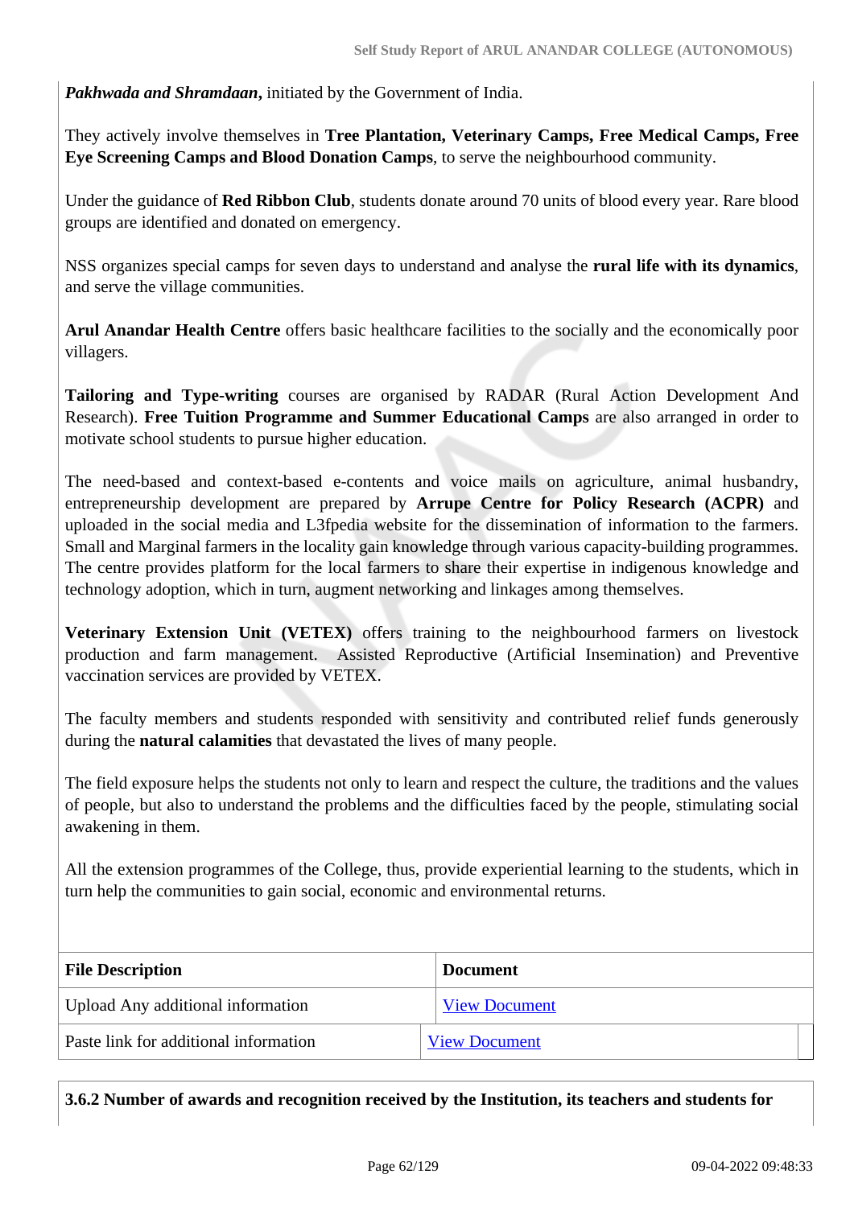***Pakhwada and Shramdaan***, initiated by the Government of India.

They actively involve themselves in **Tree Plantation, Veterinary Camps, Free Medical Camps, Free Eye Screening Camps and Blood Donation Camps**, to serve the neighbourhood community.

Under the guidance of **Red Ribbon Club**, students donate around 70 units of blood every year. Rare blood groups are identified and donated on emergency.

NSS organizes special camps for seven days to understand and analyse the **rural life with its dynamics**, and serve the village communities.

**Arul Anandar Health Centre** offers basic healthcare facilities to the socially and the economically poor villagers.

**Tailoring and Type-writing** courses are organised by RADAR (Rural Action Development And Research). **Free Tuition Programme and Summer Educational Camps** are also arranged in order to motivate school students to pursue higher education.

The need-based and context-based e-contents and voice mails on agriculture, animal husbandry, entrepreneurship development are prepared by **Arrupe Centre for Policy Research (ACPR)** and uploaded in the social media and L3fpedia website for the dissemination of information to the farmers. Small and Marginal farmers in the locality gain knowledge through various capacity-building programmes. The centre provides platform for the local farmers to share their expertise in indigenous knowledge and technology adoption, which in turn, augment networking and linkages among themselves.

**Veterinary Extension Unit (VETEX)** offers training to the neighbourhood farmers on livestock production and farm management. Assisted Reproductive (Artificial Insemination) and Preventive vaccination services are provided by VETEX.

The faculty members and students responded with sensitivity and contributed relief funds generously during the **natural calamities** that devastated the lives of many people.

The field exposure helps the students not only to learn and respect the culture, the traditions and the values of people, but also to understand the problems and the difficulties faced by the people, stimulating social awakening in them.

All the extension programmes of the College, thus, provide experiential learning to the students, which in turn help the communities to gain social, economic and environmental returns.

| File Description | Document |
|---|---|
| Upload Any additional information | View Document |
| Paste link for additional information | View Document |

**3.6.2 Number of awards and recognition received by the Institution, its teachers and students for**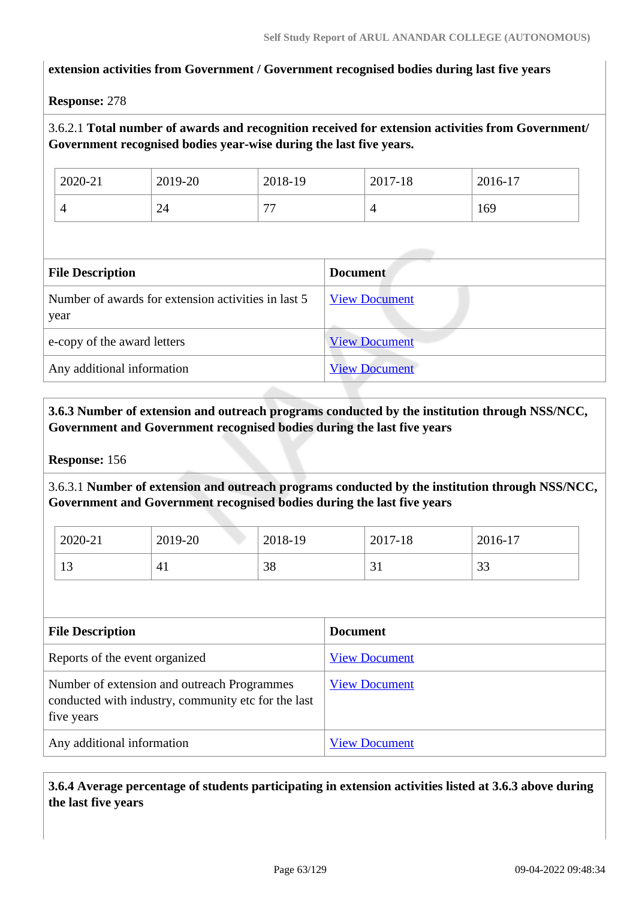**extension activities from Government / Government recognised bodies during last five years**

**Response:** 278

3.6.2.1 **Total number of awards and recognition received for extension activities from Government/ Government recognised bodies year-wise during the last five years.**

| 2020-21 | 2019-20 | 2018-19 | 2017-18 | 2016-17 |
|---|---|---|---|---|
| 4 | 24 | 77 | 4 | 169 |

| File Description | Document |
|---|---|
| Number of awards for extension activities in last 5 year | View Document |
| e-copy of the award letters | View Document |
| Any additional information | View Document |

**3.6.3 Number of extension and outreach programs conducted by the institution through NSS/NCC, Government and Government recognised bodies during the last five years**

**Response:** 156

3.6.3.1 **Number of extension and outreach programs conducted by the institution through NSS/NCC, Government and Government recognised bodies during the last five years**

| 2020-21 | 2019-20 | 2018-19 | 2017-18 | 2016-17 |
|---|---|---|---|---|
| 13 | 41 | 38 | 31 | 33 |

| File Description | Document |
|---|---|
| Reports of the event organized | View Document |
| Number of extension and outreach Programmes conducted with industry, community etc for the last five years | View Document |
| Any additional information | View Document |

**3.6.4 Average percentage of students participating in extension activities listed at 3.6.3 above during the last five years**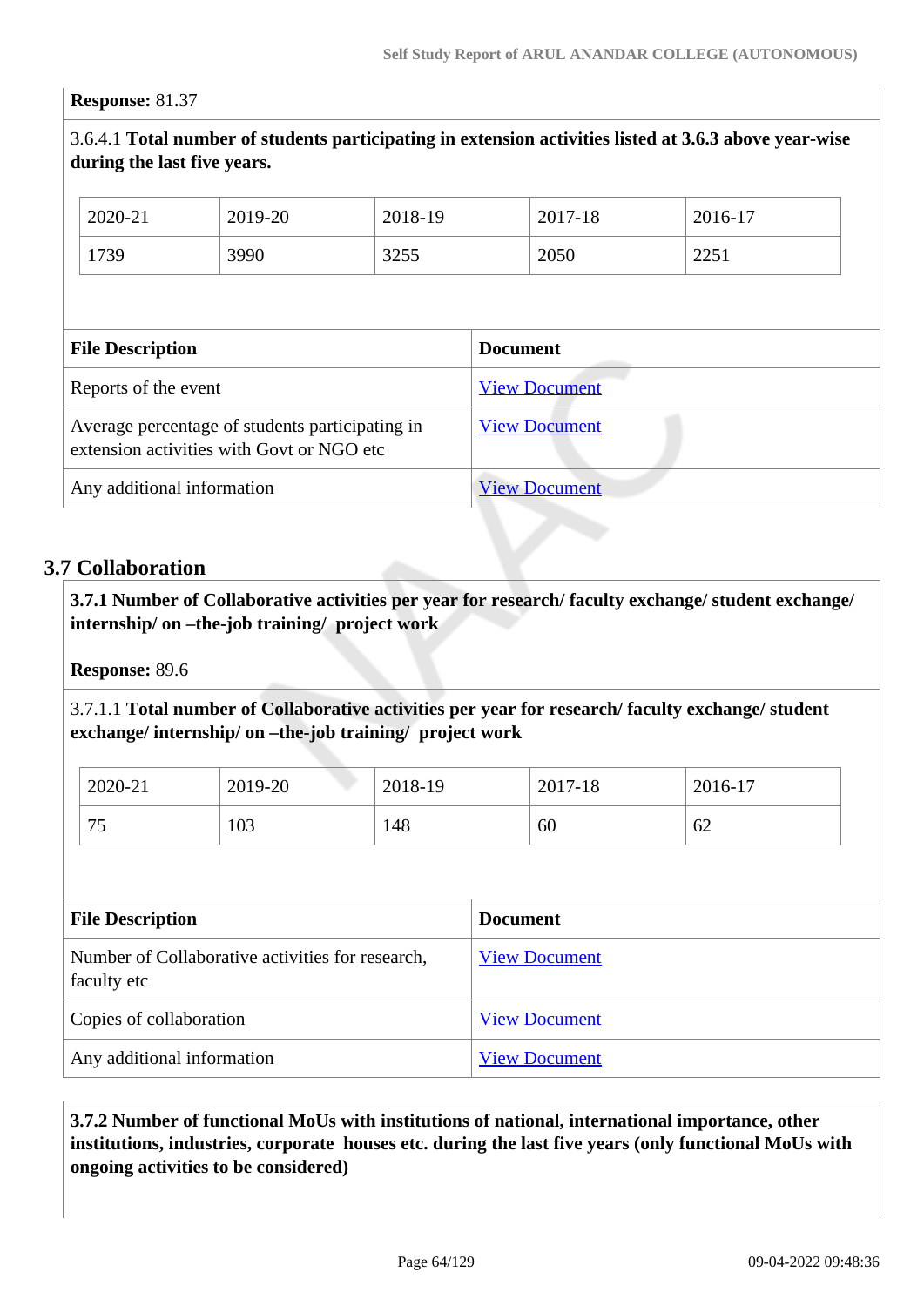**Response:** 81.37

3.6.4.1 **Total number of students participating in extension activities listed at 3.6.3 above year-wise during the last five years.**

| 2020-21 | 2019-20 | 2018-19 | 2017-18 | 2016-17 |
|---|---|---|---|---|
| 1739 | 3990 | 3255 | 2050 | 2251 |

| File Description | Document |
|---|---|
| Reports of the event | View Document |
| Average percentage of students participating in extension activities with Govt or NGO etc | View Document |
| Any additional information | View Document |

## 3.7 Collaboration

**3.7.1 Number of Collaborative activities per year for research/ faculty exchange/ student exchange/ internship/ on –the-job training/ project work**

**Response:** 89.6

3.7.1.1 **Total number of Collaborative activities per year for research/ faculty exchange/ student exchange/ internship/ on –the-job training/ project work**

| 2020-21 | 2019-20 | 2018-19 | 2017-18 | 2016-17 |
|---|---|---|---|---|
| 75 | 103 | 148 | 60 | 62 |

| File Description | Document |
|---|---|
| Number of Collaborative activities for research, faculty etc | View Document |
| Copies of collaboration | View Document |
| Any additional information | View Document |

**3.7.2 Number of functional MoUs with institutions of national, international importance, other institutions, industries, corporate houses etc. during the last five years (only functional MoUs with ongoing activities to be considered)**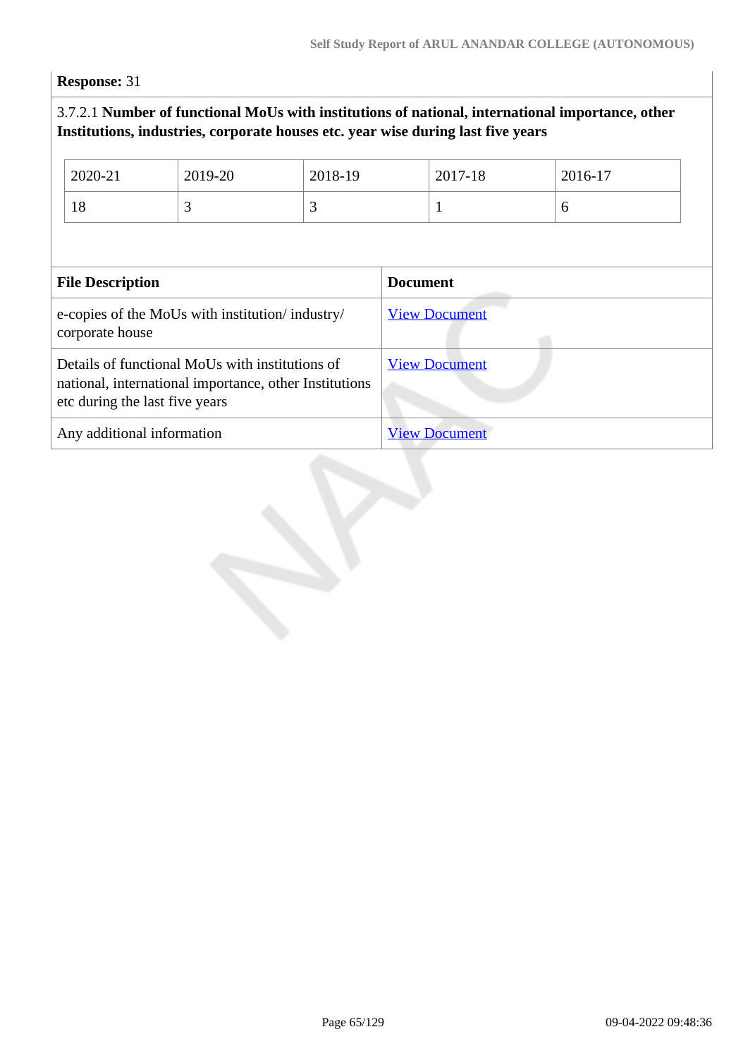**Response:** 31

3.7.2.1 **Number of functional MoUs with institutions of national, international importance, other Institutions, industries, corporate houses etc. year wise during last five years**

| 2020-21 | 2019-20 | 2018-19 | 2017-18 | 2016-17 |
|---|---|---|---|---|
| 18 | 3 | 3 | 1 | 6 |

| File Description | Document |
|---|---|
| e-copies of the MoUs with institution/ industry/ corporate house | View Document |
| Details of functional MoUs with institutions of national, international importance, other Institutions etc during the last five years | View Document |
| Any additional information | View Document |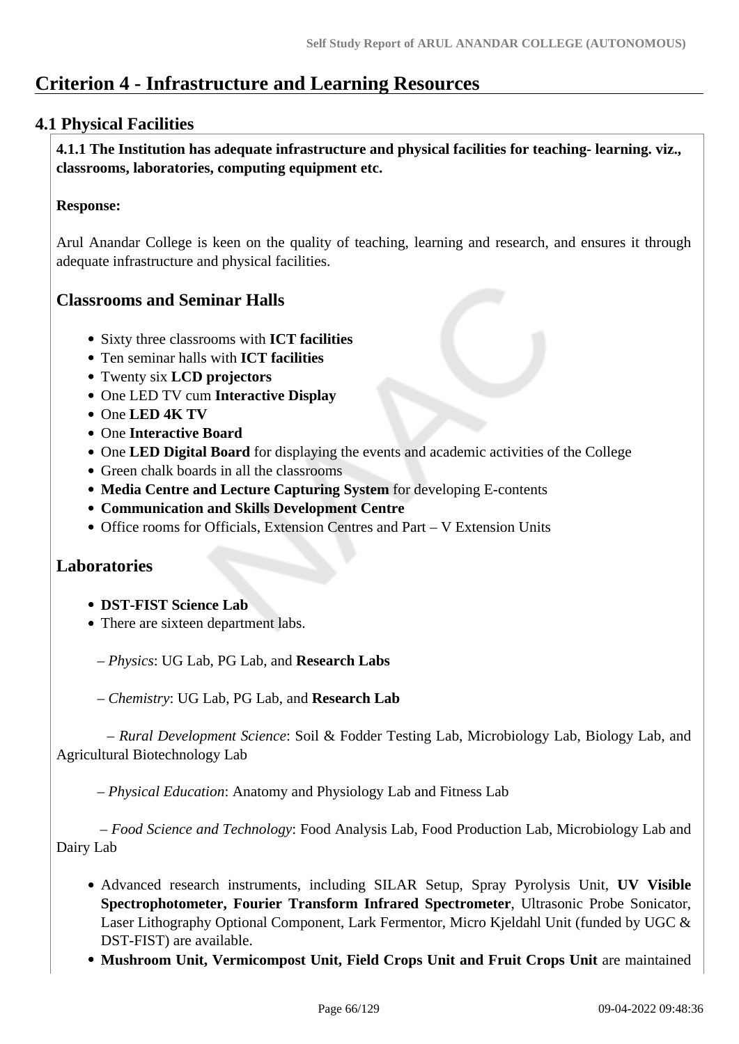# Criterion 4 - Infrastructure and Learning Resources

## 4.1 Physical Facilities

**4.1.1 The Institution has adequate infrastructure and physical facilities for teaching- learning. viz., classrooms, laboratories, computing equipment etc.**

**Response:**

Arul Anandar College is keen on the quality of teaching, learning and research, and ensures it through adequate infrastructure and physical facilities.

### Classrooms and Seminar Halls

- Sixty three classrooms with **ICT facilities**
- Ten seminar halls with **ICT facilities**
- Twenty six **LCD projectors**
- One LED TV cum **Interactive Display**
- One **LED 4K TV**
- One **Interactive Board**
- One **LED Digital Board** for displaying the events and academic activities of the College
- Green chalk boards in all the classrooms
- **Media Centre and Lecture Capturing System** for developing E-contents
- **Communication and Skills Development Centre**
- Office rooms for Officials, Extension Centres and Part – V Extension Units

### Laboratories

- **DST-FIST Science Lab**
- There are sixteen department labs.

– *Physics*: UG Lab, PG Lab, and **Research Labs**

– *Chemistry*: UG Lab, PG Lab, and **Research Lab**

– *Rural Development Science*: Soil & Fodder Testing Lab, Microbiology Lab, Biology Lab, and Agricultural Biotechnology Lab

– *Physical Education*: Anatomy and Physiology Lab and Fitness Lab

– *Food Science and Technology*: Food Analysis Lab, Food Production Lab, Microbiology Lab and Dairy Lab

- Advanced research instruments, including SILAR Setup, Spray Pyrolysis Unit, **UV Visible Spectrophotometer, Fourier Transform Infrared Spectrometer**, Ultrasonic Probe Sonicator, Laser Lithography Optional Component, Lark Fermentor, Micro Kjeldahl Unit (funded by UGC & DST-FIST) are available.
- **Mushroom Unit, Vermicompost Unit, Field Crops Unit and Fruit Crops Unit** are maintained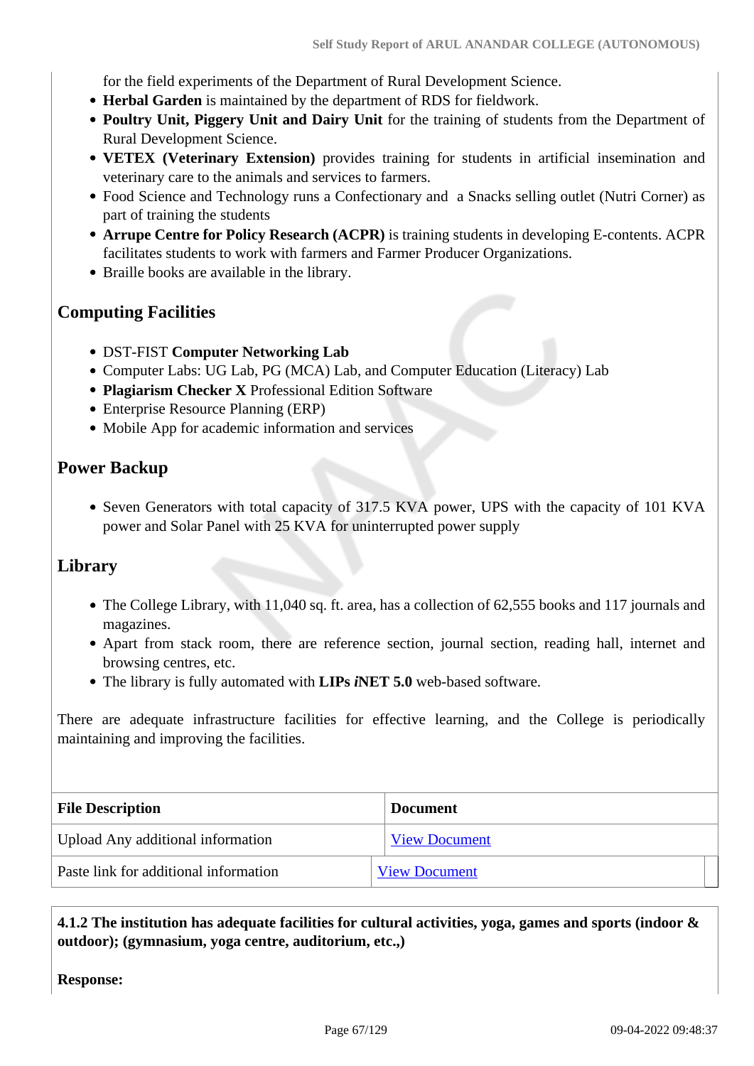for the field experiments of the Department of Rural Development Science.

- **Herbal Garden** is maintained by the department of RDS for fieldwork.
- **Poultry Unit, Piggery Unit and Dairy Unit** for the training of students from the Department of Rural Development Science.
- **VETEX (Veterinary Extension)** provides training for students in artificial insemination and veterinary care to the animals and services to farmers.
- Food Science and Technology runs a Confectionary and a Snacks selling outlet (Nutri Corner) as part of training the students
- **Arrupe Centre for Policy Research (ACPR)** is training students in developing E-contents. ACPR facilitates students to work with farmers and Farmer Producer Organizations.
- Braille books are available in the library.

## Computing Facilities

- DST-FIST **Computer Networking Lab**
- Computer Labs: UG Lab, PG (MCA) Lab, and Computer Education (Literacy) Lab
- **Plagiarism Checker X** Professional Edition Software
- Enterprise Resource Planning (ERP)
- Mobile App for academic information and services

## Power Backup

- Seven Generators with total capacity of 317.5 KVA power, UPS with the capacity of 101 KVA power and Solar Panel with 25 KVA for uninterrupted power supply

## Library

- The College Library, with 11,040 sq. ft. area, has a collection of 62,555 books and 117 journals and magazines.
- Apart from stack room, there are reference section, journal section, reading hall, internet and browsing centres, etc.
- The library is fully automated with **LIPs *i*NET 5.0** web-based software.

There are adequate infrastructure facilities for effective learning, and the College is periodically maintaining and improving the facilities.

| File Description | Document |
|---|---|
| Upload Any additional information | View Document |
| Paste link for additional information | View Document |

**4.1.2 The institution has adequate facilities for cultural activities, yoga, games and sports (indoor & outdoor); (gymnasium, yoga centre, auditorium, etc.,)**

**Response:**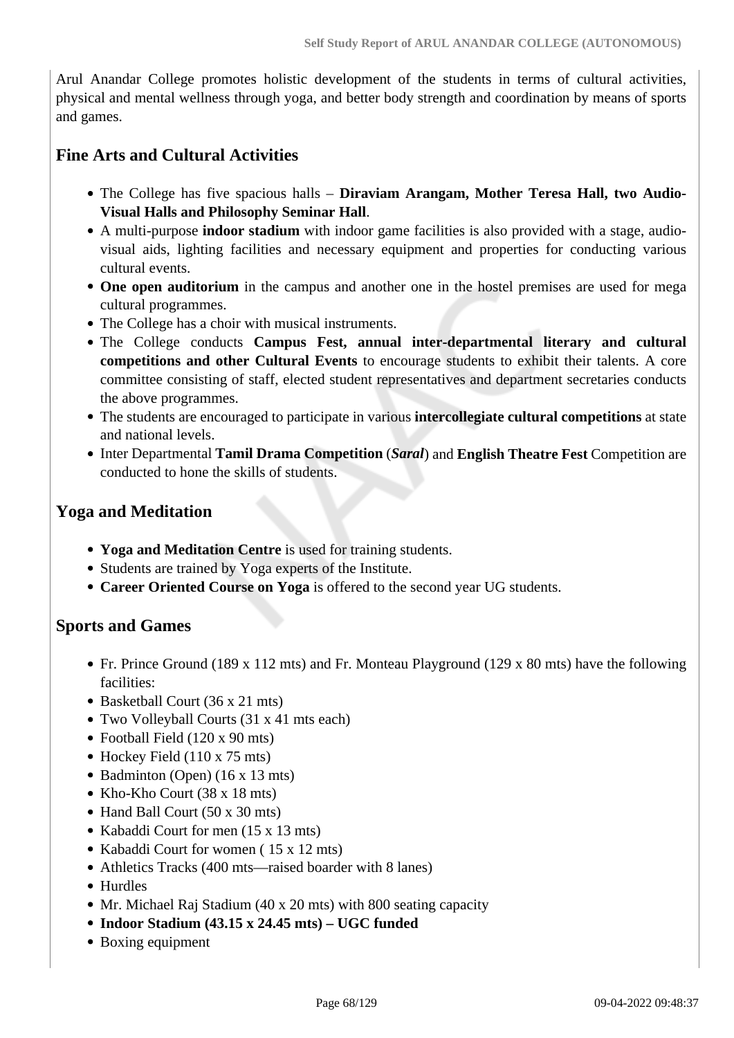Arul Anandar College promotes holistic development of the students in terms of cultural activities, physical and mental wellness through yoga, and better body strength and coordination by means of sports and games.

## Fine Arts and Cultural Activities

- The College has five spacious halls – **Diraviam Arangam, Mother Teresa Hall, two Audio-Visual Halls and Philosophy Seminar Hall**.
- A multi-purpose **indoor stadium** with indoor game facilities is also provided with a stage, audio-visual aids, lighting facilities and necessary equipment and properties for conducting various cultural events.
- **One open auditorium** in the campus and another one in the hostel premises are used for mega cultural programmes.
- The College has a choir with musical instruments.
- The College conducts **Campus Fest, annual inter-departmental literary and cultural competitions and other Cultural Events** to encourage students to exhibit their talents. A core committee consisting of staff, elected student representatives and department secretaries conducts the above programmes.
- The students are encouraged to participate in various **intercollegiate cultural competitions** at state and national levels.
- Inter Departmental **Tamil Drama Competition** (***Saral***) and **English Theatre Fest** Competition are conducted to hone the skills of students.

## Yoga and Meditation

- **Yoga and Meditation Centre** is used for training students.
- Students are trained by Yoga experts of the Institute.
- **Career Oriented Course on Yoga** is offered to the second year UG students.

## Sports and Games

- Fr. Prince Ground (189 x 112 mts) and Fr. Monteau Playground (129 x 80 mts) have the following facilities:
- Basketball Court (36 x 21 mts)
- Two Volleyball Courts (31 x 41 mts each)
- Football Field (120 x 90 mts)
- Hockey Field (110 x 75 mts)
- Badminton (Open) (16 x 13 mts)
- Kho-Kho Court (38 x 18 mts)
- Hand Ball Court (50 x 30 mts)
- Kabaddi Court for men (15 x 13 mts)
- Kabaddi Court for women ( 15 x 12 mts)
- Athletics Tracks (400 mts—raised boarder with 8 lanes)
- Hurdles
- Mr. Michael Raj Stadium (40 x 20 mts) with 800 seating capacity
- **Indoor Stadium (43.15 x 24.45 mts) – UGC funded**
- Boxing equipment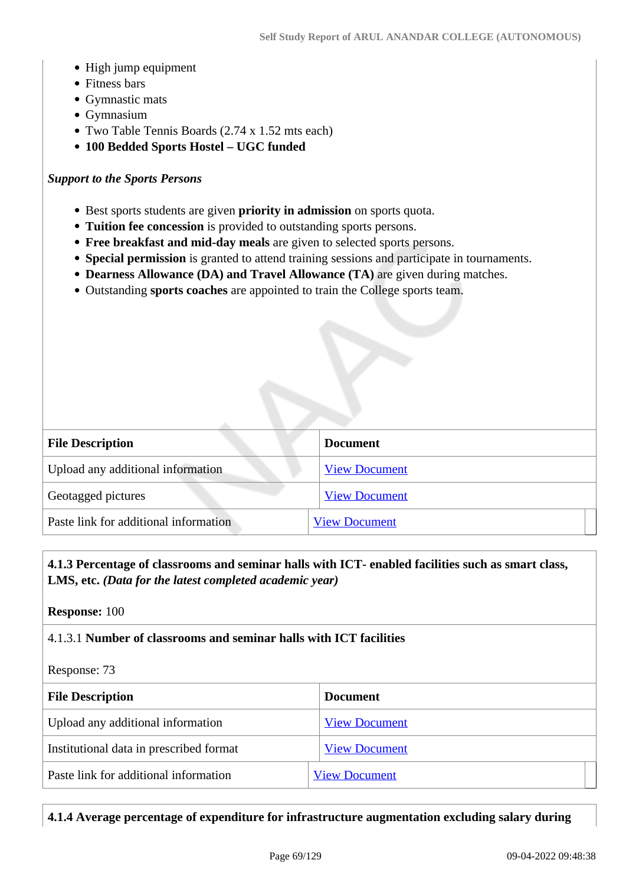- High jump equipment
- Fitness bars
- Gymnastic mats
- Gymnasium
- Two Table Tennis Boards (2.74 x 1.52 mts each)
- **100 Bedded Sports Hostel – UGC funded**

***Support to the Sports Persons***

- Best sports students are given **priority in admission** on sports quota.
- **Tuition fee concession** is provided to outstanding sports persons.
- **Free breakfast and mid-day meals** are given to selected sports persons.
- **Special permission** is granted to attend training sessions and participate in tournaments.
- **Dearness Allowance (DA) and Travel Allowance (TA)** are given during matches.
- Outstanding **sports coaches** are appointed to train the College sports team.

| File Description | Document |
|---|---|
| Upload any additional information | View Document |
| Geotagged pictures | View Document |
| Paste link for additional information | View Document |

**4.1.3 Percentage of classrooms and seminar halls with ICT- enabled facilities such as smart class, LMS, etc.** ***(Data for the latest completed academic year)***

**Response:** 100

4.1.3.1 **Number of classrooms and seminar halls with ICT facilities**

Response: 73

| File Description | Document |
|---|---|
| Upload any additional information | View Document |
| Institutional data in prescribed format | View Document |
| Paste link for additional information | View Document |

**4.1.4 Average percentage of expenditure for infrastructure augmentation excluding salary during**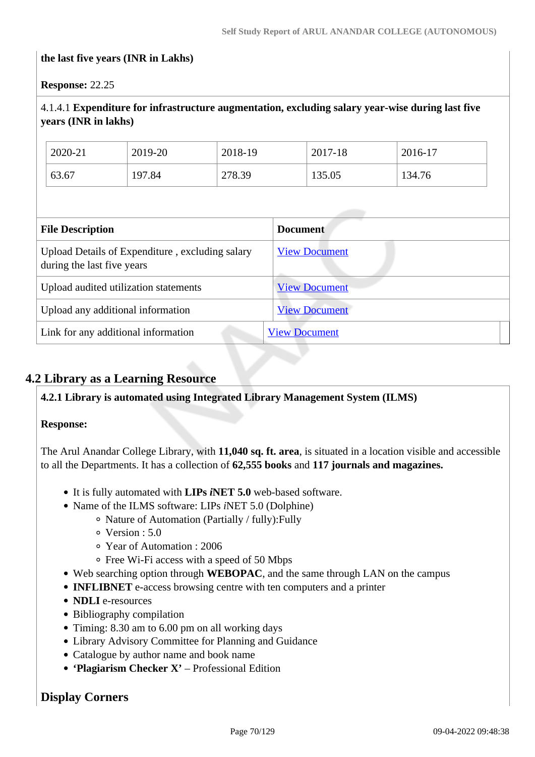**the last five years (INR in Lakhs)**

**Response:** 22.25

4.1.4.1 **Expenditure for infrastructure augmentation, excluding salary year-wise during last five years (INR in lakhs)**

| 2020-21 | 2019-20 | 2018-19 | 2017-18 | 2016-17 |
|---|---|---|---|---|
| 63.67 | 197.84 | 278.39 | 135.05 | 134.76 |

| File Description | Document |
|---|---|
| Upload Details of Expenditure , excluding salary during the last five years | View Document |
| Upload audited utilization statements | View Document |
| Upload any additional information | View Document |
| Link for any additional information | View Document |

## 4.2 Library as a Learning Resource

**4.2.1 Library is automated using Integrated Library Management System (ILMS)**

**Response:**

The Arul Anandar College Library, with **11,040 sq. ft. area**, is situated in a location visible and accessible to all the Departments. It has a collection of **62,555 books** and **117 journals and magazines.**

- It is fully automated with **LIPs *i*NET 5.0** web-based software.
- Name of the ILMS software: LIPs *i*NET 5.0 (Dolphine)
  - Nature of Automation (Partially / fully):Fully
  - Version : 5.0
  - Year of Automation : 2006
  - Free Wi-Fi access with a speed of 50 Mbps
- Web searching option through **WEBOPAC**, and the same through LAN on the campus
- **INFLIBNET** e-access browsing centre with ten computers and a printer
- **NDLI** e-resources
- Bibliography compilation
- Timing: 8.30 am to 6.00 pm on all working days
- Library Advisory Committee for Planning and Guidance
- Catalogue by author name and book name
- **'Plagiarism Checker X'** – Professional Edition

**Display Corners**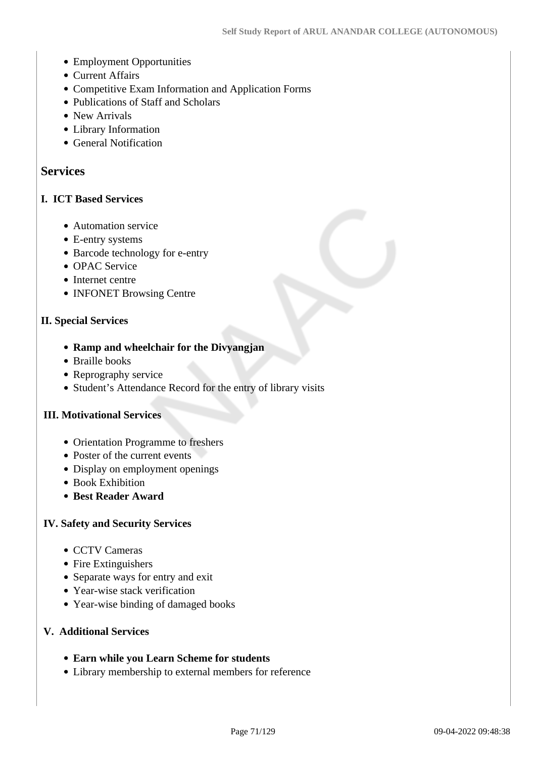- Employment Opportunities
- Current Affairs
- Competitive Exam Information and Application Forms
- Publications of Staff and Scholars
- New Arrivals
- Library Information
- General Notification

## Services

### I. ICT Based Services

- Automation service
- E-entry systems
- Barcode technology for e-entry
- OPAC Service
- Internet centre
- INFONET Browsing Centre

### II. Special Services

- **Ramp and wheelchair for the Divyangjan**
- Braille books
- Reprography service
- Student's Attendance Record for the entry of library visits

### III. Motivational Services

- Orientation Programme to freshers
- Poster of the current events
- Display on employment openings
- Book Exhibition
- **Best Reader Award**

### IV. Safety and Security Services

- CCTV Cameras
- Fire Extinguishers
- Separate ways for entry and exit
- Year-wise stack verification
- Year-wise binding of damaged books

### V. Additional Services

- **Earn while you Learn Scheme for students**
- Library membership to external members for reference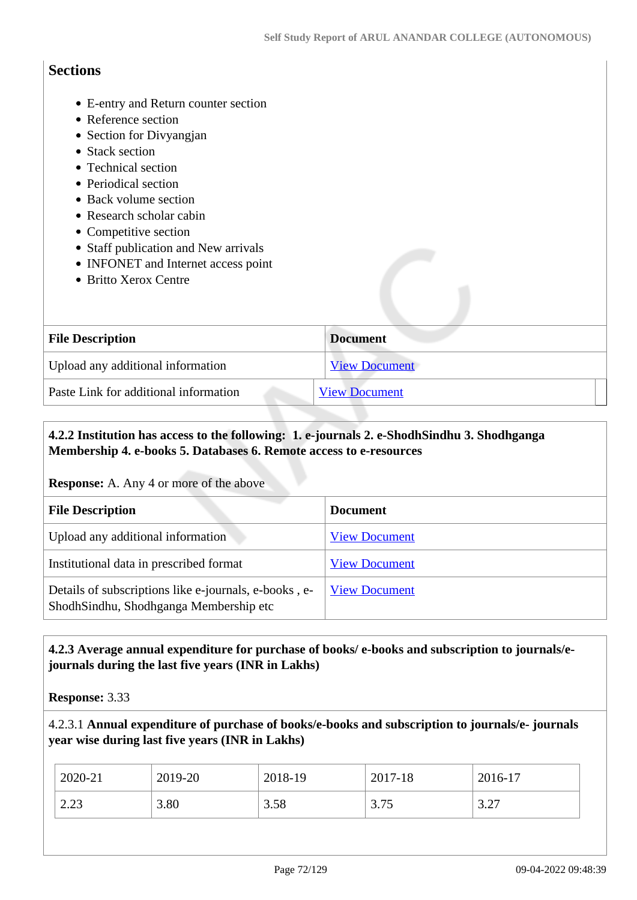## Sections

- E-entry and Return counter section
- Reference section
- Section for Divyangjan
- Stack section
- Technical section
- Periodical section
- Back volume section
- Research scholar cabin
- Competitive section
- Staff publication and New arrivals
- INFONET and Internet access point
- Britto Xerox Centre

| File Description | Document |
|---|---|
| Upload any additional information | View Document |
| Paste Link for additional information | View Document |

**4.2.2 Institution has access to the following: 1. e-journals 2. e-ShodhSindhu 3. Shodhganga Membership 4. e-books 5. Databases 6. Remote access to e-resources**

**Response:** A. Any 4 or more of the above

| File Description | Document |
|---|---|
| Upload any additional information | View Document |
| Institutional data in prescribed format | View Document |
| Details of subscriptions like e-journals, e-books , e-ShodhSindhu, Shodhganga Membership etc | View Document |

**4.2.3 Average annual expenditure for purchase of books/ e-books and subscription to journals/e-journals during the last five years (INR in Lakhs)**

**Response:** 3.33

4.2.3.1 **Annual expenditure of purchase of books/e-books and subscription to journals/e- journals year wise during last five years (INR in Lakhs)**

| 2020-21 | 2019-20 | 2018-19 | 2017-18 | 2016-17 |
|---|---|---|---|---|
| 2.23 | 3.80 | 3.58 | 3.75 | 3.27 |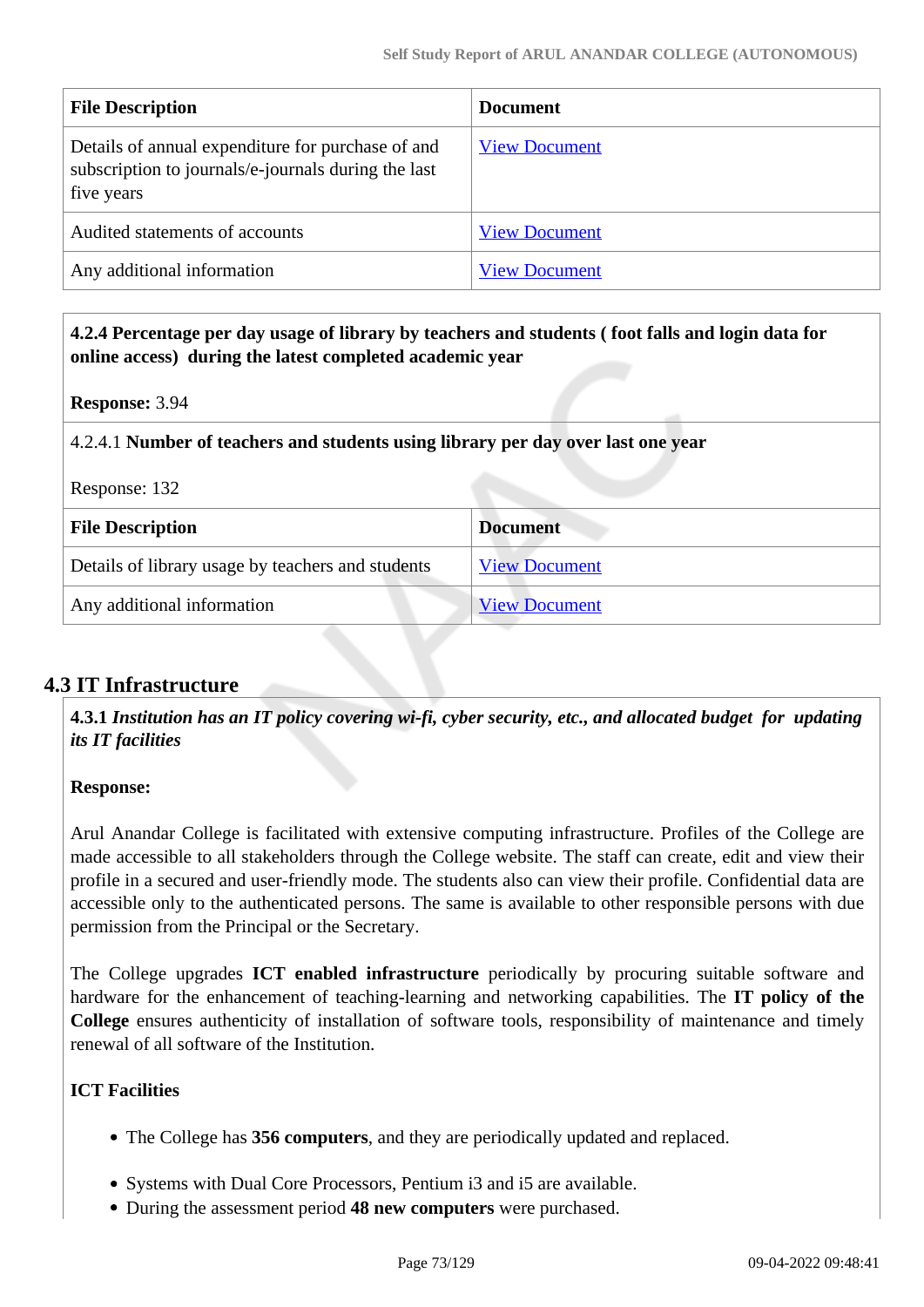| File Description | Document |
|---|---|
| Details of annual expenditure for purchase of and subscription to journals/e-journals during the last five years | View Document |
| Audited statements of accounts | View Document |
| Any additional information | View Document |

**4.2.4 Percentage per day usage of library by teachers and students ( foot falls and login data for online access) during the latest completed academic year**

**Response:** 3.94

4.2.4.1 **Number of teachers and students using library per day over last one year**

Response: 132

| File Description | Document |
|---|---|
| Details of library usage by teachers and students | View Document |
| Any additional information | View Document |

## 4.3 IT Infrastructure

**4.3.1** ***Institution has an IT policy covering wi-fi, cyber security, etc., and allocated budget for updating its IT facilities***

**Response:**

Arul Anandar College is facilitated with extensive computing infrastructure. Profiles of the College are made accessible to all stakeholders through the College website. The staff can create, edit and view their profile in a secured and user-friendly mode. The students also can view their profile. Confidential data are accessible only to the authenticated persons. The same is available to other responsible persons with due permission from the Principal or the Secretary.

The College upgrades **ICT enabled infrastructure** periodically by procuring suitable software and hardware for the enhancement of teaching-learning and networking capabilities. The **IT policy of the College** ensures authenticity of installation of software tools, responsibility of maintenance and timely renewal of all software of the Institution.

**ICT Facilities**

- The College has **356 computers**, and they are periodically updated and replaced.
- Systems with Dual Core Processors, Pentium i3 and i5 are available.
- During the assessment period **48 new computers** were purchased.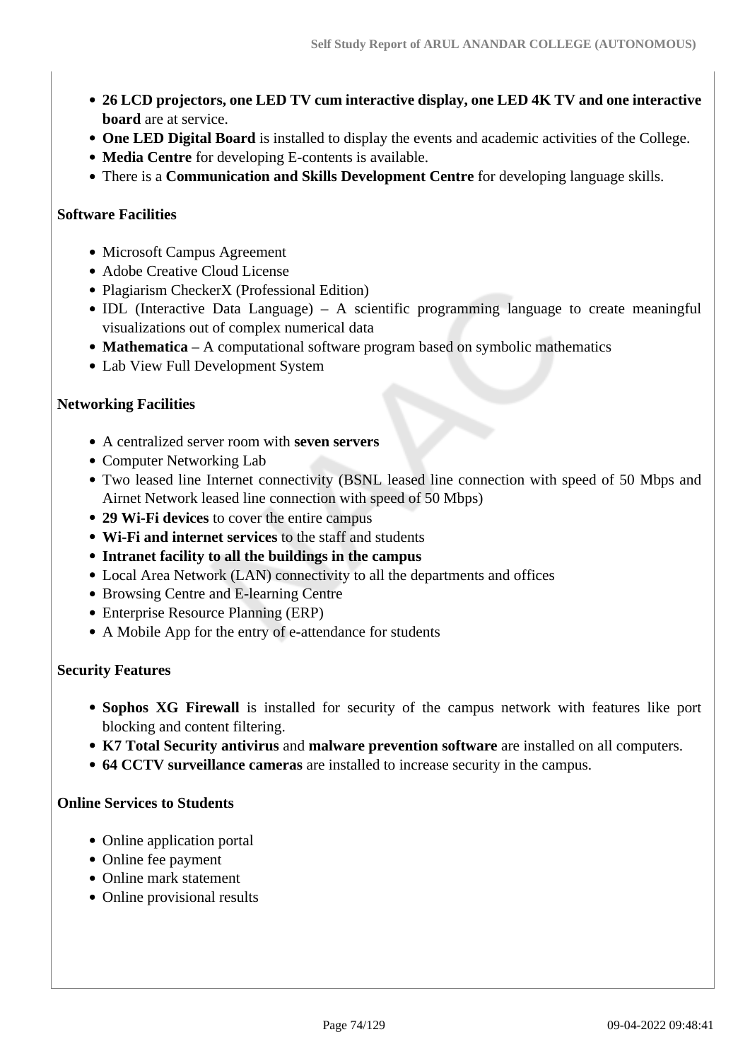- **26 LCD projectors, one LED TV cum interactive display, one LED 4K TV and one interactive board** are at service.
- **One LED Digital Board** is installed to display the events and academic activities of the College.
- **Media Centre** for developing E-contents is available.
- There is a **Communication and Skills Development Centre** for developing language skills.

**Software Facilities**

- Microsoft Campus Agreement
- Adobe Creative Cloud License
- Plagiarism CheckerX (Professional Edition)
- IDL (Interactive Data Language) – A scientific programming language to create meaningful visualizations out of complex numerical data
- **Mathematica** – A computational software program based on symbolic mathematics
- Lab View Full Development System

**Networking Facilities**

- A centralized server room with **seven servers**
- Computer Networking Lab
- Two leased line Internet connectivity (BSNL leased line connection with speed of 50 Mbps and Airnet Network leased line connection with speed of 50 Mbps)
- **29 Wi-Fi devices** to cover the entire campus
- **Wi-Fi and internet services** to the staff and students
- **Intranet facility to all the buildings in the campus**
- Local Area Network (LAN) connectivity to all the departments and offices
- Browsing Centre and E-learning Centre
- Enterprise Resource Planning (ERP)
- A Mobile App for the entry of e-attendance for students

**Security Features**

- **Sophos XG Firewall** is installed for security of the campus network with features like port blocking and content filtering.
- **K7 Total Security antivirus** and **malware prevention software** are installed on all computers.
- **64 CCTV surveillance cameras** are installed to increase security in the campus.

**Online Services to Students**

- Online application portal
- Online fee payment
- Online mark statement
- Online provisional results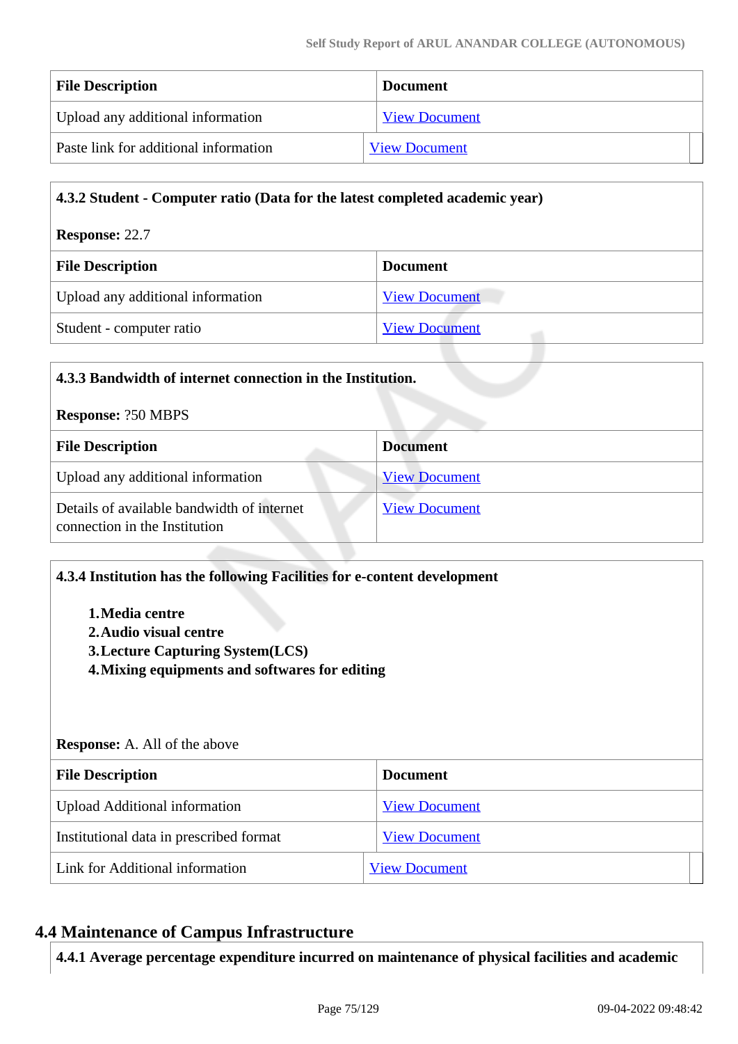| File Description | Document |
|---|---|
| Upload any additional information | View Document |
| Paste link for additional information | View Document |

**4.3.2 Student - Computer ratio (Data for the latest completed academic year)**

**Response:** 22.7

| File Description | Document |
|---|---|
| Upload any additional information | View Document |
| Student - computer ratio | View Document |

**4.3.3 Bandwidth of internet connection in the Institution.**

**Response:** ?50 MBPS

| File Description | Document |
|---|---|
| Upload any additional information | View Document |
| Details of available bandwidth of internet connection in the Institution | View Document |

**4.3.4 Institution has the following Facilities for e-content development**

1. **Media centre**
2. **Audio visual centre**
3. **Lecture Capturing System(LCS)**
4. **Mixing equipments and softwares for editing**

**Response:** A. All of the above

| File Description | Document |
|---|---|
| Upload Additional information | View Document |
| Institutional data in prescribed format | View Document |
| Link for Additional information | View Document |

## 4.4 Maintenance of Campus Infrastructure

**4.4.1 Average percentage expenditure incurred on maintenance of physical facilities and academic**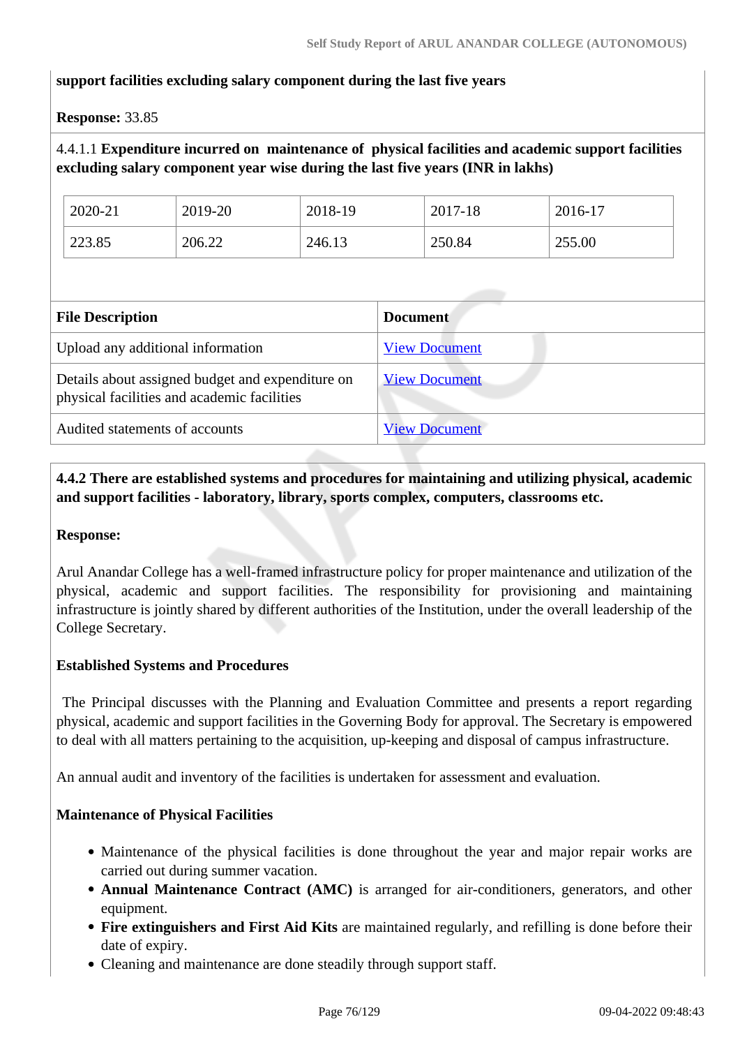**support facilities excluding salary component during the last five years**

**Response:** 33.85

4.4.1.1 **Expenditure incurred on maintenance of physical facilities and academic support facilities excluding salary component year wise during the last five years (INR in lakhs)**

| 2020-21 | 2019-20 | 2018-19 | 2017-18 | 2016-17 |
|---|---|---|---|---|
| 223.85 | 206.22 | 246.13 | 250.84 | 255.00 |

| File Description | Document |
|---|---|
| Upload any additional information | View Document |
| Details about assigned budget and expenditure on physical facilities and academic facilities | View Document |
| Audited statements of accounts | View Document |

**4.4.2 There are established systems and procedures for maintaining and utilizing physical, academic and support facilities - laboratory, library, sports complex, computers, classrooms etc.**

**Response:**

Arul Anandar College has a well-framed infrastructure policy for proper maintenance and utilization of the physical, academic and support facilities. The responsibility for provisioning and maintaining infrastructure is jointly shared by different authorities of the Institution, under the overall leadership of the College Secretary.

**Established Systems and Procedures**

The Principal discusses with the Planning and Evaluation Committee and presents a report regarding physical, academic and support facilities in the Governing Body for approval. The Secretary is empowered to deal with all matters pertaining to the acquisition, up-keeping and disposal of campus infrastructure.

An annual audit and inventory of the facilities is undertaken for assessment and evaluation.

**Maintenance of Physical Facilities**

- Maintenance of the physical facilities is done throughout the year and major repair works are carried out during summer vacation.
- **Annual Maintenance Contract (AMC)** is arranged for air-conditioners, generators, and other equipment.
- **Fire extinguishers and First Aid Kits** are maintained regularly, and refilling is done before their date of expiry.
- Cleaning and maintenance are done steadily through support staff.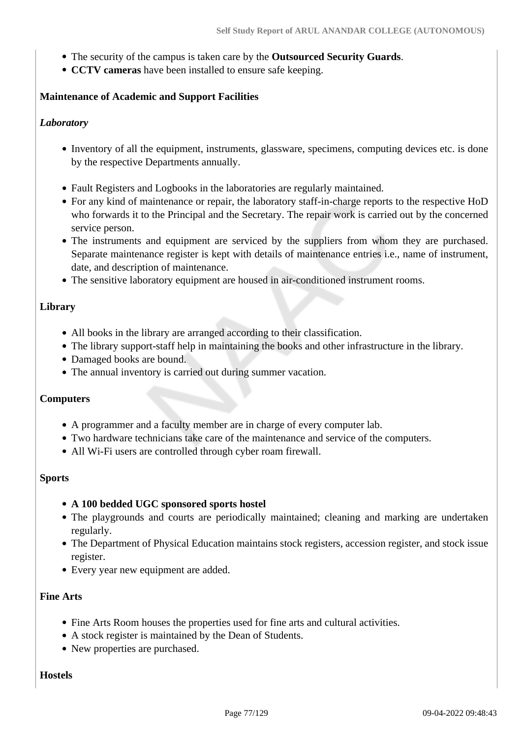- The security of the campus is taken care by the **Outsourced Security Guards**.
- **CCTV cameras** have been installed to ensure safe keeping.

**Maintenance of Academic and Support Facilities**

***Laboratory***

- Inventory of all the equipment, instruments, glassware, specimens, computing devices etc. is done by the respective Departments annually.

- Fault Registers and Logbooks in the laboratories are regularly maintained.
- For any kind of maintenance or repair, the laboratory staff-in-charge reports to the respective HoD who forwards it to the Principal and the Secretary. The repair work is carried out by the concerned service person.
- The instruments and equipment are serviced by the suppliers from whom they are purchased. Separate maintenance register is kept with details of maintenance entries i.e., name of instrument, date, and description of maintenance.
- The sensitive laboratory equipment are housed in air-conditioned instrument rooms.

**Library**

- All books in the library are arranged according to their classification.
- The library support-staff help in maintaining the books and other infrastructure in the library.
- Damaged books are bound.
- The annual inventory is carried out during summer vacation.

**Computers**

- A programmer and a faculty member are in charge of every computer lab.
- Two hardware technicians take care of the maintenance and service of the computers.
- All Wi-Fi users are controlled through cyber roam firewall.

**Sports**

- **A 100 bedded UGC sponsored sports hostel**
- The playgrounds and courts are periodically maintained; cleaning and marking are undertaken regularly.
- The Department of Physical Education maintains stock registers, accession register, and stock issue register.
- Every year new equipment are added.

**Fine Arts**

- Fine Arts Room houses the properties used for fine arts and cultural activities.
- A stock register is maintained by the Dean of Students.
- New properties are purchased.

**Hostels**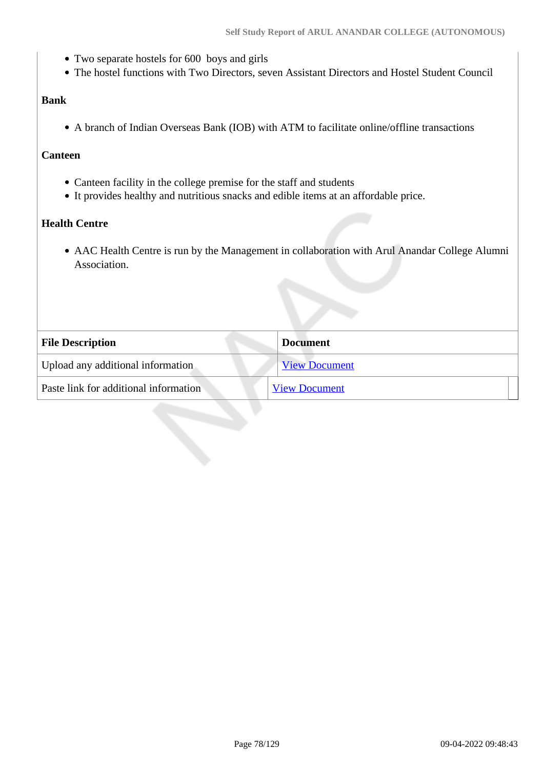- Two separate hostels for 600 boys and girls
- The hostel functions with Two Directors, seven Assistant Directors and Hostel Student Council

**Bank**

- A branch of Indian Overseas Bank (IOB) with ATM to facilitate online/offline transactions

**Canteen**

- Canteen facility in the college premise for the staff and students
- It provides healthy and nutritious snacks and edible items at an affordable price.

**Health Centre**

- AAC Health Centre is run by the Management in collaboration with Arul Anandar College Alumni Association.

| File Description | Document |
|---|---|
| Upload any additional information | View Document |
| Paste link for additional information | View Document |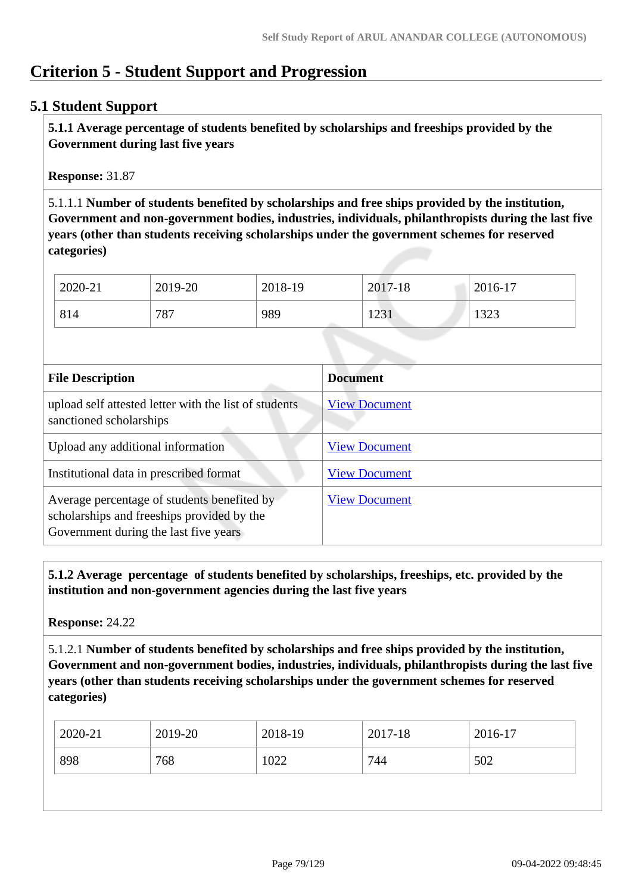# Criterion 5 - Student Support and Progression

## 5.1 Student Support

**5.1.1 Average percentage of students benefited by scholarships and freeships provided by the Government during last five years**

**Response:** 31.87

5.1.1.1 **Number of students benefited by scholarships and free ships provided by the institution, Government and non-government bodies, industries, individuals, philanthropists during the last five years (other than students receiving scholarships under the government schemes for reserved categories)**

| 2020-21 | 2019-20 | 2018-19 | 2017-18 | 2016-17 |
|---|---|---|---|---|
| 814 | 787 | 989 | 1231 | 1323 |

| File Description | Document |
|---|---|
| upload self attested letter with the list of students sanctioned scholarships | View Document |
| Upload any additional information | View Document |
| Institutional data in prescribed format | View Document |
| Average percentage of students benefited by scholarships and freeships provided by the Government during the last five years | View Document |

**5.1.2 Average percentage of students benefited by scholarships, freeships, etc. provided by the institution and non-government agencies during the last five years**

**Response:** 24.22

5.1.2.1 **Number of students benefited by scholarships and free ships provided by the institution, Government and non-government bodies, industries, individuals, philanthropists during the last five years (other than students receiving scholarships under the government schemes for reserved categories)**

| 2020-21 | 2019-20 | 2018-19 | 2017-18 | 2016-17 |
|---|---|---|---|---|
| 898 | 768 | 1022 | 744 | 502 |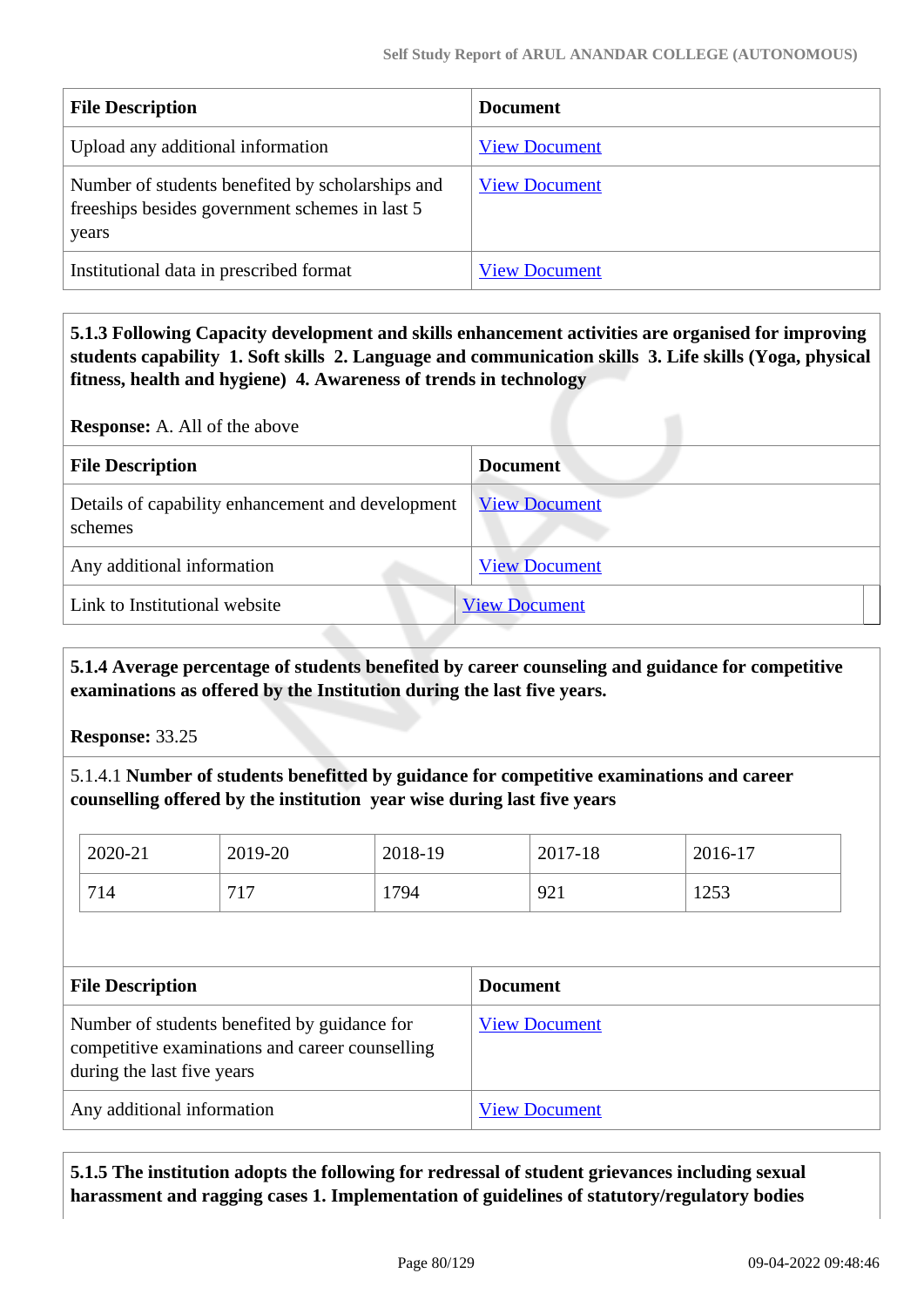| File Description | Document |
|---|---|
| Upload any additional information | View Document |
| Number of students benefited by scholarships and freeships besides government schemes in last 5 years | View Document |
| Institutional data in prescribed format | View Document |

**5.1.3 Following Capacity development and skills enhancement activities are organised for improving students capability 1. Soft skills 2. Language and communication skills 3. Life skills (Yoga, physical fitness, health and hygiene) 4. Awareness of trends in technology**

**Response:** A. All of the above

| File Description | Document |
|---|---|
| Details of capability enhancement and development schemes | View Document |
| Any additional information | View Document |
| Link to Institutional website | View Document |

**5.1.4 Average percentage of students benefited by career counseling and guidance for competitive examinations as offered by the Institution during the last five years.**

**Response:** 33.25

5.1.4.1 **Number of students benefitted by guidance for competitive examinations and career counselling offered by the institution year wise during last five years**

| 2020-21 | 2019-20 | 2018-19 | 2017-18 | 2016-17 |
|---|---|---|---|---|
| 714 | 717 | 1794 | 921 | 1253 |

| File Description | Document |
|---|---|
| Number of students benefited by guidance for competitive examinations and career counselling during the last five years | View Document |
| Any additional information | View Document |

**5.1.5 The institution adopts the following for redressal of student grievances including sexual harassment and ragging cases 1. Implementation of guidelines of statutory/regulatory bodies**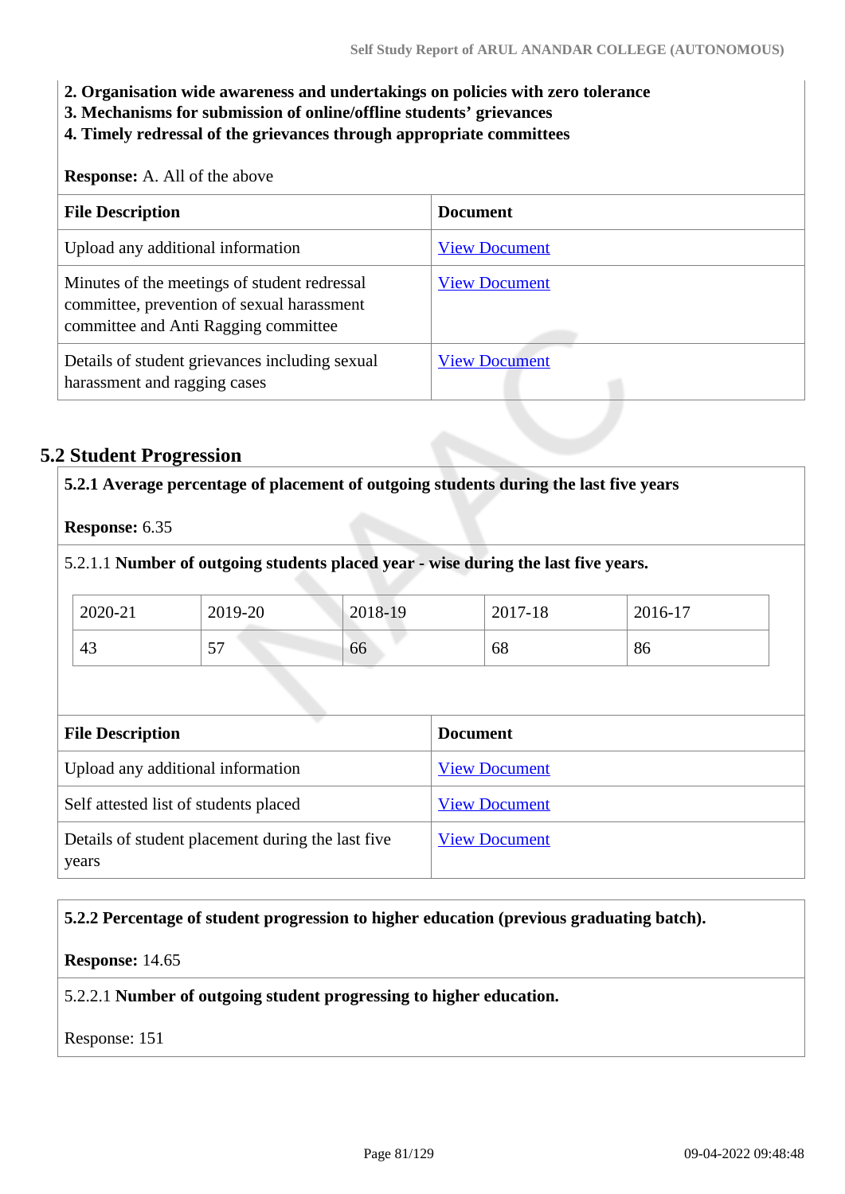**2. Organisation wide awareness and undertakings on policies with zero tolerance**
**3. Mechanisms for submission of online/offline students' grievances**
**4. Timely redressal of the grievances through appropriate committees**

**Response:** A. All of the above

| File Description | Document |
|---|---|
| Upload any additional information | View Document |
| Minutes of the meetings of student redressal committee, prevention of sexual harassment committee and Anti Ragging committee | View Document |
| Details of student grievances including sexual harassment and ragging cases | View Document |

## 5.2 Student Progression

**5.2.1 Average percentage of placement of outgoing students during the last five years**

**Response:** 6.35

5.2.1.1 **Number of outgoing students placed year - wise during the last five years.**

| 2020-21 | 2019-20 | 2018-19 | 2017-18 | 2016-17 |
|---|---|---|---|---|
| 43 | 57 | 66 | 68 | 86 |

| File Description | Document |
|---|---|
| Upload any additional information | View Document |
| Self attested list of students placed | View Document |
| Details of student placement during the last five years | View Document |

**5.2.2 Percentage of student progression to higher education (previous graduating batch).**

**Response:** 14.65

5.2.2.1 **Number of outgoing student progressing to higher education.**

Response: 151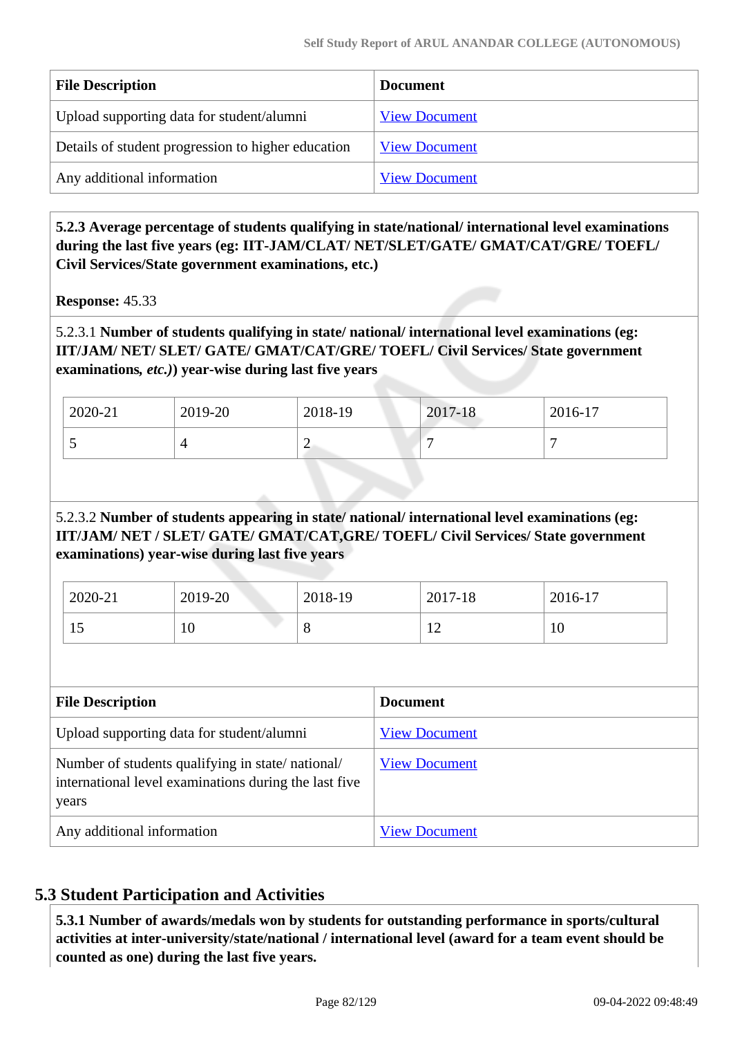| File Description | Document |
| --- | --- |
| Upload supporting data for student/alumni | View Document |
| Details of student progression to higher education | View Document |
| Any additional information | View Document |

**5.2.3 Average percentage of students qualifying in state/national/ international level examinations during the last five years (eg: IIT-JAM/CLAT/ NET/SLET/GATE/ GMAT/CAT/GRE/ TOEFL/ Civil Services/State government examinations, etc.)**

**Response:** 45.33

5.2.3.1 **Number of students qualifying in state/ national/ international level examinations (eg: IIT/JAM/ NET/ SLET/ GATE/ GMAT/CAT/GRE/ TOEFL/ Civil Services/ State government examinations,** ***etc.)*****) year-wise during last five years**

| 2020-21 | 2019-20 | 2018-19 | 2017-18 | 2016-17 |
| --- | --- | --- | --- | --- |
| 5 | 4 | 2 | 7 | 7 |

5.2.3.2 **Number of students appearing in state/ national/ international level examinations (eg: IIT/JAM/ NET / SLET/ GATE/ GMAT/CAT,GRE/ TOEFL/ Civil Services/ State government examinations) year-wise during last five years**

| 2020-21 | 2019-20 | 2018-19 | 2017-18 | 2016-17 |
| --- | --- | --- | --- | --- |
| 15 | 10 | 8 | 12 | 10 |

| File Description | Document |
| --- | --- |
| Upload supporting data for student/alumni | View Document |
| Number of students qualifying in state/ national/ international level examinations during the last five years | View Document |
| Any additional information | View Document |

## 5.3 Student Participation and Activities

**5.3.1 Number of awards/medals won by students for outstanding performance in sports/cultural activities at inter-university/state/national / international level (award for a team event should be counted as one) during the last five years.**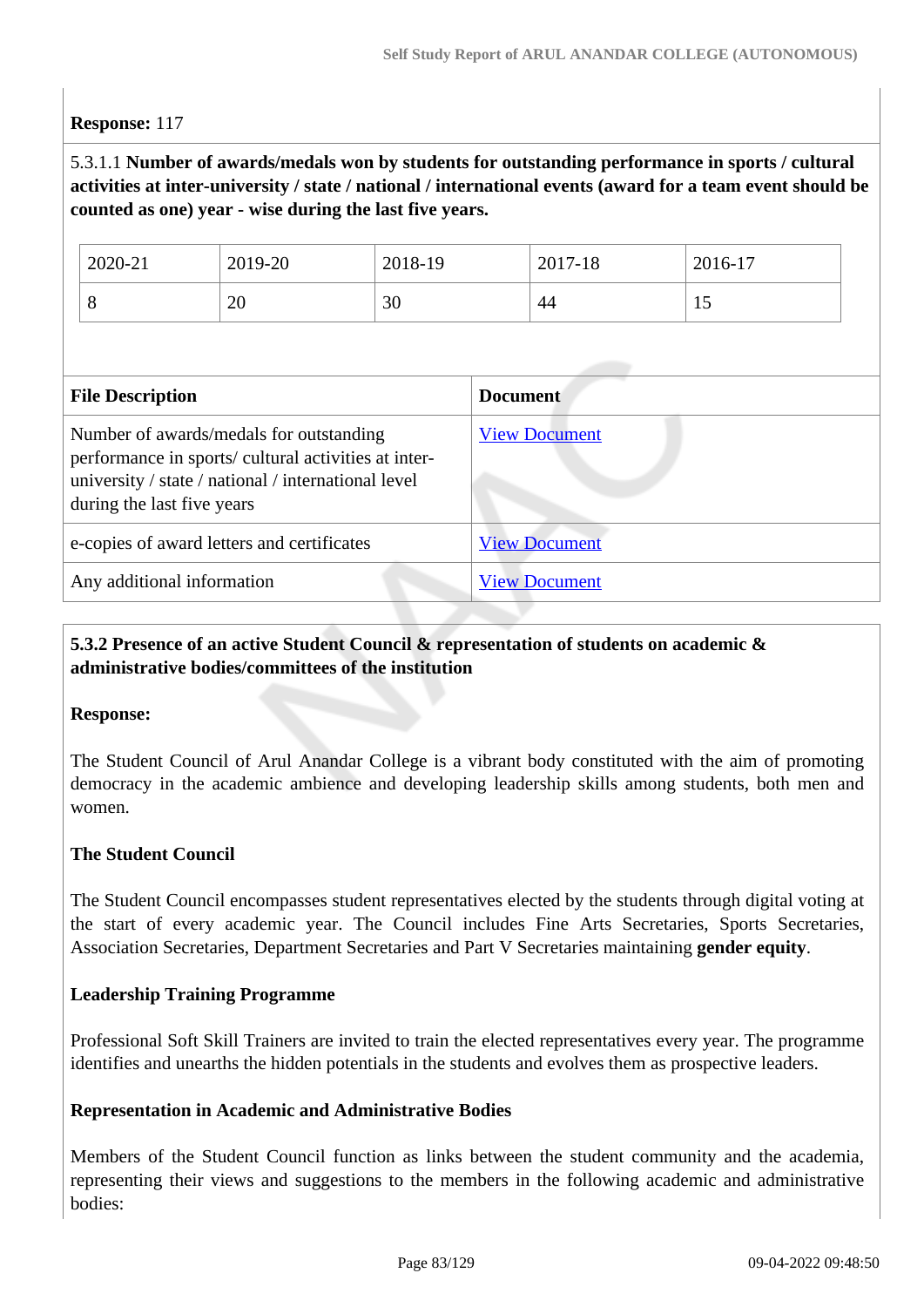**Response:** 117

5.3.1.1 **Number of awards/medals won by students for outstanding performance in sports / cultural activities at inter-university / state / national / international events (award for a team event should be counted as one) year - wise during the last five years.**

| 2020-21 | 2019-20 | 2018-19 | 2017-18 | 2016-17 |
|---|---|---|---|---|
| 8 | 20 | 30 | 44 | 15 |

| File Description | Document |
|---|---|
| Number of awards/medals for outstanding performance in sports/ cultural activities at inter-university / state / national / international level during the last five years | View Document |
| e-copies of award letters and certificates | View Document |
| Any additional information | View Document |

**5.3.2 Presence of an active Student Council & representation of students on academic & administrative bodies/committees of the institution**

**Response:**

The Student Council of Arul Anandar College is a vibrant body constituted with the aim of promoting democracy in the academic ambience and developing leadership skills among students, both men and women.

**The Student Council**

The Student Council encompasses student representatives elected by the students through digital voting at the start of every academic year. The Council includes Fine Arts Secretaries, Sports Secretaries, Association Secretaries, Department Secretaries and Part V Secretaries maintaining **gender equity**.

**Leadership Training Programme**

Professional Soft Skill Trainers are invited to train the elected representatives every year. The programme identifies and unearths the hidden potentials in the students and evolves them as prospective leaders.

**Representation in Academic and Administrative Bodies**

Members of the Student Council function as links between the student community and the academia, representing their views and suggestions to the members in the following academic and administrative bodies: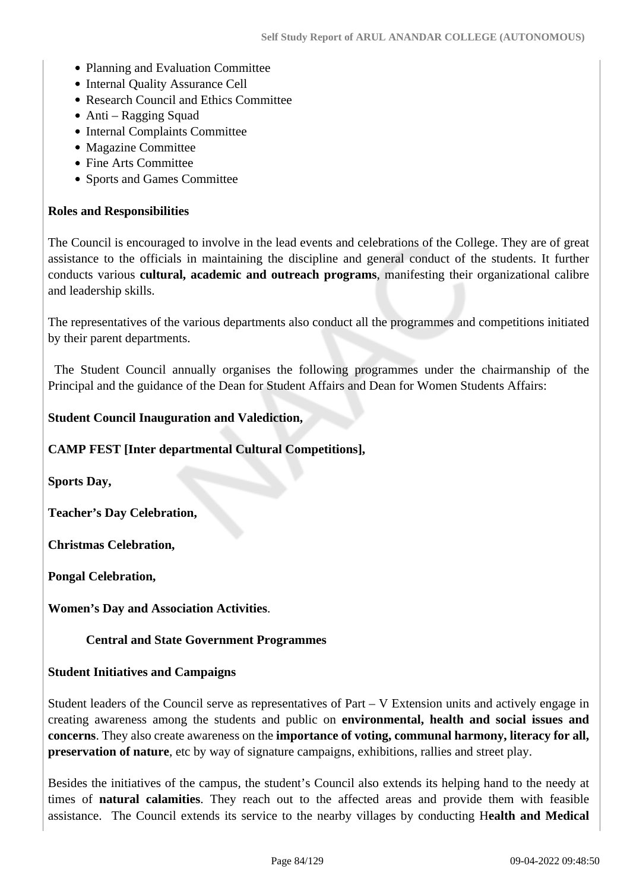- Planning and Evaluation Committee
- Internal Quality Assurance Cell
- Research Council and Ethics Committee
- Anti – Ragging Squad
- Internal Complaints Committee
- Magazine Committee
- Fine Arts Committee
- Sports and Games Committee

**Roles and Responsibilities**

The Council is encouraged to involve in the lead events and celebrations of the College. They are of great assistance to the officials in maintaining the discipline and general conduct of the students. It further conducts various **cultural, academic and outreach programs**, manifesting their organizational calibre and leadership skills.

The representatives of the various departments also conduct all the programmes and competitions initiated by their parent departments.

The Student Council annually organises the following programmes under the chairmanship of the Principal and the guidance of the Dean for Student Affairs and Dean for Women Students Affairs:

**Student Council Inauguration and Valediction,**

**CAMP FEST [Inter departmental Cultural Competitions],**

**Sports Day,**

**Teacher's Day Celebration,**

**Christmas Celebration,**

**Pongal Celebration,**

**Women's Day and Association Activities**.

**Central and State Government Programmes**

**Student Initiatives and Campaigns**

Student leaders of the Council serve as representatives of Part – V Extension units and actively engage in creating awareness among the students and public on **environmental, health and social issues and concerns**. They also create awareness on the **importance of voting, communal harmony, literacy for all, preservation of nature**, etc by way of signature campaigns, exhibitions, rallies and street play.

Besides the initiatives of the campus, the student's Council also extends its helping hand to the needy at times of **natural calamities**. They reach out to the affected areas and provide them with feasible assistance. The Council extends its service to the nearby villages by conducting H**ealth and Medical**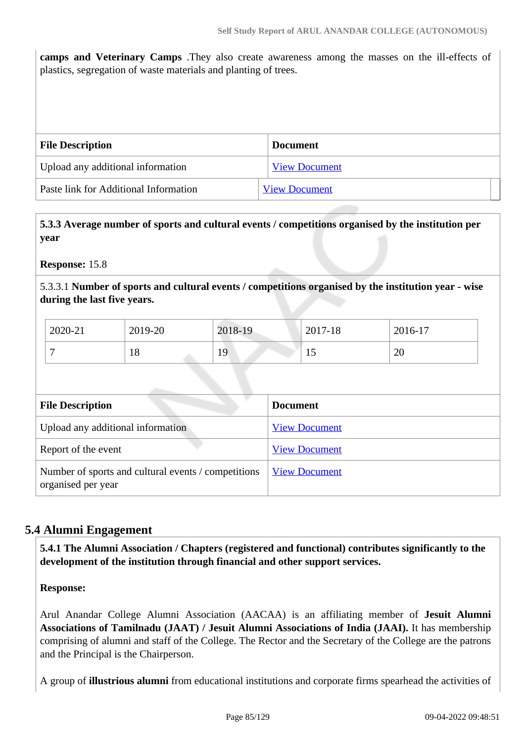**camps and Veterinary Camps** .They also create awareness among the masses on the ill-effects of plastics, segregation of waste materials and planting of trees.

| File Description | Document |
|---|---|
| Upload any additional information | View Document |
| Paste link for Additional Information | View Document |

**5.3.3 Average number of sports and cultural events / competitions organised by the institution per year**

**Response:** 15.8

5.3.3.1 **Number of sports and cultural events / competitions organised by the institution year - wise during the last five years.**

| 2020-21 | 2019-20 | 2018-19 | 2017-18 | 2016-17 |
|---|---|---|---|---|
| 7 | 18 | 19 | 15 | 20 |

| File Description | Document |
|---|---|
| Upload any additional information | View Document |
| Report of the event | View Document |
| Number of sports and cultural events / competitions organised per year | View Document |

## 5.4 Alumni Engagement

**5.4.1 The Alumni Association / Chapters (registered and functional) contributes significantly to the development of the institution through financial and other support services.**

**Response:**

Arul Anandar College Alumni Association (AACAA) is an affiliating member of **Jesuit Alumni Associations of Tamilnadu (JAAT) / Jesuit Alumni Associations of India (JAAI).** It has membership comprising of alumni and staff of the College. The Rector and the Secretary of the College are the patrons and the Principal is the Chairperson.

A group of **illustrious alumni** from educational institutions and corporate firms spearhead the activities of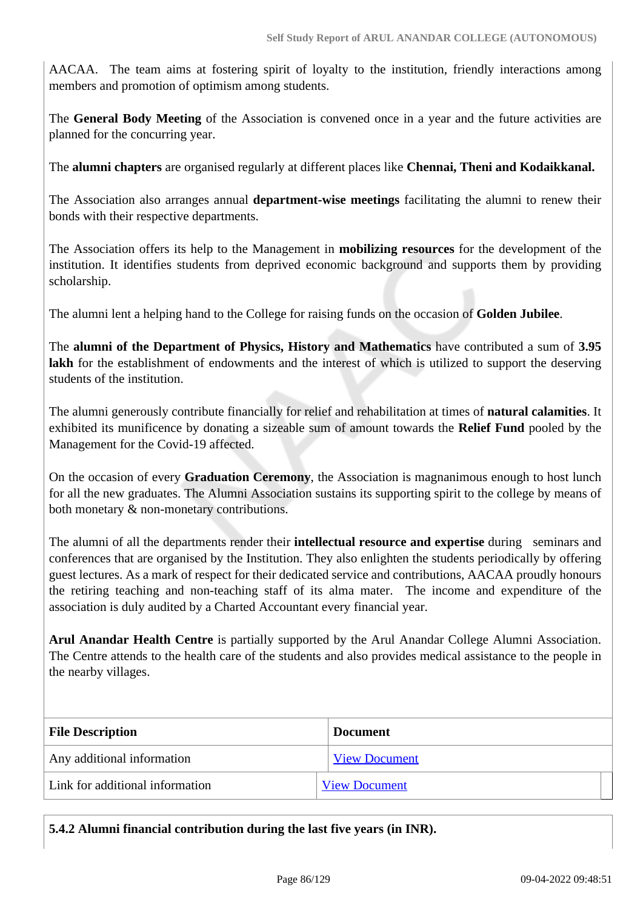AACAA. The team aims at fostering spirit of loyalty to the institution, friendly interactions among members and promotion of optimism among students.

The **General Body Meeting** of the Association is convened once in a year and the future activities are planned for the concurring year.

The **alumni chapters** are organised regularly at different places like **Chennai, Theni and Kodaikkanal.**

The Association also arranges annual **department-wise meetings** facilitating the alumni to renew their bonds with their respective departments.

The Association offers its help to the Management in **mobilizing resources** for the development of the institution. It identifies students from deprived economic background and supports them by providing scholarship.

The alumni lent a helping hand to the College for raising funds on the occasion of **Golden Jubilee**.

The **alumni of the Department of Physics, History and Mathematics** have contributed a sum of **3.95 lakh** for the establishment of endowments and the interest of which is utilized to support the deserving students of the institution.

The alumni generously contribute financially for relief and rehabilitation at times of **natural calamities**. It exhibited its munificence by donating a sizeable sum of amount towards the **Relief Fund** pooled by the Management for the Covid-19 affected.

On the occasion of every **Graduation Ceremony**, the Association is magnanimous enough to host lunch for all the new graduates. The Alumni Association sustains its supporting spirit to the college by means of both monetary & non-monetary contributions.

The alumni of all the departments render their **intellectual resource and expertise** during seminars and conferences that are organised by the Institution. They also enlighten the students periodically by offering guest lectures. As a mark of respect for their dedicated service and contributions, AACAA proudly honours the retiring teaching and non-teaching staff of its alma mater. The income and expenditure of the association is duly audited by a Charted Accountant every financial year.

**Arul Anandar Health Centre** is partially supported by the Arul Anandar College Alumni Association. The Centre attends to the health care of the students and also provides medical assistance to the people in the nearby villages.

| File Description | Document |
|---|---|
| Any additional information | View Document |
| Link for additional information | View Document |

**5.4.2 Alumni financial contribution during the last five years (in INR).**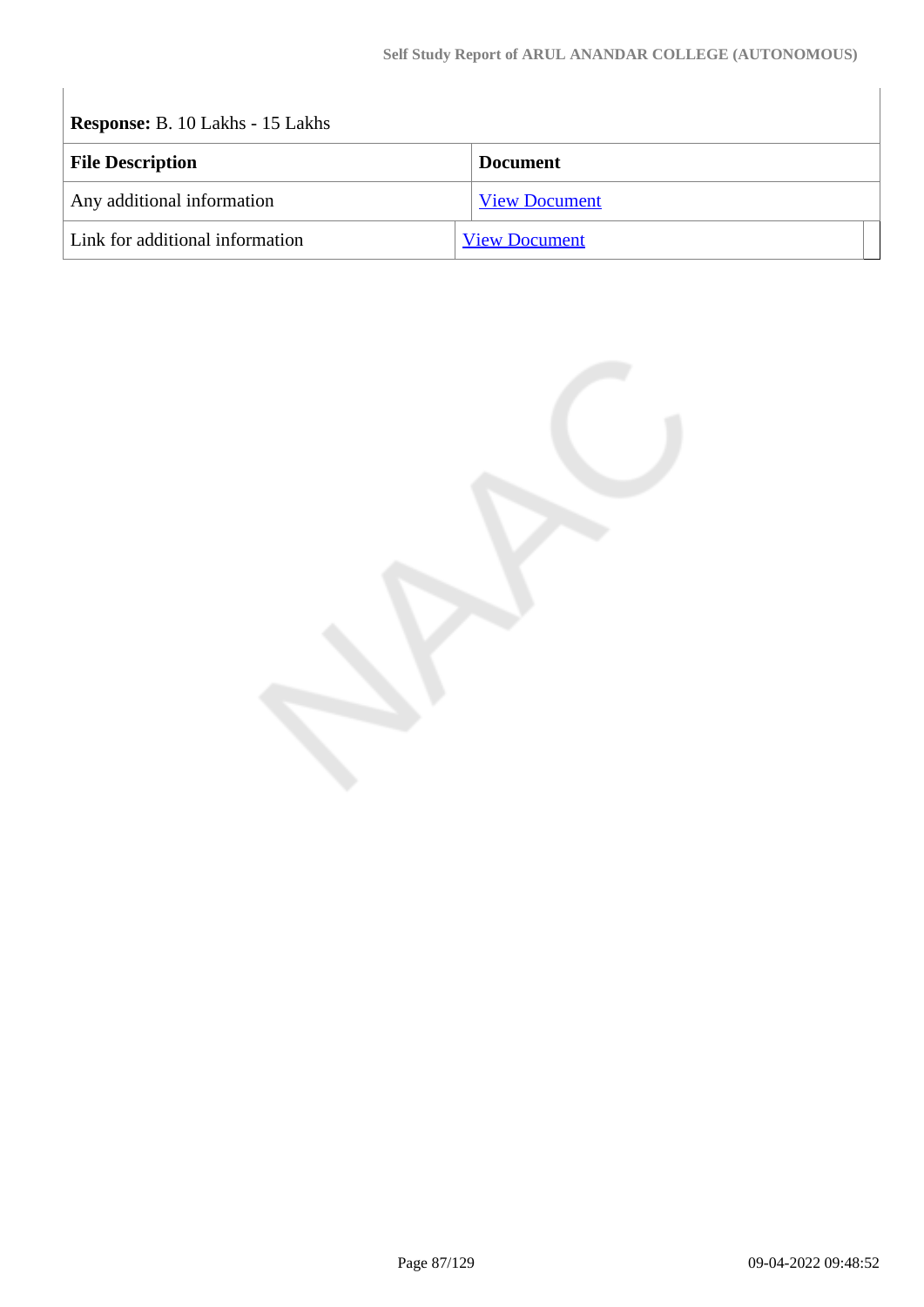**Response:** B. 10 Lakhs - 15 Lakhs

| File Description | Document |
| --- | --- |
| Any additional information | View Document |
| Link for additional information | View Document |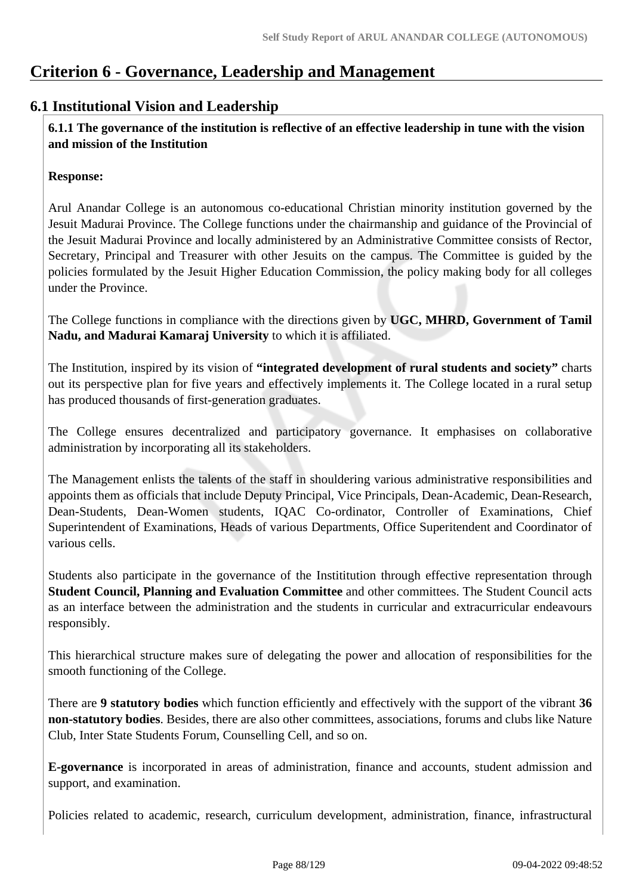# Criterion 6 - Governance, Leadership and Management

## 6.1 Institutional Vision and Leadership

**6.1.1 The governance of the institution is reflective of an effective leadership in tune with the vision and mission of the Institution**

**Response:**

Arul Anandar College is an autonomous co-educational Christian minority institution governed by the Jesuit Madurai Province. The College functions under the chairmanship and guidance of the Provincial of the Jesuit Madurai Province and locally administered by an Administrative Committee consists of Rector, Secretary, Principal and Treasurer with other Jesuits on the campus. The Committee is guided by the policies formulated by the Jesuit Higher Education Commission, the policy making body for all colleges under the Province.

The College functions in compliance with the directions given by **UGC, MHRD, Government of Tamil Nadu, and Madurai Kamaraj University** to which it is affiliated.

The Institution, inspired by its vision of **"integrated development of rural students and society"** charts out its perspective plan for five years and effectively implements it. The College located in a rural setup has produced thousands of first-generation graduates.

The College ensures decentralized and participatory governance. It emphasises on collaborative administration by incorporating all its stakeholders.

The Management enlists the talents of the staff in shouldering various administrative responsibilities and appoints them as officials that include Deputy Principal, Vice Principals, Dean-Academic, Dean-Research, Dean-Students, Dean-Women students, IQAC Co-ordinator, Controller of Examinations, Chief Superintendent of Examinations, Heads of various Departments, Office Superitendent and Coordinator of various cells.

Students also participate in the governance of the Instititution through effective representation through **Student Council, Planning and Evaluation Committee** and other committees. The Student Council acts as an interface between the administration and the students in curricular and extracurricular endeavours responsibly.

This hierarchical structure makes sure of delegating the power and allocation of responsibilities for the smooth functioning of the College.

There are **9 statutory bodies** which function efficiently and effectively with the support of the vibrant **36 non-statutory bodies**. Besides, there are also other committees, associations, forums and clubs like Nature Club, Inter State Students Forum, Counselling Cell, and so on.

**E-governance** is incorporated in areas of administration, finance and accounts, student admission and support, and examination.

Policies related to academic, research, curriculum development, administration, finance, infrastructural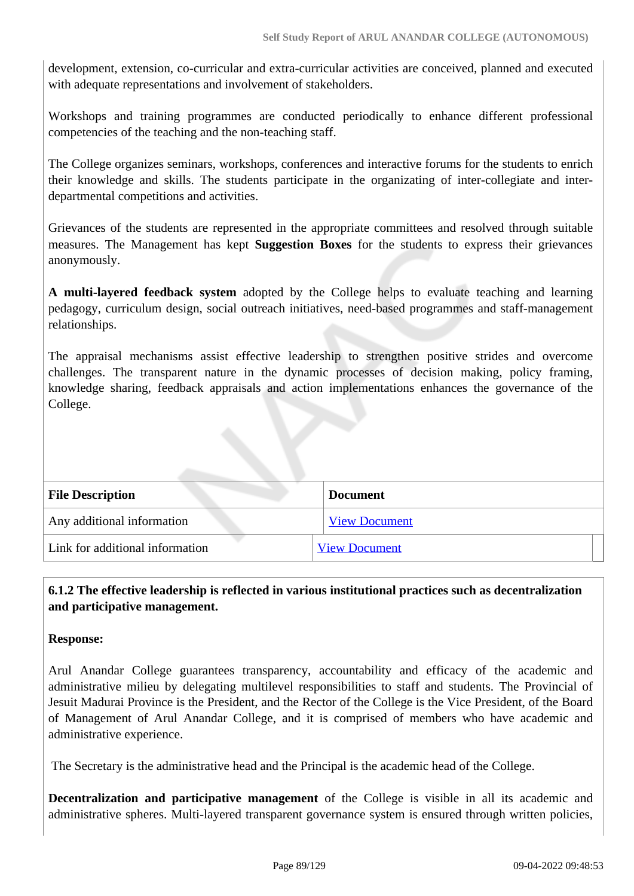development, extension, co-curricular and extra-curricular activities are conceived, planned and executed with adequate representations and involvement of stakeholders.

Workshops and training programmes are conducted periodically to enhance different professional competencies of the teaching and the non-teaching staff.

The College organizes seminars, workshops, conferences and interactive forums for the students to enrich their knowledge and skills. The students participate in the organizating of inter-collegiate and inter-departmental competitions and activities.

Grievances of the students are represented in the appropriate committees and resolved through suitable measures. The Management has kept **Suggestion Boxes** for the students to express their grievances anonymously.

**A multi-layered feedback system** adopted by the College helps to evaluate teaching and learning pedagogy, curriculum design, social outreach initiatives, need-based programmes and staff-management relationships.

The appraisal mechanisms assist effective leadership to strengthen positive strides and overcome challenges. The transparent nature in the dynamic processes of decision making, policy framing, knowledge sharing, feedback appraisals and action implementations enhances the governance of the College.

| File Description | Document |
|---|---|
| Any additional information | View Document |
| Link for additional information | View Document |

**6.1.2 The effective leadership is reflected in various institutional practices such as decentralization and participative management.**

**Response:**

Arul Anandar College guarantees transparency, accountability and efficacy of the academic and administrative milieu by delegating multilevel responsibilities to staff and students. The Provincial of Jesuit Madurai Province is the President, and the Rector of the College is the Vice President, of the Board of Management of Arul Anandar College, and it is comprised of members who have academic and administrative experience.

The Secretary is the administrative head and the Principal is the academic head of the College.

**Decentralization and participative management** of the College is visible in all its academic and administrative spheres. Multi-layered transparent governance system is ensured through written policies,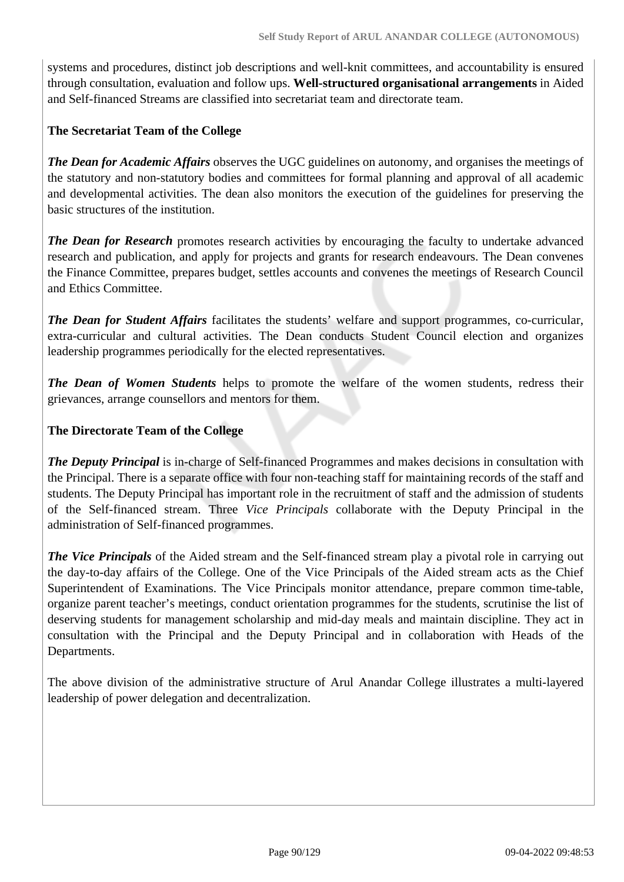systems and procedures, distinct job descriptions and well-knit committees, and accountability is ensured through consultation, evaluation and follow ups. **Well-structured organisational arrangements** in Aided and Self-financed Streams are classified into secretariat team and directorate team.

**The Secretariat Team of the College**

***The Dean for Academic Affairs*** observes the UGC guidelines on autonomy, and organises the meetings of the statutory and non-statutory bodies and committees for formal planning and approval of all academic and developmental activities. The dean also monitors the execution of the guidelines for preserving the basic structures of the institution.

***The Dean for Research*** promotes research activities by encouraging the faculty to undertake advanced research and publication, and apply for projects and grants for research endeavours. The Dean convenes the Finance Committee, prepares budget, settles accounts and convenes the meetings of Research Council and Ethics Committee.

***The Dean for Student Affairs*** facilitates the students' welfare and support programmes, co-curricular, extra-curricular and cultural activities. The Dean conducts Student Council election and organizes leadership programmes periodically for the elected representatives.

***The Dean of Women Students*** helps to promote the welfare of the women students, redress their grievances, arrange counsellors and mentors for them.

**The Directorate Team of the College**

***The Deputy Principal*** is in-charge of Self-financed Programmes and makes decisions in consultation with the Principal. There is a separate office with four non-teaching staff for maintaining records of the staff and students. The Deputy Principal has important role in the recruitment of staff and the admission of students of the Self-financed stream. Three *Vice Principals* collaborate with the Deputy Principal in the administration of Self-financed programmes.

***The Vice Principals*** of the Aided stream and the Self-financed stream play a pivotal role in carrying out the day-to-day affairs of the College. One of the Vice Principals of the Aided stream acts as the Chief Superintendent of Examinations. The Vice Principals monitor attendance, prepare common time-table, organize parent teacher's meetings, conduct orientation programmes for the students, scrutinise the list of deserving students for management scholarship and mid-day meals and maintain discipline. They act in consultation with the Principal and the Deputy Principal and in collaboration with Heads of the Departments.

The above division of the administrative structure of Arul Anandar College illustrates a multi-layered leadership of power delegation and decentralization.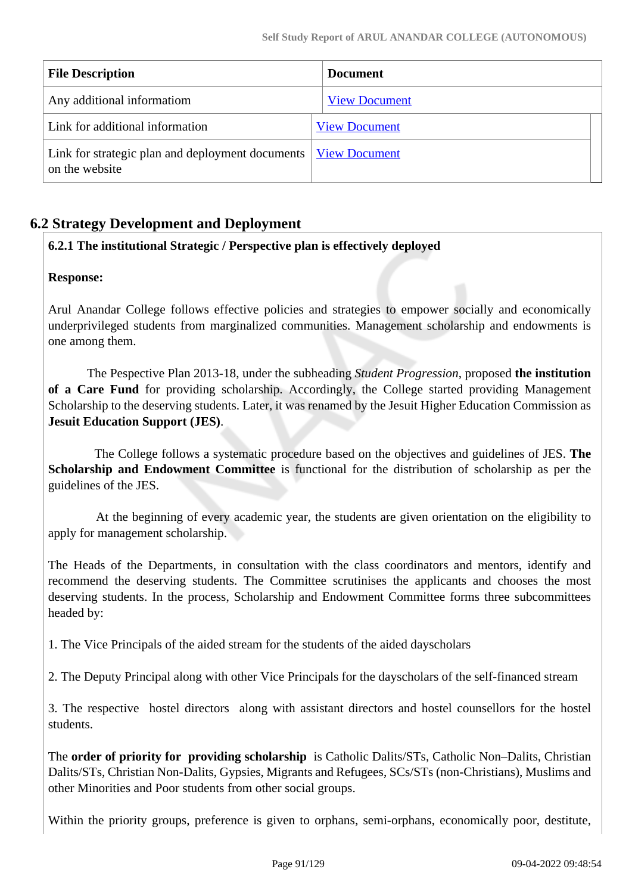| File Description | Document |
|---|---|
| Any additional informatiom | View Document |
| Link for additional information | View Document |
| Link for strategic plan and deployment documents on the website | View Document |

## 6.2 Strategy Development and Deployment

**6.2.1 The institutional Strategic / Perspective plan is effectively deployed**

**Response:**

Arul Anandar College follows effective policies and strategies to empower socially and economically underprivileged students from marginalized communities. Management scholarship and endowments is one among them.

The Pespective Plan 2013-18, under the subheading *Student Progression*, proposed **the institution of a Care Fund** for providing scholarship. Accordingly, the College started providing Management Scholarship to the deserving students. Later, it was renamed by the Jesuit Higher Education Commission as **Jesuit Education Support (JES)**.

The College follows a systematic procedure based on the objectives and guidelines of JES. **The Scholarship and Endowment Committee** is functional for the distribution of scholarship as per the guidelines of the JES.

At the beginning of every academic year, the students are given orientation on the eligibility to apply for management scholarship.

The Heads of the Departments, in consultation with the class coordinators and mentors, identify and recommend the deserving students. The Committee scrutinises the applicants and chooses the most deserving students. In the process, Scholarship and Endowment Committee forms three subcommittees headed by:

1. The Vice Principals of the aided stream for the students of the aided dayscholars

2. The Deputy Principal along with other Vice Principals for the dayscholars of the self-financed stream

3. The respective hostel directors along with assistant directors and hostel counsellors for the hostel students.

The **order of priority for providing scholarship** is Catholic Dalits/STs, Catholic Non–Dalits, Christian Dalits/STs, Christian Non-Dalits, Gypsies, Migrants and Refugees, SCs/STs (non-Christians), Muslims and other Minorities and Poor students from other social groups.

Within the priority groups, preference is given to orphans, semi-orphans, economically poor, destitute,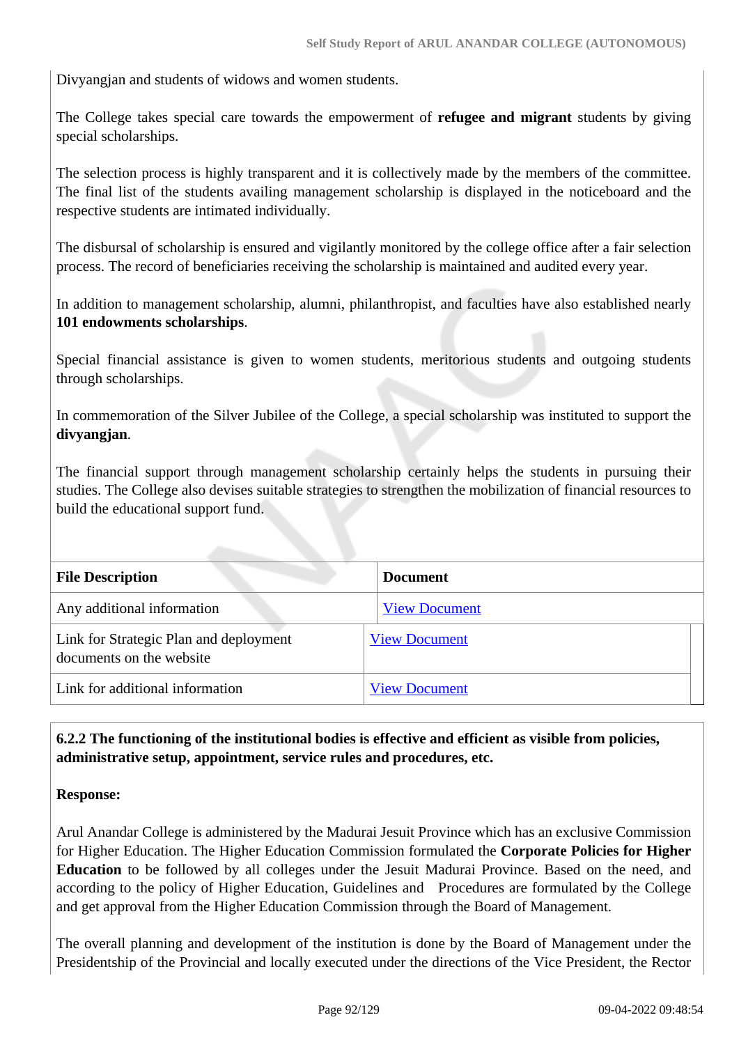Divyangjan and students of widows and women students.

The College takes special care towards the empowerment of **refugee and migrant** students by giving special scholarships.

The selection process is highly transparent and it is collectively made by the members of the committee. The final list of the students availing management scholarship is displayed in the noticeboard and the respective students are intimated individually.

The disbursal of scholarship is ensured and vigilantly monitored by the college office after a fair selection process. The record of beneficiaries receiving the scholarship is maintained and audited every year.

In addition to management scholarship, alumni, philanthropist, and faculties have also established nearly **101 endowments scholarships**.

Special financial assistance is given to women students, meritorious students and outgoing students through scholarships.

In commemoration of the Silver Jubilee of the College, a special scholarship was instituted to support the **divyangjan**.

The financial support through management scholarship certainly helps the students in pursuing their studies. The College also devises suitable strategies to strengthen the mobilization of financial resources to build the educational support fund.

| File Description | Document |
|---|---|
| Any additional information | View Document |
| Link for Strategic Plan and deployment documents on the website | View Document |
| Link for additional information | View Document |

**6.2.2 The functioning of the institutional bodies is effective and efficient as visible from policies, administrative setup, appointment, service rules and procedures, etc.**

**Response:**

Arul Anandar College is administered by the Madurai Jesuit Province which has an exclusive Commission for Higher Education. The Higher Education Commission formulated the **Corporate Policies for Higher Education** to be followed by all colleges under the Jesuit Madurai Province. Based on the need, and according to the policy of Higher Education, Guidelines and Procedures are formulated by the College and get approval from the Higher Education Commission through the Board of Management.

The overall planning and development of the institution is done by the Board of Management under the Presidentship of the Provincial and locally executed under the directions of the Vice President, the Rector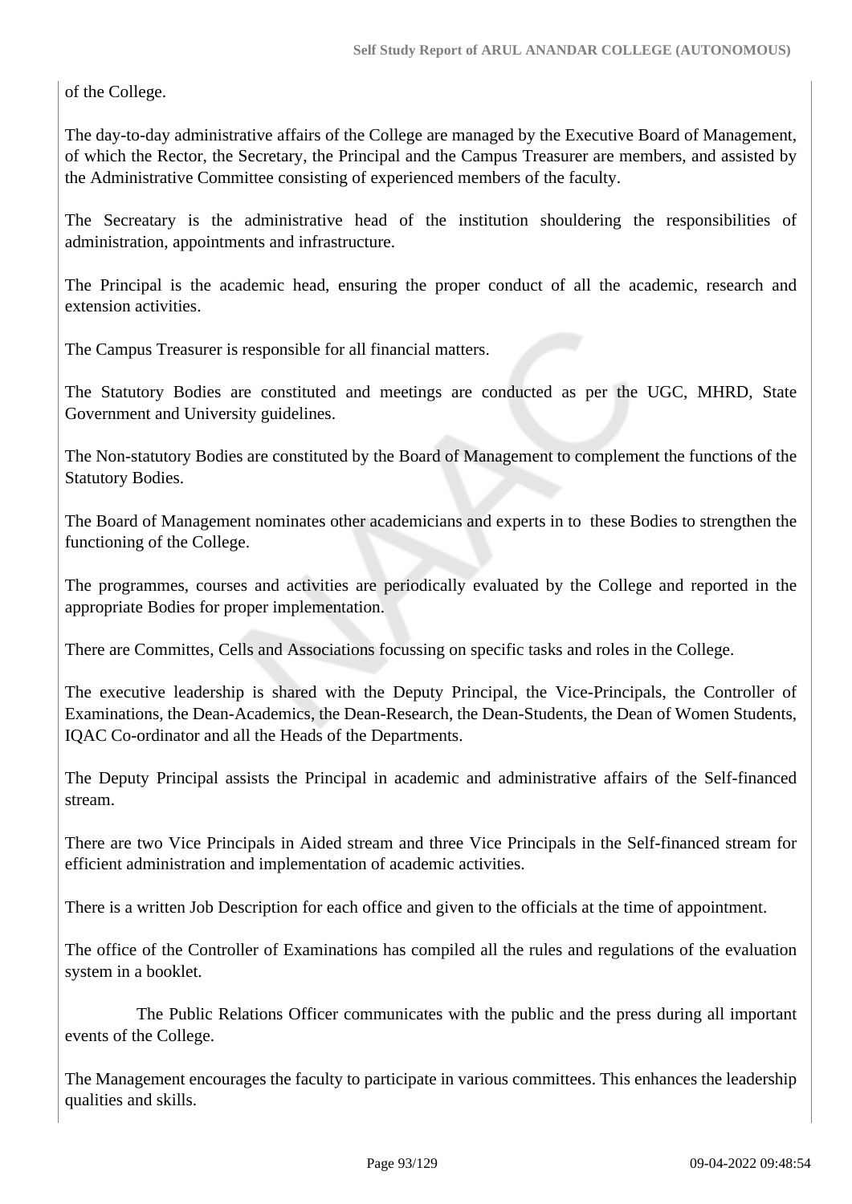of the College.

The day-to-day administrative affairs of the College are managed by the Executive Board of Management, of which the Rector, the Secretary, the Principal and the Campus Treasurer are members, and assisted by the Administrative Committee consisting of experienced members of the faculty.

The Secreatary is the administrative head of the institution shouldering the responsibilities of administration, appointments and infrastructure.

The Principal is the academic head, ensuring the proper conduct of all the academic, research and extension activities.

The Campus Treasurer is responsible for all financial matters.

The Statutory Bodies are constituted and meetings are conducted as per the UGC, MHRD, State Government and University guidelines.

The Non-statutory Bodies are constituted by the Board of Management to complement the functions of the Statutory Bodies.

The Board of Management nominates other academicians and experts in to these Bodies to strengthen the functioning of the College.

The programmes, courses and activities are periodically evaluated by the College and reported in the appropriate Bodies for proper implementation.

There are Committes, Cells and Associations focussing on specific tasks and roles in the College.

The executive leadership is shared with the Deputy Principal, the Vice-Principals, the Controller of Examinations, the Dean-Academics, the Dean-Research, the Dean-Students, the Dean of Women Students, IQAC Co-ordinator and all the Heads of the Departments.

The Deputy Principal assists the Principal in academic and administrative affairs of the Self-financed stream.

There are two Vice Principals in Aided stream and three Vice Principals in the Self-financed stream for efficient administration and implementation of academic activities.

There is a written Job Description for each office and given to the officials at the time of appointment.

The office of the Controller of Examinations has compiled all the rules and regulations of the evaluation system in a booklet.

The Public Relations Officer communicates with the public and the press during all important events of the College.

The Management encourages the faculty to participate in various committees. This enhances the leadership qualities and skills.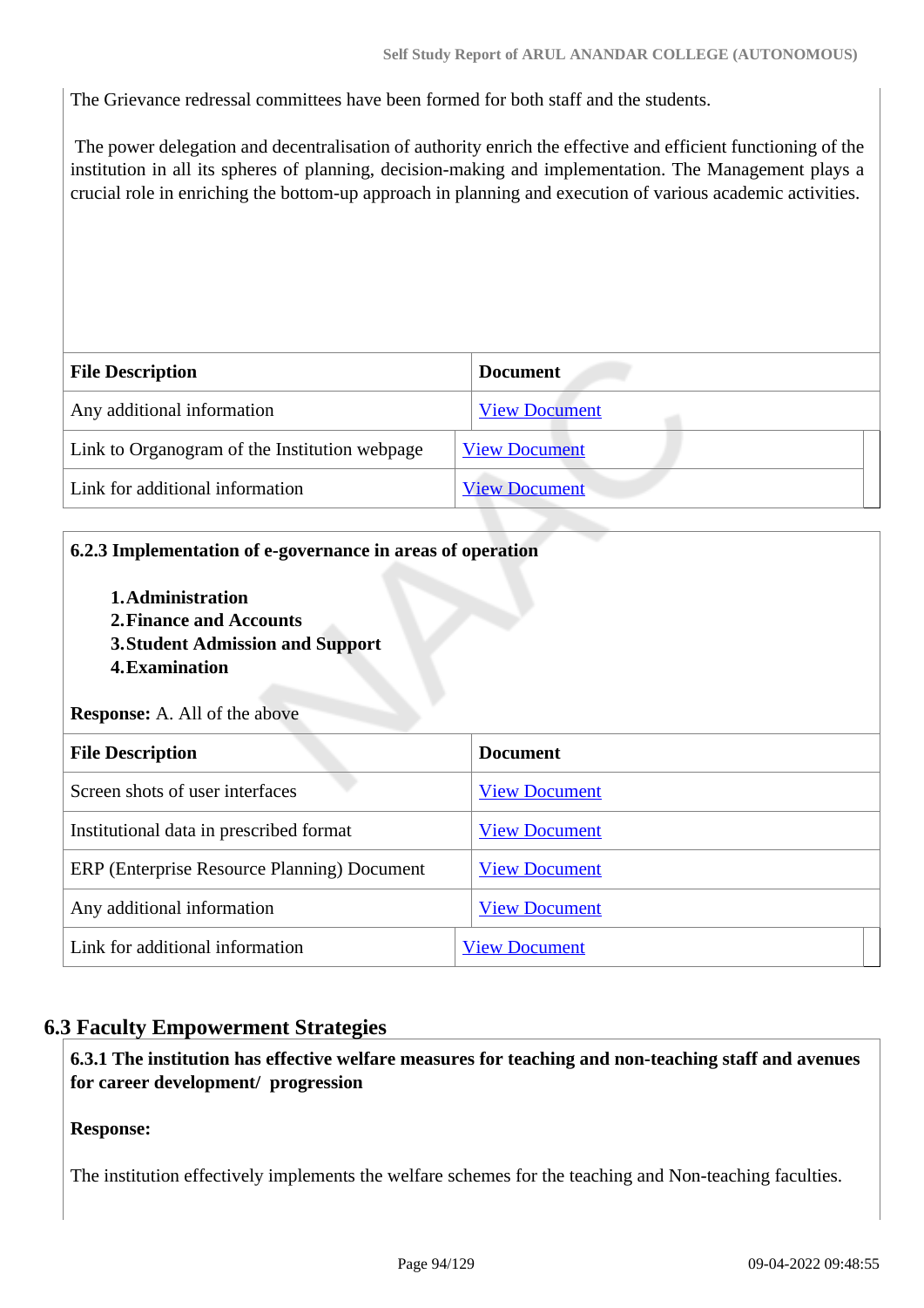The Grievance redressal committees have been formed for both staff and the students.

The power delegation and decentralisation of authority enrich the effective and efficient functioning of the institution in all its spheres of planning, decision-making and implementation. The Management plays a crucial role in enriching the bottom-up approach in planning and execution of various academic activities.

| File Description | Document |
|---|---|
| Any additional information | View Document |
| Link to Organogram of the Institution webpage | View Document |
| Link for additional information | View Document |

**6.2.3 Implementation of e-governance in areas of operation**

1. **Administration**
2. **Finance and Accounts**
3. **Student Admission and Support**
4. **Examination**

**Response:** A. All of the above

| File Description | Document |
|---|---|
| Screen shots of user interfaces | View Document |
| Institutional data in prescribed format | View Document |
| ERP (Enterprise Resource Planning) Document | View Document |
| Any additional information | View Document |
| Link for additional information | View Document |

## 6.3 Faculty Empowerment Strategies

**6.3.1 The institution has effective welfare measures for teaching and non-teaching staff and avenues for career development/ progression**

**Response:**

The institution effectively implements the welfare schemes for the teaching and Non-teaching faculties.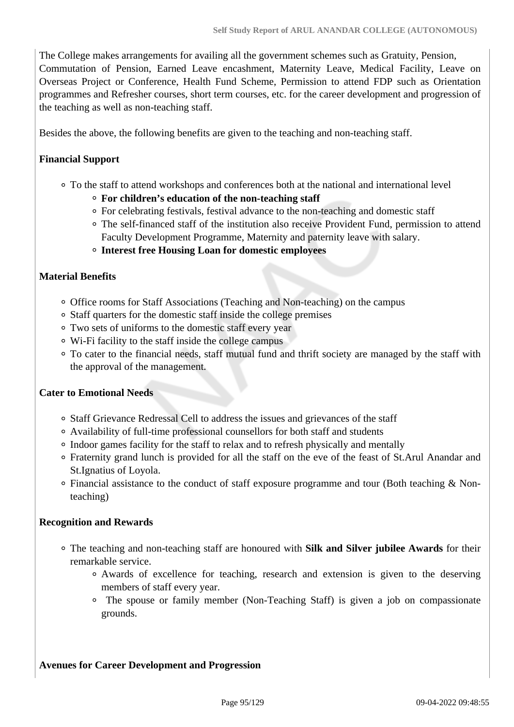The College makes arrangements for availing all the government schemes such as Gratuity, Pension, Commutation of Pension, Earned Leave encashment, Maternity Leave, Medical Facility, Leave on Overseas Project or Conference, Health Fund Scheme, Permission to attend FDP such as Orientation programmes and Refresher courses, short term courses, etc. for the career development and progression of the teaching as well as non-teaching staff.

Besides the above, the following benefits are given to the teaching and non-teaching staff.

**Financial Support**

- To the staff to attend workshops and conferences both at the national and international level
  - **For children's education of the non-teaching staff**
  - For celebrating festivals, festival advance to the non-teaching and domestic staff
  - The self-financed staff of the institution also receive Provident Fund, permission to attend Faculty Development Programme, Maternity and paternity leave with salary.
  - **Interest free Housing Loan for domestic employees**

**Material Benefits**

- Office rooms for Staff Associations (Teaching and Non-teaching) on the campus
- Staff quarters for the domestic staff inside the college premises
- Two sets of uniforms to the domestic staff every year
- Wi-Fi facility to the staff inside the college campus
- To cater to the financial needs, staff mutual fund and thrift society are managed by the staff with the approval of the management.

**Cater to Emotional Needs**

- Staff Grievance Redressal Cell to address the issues and grievances of the staff
- Availability of full-time professional counsellors for both staff and students
- Indoor games facility for the staff to relax and to refresh physically and mentally
- Fraternity grand lunch is provided for all the staff on the eve of the feast of St.Arul Anandar and St.Ignatius of Loyola.
- Financial assistance to the conduct of staff exposure programme and tour (Both teaching & Non-teaching)

**Recognition and Rewards**

- The teaching and non-teaching staff are honoured with **Silk and Silver jubilee Awards** for their remarkable service.
  - Awards of excellence for teaching, research and extension is given to the deserving members of staff every year.
  - The spouse or family member (Non-Teaching Staff) is given a job on compassionate grounds.

**Avenues for Career Development and Progression**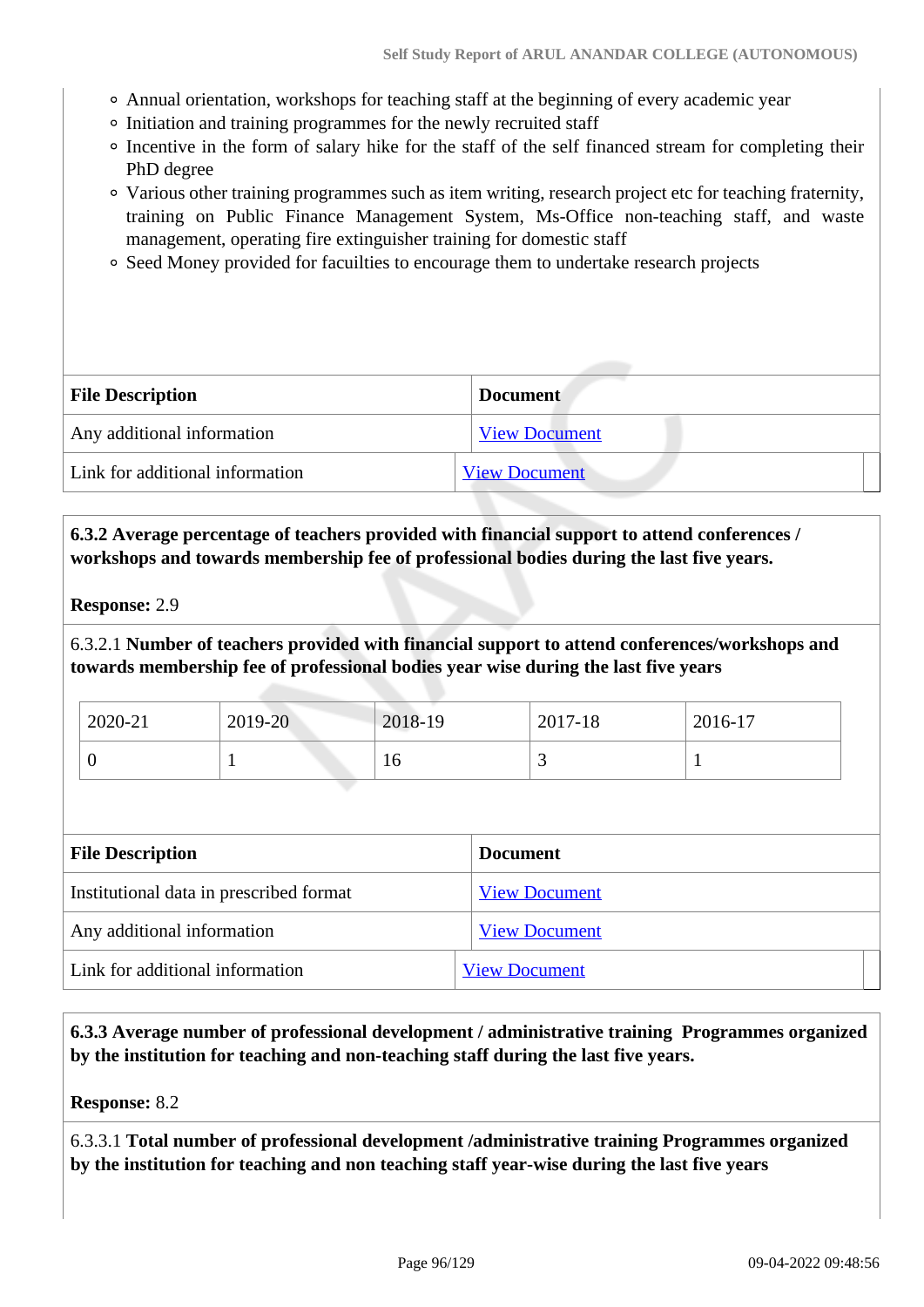- Annual orientation, workshops for teaching staff at the beginning of every academic year
- Initiation and training programmes for the newly recruited staff
- Incentive in the form of salary hike for the staff of the self financed stream for completing their PhD degree
- Various other training programmes such as item writing, research project etc for teaching fraternity, training on Public Finance Management System, Ms-Office non-teaching staff, and waste management, operating fire extinguisher training for domestic staff
- Seed Money provided for facuilties to encourage them to undertake research projects

| File Description | Document |
| --- | --- |
| Any additional information | View Document |
| Link for additional information | View Document |

**6.3.2 Average percentage of teachers provided with financial support to attend conferences / workshops and towards membership fee of professional bodies during the last five years.**

**Response:** 2.9

6.3.2.1 **Number of teachers provided with financial support to attend conferences/workshops and towards membership fee of professional bodies year wise during the last five years**

| 2020-21 | 2019-20 | 2018-19 | 2017-18 | 2016-17 |
| --- | --- | --- | --- | --- |
| 0 | 1 | 16 | 3 | 1 |

| File Description | Document |
| --- | --- |
| Institutional data in prescribed format | View Document |
| Any additional information | View Document |
| Link for additional information | View Document |

**6.3.3 Average number of professional development / administrative training Programmes organized by the institution for teaching and non-teaching staff during the last five years.**

**Response:** 8.2

6.3.3.1 **Total number of professional development /administrative training Programmes organized by the institution for teaching and non teaching staff year-wise during the last five years**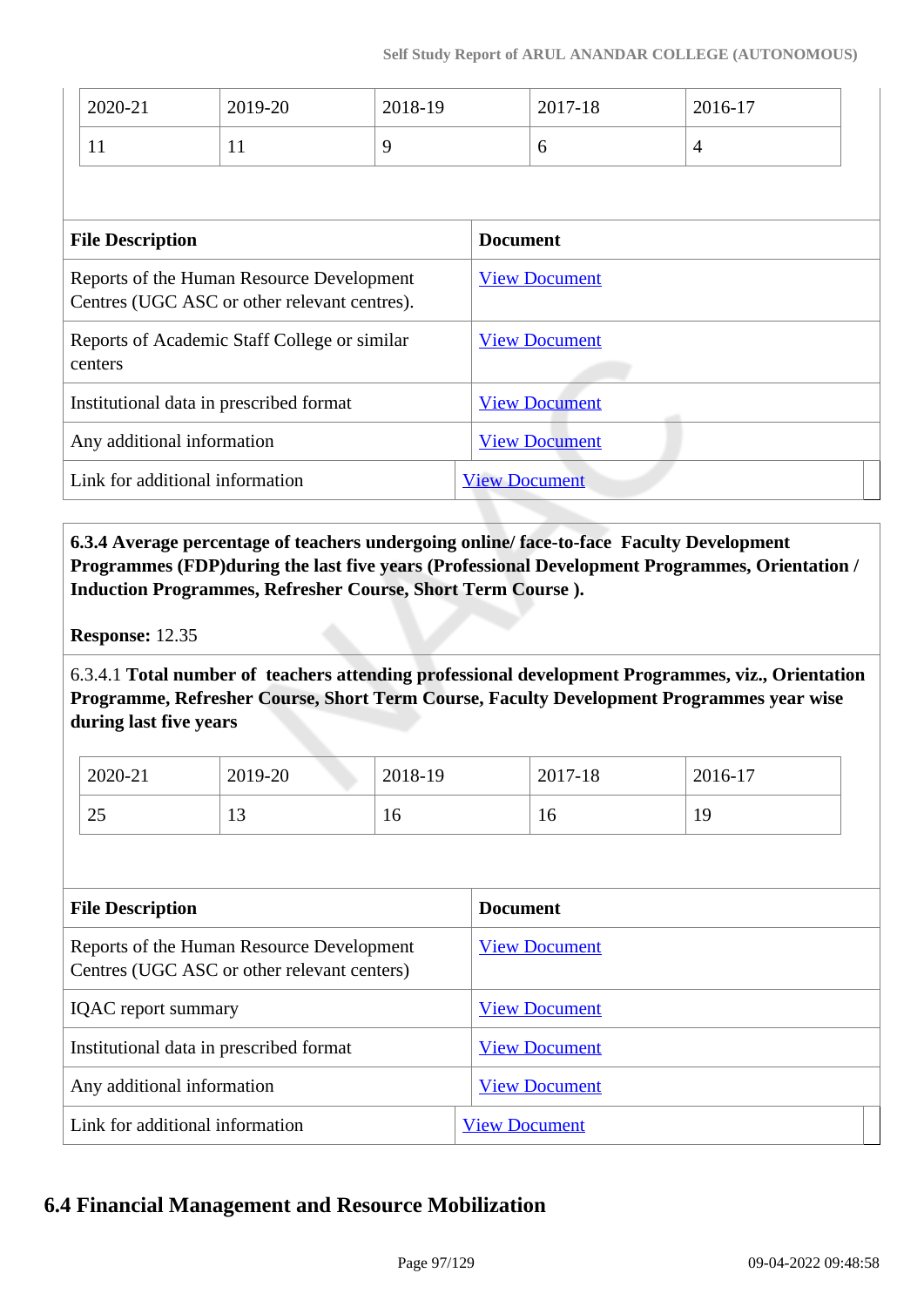| 2020-21 | 2019-20 | 2018-19 | 2017-18 | 2016-17 |
|---|---|---|---|---|
| 11 | 11 | 9 | 6 | 4 |

| File Description | Document |
|---|---|
| Reports of the Human Resource Development Centres (UGC ASC or other relevant centres). | View Document |
| Reports of Academic Staff College or similar centers | View Document |
| Institutional data in prescribed format | View Document |
| Any additional information | View Document |
| Link for additional information | View Document |

**6.3.4 Average percentage of teachers undergoing online/ face-to-face Faculty Development Programmes (FDP)during the last five years (Professional Development Programmes, Orientation / Induction Programmes, Refresher Course, Short Term Course ).**

**Response:** 12.35

6.3.4.1 **Total number of teachers attending professional development Programmes, viz., Orientation Programme, Refresher Course, Short Term Course, Faculty Development Programmes year wise during last five years**

| 2020-21 | 2019-20 | 2018-19 | 2017-18 | 2016-17 |
|---|---|---|---|---|
| 25 | 13 | 16 | 16 | 19 |

| File Description | Document |
|---|---|
| Reports of the Human Resource Development Centres (UGC ASC or other relevant centers) | View Document |
| IQAC report summary | View Document |
| Institutional data in prescribed format | View Document |
| Any additional information | View Document |
| Link for additional information | View Document |

## 6.4 Financial Management and Resource Mobilization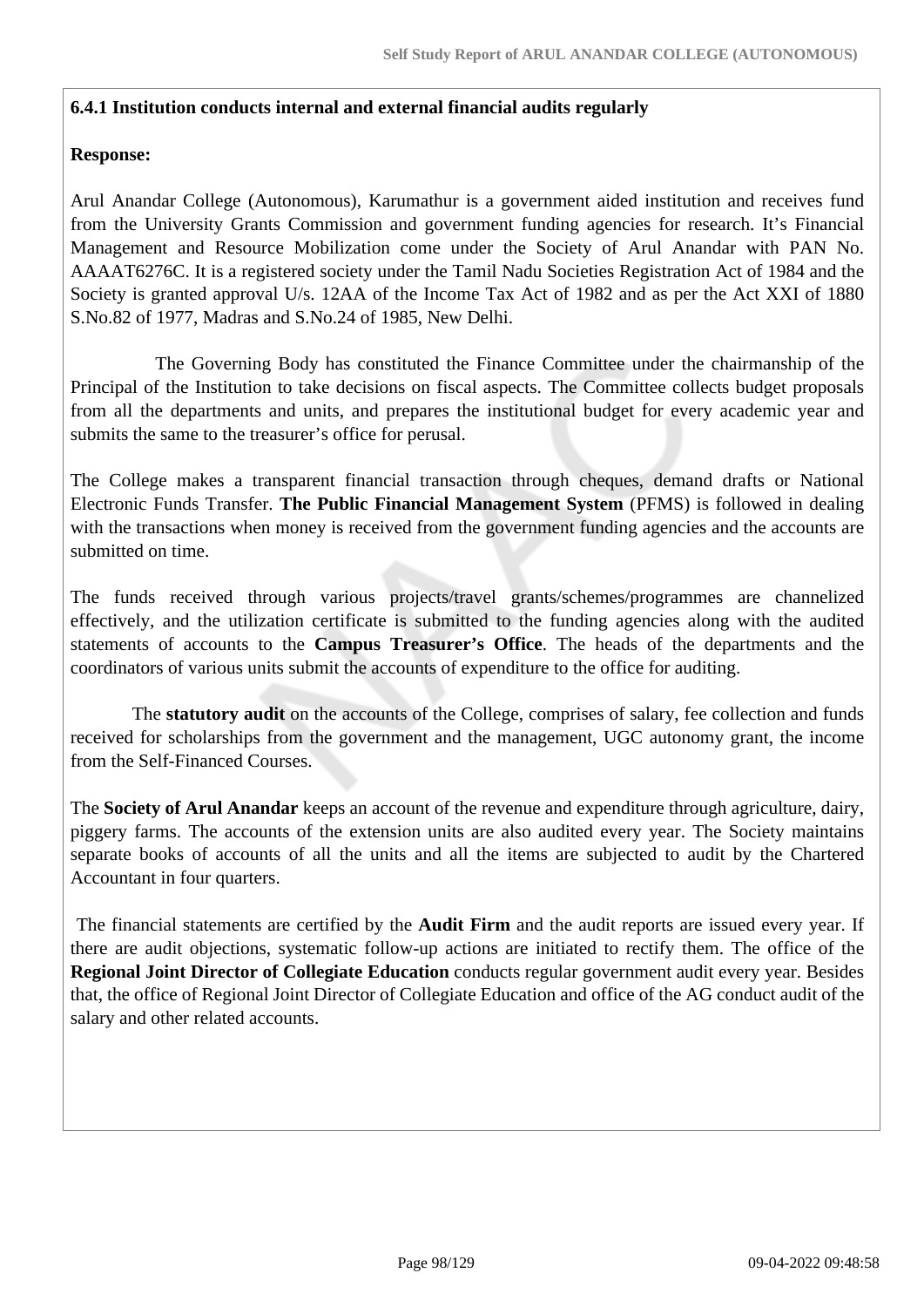**6.4.1 Institution conducts internal and external financial audits regularly**

**Response:**

Arul Anandar College (Autonomous), Karumathur is a government aided institution and receives fund from the University Grants Commission and government funding agencies for research. It's Financial Management and Resource Mobilization come under the Society of Arul Anandar with PAN No. AAAAT6276C. It is a registered society under the Tamil Nadu Societies Registration Act of 1984 and the Society is granted approval U/s. 12AA of the Income Tax Act of 1982 and as per the Act XXI of 1880 S.No.82 of 1977, Madras and S.No.24 of 1985, New Delhi.

The Governing Body has constituted the Finance Committee under the chairmanship of the Principal of the Institution to take decisions on fiscal aspects. The Committee collects budget proposals from all the departments and units, and prepares the institutional budget for every academic year and submits the same to the treasurer's office for perusal.

The College makes a transparent financial transaction through cheques, demand drafts or National Electronic Funds Transfer. **The Public Financial Management System** (PFMS) is followed in dealing with the transactions when money is received from the government funding agencies and the accounts are submitted on time.

The funds received through various projects/travel grants/schemes/programmes are channelized effectively, and the utilization certificate is submitted to the funding agencies along with the audited statements of accounts to the **Campus Treasurer's Office**. The heads of the departments and the coordinators of various units submit the accounts of expenditure to the office for auditing.

The **statutory audit** on the accounts of the College, comprises of salary, fee collection and funds received for scholarships from the government and the management, UGC autonomy grant, the income from the Self-Financed Courses.

The **Society of Arul Anandar** keeps an account of the revenue and expenditure through agriculture, dairy, piggery farms. The accounts of the extension units are also audited every year. The Society maintains separate books of accounts of all the units and all the items are subjected to audit by the Chartered Accountant in four quarters.

The financial statements are certified by the **Audit Firm** and the audit reports are issued every year. If there are audit objections, systematic follow-up actions are initiated to rectify them. The office of the **Regional Joint Director of Collegiate Education** conducts regular government audit every year. Besides that, the office of Regional Joint Director of Collegiate Education and office of the AG conduct audit of the salary and other related accounts.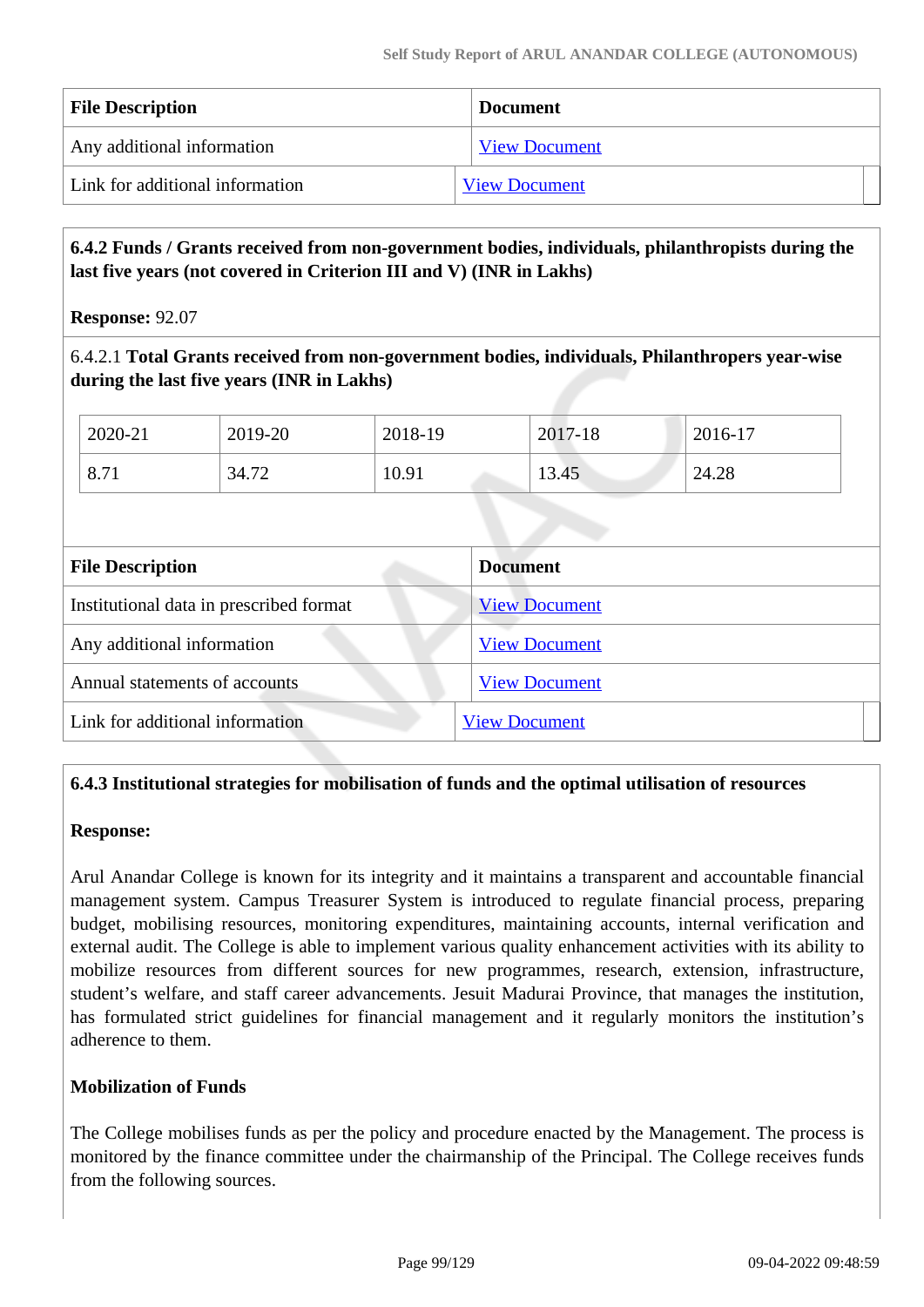| File Description | Document |
|---|---|
| Any additional information | View Document |
| Link for additional information | View Document |

**6.4.2 Funds / Grants received from non-government bodies, individuals, philanthropists during the last five years (not covered in Criterion III and V) (INR in Lakhs)**

**Response:** 92.07

6.4.2.1 **Total Grants received from non-government bodies, individuals, Philanthropers year-wise during the last five years (INR in Lakhs)**

| 2020-21 | 2019-20 | 2018-19 | 2017-18 | 2016-17 |
|---|---|---|---|---|
| 8.71 | 34.72 | 10.91 | 13.45 | 24.28 |

| File Description | Document |
|---|---|
| Institutional data in prescribed format | View Document |
| Any additional information | View Document |
| Annual statements of accounts | View Document |
| Link for additional information | View Document |

**6.4.3 Institutional strategies for mobilisation of funds and the optimal utilisation of resources**

**Response:**

Arul Anandar College is known for its integrity and it maintains a transparent and accountable financial management system. Campus Treasurer System is introduced to regulate financial process, preparing budget, mobilising resources, monitoring expenditures, maintaining accounts, internal verification and external audit. The College is able to implement various quality enhancement activities with its ability to mobilize resources from different sources for new programmes, research, extension, infrastructure, student's welfare, and staff career advancements. Jesuit Madurai Province, that manages the institution, has formulated strict guidelines for financial management and it regularly monitors the institution's adherence to them.

**Mobilization of Funds**

The College mobilises funds as per the policy and procedure enacted by the Management. The process is monitored by the finance committee under the chairmanship of the Principal. The College receives funds from the following sources.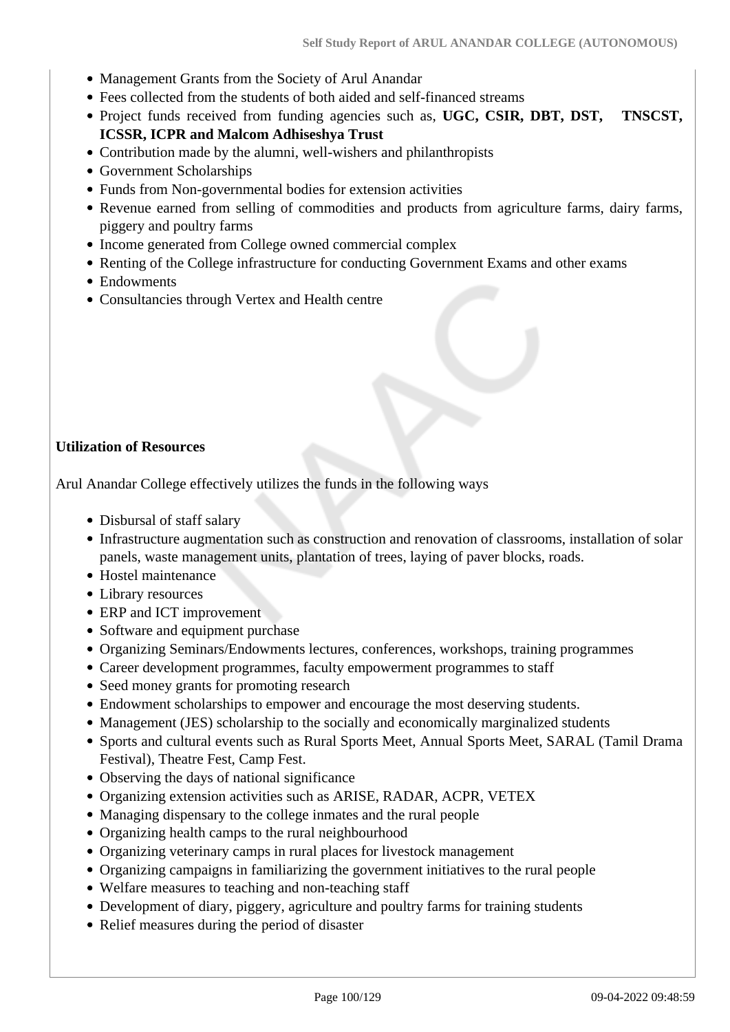- Management Grants from the Society of Arul Anandar
- Fees collected from the students of both aided and self-financed streams
- Project funds received from funding agencies such as, **UGC, CSIR, DBT, DST, TNSCST, ICSSR, ICPR and Malcom Adhiseshya Trust**
- Contribution made by the alumni, well-wishers and philanthropists
- Government Scholarships
- Funds from Non-governmental bodies for extension activities
- Revenue earned from selling of commodities and products from agriculture farms, dairy farms, piggery and poultry farms
- Income generated from College owned commercial complex
- Renting of the College infrastructure for conducting Government Exams and other exams
- Endowments
- Consultancies through Vertex and Health centre

**Utilization of Resources**

Arul Anandar College effectively utilizes the funds in the following ways

- Disbursal of staff salary
- Infrastructure augmentation such as construction and renovation of classrooms, installation of solar panels, waste management units, plantation of trees, laying of paver blocks, roads.
- Hostel maintenance
- Library resources
- ERP and ICT improvement
- Software and equipment purchase
- Organizing Seminars/Endowments lectures, conferences, workshops, training programmes
- Career development programmes, faculty empowerment programmes to staff
- Seed money grants for promoting research
- Endowment scholarships to empower and encourage the most deserving students.
- Management (JES) scholarship to the socially and economically marginalized students
- Sports and cultural events such as Rural Sports Meet, Annual Sports Meet, SARAL (Tamil Drama Festival), Theatre Fest, Camp Fest.
- Observing the days of national significance
- Organizing extension activities such as ARISE, RADAR, ACPR, VETEX
- Managing dispensary to the college inmates and the rural people
- Organizing health camps to the rural neighbourhood
- Organizing veterinary camps in rural places for livestock management
- Organizing campaigns in familiarizing the government initiatives to the rural people
- Welfare measures to teaching and non-teaching staff
- Development of diary, piggery, agriculture and poultry farms for training students
- Relief measures during the period of disaster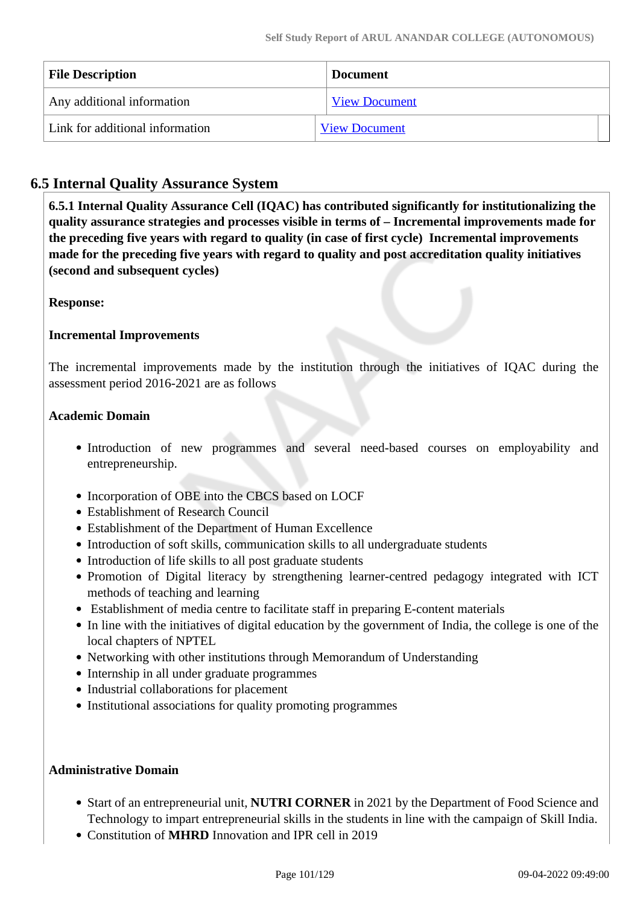| File Description | Document |
| --- | --- |
| Any additional information | View Document |
| Link for additional information | View Document |

## 6.5 Internal Quality Assurance System

**6.5.1 Internal Quality Assurance Cell (IQAC) has contributed significantly for institutionalizing the quality assurance strategies and processes visible in terms of – Incremental improvements made for the preceding five years with regard to quality (in case of first cycle) Incremental improvements made for the preceding five years with regard to quality and post accreditation quality initiatives (second and subsequent cycles)**

**Response:**

**Incremental Improvements**

The incremental improvements made by the institution through the initiatives of IQAC during the assessment period 2016-2021 are as follows

**Academic Domain**

- Introduction of new programmes and several need-based courses on employability and entrepreneurship.

- Incorporation of OBE into the CBCS based on LOCF
- Establishment of Research Council
- Establishment of the Department of Human Excellence
- Introduction of soft skills, communication skills to all undergraduate students
- Introduction of life skills to all post graduate students
- Promotion of Digital literacy by strengthening learner-centred pedagogy integrated with ICT methods of teaching and learning
- Establishment of media centre to facilitate staff in preparing E-content materials
- In line with the initiatives of digital education by the government of India, the college is one of the local chapters of NPTEL
- Networking with other institutions through Memorandum of Understanding
- Internship in all under graduate programmes
- Industrial collaborations for placement
- Institutional associations for quality promoting programmes

**Administrative Domain**

- Start of an entrepreneurial unit, **NUTRI CORNER** in 2021 by the Department of Food Science and Technology to impart entrepreneurial skills in the students in line with the campaign of Skill India.
- Constitution of **MHRD** Innovation and IPR cell in 2019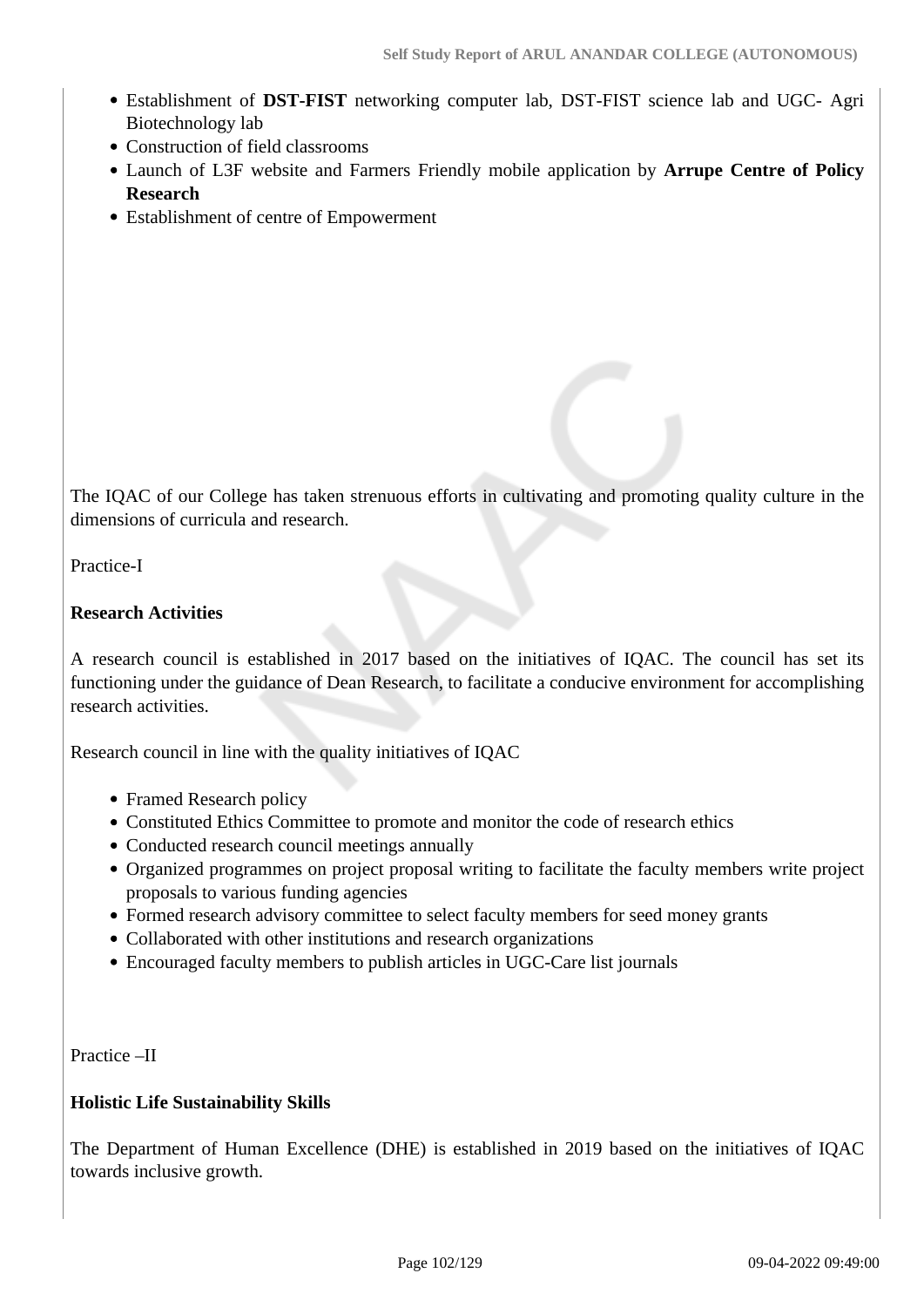- Establishment of **DST-FIST** networking computer lab, DST-FIST science lab and UGC- Agri Biotechnology lab
- Construction of field classrooms
- Launch of L3F website and Farmers Friendly mobile application by **Arrupe Centre of Policy Research**
- Establishment of centre of Empowerment

The IQAC of our College has taken strenuous efforts in cultivating and promoting quality culture in the dimensions of curricula and research.

Practice-I

**Research Activities**

A research council is established in 2017 based on the initiatives of IQAC. The council has set its functioning under the guidance of Dean Research, to facilitate a conducive environment for accomplishing research activities.

Research council in line with the quality initiatives of IQAC

- Framed Research policy
- Constituted Ethics Committee to promote and monitor the code of research ethics
- Conducted research council meetings annually
- Organized programmes on project proposal writing to facilitate the faculty members write project proposals to various funding agencies
- Formed research advisory committee to select faculty members for seed money grants
- Collaborated with other institutions and research organizations
- Encouraged faculty members to publish articles in UGC-Care list journals

Practice –II

**Holistic Life Sustainability Skills**

The Department of Human Excellence (DHE) is established in 2019 based on the initiatives of IQAC towards inclusive growth.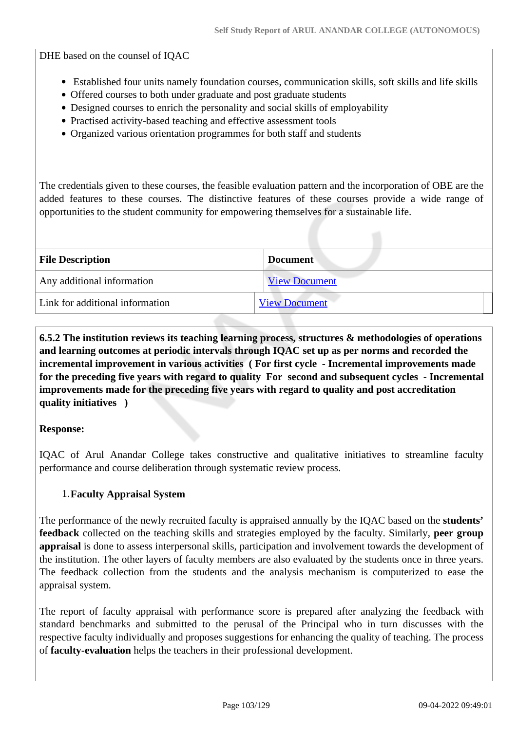DHE based on the counsel of IQAC

- Established four units namely foundation courses, communication skills, soft skills and life skills
- Offered courses to both under graduate and post graduate students
- Designed courses to enrich the personality and social skills of employability
- Practised activity-based teaching and effective assessment tools
- Organized various orientation programmes for both staff and students

The credentials given to these courses, the feasible evaluation pattern and the incorporation of OBE are the added features to these courses. The distinctive features of these courses provide a wide range of opportunities to the student community for empowering themselves for a sustainable life.

| File Description | Document |
|---|---|
| Any additional information | View Document |
| Link for additional information | View Document |

**6.5.2 The institution reviews its teaching learning process, structures & methodologies of operations and learning outcomes at periodic intervals through IQAC set up as per norms and recorded the incremental improvement in various activities ( For first cycle - Incremental improvements made for the preceding five years with regard to quality For second and subsequent cycles - Incremental improvements made for the preceding five years with regard to quality and post accreditation quality initiatives )**

**Response:**

IQAC of Arul Anandar College takes constructive and qualitative initiatives to streamline faculty performance and course deliberation through systematic review process.

1. **Faculty Appraisal System**

The performance of the newly recruited faculty is appraised annually by the IQAC based on the **students' feedback** collected on the teaching skills and strategies employed by the faculty. Similarly, **peer group appraisal** is done to assess interpersonal skills, participation and involvement towards the development of the institution. The other layers of faculty members are also evaluated by the students once in three years. The feedback collection from the students and the analysis mechanism is computerized to ease the appraisal system.

The report of faculty appraisal with performance score is prepared after analyzing the feedback with standard benchmarks and submitted to the perusal of the Principal who in turn discusses with the respective faculty individually and proposes suggestions for enhancing the quality of teaching. The process of **faculty-evaluation** helps the teachers in their professional development.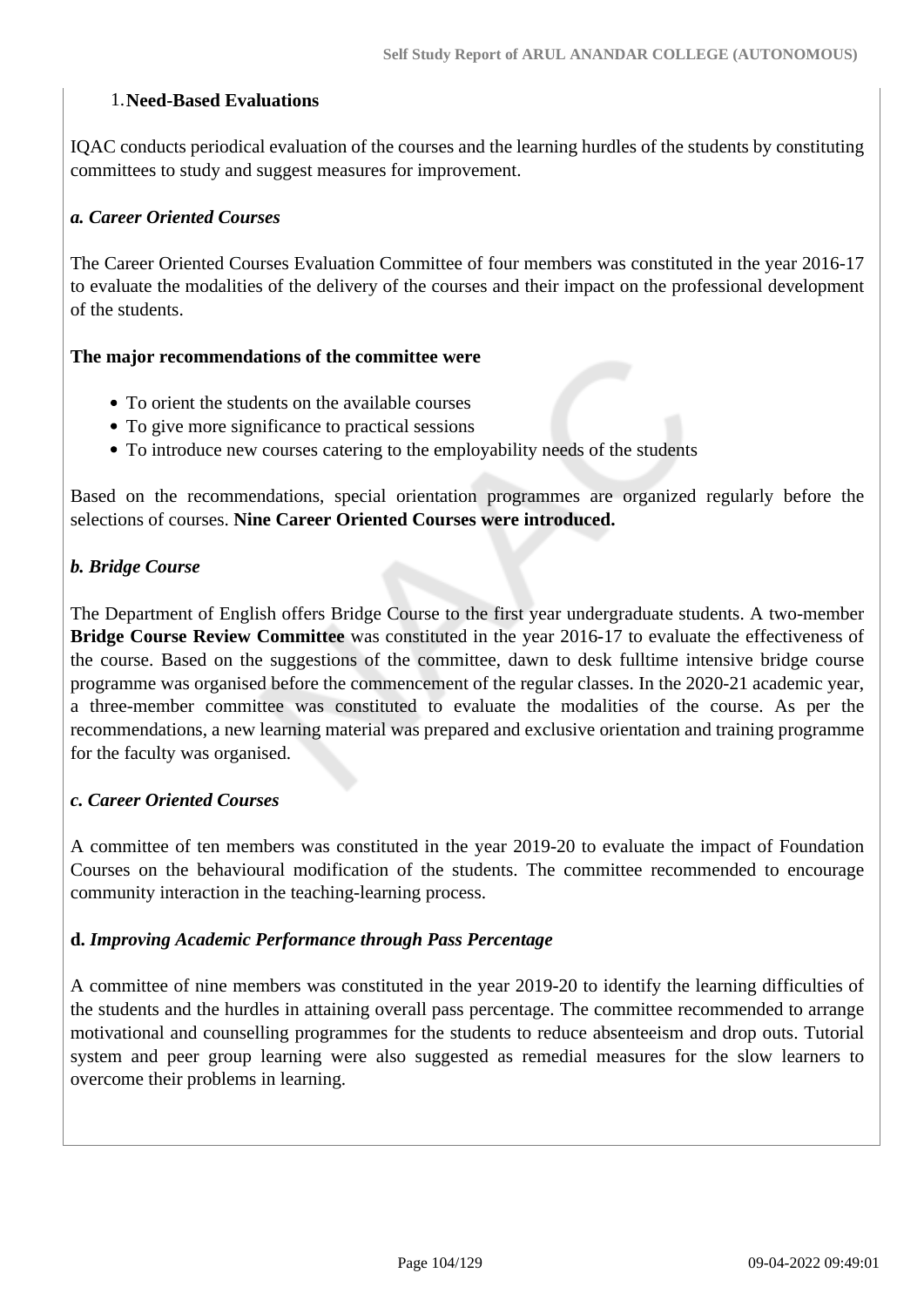1. **Need-Based Evaluations**

IQAC conducts periodical evaluation of the courses and the learning hurdles of the students by constituting committees to study and suggest measures for improvement.

***a. Career Oriented Courses***

The Career Oriented Courses Evaluation Committee of four members was constituted in the year 2016-17 to evaluate the modalities of the delivery of the courses and their impact on the professional development of the students.

**The major recommendations of the committee were**

- To orient the students on the available courses
- To give more significance to practical sessions
- To introduce new courses catering to the employability needs of the students

Based on the recommendations, special orientation programmes are organized regularly before the selections of courses. **Nine Career Oriented Courses were introduced.**

***b. Bridge Course***

The Department of English offers Bridge Course to the first year undergraduate students. A two-member **Bridge Course Review Committee** was constituted in the year 2016-17 to evaluate the effectiveness of the course. Based on the suggestions of the committee, dawn to desk fulltime intensive bridge course programme was organised before the commencement of the regular classes. In the 2020-21 academic year, a three-member committee was constituted to evaluate the modalities of the course. As per the recommendations, a new learning material was prepared and exclusive orientation and training programme for the faculty was organised.

***c. Career Oriented Courses***

A committee of ten members was constituted in the year 2019-20 to evaluate the impact of Foundation Courses on the behavioural modification of the students. The committee recommended to encourage community interaction in the teaching-learning process.

**d.** ***Improving Academic Performance through Pass Percentage***

A committee of nine members was constituted in the year 2019-20 to identify the learning difficulties of the students and the hurdles in attaining overall pass percentage. The committee recommended to arrange motivational and counselling programmes for the students to reduce absenteeism and drop outs. Tutorial system and peer group learning were also suggested as remedial measures for the slow learners to overcome their problems in learning.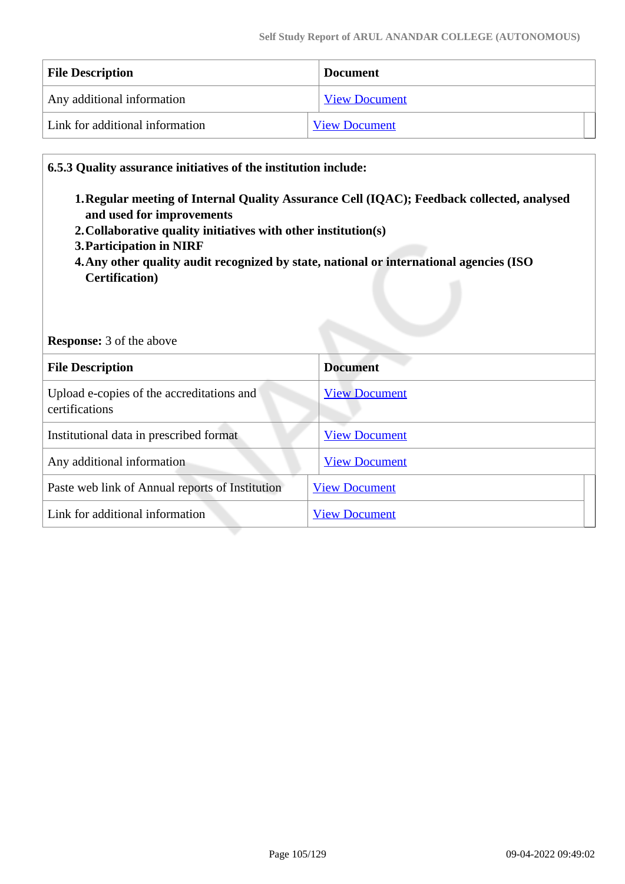| File Description | Document |
|---|---|
| Any additional information | View Document |
| Link for additional information | View Document |

**6.5.3 Quality assurance initiatives of the institution include:**

1. **Regular meeting of Internal Quality Assurance Cell (IQAC); Feedback collected, analysed and used for improvements**
2. **Collaborative quality initiatives with other institution(s)**
3. **Participation in NIRF**
4. **Any other quality audit recognized by state, national or international agencies (ISO Certification)**

**Response:** 3 of the above

| File Description | Document |
|---|---|
| Upload e-copies of the accreditations and certifications | View Document |
| Institutional data in prescribed format | View Document |
| Any additional information | View Document |
| Paste web link of Annual reports of Institution | View Document |
| Link for additional information | View Document |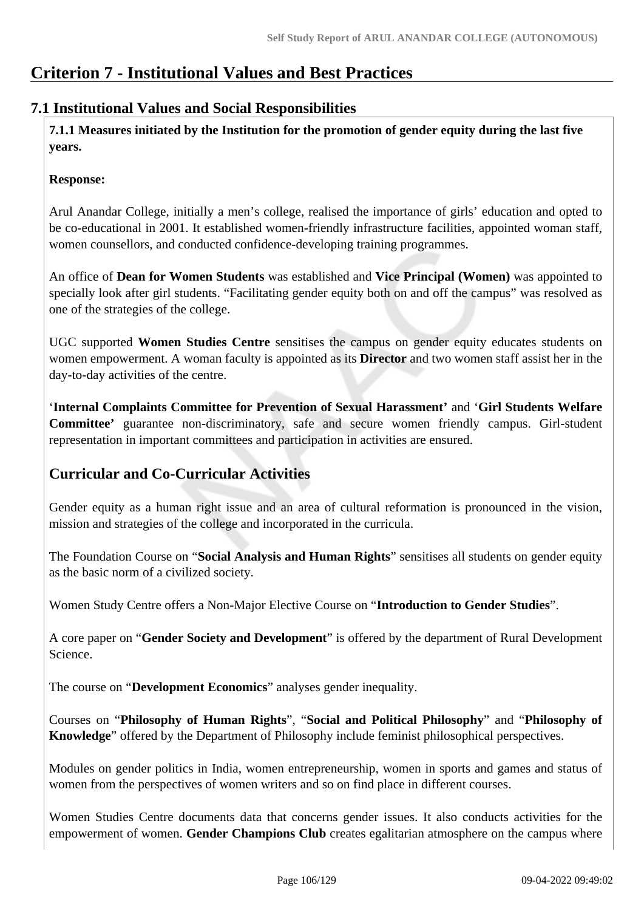# Criterion 7 - Institutional Values and Best Practices

## 7.1 Institutional Values and Social Responsibilities

**7.1.1 Measures initiated by the Institution for the promotion of gender equity during the last five years.**

**Response:**

Arul Anandar College, initially a men's college, realised the importance of girls' education and opted to be co-educational in 2001. It established women-friendly infrastructure facilities, appointed woman staff, women counsellors, and conducted confidence-developing training programmes.

An office of **Dean for Women Students** was established and **Vice Principal (Women)** was appointed to specially look after girl students. "Facilitating gender equity both on and off the campus" was resolved as one of the strategies of the college.

UGC supported **Women Studies Centre** sensitises the campus on gender equity educates students on women empowerment. A woman faculty is appointed as its **Director** and two women staff assist her in the day-to-day activities of the centre.

'**Internal Complaints Committee for Prevention of Sexual Harassment'** and '**Girl Students Welfare Committee'** guarantee non-discriminatory, safe and secure women friendly campus. Girl-student representation in important committees and participation in activities are ensured.

### Curricular and Co-Curricular Activities

Gender equity as a human right issue and an area of cultural reformation is pronounced in the vision, mission and strategies of the college and incorporated in the curricula.

The Foundation Course on "**Social Analysis and Human Rights**" sensitises all students on gender equity as the basic norm of a civilized society.

Women Study Centre offers a Non-Major Elective Course on "**Introduction to Gender Studies**".

A core paper on "**Gender Society and Development**" is offered by the department of Rural Development Science.

The course on "**Development Economics**" analyses gender inequality.

Courses on "**Philosophy of Human Rights**", "**Social and Political Philosophy**" and "**Philosophy of Knowledge**" offered by the Department of Philosophy include feminist philosophical perspectives.

Modules on gender politics in India, women entrepreneurship, women in sports and games and status of women from the perspectives of women writers and so on find place in different courses.

Women Studies Centre documents data that concerns gender issues. It also conducts activities for the empowerment of women. **Gender Champions Club** creates egalitarian atmosphere on the campus where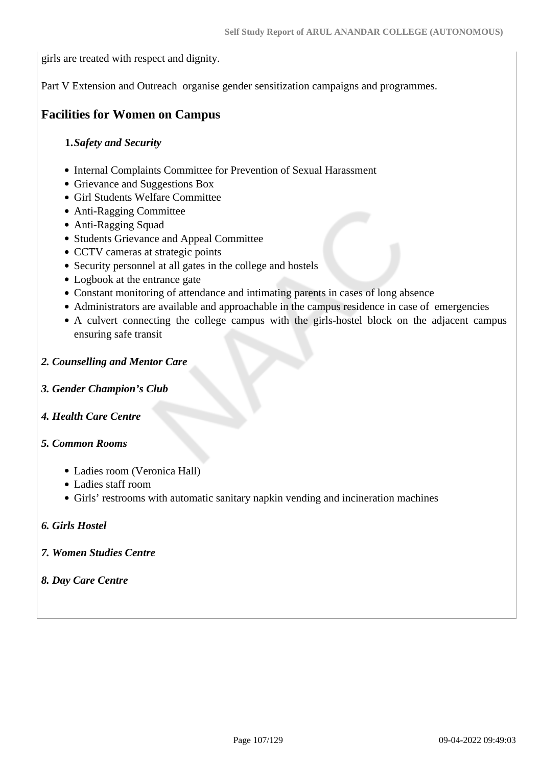girls are treated with respect and dignity.

Part V Extension and Outreach organise gender sensitization campaigns and programmes.

## Facilities for Women on Campus

**1.** ***Safety and Security***

- Internal Complaints Committee for Prevention of Sexual Harassment
- Grievance and Suggestions Box
- Girl Students Welfare Committee
- Anti-Ragging Committee
- Anti-Ragging Squad
- Students Grievance and Appeal Committee
- CCTV cameras at strategic points
- Security personnel at all gates in the college and hostels
- Logbook at the entrance gate
- Constant monitoring of attendance and intimating parents in cases of long absence
- Administrators are available and approachable in the campus residence in case of emergencies
- A culvert connecting the college campus with the girls-hostel block on the adjacent campus ensuring safe transit

***2. Counselling and Mentor Care***

***3. Gender Champion's Club***

***4. Health Care Centre***

***5. Common Rooms***

- Ladies room (Veronica Hall)
- Ladies staff room
- Girls' restrooms with automatic sanitary napkin vending and incineration machines

***6. Girls Hostel***

***7. Women Studies Centre***

***8. Day Care Centre***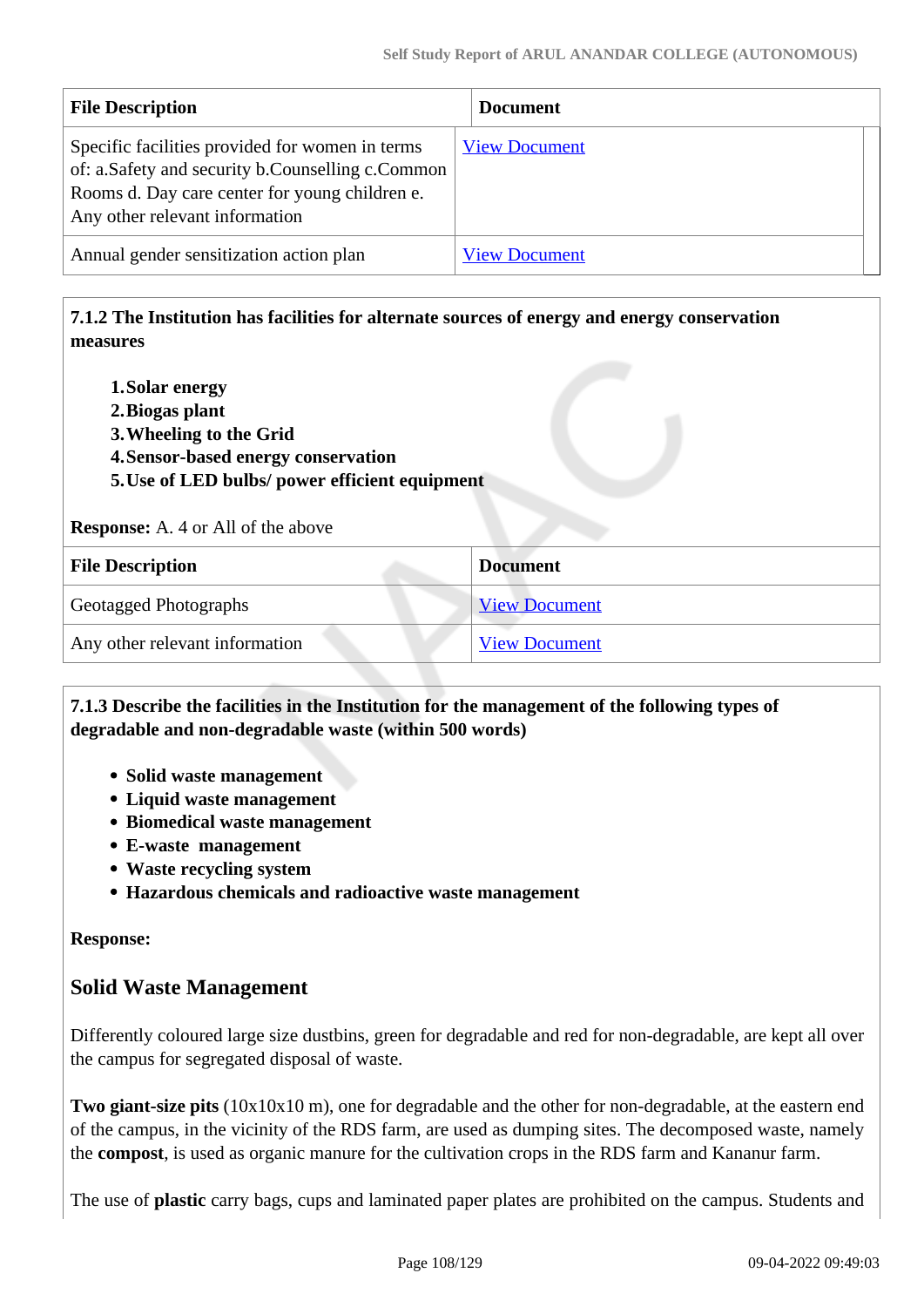| File Description | Document |
| --- | --- |
| Specific facilities provided for women in terms of: a.Safety and security b.Counselling c.Common Rooms d. Day care center for young children e. Any other relevant information | View Document |
| Annual gender sensitization action plan | View Document |

**7.1.2 The Institution has facilities for alternate sources of energy and energy conservation measures**

1. **Solar energy**
2. **Biogas plant**
3. **Wheeling to the Grid**
4. **Sensor-based energy conservation**
5. **Use of LED bulbs/ power efficient equipment**

**Response:** A. 4 or All of the above

| File Description | Document |
| --- | --- |
| Geotagged Photographs | View Document |
| Any other relevant information | View Document |

**7.1.3 Describe the facilities in the Institution for the management of the following types of degradable and non-degradable waste (within 500 words)**

- **Solid waste management**
- **Liquid waste management**
- **Biomedical waste management**
- **E-waste management**
- **Waste recycling system**
- **Hazardous chemicals and radioactive waste management**

**Response:**

## Solid Waste Management

Differently coloured large size dustbins, green for degradable and red for non-degradable, are kept all over the campus for segregated disposal of waste.

**Two giant-size pits** (10x10x10 m), one for degradable and the other for non-degradable, at the eastern end of the campus, in the vicinity of the RDS farm, are used as dumping sites. The decomposed waste, namely the **compost**, is used as organic manure for the cultivation crops in the RDS farm and Kananur farm.

The use of **plastic** carry bags, cups and laminated paper plates are prohibited on the campus. Students and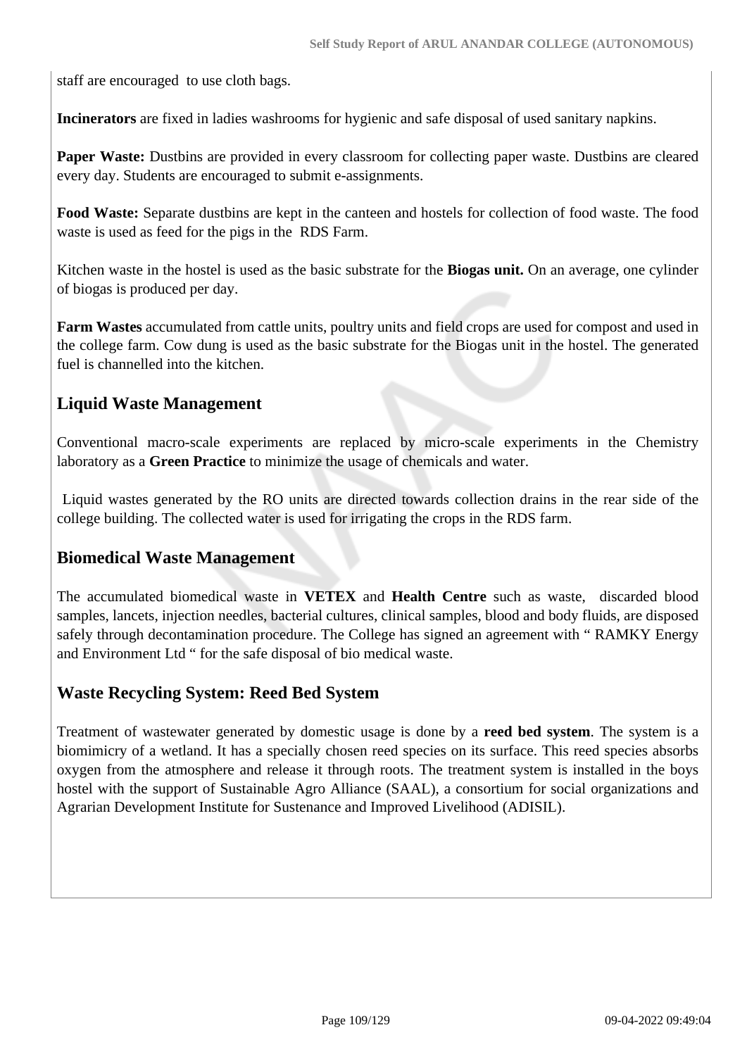staff are encouraged to use cloth bags.

**Incinerators** are fixed in ladies washrooms for hygienic and safe disposal of used sanitary napkins.

**Paper Waste:** Dustbins are provided in every classroom for collecting paper waste. Dustbins are cleared every day. Students are encouraged to submit e-assignments.

**Food Waste:** Separate dustbins are kept in the canteen and hostels for collection of food waste. The food waste is used as feed for the pigs in the RDS Farm.

Kitchen waste in the hostel is used as the basic substrate for the **Biogas unit.** On an average, one cylinder of biogas is produced per day.

**Farm Wastes** accumulated from cattle units, poultry units and field crops are used for compost and used in the college farm. Cow dung is used as the basic substrate for the Biogas unit in the hostel. The generated fuel is channelled into the kitchen.

## Liquid Waste Management

Conventional macro-scale experiments are replaced by micro-scale experiments in the Chemistry laboratory as a **Green Practice** to minimize the usage of chemicals and water.

Liquid wastes generated by the RO units are directed towards collection drains in the rear side of the college building. The collected water is used for irrigating the crops in the RDS farm.

## Biomedical Waste Management

The accumulated biomedical waste in **VETEX** and **Health Centre** such as waste, discarded blood samples, lancets, injection needles, bacterial cultures, clinical samples, blood and body fluids, are disposed safely through decontamination procedure. The College has signed an agreement with " RAMKY Energy and Environment Ltd " for the safe disposal of bio medical waste.

## Waste Recycling System: Reed Bed System

Treatment of wastewater generated by domestic usage is done by a **reed bed system**. The system is a biomimicry of a wetland. It has a specially chosen reed species on its surface. This reed species absorbs oxygen from the atmosphere and release it through roots. The treatment system is installed in the boys hostel with the support of Sustainable Agro Alliance (SAAL), a consortium for social organizations and Agrarian Development Institute for Sustenance and Improved Livelihood (ADISIL).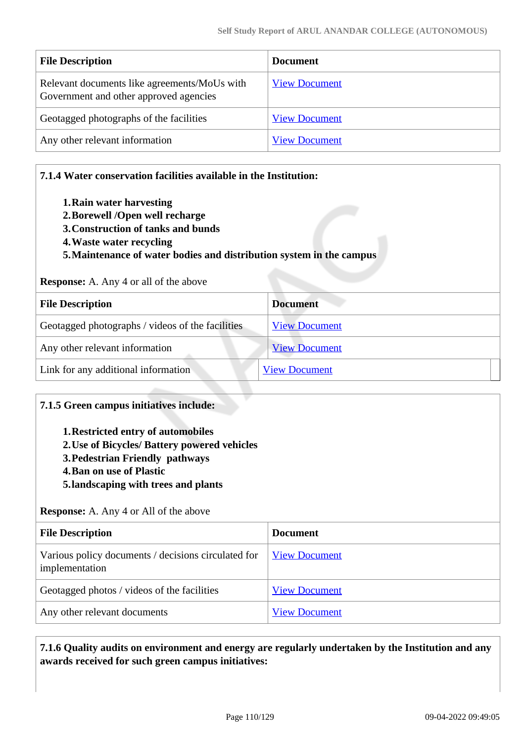| File Description | Document |
| --- | --- |
| Relevant documents like agreements/MoUs with Government and other approved agencies | View Document |
| Geotagged photographs of the facilities | View Document |
| Any other relevant information | View Document |

**7.1.4 Water conservation facilities available in the Institution:**

1. **Rain water harvesting**
2. **Borewell /Open well recharge**
3. **Construction of tanks and bunds**
4. **Waste water recycling**
5. **Maintenance of water bodies and distribution system in the campus**

**Response:** A. Any 4 or all of the above

| File Description | Document |
| --- | --- |
| Geotagged photographs / videos of the facilities | View Document |
| Any other relevant information | View Document |
| Link for any additional information | View Document |

**7.1.5 Green campus initiatives include:**

1. **Restricted entry of automobiles**
2. **Use of Bicycles/ Battery powered vehicles**
3. **Pedestrian Friendly pathways**
4. **Ban on use of Plastic**
5. **landscaping with trees and plants**

**Response:** A. Any 4 or All of the above

| File Description | Document |
| --- | --- |
| Various policy documents / decisions circulated for implementation | View Document |
| Geotagged photos / videos of the facilities | View Document |
| Any other relevant documents | View Document |

**7.1.6 Quality audits on environment and energy are regularly undertaken by the Institution and any awards received for such green campus initiatives:**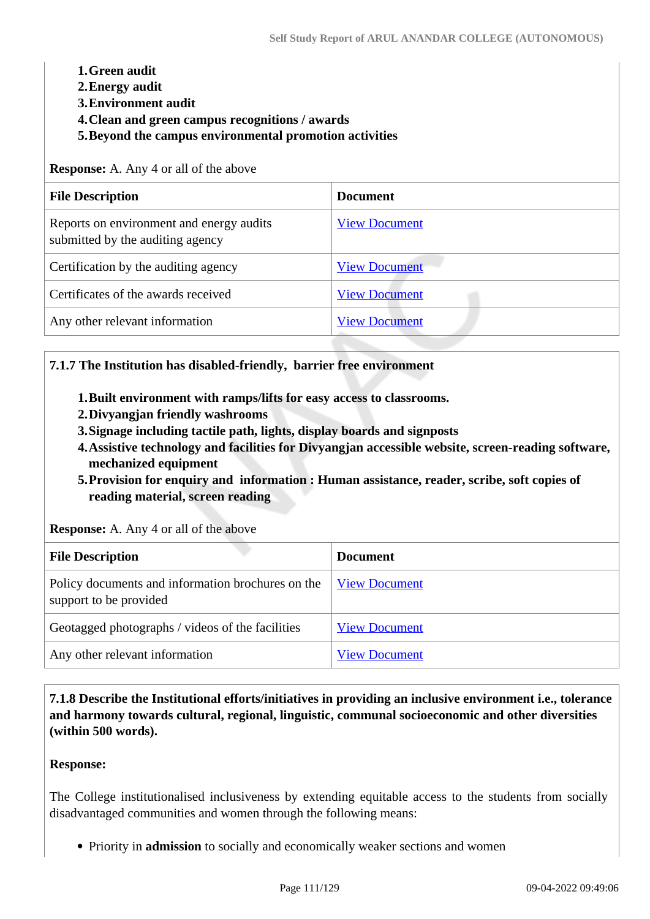1. **Green audit**
2. **Energy audit**
3. **Environment audit**
4. **Clean and green campus recognitions / awards**
5. **Beyond the campus environmental promotion activities**

**Response:** A. Any 4 or all of the above

| **File Description** | **Document** |
|---|---|
| Reports on environment and energy audits submitted by the auditing agency | View Document |
| Certification by the auditing agency | View Document |
| Certificates of the awards received | View Document |
| Any other relevant information | View Document |

**7.1.7 The Institution has disabled-friendly, barrier free environment**

1. **Built environment with ramps/lifts for easy access to classrooms.**
2. **Divyangjan friendly washrooms**
3. **Signage including tactile path, lights, display boards and signposts**
4. **Assistive technology and facilities for Divyangjan accessible website, screen-reading software, mechanized equipment**
5. **Provision for enquiry and information : Human assistance, reader, scribe, soft copies of reading material, screen reading**

**Response:** A. Any 4 or all of the above

| **File Description** | **Document** |
|---|---|
| Policy documents and information brochures on the support to be provided | View Document |
| Geotagged photographs / videos of the facilities | View Document |
| Any other relevant information | View Document |

**7.1.8 Describe the Institutional efforts/initiatives in providing an inclusive environment i.e., tolerance and harmony towards cultural, regional, linguistic, communal socioeconomic and other diversities (within 500 words).**

**Response:**

The College institutionalised inclusiveness by extending equitable access to the students from socially disadvantaged communities and women through the following means:

- Priority in **admission** to socially and economically weaker sections and women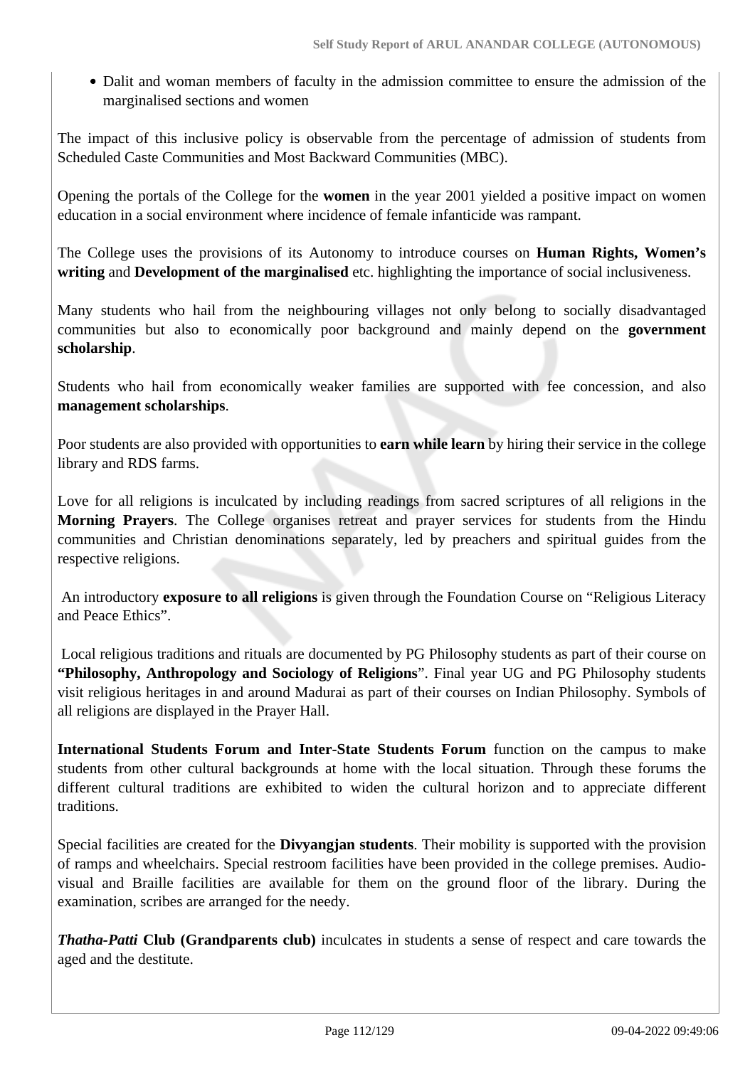- Dalit and woman members of faculty in the admission committee to ensure the admission of the marginalised sections and women

The impact of this inclusive policy is observable from the percentage of admission of students from Scheduled Caste Communities and Most Backward Communities (MBC).

Opening the portals of the College for the **women** in the year 2001 yielded a positive impact on women education in a social environment where incidence of female infanticide was rampant.

The College uses the provisions of its Autonomy to introduce courses on **Human Rights, Women's writing** and **Development of the marginalised** etc. highlighting the importance of social inclusiveness.

Many students who hail from the neighbouring villages not only belong to socially disadvantaged communities but also to economically poor background and mainly depend on the **government scholarship**.

Students who hail from economically weaker families are supported with fee concession, and also **management scholarships**.

Poor students are also provided with opportunities to **earn while learn** by hiring their service in the college library and RDS farms.

Love for all religions is inculcated by including readings from sacred scriptures of all religions in the **Morning Prayers**. The College organises retreat and prayer services for students from the Hindu communities and Christian denominations separately, led by preachers and spiritual guides from the respective religions.

An introductory **exposure to all religions** is given through the Foundation Course on "Religious Literacy and Peace Ethics".

Local religious traditions and rituals are documented by PG Philosophy students as part of their course on **"Philosophy, Anthropology and Sociology of Religions**". Final year UG and PG Philosophy students visit religious heritages in and around Madurai as part of their courses on Indian Philosophy. Symbols of all religions are displayed in the Prayer Hall.

**International Students Forum and Inter-State Students Forum** function on the campus to make students from other cultural backgrounds at home with the local situation. Through these forums the different cultural traditions are exhibited to widen the cultural horizon and to appreciate different traditions.

Special facilities are created for the **Divyangjan students**. Their mobility is supported with the provision of ramps and wheelchairs. Special restroom facilities have been provided in the college premises. Audio-visual and Braille facilities are available for them on the ground floor of the library. During the examination, scribes are arranged for the needy.

***Thatha-Patti* Club (Grandparents club)** inculcates in students a sense of respect and care towards the aged and the destitute.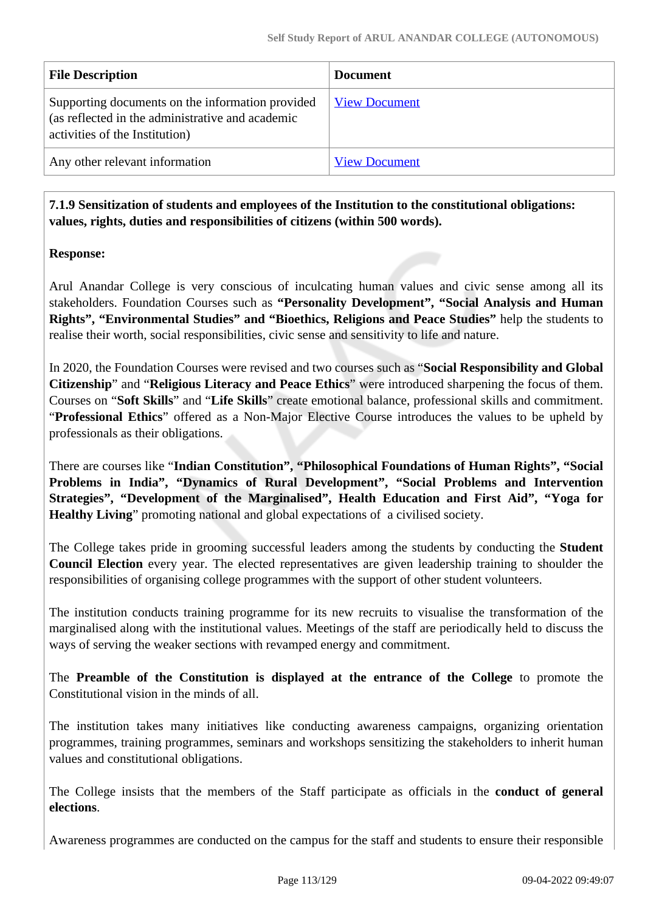| File Description | Document |
|---|---|
| Supporting documents on the information provided (as reflected in the administrative and academic activities of the Institution) | View Document |
| Any other relevant information | View Document |

**7.1.9 Sensitization of students and employees of the Institution to the constitutional obligations: values, rights, duties and responsibilities of citizens (within 500 words).**

**Response:**

Arul Anandar College is very conscious of inculcating human values and civic sense among all its stakeholders. Foundation Courses such as **"Personality Development", "Social Analysis and Human Rights", "Environmental Studies" and "Bioethics, Religions and Peace Studies"** help the students to realise their worth, social responsibilities, civic sense and sensitivity to life and nature.

In 2020, the Foundation Courses were revised and two courses such as "**Social Responsibility and Global Citizenship**" and "**Religious Literacy and Peace Ethics**" were introduced sharpening the focus of them. Courses on "**Soft Skills**" and "**Life Skills**" create emotional balance, professional skills and commitment. "**Professional Ethics**" offered as a Non-Major Elective Course introduces the values to be upheld by professionals as their obligations.

There are courses like "**Indian Constitution", "Philosophical Foundations of Human Rights", "Social Problems in India", "Dynamics of Rural Development", "Social Problems and Intervention Strategies", "Development of the Marginalised", Health Education and First Aid", "Yoga for Healthy Living**" promoting national and global expectations of a civilised society.

The College takes pride in grooming successful leaders among the students by conducting the **Student Council Election** every year. The elected representatives are given leadership training to shoulder the responsibilities of organising college programmes with the support of other student volunteers.

The institution conducts training programme for its new recruits to visualise the transformation of the marginalised along with the institutional values. Meetings of the staff are periodically held to discuss the ways of serving the weaker sections with revamped energy and commitment.

The **Preamble of the Constitution is displayed at the entrance of the College** to promote the Constitutional vision in the minds of all.

The institution takes many initiatives like conducting awareness campaigns, organizing orientation programmes, training programmes, seminars and workshops sensitizing the stakeholders to inherit human values and constitutional obligations.

The College insists that the members of the Staff participate as officials in the **conduct of general elections**.

Awareness programmes are conducted on the campus for the staff and students to ensure their responsible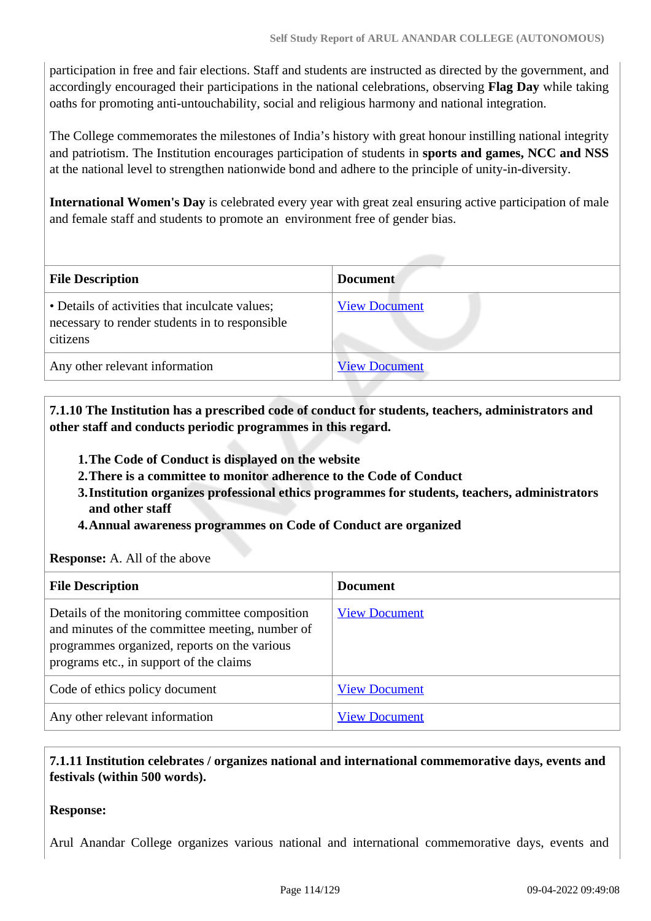participation in free and fair elections. Staff and students are instructed as directed by the government, and accordingly encouraged their participations in the national celebrations, observing **Flag Day** while taking oaths for promoting anti-untouchability, social and religious harmony and national integration.

The College commemorates the milestones of India's history with great honour instilling national integrity and patriotism. The Institution encourages participation of students in **sports and games, NCC and NSS** at the national level to strengthen nationwide bond and adhere to the principle of unity-in-diversity.

**International Women's Day** is celebrated every year with great zeal ensuring active participation of male and female staff and students to promote an environment free of gender bias.

| File Description | Document |
|---|---|
| • Details of activities that inculcate values; necessary to render students in to responsible citizens | View Document |
| Any other relevant information | View Document |

**7.1.10 The Institution has a prescribed code of conduct for students, teachers, administrators and other staff and conducts periodic programmes in this regard.**

1. **The Code of Conduct is displayed on the website**
2. **There is a committee to monitor adherence to the Code of Conduct**
3. **Institution organizes professional ethics programmes for students, teachers, administrators and other staff**
4. **Annual awareness programmes on Code of Conduct are organized**

**Response:** A. All of the above

| File Description | Document |
|---|---|
| Details of the monitoring committee composition and minutes of the committee meeting, number of programmes organized, reports on the various programs etc., in support of the claims | View Document |
| Code of ethics policy document | View Document |
| Any other relevant information | View Document |

**7.1.11 Institution celebrates / organizes national and international commemorative days, events and festivals (within 500 words).**

**Response:**

Arul Anandar College organizes various national and international commemorative days, events and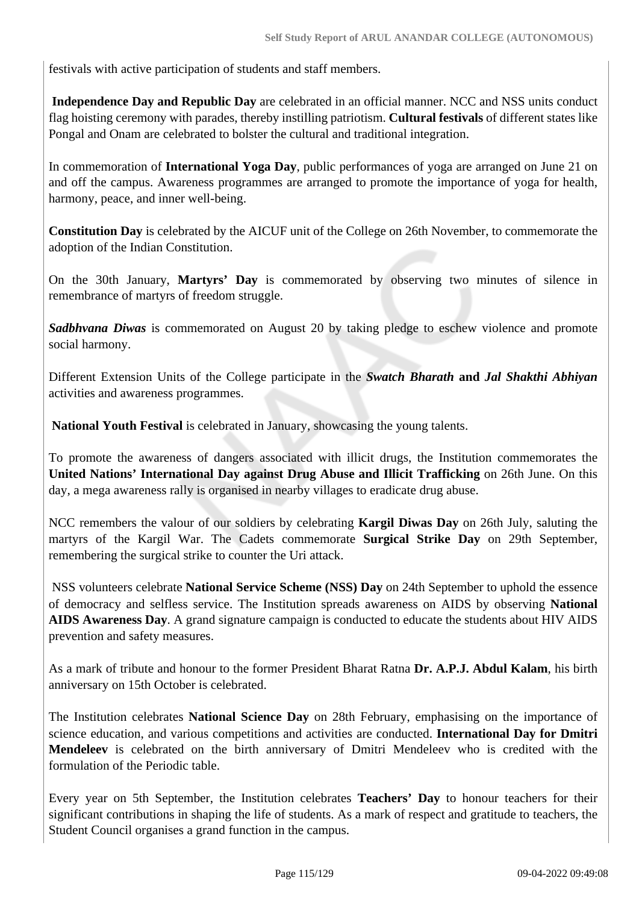festivals with active participation of students and staff members.

**Independence Day and Republic Day** are celebrated in an official manner. NCC and NSS units conduct flag hoisting ceremony with parades, thereby instilling patriotism. **Cultural festivals** of different states like Pongal and Onam are celebrated to bolster the cultural and traditional integration.

In commemoration of **International Yoga Day**, public performances of yoga are arranged on June 21 on and off the campus. Awareness programmes are arranged to promote the importance of yoga for health, harmony, peace, and inner well-being.

**Constitution Day** is celebrated by the AICUF unit of the College on 26th November, to commemorate the adoption of the Indian Constitution.

On the 30th January, **Martyrs' Day** is commemorated by observing two minutes of silence in remembrance of martyrs of freedom struggle.

***Sadbhvana Diwas*** is commemorated on August 20 by taking pledge to eschew violence and promote social harmony.

Different Extension Units of the College participate in the ***Swatch Bharath* and *Jal Shakthi Abhiyan*** activities and awareness programmes.

**National Youth Festival** is celebrated in January, showcasing the young talents.

To promote the awareness of dangers associated with illicit drugs, the Institution commemorates the **United Nations' International Day against Drug Abuse and Illicit Trafficking** on 26th June. On this day, a mega awareness rally is organised in nearby villages to eradicate drug abuse.

NCC remembers the valour of our soldiers by celebrating **Kargil Diwas Day** on 26th July, saluting the martyrs of the Kargil War. The Cadets commemorate **Surgical Strike Day** on 29th September, remembering the surgical strike to counter the Uri attack.

NSS volunteers celebrate **National Service Scheme (NSS) Day** on 24th September to uphold the essence of democracy and selfless service. The Institution spreads awareness on AIDS by observing **National AIDS Awareness Day**. A grand signature campaign is conducted to educate the students about HIV AIDS prevention and safety measures.

As a mark of tribute and honour to the former President Bharat Ratna **Dr. A.P.J. Abdul Kalam**, his birth anniversary on 15th October is celebrated.

The Institution celebrates **National Science Day** on 28th February, emphasising on the importance of science education, and various competitions and activities are conducted. **International Day for Dmitri Mendeleev** is celebrated on the birth anniversary of Dmitri Mendeleev who is credited with the formulation of the Periodic table.

Every year on 5th September, the Institution celebrates **Teachers' Day** to honour teachers for their significant contributions in shaping the life of students. As a mark of respect and gratitude to teachers, the Student Council organises a grand function in the campus.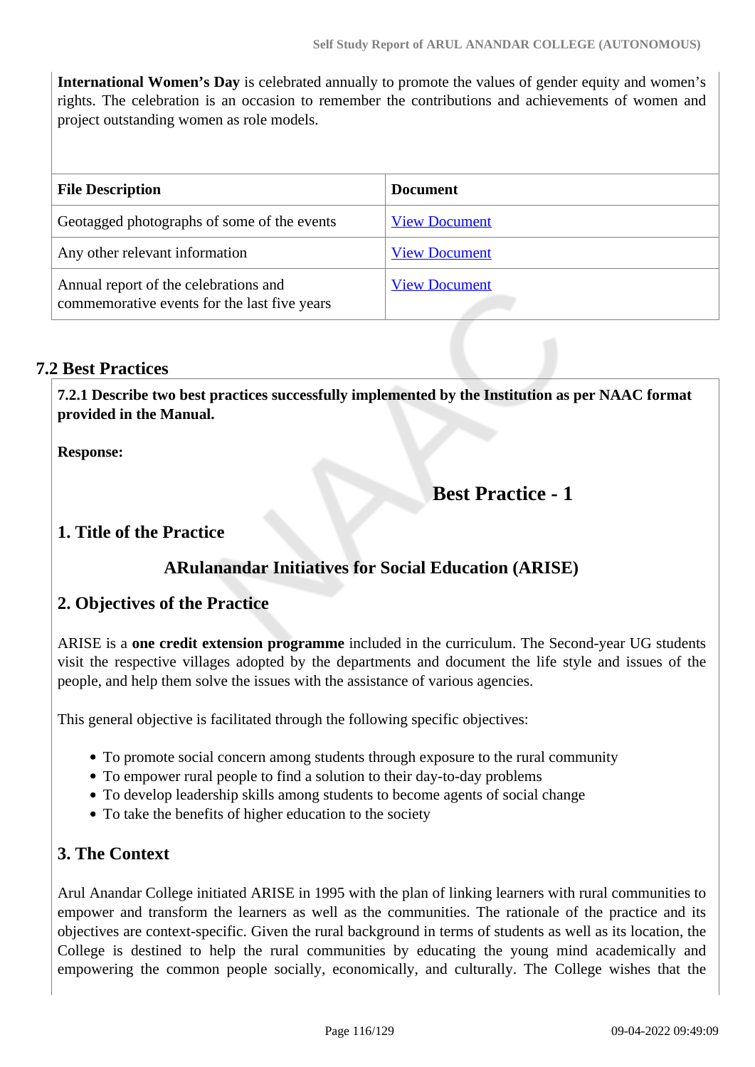**International Women's Day** is celebrated annually to promote the values of gender equity and women's rights. The celebration is an occasion to remember the contributions and achievements of women and project outstanding women as role models.

| File Description | Document |
|---|---|
| Geotagged photographs of some of the events | View Document |
| Any other relevant information | View Document |
| Annual report of the celebrations and commemorative events for the last five years | View Document |

## 7.2 Best Practices

**7.2.1 Describe two best practices successfully implemented by the Institution as per NAAC format provided in the Manual.**

**Response:**

### Best Practice - 1

### 1. Title of the Practice

**ARulanandar Initiatives for Social Education (ARISE)**

### 2. Objectives of the Practice

ARISE is a **one credit extension programme** included in the curriculum. The Second-year UG students visit the respective villages adopted by the departments and document the life style and issues of the people, and help them solve the issues with the assistance of various agencies.

This general objective is facilitated through the following specific objectives:

- To promote social concern among students through exposure to the rural community
- To empower rural people to find a solution to their day-to-day problems
- To develop leadership skills among students to become agents of social change
- To take the benefits of higher education to the society

### 3. The Context

Arul Anandar College initiated ARISE in 1995 with the plan of linking learners with rural communities to empower and transform the learners as well as the communities. The rationale of the practice and its objectives are context-specific. Given the rural background in terms of students as well as its location, the College is destined to help the rural communities by educating the young mind academically and empowering the common people socially, economically, and culturally. The College wishes that the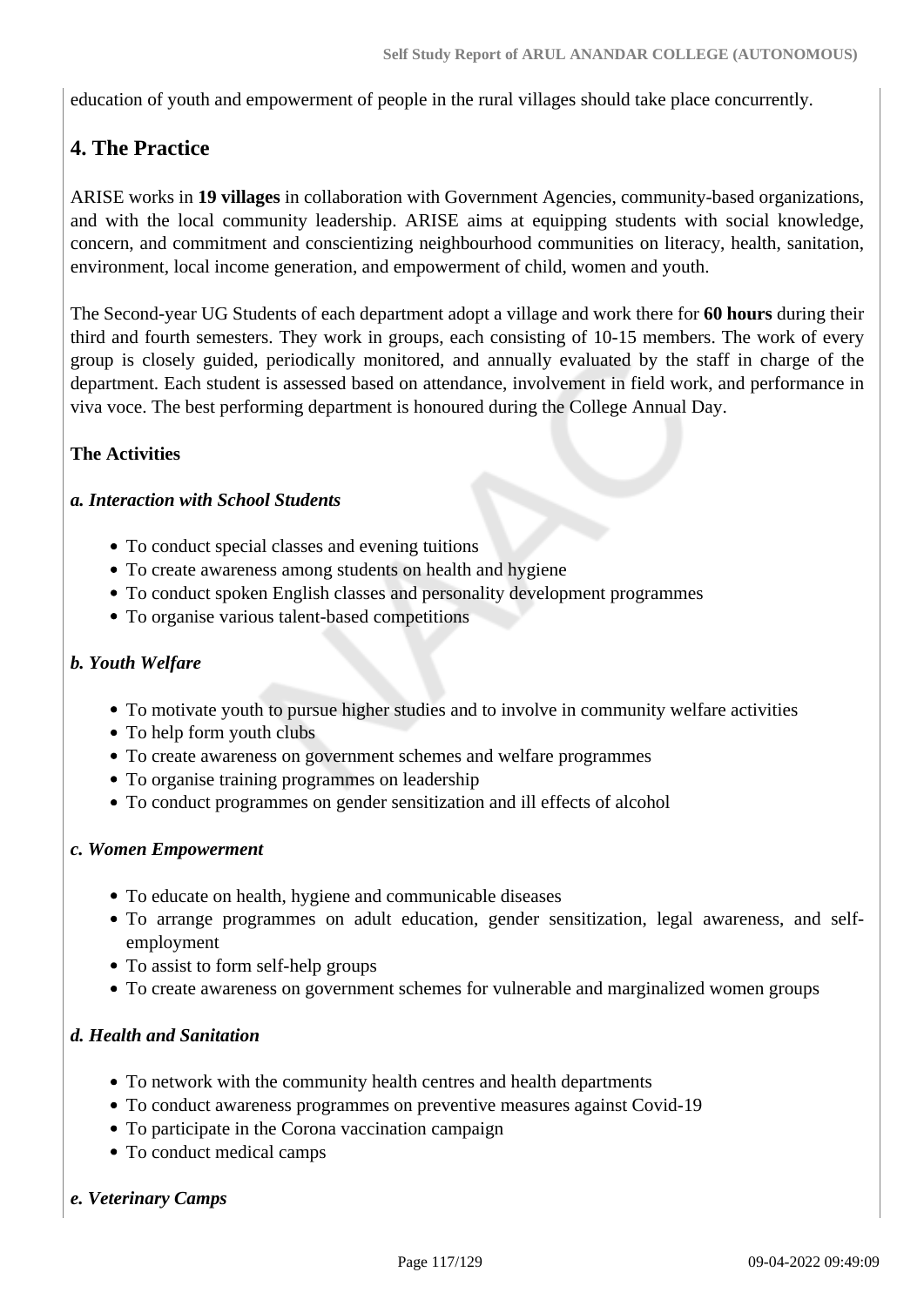education of youth and empowerment of people in the rural villages should take place concurrently.

## 4. The Practice

ARISE works in **19 villages** in collaboration with Government Agencies, community-based organizations, and with the local community leadership. ARISE aims at equipping students with social knowledge, concern, and commitment and conscientizing neighbourhood communities on literacy, health, sanitation, environment, local income generation, and empowerment of child, women and youth.

The Second-year UG Students of each department adopt a village and work there for **60 hours** during their third and fourth semesters. They work in groups, each consisting of 10-15 members. The work of every group is closely guided, periodically monitored, and annually evaluated by the staff in charge of the department. Each student is assessed based on attendance, involvement in field work, and performance in viva voce. The best performing department is honoured during the College Annual Day.

**The Activities**

***a. Interaction with School Students***

- To conduct special classes and evening tuitions
- To create awareness among students on health and hygiene
- To conduct spoken English classes and personality development programmes
- To organise various talent-based competitions

***b. Youth Welfare***

- To motivate youth to pursue higher studies and to involve in community welfare activities
- To help form youth clubs
- To create awareness on government schemes and welfare programmes
- To organise training programmes on leadership
- To conduct programmes on gender sensitization and ill effects of alcohol

***c. Women Empowerment***

- To educate on health, hygiene and communicable diseases
- To arrange programmes on adult education, gender sensitization, legal awareness, and self-employment
- To assist to form self-help groups
- To create awareness on government schemes for vulnerable and marginalized women groups

***d. Health and Sanitation***

- To network with the community health centres and health departments
- To conduct awareness programmes on preventive measures against Covid-19
- To participate in the Corona vaccination campaign
- To conduct medical camps

***e. Veterinary Camps***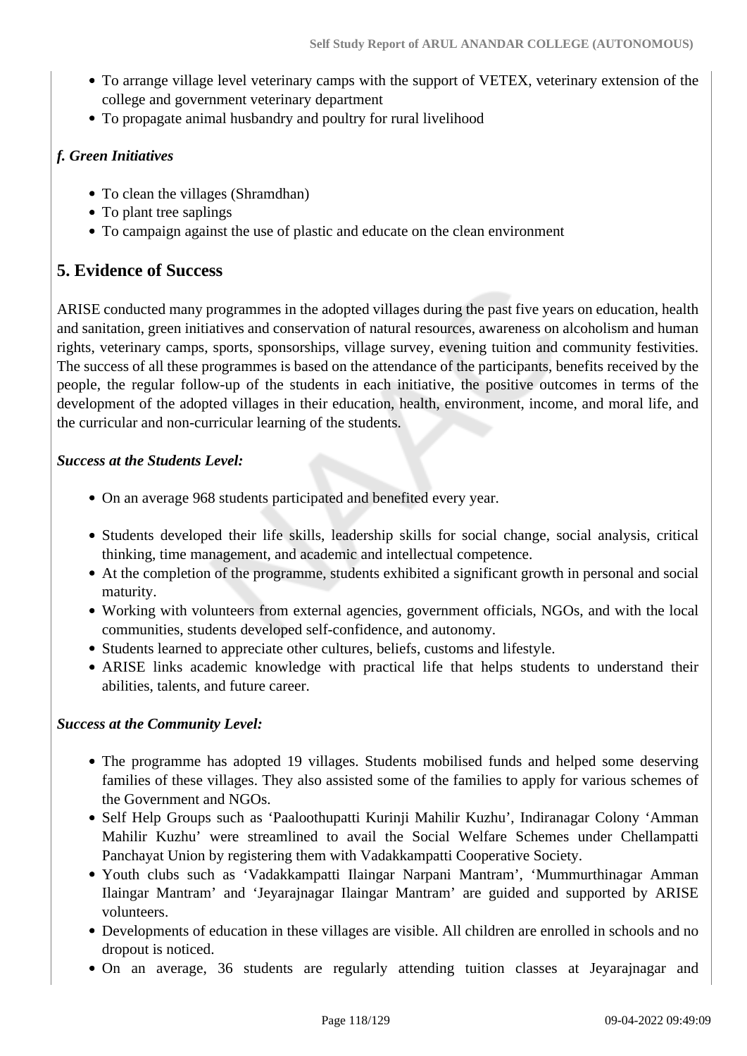- To arrange village level veterinary camps with the support of VETEX, veterinary extension of the college and government veterinary department
- To propagate animal husbandry and poultry for rural livelihood

***f. Green Initiatives***

- To clean the villages (Shramdhan)
- To plant tree saplings
- To campaign against the use of plastic and educate on the clean environment

## 5. Evidence of Success

ARISE conducted many programmes in the adopted villages during the past five years on education, health and sanitation, green initiatives and conservation of natural resources, awareness on alcoholism and human rights, veterinary camps, sports, sponsorships, village survey, evening tuition and community festivities. The success of all these programmes is based on the attendance of the participants, benefits received by the people, the regular follow-up of the students in each initiative, the positive outcomes in terms of the development of the adopted villages in their education, health, environment, income, and moral life, and the curricular and non-curricular learning of the students.

***Success at the Students Level:***

- On an average 968 students participated and benefited every year.

- Students developed their life skills, leadership skills for social change, social analysis, critical thinking, time management, and academic and intellectual competence.
- At the completion of the programme, students exhibited a significant growth in personal and social maturity.
- Working with volunteers from external agencies, government officials, NGOs, and with the local communities, students developed self-confidence, and autonomy.
- Students learned to appreciate other cultures, beliefs, customs and lifestyle.
- ARISE links academic knowledge with practical life that helps students to understand their abilities, talents, and future career.

***Success at the Community Level:***

- The programme has adopted 19 villages. Students mobilised funds and helped some deserving families of these villages. They also assisted some of the families to apply for various schemes of the Government and NGOs.
- Self Help Groups such as 'Paaloothupatti Kurinji Mahilir Kuzhu', Indiranagar Colony 'Amman Mahilir Kuzhu' were streamlined to avail the Social Welfare Schemes under Chellampatti Panchayat Union by registering them with Vadakkampatti Cooperative Society.
- Youth clubs such as 'Vadakkampatti Ilaingar Narpani Mantram', 'Mummurthinagar Amman Ilaingar Mantram' and 'Jeyarajnagar Ilaingar Mantram' are guided and supported by ARISE volunteers.
- Developments of education in these villages are visible. All children are enrolled in schools and no dropout is noticed.
- On an average, 36 students are regularly attending tuition classes at Jeyarajnagar and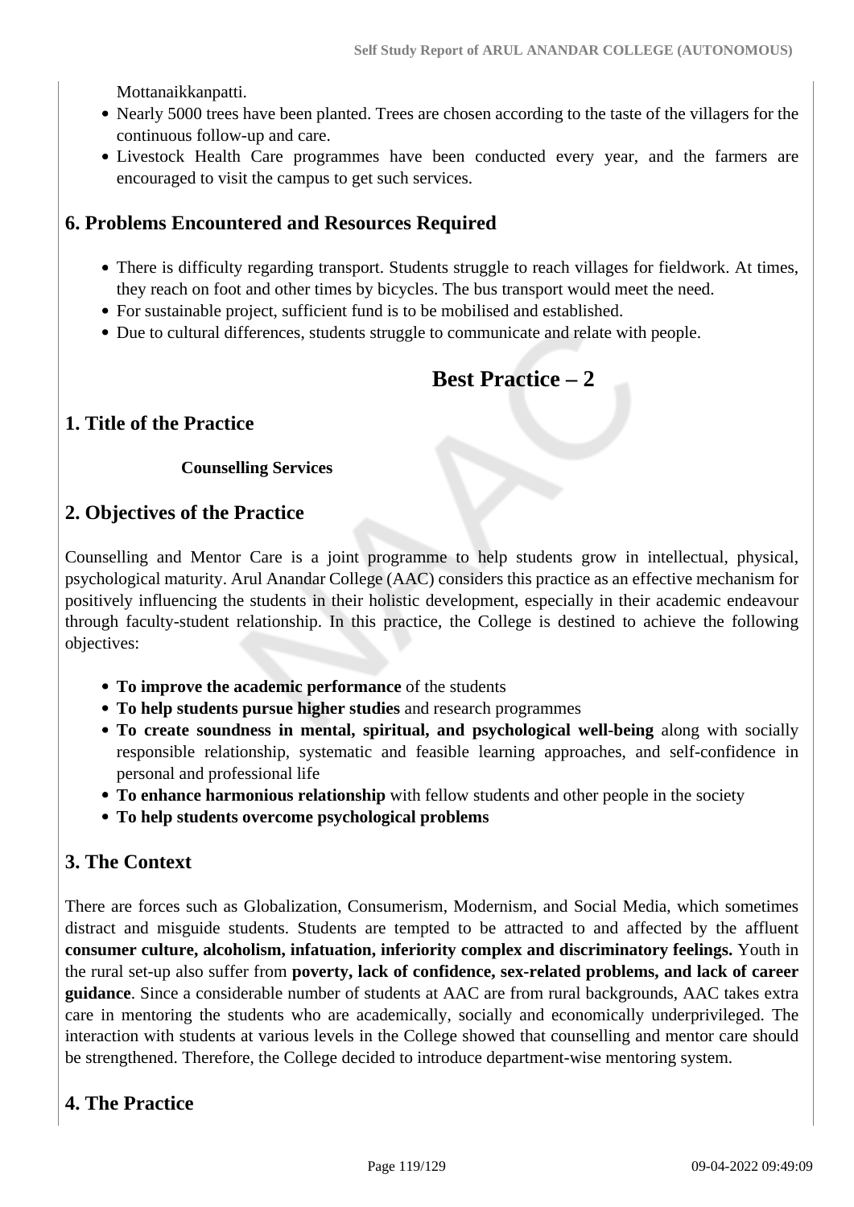Mottanaikkanpatti.

- Nearly 5000 trees have been planted. Trees are chosen according to the taste of the villagers for the continuous follow-up and care.
- Livestock Health Care programmes have been conducted every year, and the farmers are encouraged to visit the campus to get such services.

## 6. Problems Encountered and Resources Required

- There is difficulty regarding transport. Students struggle to reach villages for fieldwork. At times, they reach on foot and other times by bicycles. The bus transport would meet the need.
- For sustainable project, sufficient fund is to be mobilised and established.
- Due to cultural differences, students struggle to communicate and relate with people.

# Best Practice – 2

## 1. Title of the Practice

**Counselling Services**

## 2. Objectives of the Practice

Counselling and Mentor Care is a joint programme to help students grow in intellectual, physical, psychological maturity. Arul Anandar College (AAC) considers this practice as an effective mechanism for positively influencing the students in their holistic development, especially in their academic endeavour through faculty-student relationship. In this practice, the College is destined to achieve the following objectives:

- **To improve the academic performance** of the students
- **To help students pursue higher studies** and research programmes
- **To create soundness in mental, spiritual, and psychological well-being** along with socially responsible relationship, systematic and feasible learning approaches, and self-confidence in personal and professional life
- **To enhance harmonious relationship** with fellow students and other people in the society
- **To help students overcome psychological problems**

## 3. The Context

There are forces such as Globalization, Consumerism, Modernism, and Social Media, which sometimes distract and misguide students. Students are tempted to be attracted to and affected by the affluent **consumer culture, alcoholism, infatuation, inferiority complex and discriminatory feelings.** Youth in the rural set-up also suffer from **poverty, lack of confidence, sex-related problems, and lack of career guidance**. Since a considerable number of students at AAC are from rural backgrounds, AAC takes extra care in mentoring the students who are academically, socially and economically underprivileged. The interaction with students at various levels in the College showed that counselling and mentor care should be strengthened. Therefore, the College decided to introduce department-wise mentoring system.

## 4. The Practice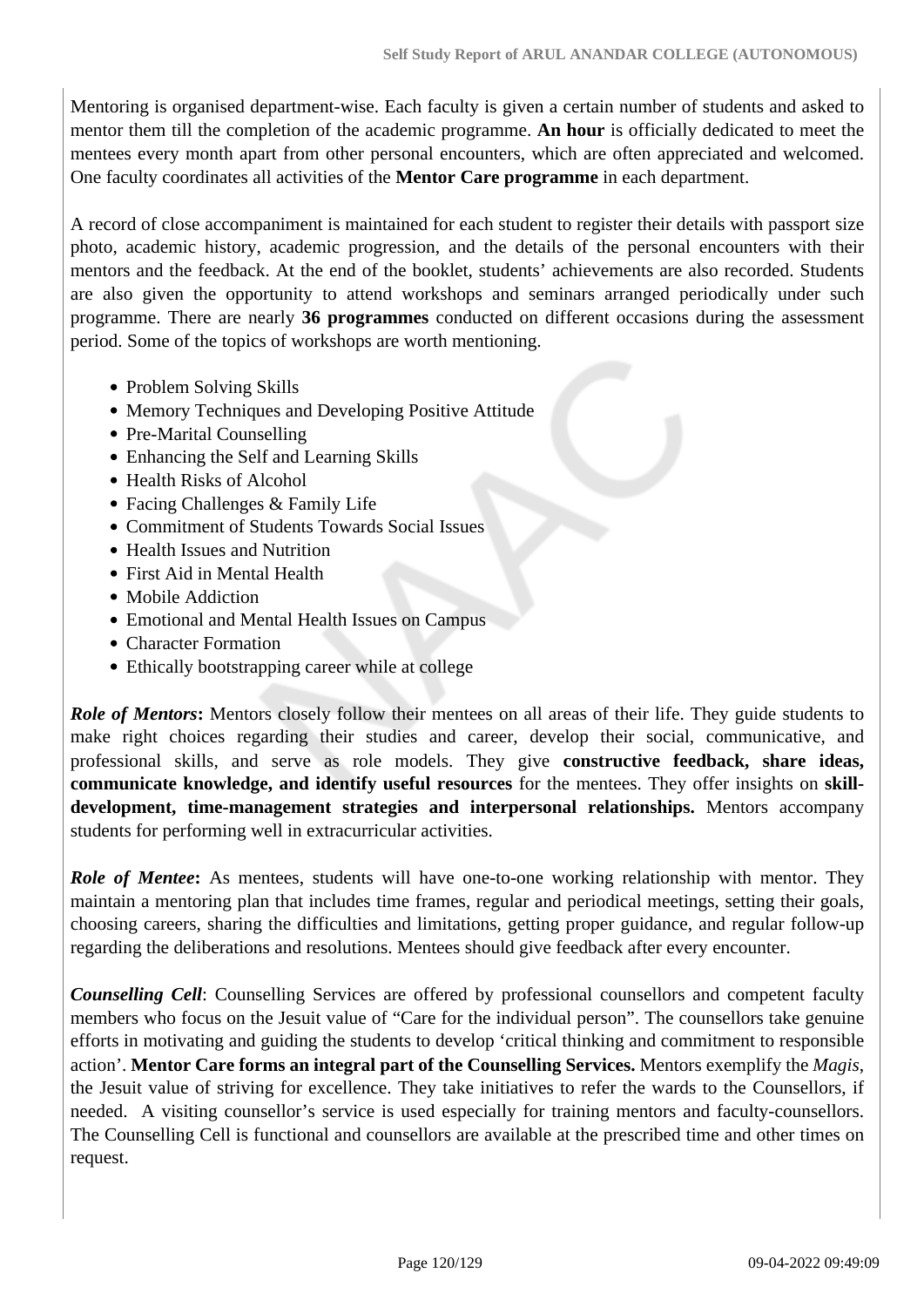Mentoring is organised department-wise. Each faculty is given a certain number of students and asked to mentor them till the completion of the academic programme. **An hour** is officially dedicated to meet the mentees every month apart from other personal encounters, which are often appreciated and welcomed. One faculty coordinates all activities of the **Mentor Care programme** in each department.

A record of close accompaniment is maintained for each student to register their details with passport size photo, academic history, academic progression, and the details of the personal encounters with their mentors and the feedback. At the end of the booklet, students' achievements are also recorded. Students are also given the opportunity to attend workshops and seminars arranged periodically under such programme. There are nearly **36 programmes** conducted on different occasions during the assessment period. Some of the topics of workshops are worth mentioning.

- Problem Solving Skills
- Memory Techniques and Developing Positive Attitude
- Pre-Marital Counselling
- Enhancing the Self and Learning Skills
- Health Risks of Alcohol
- Facing Challenges & Family Life
- Commitment of Students Towards Social Issues
- Health Issues and Nutrition
- First Aid in Mental Health
- Mobile Addiction
- Emotional and Mental Health Issues on Campus
- Character Formation
- Ethically bootstrapping career while at college

***Role of Mentors*****:** Mentors closely follow their mentees on all areas of their life. They guide students to make right choices regarding their studies and career, develop their social, communicative, and professional skills, and serve as role models. They give **constructive feedback, share ideas, communicate knowledge, and identify useful resources** for the mentees. They offer insights on **skill-development, time-management strategies and interpersonal relationships.** Mentors accompany students for performing well in extracurricular activities.

***Role of Mentee*****:** As mentees, students will have one-to-one working relationship with mentor. They maintain a mentoring plan that includes time frames, regular and periodical meetings, setting their goals, choosing careers, sharing the difficulties and limitations, getting proper guidance, and regular follow-up regarding the deliberations and resolutions. Mentees should give feedback after every encounter.

***Counselling Cell***: Counselling Services are offered by professional counsellors and competent faculty members who focus on the Jesuit value of "Care for the individual person". The counsellors take genuine efforts in motivating and guiding the students to develop 'critical thinking and commitment to responsible action'. **Mentor Care forms an integral part of the Counselling Services.** Mentors exemplify the *Magis*, the Jesuit value of striving for excellence. They take initiatives to refer the wards to the Counsellors, if needed. A visiting counsellor's service is used especially for training mentors and faculty-counsellors. The Counselling Cell is functional and counsellors are available at the prescribed time and other times on request.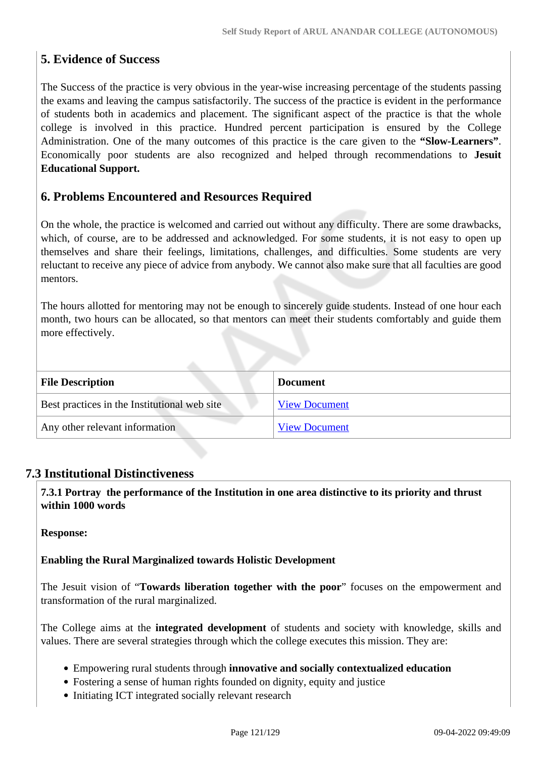### 5. Evidence of Success

The Success of the practice is very obvious in the year-wise increasing percentage of the students passing the exams and leaving the campus satisfactorily. The success of the practice is evident in the performance of students both in academics and placement. The significant aspect of the practice is that the whole college is involved in this practice. Hundred percent participation is ensured by the College Administration. One of the many outcomes of this practice is the care given to the **"Slow-Learners"**. Economically poor students are also recognized and helped through recommendations to **Jesuit Educational Support.**

### 6. Problems Encountered and Resources Required

On the whole, the practice is welcomed and carried out without any difficulty. There are some drawbacks, which, of course, are to be addressed and acknowledged. For some students, it is not easy to open up themselves and share their feelings, limitations, challenges, and difficulties. Some students are very reluctant to receive any piece of advice from anybody. We cannot also make sure that all faculties are good mentors.

The hours allotted for mentoring may not be enough to sincerely guide students. Instead of one hour each month, two hours can be allocated, so that mentors can meet their students comfortably and guide them more effectively.

| File Description | Document |
|---|---|
| Best practices in the Institutional web site | View Document |
| Any other relevant information | View Document |

## 7.3 Institutional Distinctiveness

**7.3.1 Portray the performance of the Institution in one area distinctive to its priority and thrust within 1000 words**

**Response:**

**Enabling the Rural Marginalized towards Holistic Development**

The Jesuit vision of "**Towards liberation together with the poor**" focuses on the empowerment and transformation of the rural marginalized.

The College aims at the **integrated development** of students and society with knowledge, skills and values. There are several strategies through which the college executes this mission. They are:

- Empowering rural students through **innovative and socially contextualized education**
- Fostering a sense of human rights founded on dignity, equity and justice
- Initiating ICT integrated socially relevant research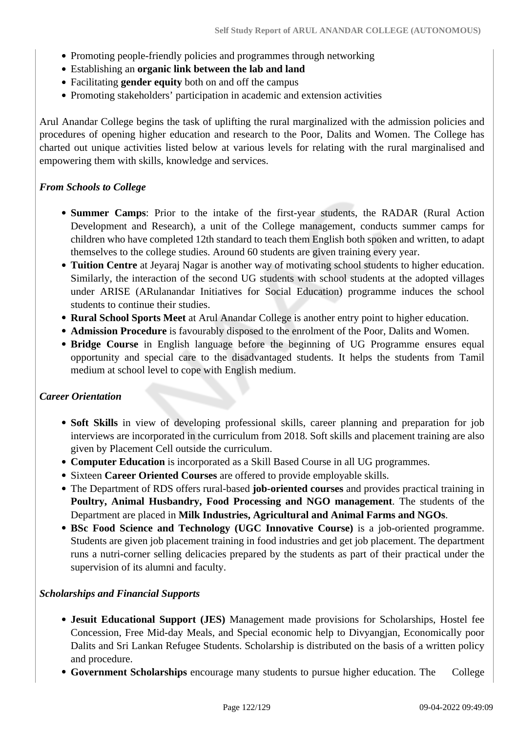- Promoting people-friendly policies and programmes through networking
- Establishing an **organic link between the lab and land**
- Facilitating **gender equity** both on and off the campus
- Promoting stakeholders' participation in academic and extension activities

Arul Anandar College begins the task of uplifting the rural marginalized with the admission policies and procedures of opening higher education and research to the Poor, Dalits and Women. The College has charted out unique activities listed below at various levels for relating with the rural marginalised and empowering them with skills, knowledge and services.

*From Schools to College*

- **Summer Camps**: Prior to the intake of the first-year students, the RADAR (Rural Action Development and Research), a unit of the College management, conducts summer camps for children who have completed 12th standard to teach them English both spoken and written, to adapt themselves to the college studies. Around 60 students are given training every year.
- **Tuition Centre** at Jeyaraj Nagar is another way of motivating school students to higher education. Similarly, the interaction of the second UG students with school students at the adopted villages under ARISE (ARulanandar Initiatives for Social Education) programme induces the school students to continue their studies.
- **Rural School Sports Meet** at Arul Anandar College is another entry point to higher education.
- **Admission Procedure** is favourably disposed to the enrolment of the Poor, Dalits and Women.
- **Bridge Course** in English language before the beginning of UG Programme ensures equal opportunity and special care to the disadvantaged students. It helps the students from Tamil medium at school level to cope with English medium.

*Career Orientation*

- **Soft Skills** in view of developing professional skills, career planning and preparation for job interviews are incorporated in the curriculum from 2018. Soft skills and placement training are also given by Placement Cell outside the curriculum.
- **Computer Education** is incorporated as a Skill Based Course in all UG programmes.
- Sixteen **Career Oriented Courses** are offered to provide employable skills.
- The Department of RDS offers rural-based **job-oriented courses** and provides practical training in **Poultry, Animal Husbandry, Food Processing and NGO management**. The students of the Department are placed in **Milk Industries, Agricultural and Animal Farms and NGOs**.
- **BSc Food Science and Technology (UGC Innovative Course)** is a job-oriented programme. Students are given job placement training in food industries and get job placement. The department runs a nutri-corner selling delicacies prepared by the students as part of their practical under the supervision of its alumni and faculty.

*Scholarships and Financial Supports*

- **Jesuit Educational Support (JES)** Management made provisions for Scholarships, Hostel fee Concession, Free Mid-day Meals, and Special economic help to Divyangjan, Economically poor Dalits and Sri Lankan Refugee Students. Scholarship is distributed on the basis of a written policy and procedure.
- **Government Scholarships** encourage many students to pursue higher education. The College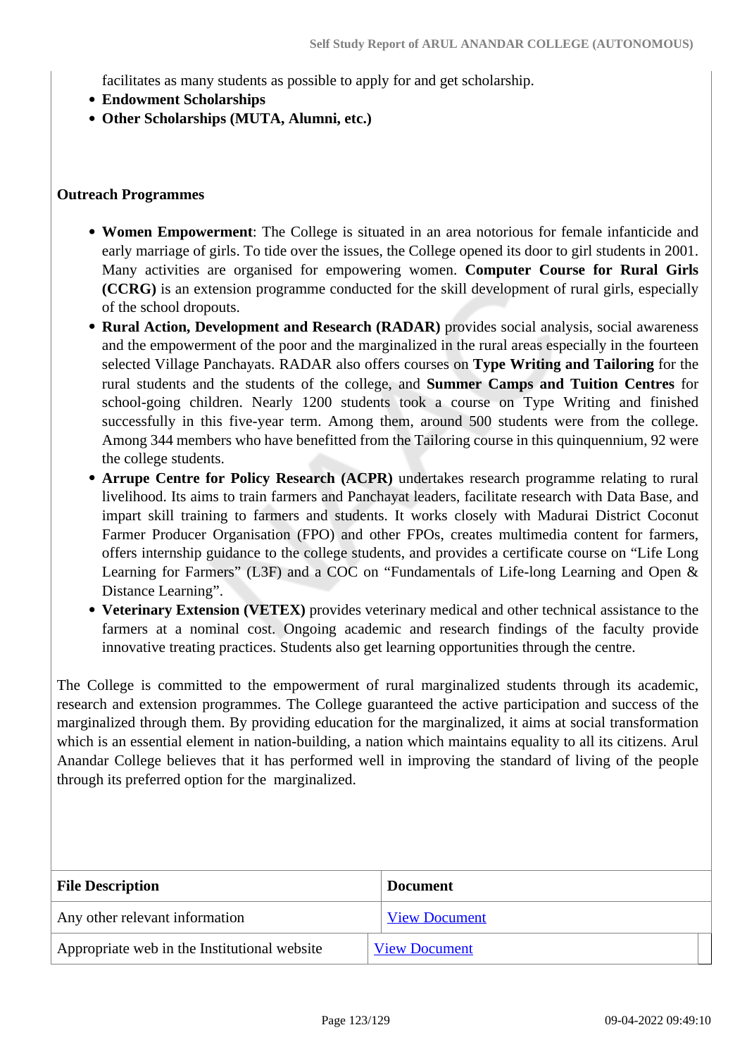facilitates as many students as possible to apply for and get scholarship.

- **Endowment Scholarships**
- **Other Scholarships (MUTA, Alumni, etc.)**

**Outreach Programmes**

- **Women Empowerment**: The College is situated in an area notorious for female infanticide and early marriage of girls. To tide over the issues, the College opened its door to girl students in 2001. Many activities are organised for empowering women. **Computer Course for Rural Girls (CCRG)** is an extension programme conducted for the skill development of rural girls, especially of the school dropouts.
- **Rural Action, Development and Research (RADAR)** provides social analysis, social awareness and the empowerment of the poor and the marginalized in the rural areas especially in the fourteen selected Village Panchayats. RADAR also offers courses on **Type Writing and Tailoring** for the rural students and the students of the college, and **Summer Camps and Tuition Centres** for school-going children. Nearly 1200 students took a course on Type Writing and finished successfully in this five-year term. Among them, around 500 students were from the college. Among 344 members who have benefitted from the Tailoring course in this quinquennium, 92 were the college students.
- **Arrupe Centre for Policy Research (ACPR)** undertakes research programme relating to rural livelihood. Its aims to train farmers and Panchayat leaders, facilitate research with Data Base, and impart skill training to farmers and students. It works closely with Madurai District Coconut Farmer Producer Organisation (FPO) and other FPOs, creates multimedia content for farmers, offers internship guidance to the college students, and provides a certificate course on "Life Long Learning for Farmers" (L3F) and a COC on "Fundamentals of Life-long Learning and Open & Distance Learning".
- **Veterinary Extension (VETEX)** provides veterinary medical and other technical assistance to the farmers at a nominal cost. Ongoing academic and research findings of the faculty provide innovative treating practices. Students also get learning opportunities through the centre.

The College is committed to the empowerment of rural marginalized students through its academic, research and extension programmes. The College guaranteed the active participation and success of the marginalized through them. By providing education for the marginalized, it aims at social transformation which is an essential element in nation-building, a nation which maintains equality to all its citizens. Arul Anandar College believes that it has performed well in improving the standard of living of the people through its preferred option for the marginalized.

| File Description | Document |
|---|---|
| Any other relevant information | View Document |
| Appropriate web in the Institutional website | View Document |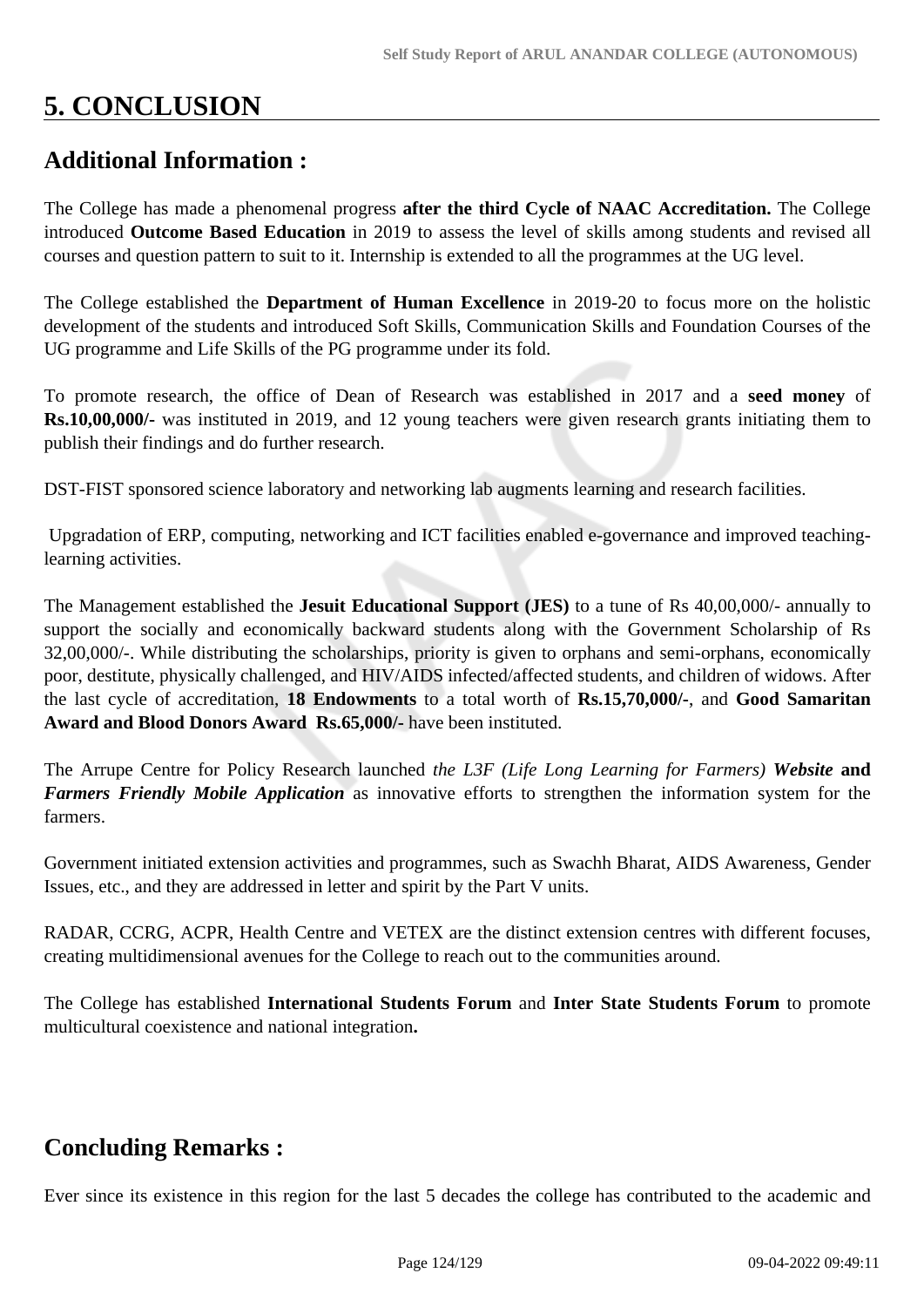# 5. CONCLUSION

## Additional Information :

The College has made a phenomenal progress **after the third Cycle of NAAC Accreditation.** The College introduced **Outcome Based Education** in 2019 to assess the level of skills among students and revised all courses and question pattern to suit to it. Internship is extended to all the programmes at the UG level.

The College established the **Department of Human Excellence** in 2019-20 to focus more on the holistic development of the students and introduced Soft Skills, Communication Skills and Foundation Courses of the UG programme and Life Skills of the PG programme under its fold.

To promote research, the office of Dean of Research was established in 2017 and a **seed money** of **Rs.10,00,000/-** was instituted in 2019, and 12 young teachers were given research grants initiating them to publish their findings and do further research.

DST-FIST sponsored science laboratory and networking lab augments learning and research facilities.

Upgradation of ERP, computing, networking and ICT facilities enabled e-governance and improved teaching-learning activities.

The Management established the **Jesuit Educational Support (JES)** to a tune of Rs 40,00,000/- annually to support the socially and economically backward students along with the Government Scholarship of Rs 32,00,000/-. While distributing the scholarships, priority is given to orphans and semi-orphans, economically poor, destitute, physically challenged, and HIV/AIDS infected/affected students, and children of widows. After the last cycle of accreditation, **18 Endowments** to a total worth of **Rs.15,70,000/-**, and **Good Samaritan Award and Blood Donors Award Rs.65,000/-** have been instituted.

The Arrupe Centre for Policy Research launched *the L3F (Life Long Learning for Farmers)* ***Website*** **and** ***Farmers Friendly Mobile Application*** as innovative efforts to strengthen the information system for the farmers.

Government initiated extension activities and programmes, such as Swachh Bharat, AIDS Awareness, Gender Issues, etc., and they are addressed in letter and spirit by the Part V units.

RADAR, CCRG, ACPR, Health Centre and VETEX are the distinct extension centres with different focuses, creating multidimensional avenues for the College to reach out to the communities around.

The College has established **International Students Forum** and **Inter State Students Forum** to promote multicultural coexistence and national integration**.**

## Concluding Remarks :

Ever since its existence in this region for the last 5 decades the college has contributed to the academic and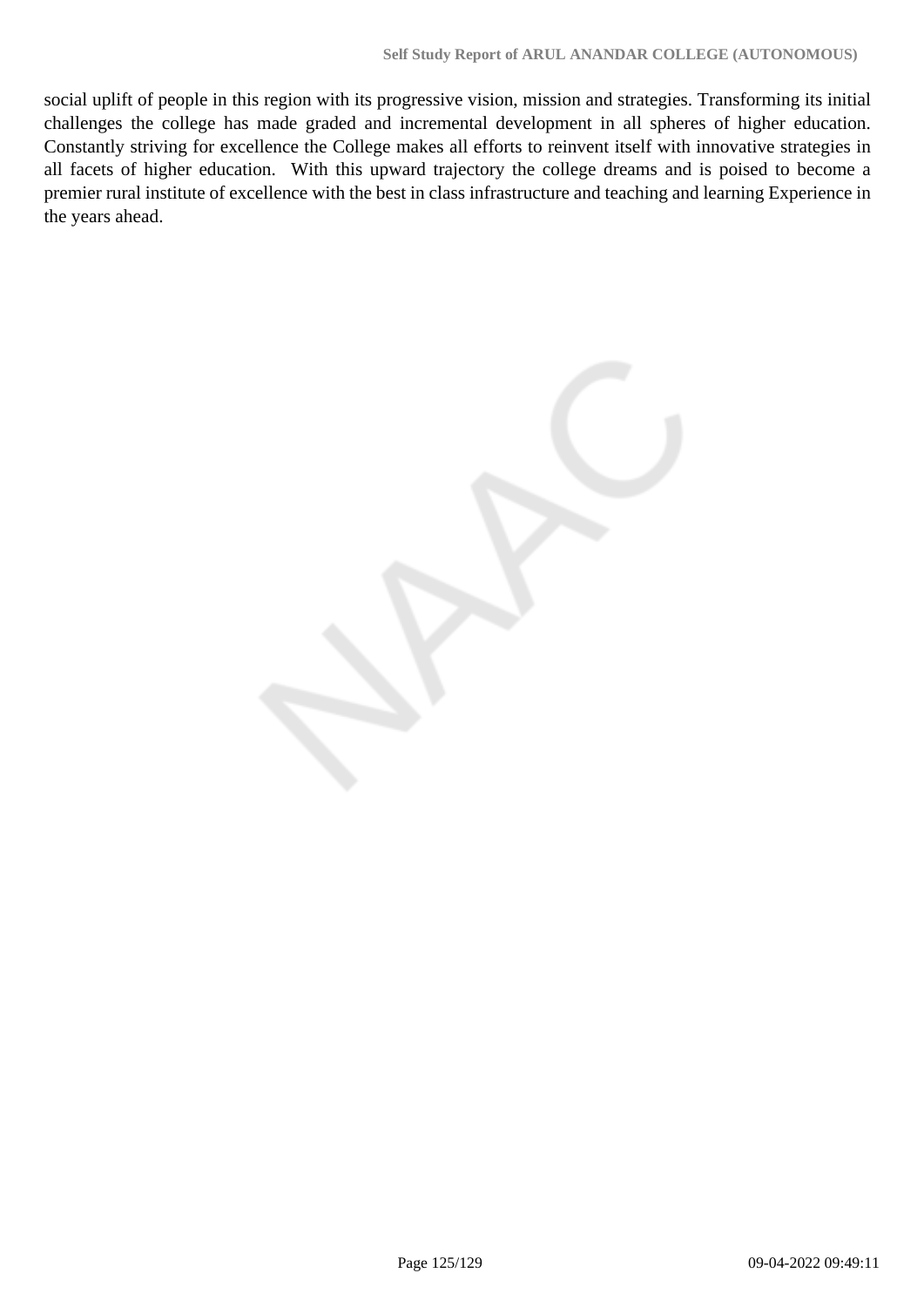social uplift of people in this region with its progressive vision, mission and strategies. Transforming its initial challenges the college has made graded and incremental development in all spheres of higher education. Constantly striving for excellence the College makes all efforts to reinvent itself with innovative strategies in all facets of higher education.  With this upward trajectory the college dreams and is poised to become a premier rural institute of excellence with the best in class infrastructure and teaching and learning Experience in the years ahead.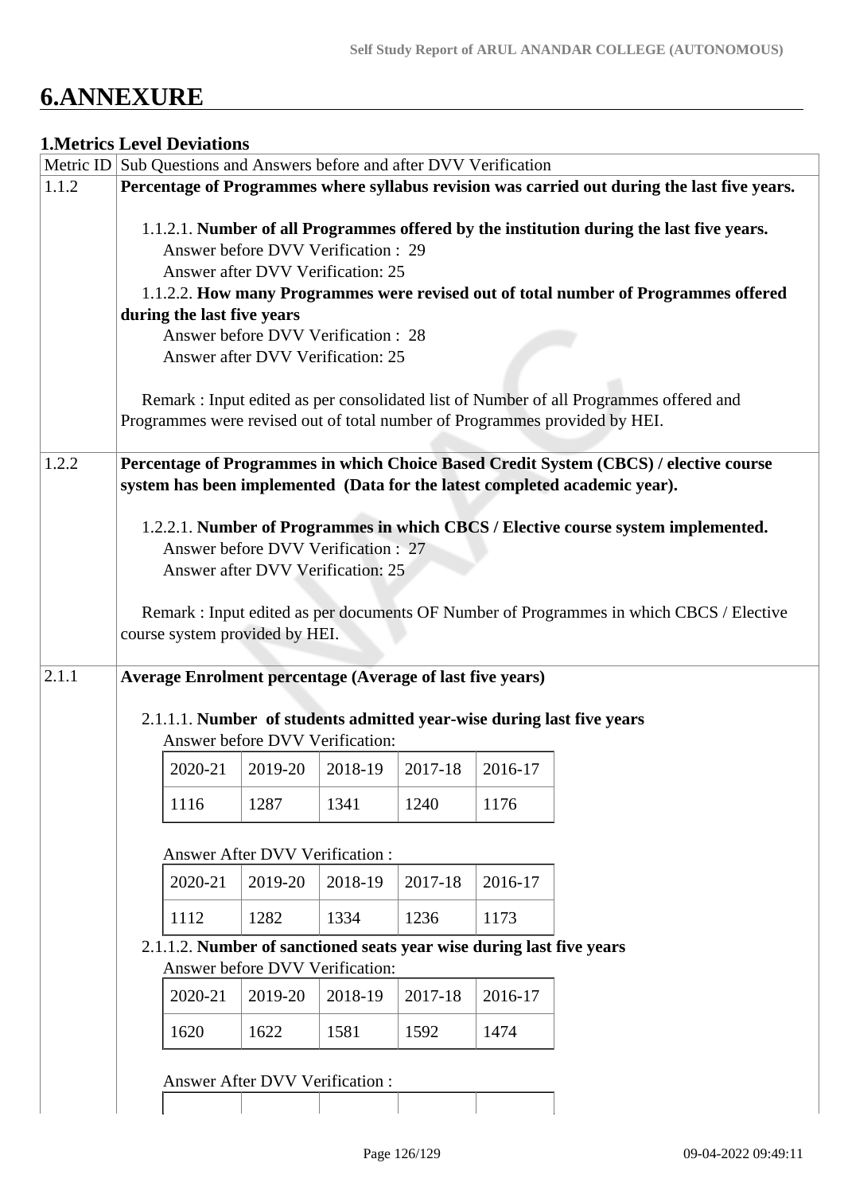# 6.ANNEXURE

## 1.Metrics Level Deviations

| Metric ID | Sub Questions and Answers before and after DVV Verification |
|---|---|
| 1.1.2 | **Percentage of Programmes where syllabus revision was carried out during the last five years.**<br><br>1.1.2.1. **Number of all Programmes offered by the institution during the last five years.**<br>Answer before DVV Verification : 29<br>Answer after DVV Verification: 25<br>1.1.2.2. **How many Programmes were revised out of total number of Programmes offered during the last five years**<br>Answer before DVV Verification : 28<br>Answer after DVV Verification: 25<br><br>Remark : Input edited as per consolidated list of Number of all Programmes offered and Programmes were revised out of total number of Programmes provided by HEI. |
| 1.2.2 | **Percentage of Programmes in which Choice Based Credit System (CBCS) / elective course system has been implemented (Data for the latest completed academic year).**<br><br>1.2.2.1. **Number of Programmes in which CBCS / Elective course system implemented.**<br>Answer before DVV Verification : 27<br>Answer after DVV Verification: 25<br><br>Remark : Input edited as per documents OF Number of Programmes in which CBCS / Elective course system provided by HEI. |
| 2.1.1 | **Average Enrolment percentage (Average of last five years)**<br><br>2.1.1.1. **Number of students admitted year-wise during last five years**<br>Answer before DVV Verification:<br><br>2020-21: 1116, 2019-20: 1287, 2018-19: 1341, 2017-18: 1240, 2016-17: 1176<br><br>Answer After DVV Verification :<br><br>2020-21: 1112, 2019-20: 1282, 2018-19: 1334, 2017-18: 1236, 2016-17: 1173<br><br>2.1.1.2. **Number of sanctioned seats year wise during last five years**<br>Answer before DVV Verification:<br><br>2020-21: 1620, 2019-20: 1622, 2018-19: 1581, 2017-18: 1592, 2016-17: 1474<br><br>Answer After DVV Verification : |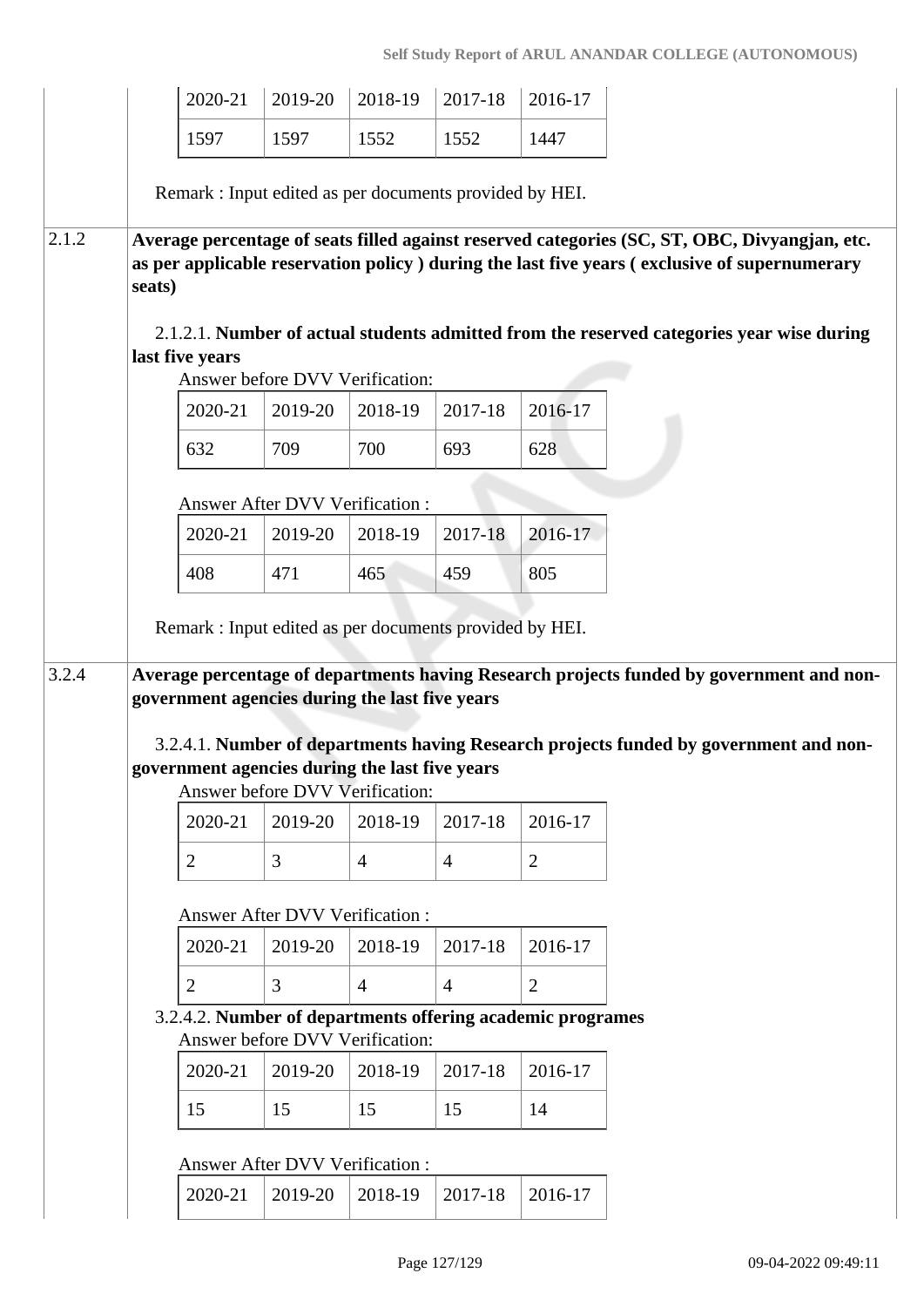| 2020-21 | 2019-20 | 2018-19 | 2017-18 | 2016-17 |
|---|---|---|---|---|
| 1597 | 1597 | 1552 | 1552 | 1447 |

Remark : Input edited as per documents provided by HEI.

**2.1.2** **Average percentage of seats filled against reserved categories (SC, ST, OBC, Divyangjan, etc. as per applicable reservation policy ) during the last five years ( exclusive of supernumerary seats)**

2.1.2.1. **Number of actual students admitted from the reserved categories year wise during last five years**

Answer before DVV Verification:

| 2020-21 | 2019-20 | 2018-19 | 2017-18 | 2016-17 |
|---|---|---|---|---|
| 632 | 709 | 700 | 693 | 628 |

Answer After DVV Verification :

| 2020-21 | 2019-20 | 2018-19 | 2017-18 | 2016-17 |
|---|---|---|---|---|
| 408 | 471 | 465 | 459 | 805 |

Remark : Input edited as per documents provided by HEI.

**3.2.4** **Average percentage of departments having Research projects funded by government and non-government agencies during the last five years**

3.2.4.1. **Number of departments having Research projects funded by government and non-government agencies during the last five years**

Answer before DVV Verification:

| 2020-21 | 2019-20 | 2018-19 | 2017-18 | 2016-17 |
|---|---|---|---|---|
| 2 | 3 | 4 | 4 | 2 |

Answer After DVV Verification :

| 2020-21 | 2019-20 | 2018-19 | 2017-18 | 2016-17 |
|---|---|---|---|---|
| 2 | 3 | 4 | 4 | 2 |

3.2.4.2. **Number of departments offering academic programes**

Answer before DVV Verification:

| 2020-21 | 2019-20 | 2018-19 | 2017-18 | 2016-17 |
|---|---|---|---|---|
| 15 | 15 | 15 | 15 | 14 |

Answer After DVV Verification :

| 2020-21 | 2019-20 | 2018-19 | 2017-18 | 2016-17 |
|---|---|---|---|---|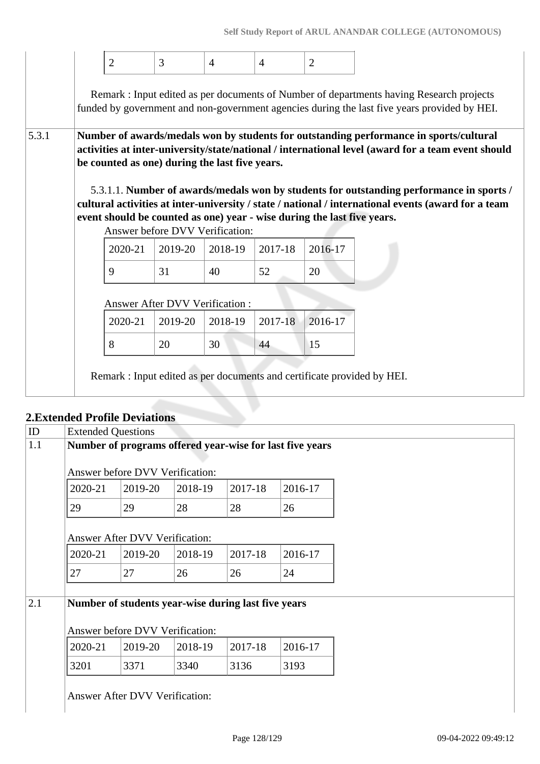| 2 | 3 | 4 | 4 | 2 |
|---|---|---|---|---|

Remark : Input edited as per documents of Number of departments having Research projects funded by government and non-government agencies during the last five years provided by HEI.

**5.3.1 Number of awards/medals won by students for outstanding performance in sports/cultural activities at inter-university/state/national / international level (award for a team event should be counted as one) during the last five years.**

5.3.1.1. **Number of awards/medals won by students for outstanding performance in sports / cultural activities at inter-university / state / national / international events (award for a team event should be counted as one) year - wise during the last five years.**

Answer before DVV Verification:

| 2020-21 | 2019-20 | 2018-19 | 2017-18 | 2016-17 |
|---|---|---|---|---|
| 9 | 31 | 40 | 52 | 20 |

Answer After DVV Verification :

| 2020-21 | 2019-20 | 2018-19 | 2017-18 | 2016-17 |
|---|---|---|---|---|
| 8 | 20 | 30 | 44 | 15 |

Remark : Input edited as per documents and certificate provided by HEI.

## 2.Extended Profile Deviations

| ID | Extended Questions |
|---|---|

**1.1 Number of programs offered year-wise for last five years**

Answer before DVV Verification:

| 2020-21 | 2019-20 | 2018-19 | 2017-18 | 2016-17 |
|---|---|---|---|---|
| 29 | 29 | 28 | 28 | 26 |

Answer After DVV Verification:

| 2020-21 | 2019-20 | 2018-19 | 2017-18 | 2016-17 |
|---|---|---|---|---|
| 27 | 27 | 26 | 26 | 24 |

**2.1 Number of students year-wise during last five years**

Answer before DVV Verification:

| 2020-21 | 2019-20 | 2018-19 | 2017-18 | 2016-17 |
|---|---|---|---|---|
| 3201 | 3371 | 3340 | 3136 | 3193 |

Answer After DVV Verification: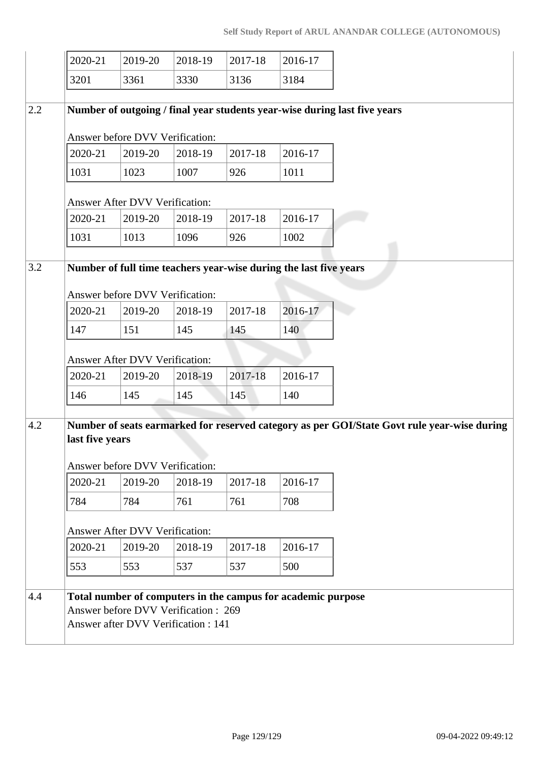| 2020-21 | 2019-20 | 2018-19 | 2017-18 | 2016-17 |
|---|---|---|---|---|
| 3201 | 3361 | 3330 | 3136 | 3184 |

**2.2 Number of outgoing / final year students year-wise during last five years**

Answer before DVV Verification:

| 2020-21 | 2019-20 | 2018-19 | 2017-18 | 2016-17 |
|---|---|---|---|---|
| 1031 | 1023 | 1007 | 926 | 1011 |

Answer After DVV Verification:

| 2020-21 | 2019-20 | 2018-19 | 2017-18 | 2016-17 |
|---|---|---|---|---|
| 1031 | 1013 | 1096 | 926 | 1002 |

**3.2 Number of full time teachers year-wise during the last five years**

Answer before DVV Verification:

| 2020-21 | 2019-20 | 2018-19 | 2017-18 | 2016-17 |
|---|---|---|---|---|
| 147 | 151 | 145 | 145 | 140 |

Answer After DVV Verification:

| 2020-21 | 2019-20 | 2018-19 | 2017-18 | 2016-17 |
|---|---|---|---|---|
| 146 | 145 | 145 | 145 | 140 |

**4.2 Number of seats earmarked for reserved category as per GOI/State Govt rule year-wise during last five years**

Answer before DVV Verification:

| 2020-21 | 2019-20 | 2018-19 | 2017-18 | 2016-17 |
|---|---|---|---|---|
| 784 | 784 | 761 | 761 | 708 |

Answer After DVV Verification:

| 2020-21 | 2019-20 | 2018-19 | 2017-18 | 2016-17 |
|---|---|---|---|---|
| 553 | 553 | 537 | 537 | 500 |

**4.4 Total number of computers in the campus for academic purpose**

Answer before DVV Verification : 269

Answer after DVV Verification : 141